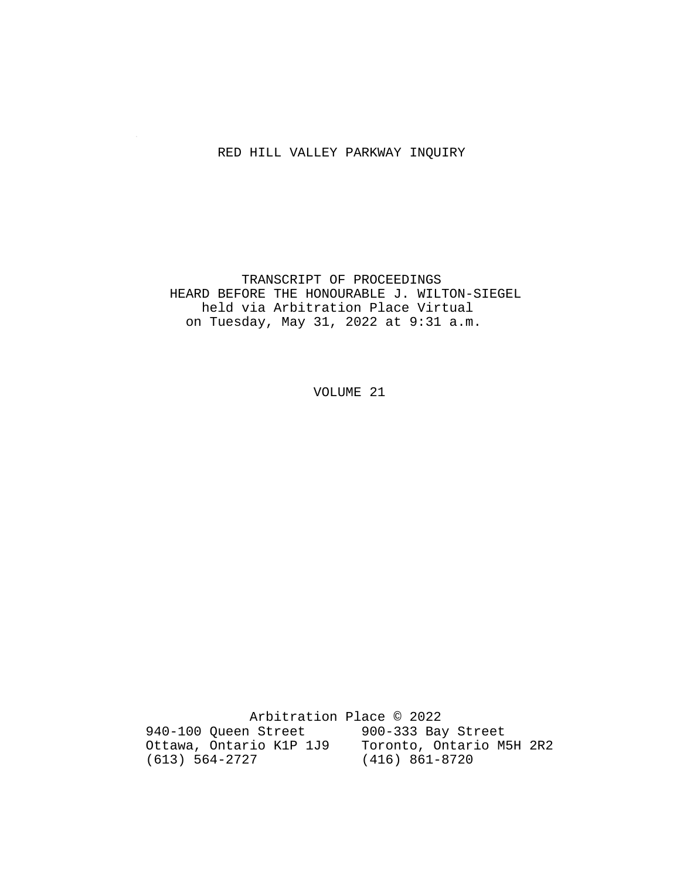# RED HILL VALLEY PARKWAY INQUIRY

TRANSCRIPT OF PROCEEDINGS
HEARD BEFORE THE HONOURABLE J. WILTON-SIEGEL
held via Arbitration Place Virtual
on Tuesday, May 31, 2022 at 9:31 a.m.

VOLUME 21

Arbitration Place © 2022

940-100 Queen Street
Ottawa, Ontario K1P 1J9
(613) 564-2727

900-333 Bay Street
Toronto, Ontario M5H 2R2
(416) 861-8720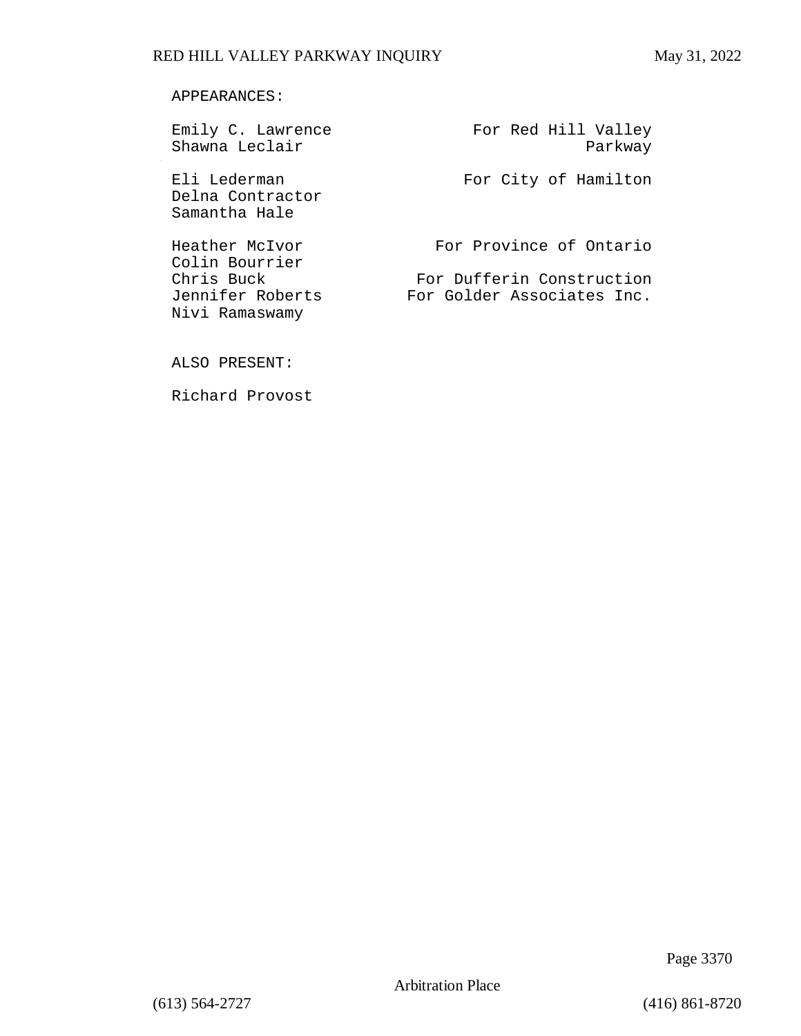APPEARANCES:

| | |
|---|---|
| Emily C. Lawrence<br>Shawna Leclair | For Red Hill Valley Parkway |
| Eli Lederman<br>Delna Contractor<br>Samantha Hale | For City of Hamilton |
| Heather McIvor<br>Colin Bourrier | For Province of Ontario |
| Chris Buck | For Dufferin Construction |
| Jennifer Roberts<br>Nivi Ramaswamy | For Golder Associates Inc. |

ALSO PRESENT:

Richard Provost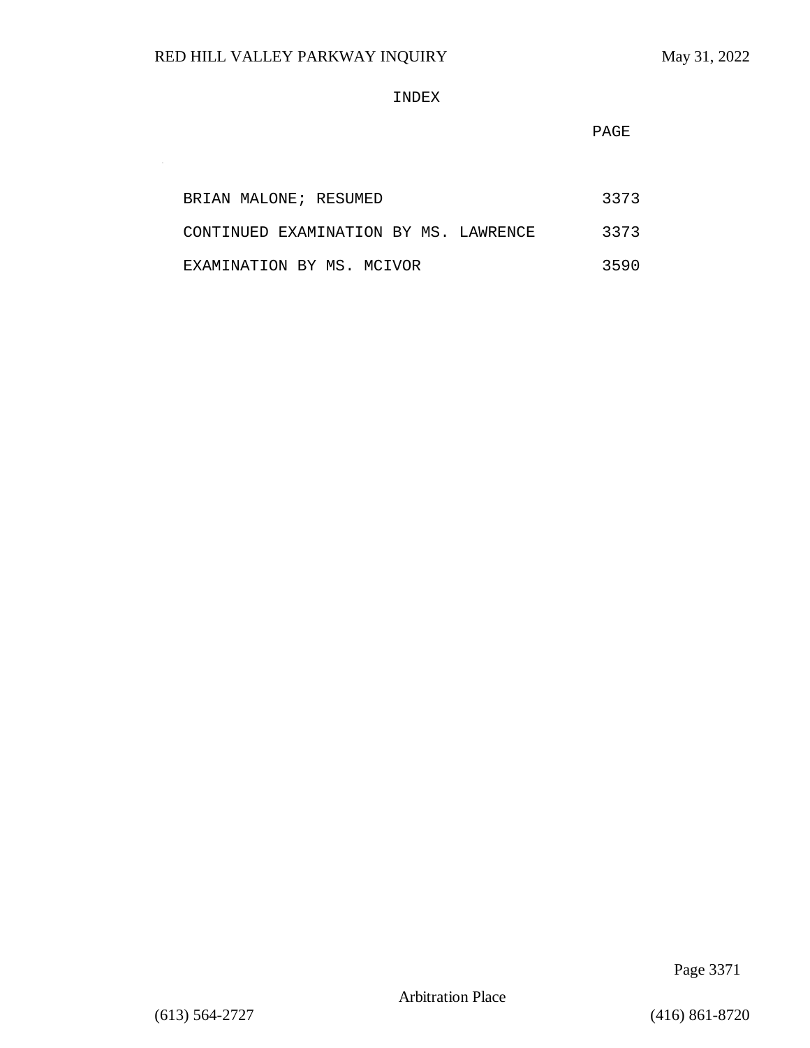# INDEX

| | PAGE |
|---|---|
| BRIAN MALONE; RESUMED | 3373 |
| CONTINUED EXAMINATION BY MS. LAWRENCE | 3373 |
| EXAMINATION BY MS. MCIVOR | 3590 |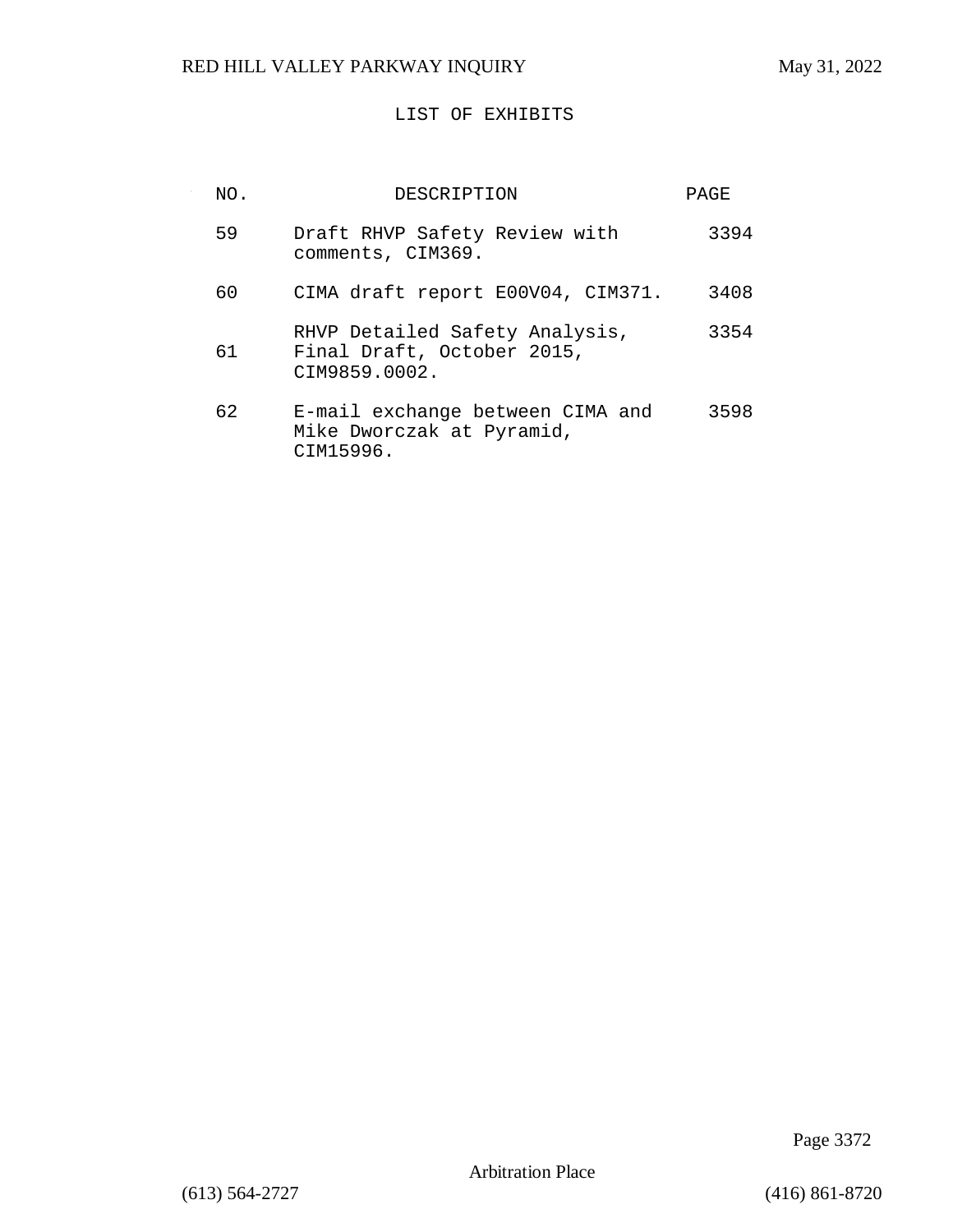# LIST OF EXHIBITS

| NO. | DESCRIPTION | PAGE |
| --- | --- | --- |
| 59 | Draft RHVP Safety Review with comments, CIM369. | 3394 |
| 60 | CIMA draft report E00V04, CIM371. | 3408 |
| 61 | RHVP Detailed Safety Analysis, Final Draft, October 2015, CIM9859.0002. | 3354 |
| 62 | E-mail exchange between CIMA and Mike Dworczak at Pyramid, CIM15996. | 3598 |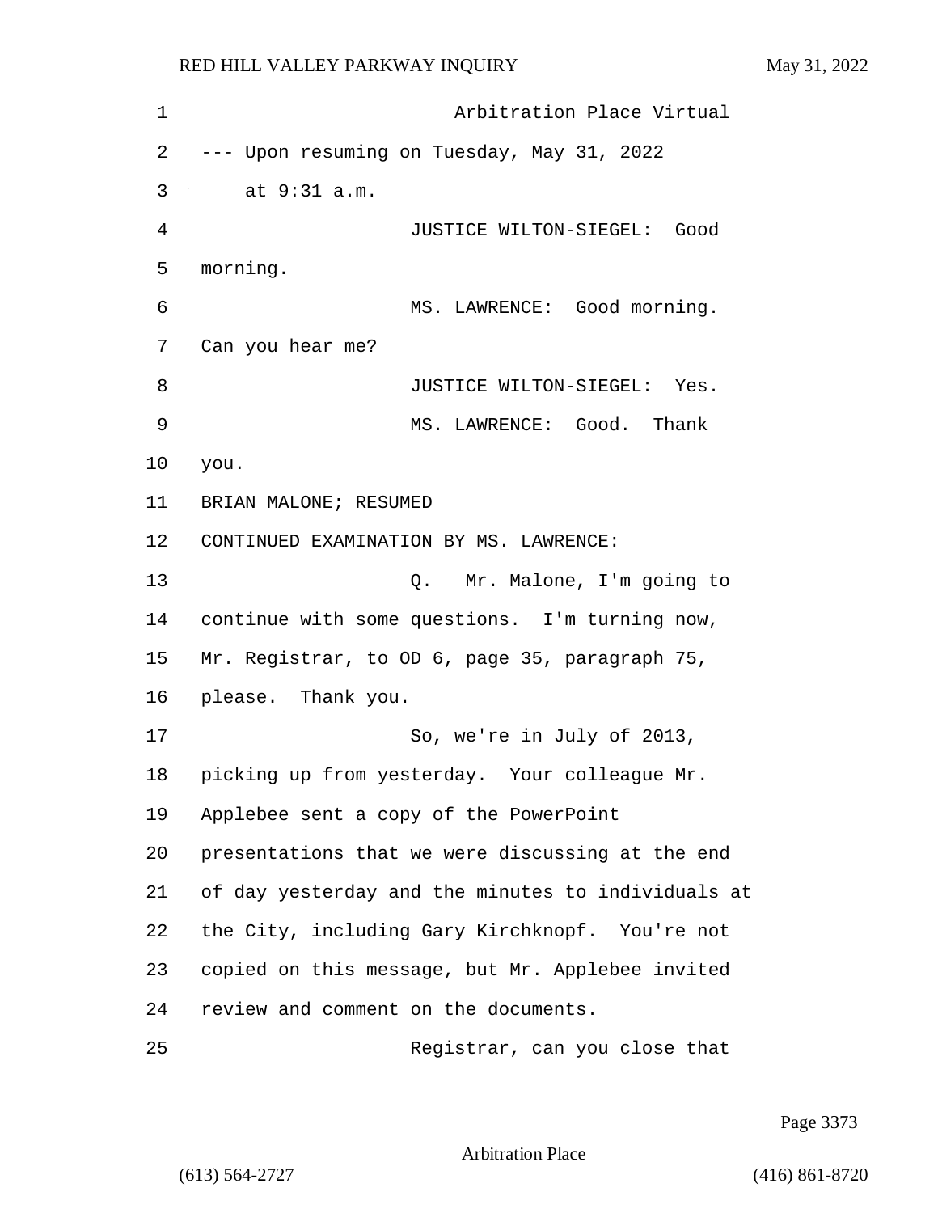Arbitration Place Virtual

--- Upon resuming on Tuesday, May 31, 2022 at 9:31 a.m.

JUSTICE WILTON-SIEGEL: Good morning.

MS. LAWRENCE: Good morning. Can you hear me?

JUSTICE WILTON-SIEGEL: Yes.

MS. LAWRENCE: Good. Thank you.

BRIAN MALONE; RESUMED

CONTINUED EXAMINATION BY MS. LAWRENCE:

Q. Mr. Malone, I'm going to continue with some questions. I'm turning now, Mr. Registrar, to OD 6, page 35, paragraph 75, please. Thank you.

So, we're in July of 2013, picking up from yesterday. Your colleague Mr. Applebee sent a copy of the PowerPoint presentations that we were discussing at the end of day yesterday and the minutes to individuals at the City, including Gary Kirchknopf. You're not copied on this message, but Mr. Applebee invited review and comment on the documents.

Registrar, can you close that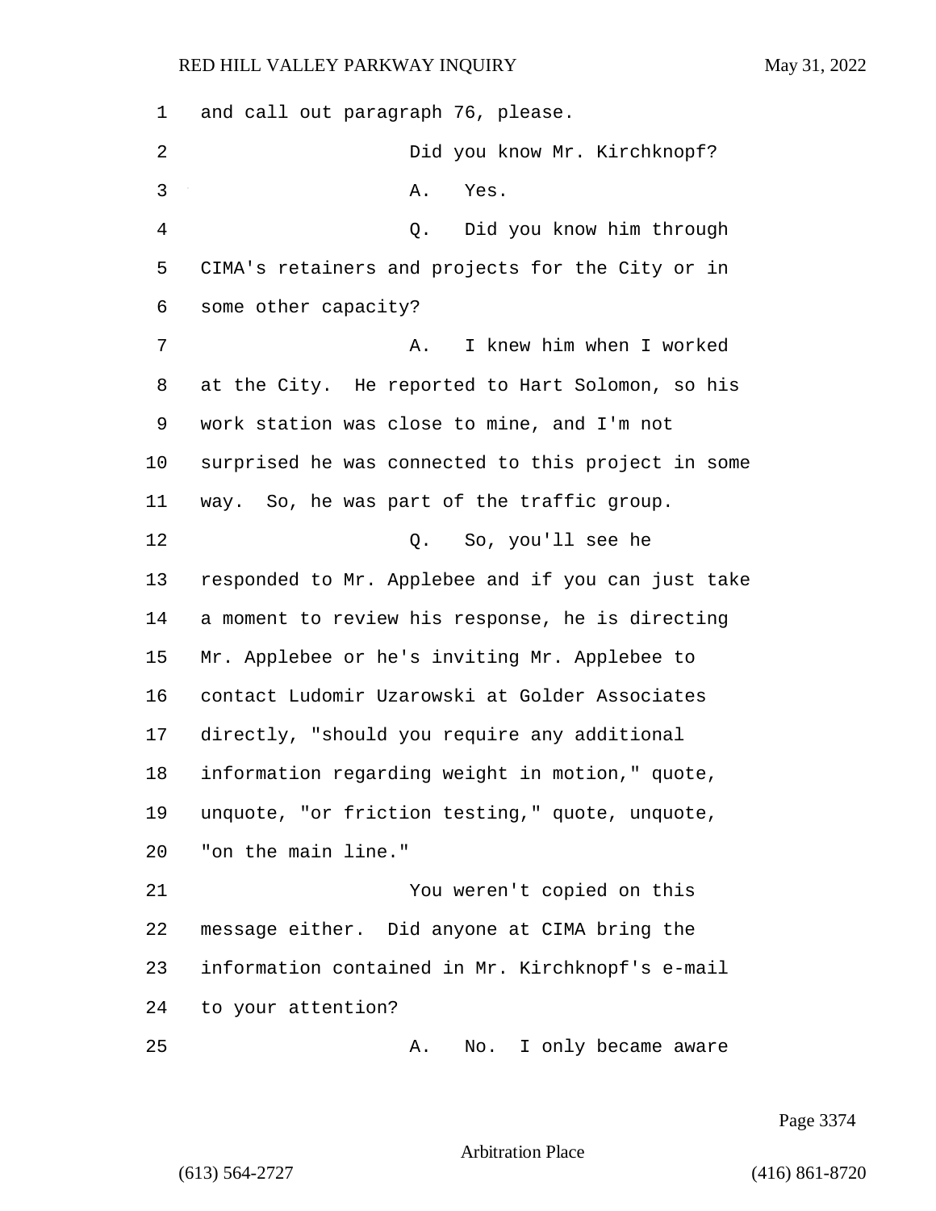and call out paragraph 76, please.

Did you know Mr. Kirchknopf?

A. Yes.

Q. Did you know him through CIMA's retainers and projects for the City or in some other capacity?

A. I knew him when I worked at the City. He reported to Hart Solomon, so his work station was close to mine, and I'm not surprised he was connected to this project in some way. So, he was part of the traffic group.

Q. So, you'll see he responded to Mr. Applebee and if you can just take a moment to review his response, he is directing Mr. Applebee or he's inviting Mr. Applebee to contact Ludomir Uzarowski at Golder Associates directly, "should you require any additional information regarding weight in motion," quote, unquote, "or friction testing," quote, unquote, "on the main line."

You weren't copied on this message either. Did anyone at CIMA bring the information contained in Mr. Kirchknopf's e-mail to your attention?

A. No. I only became aware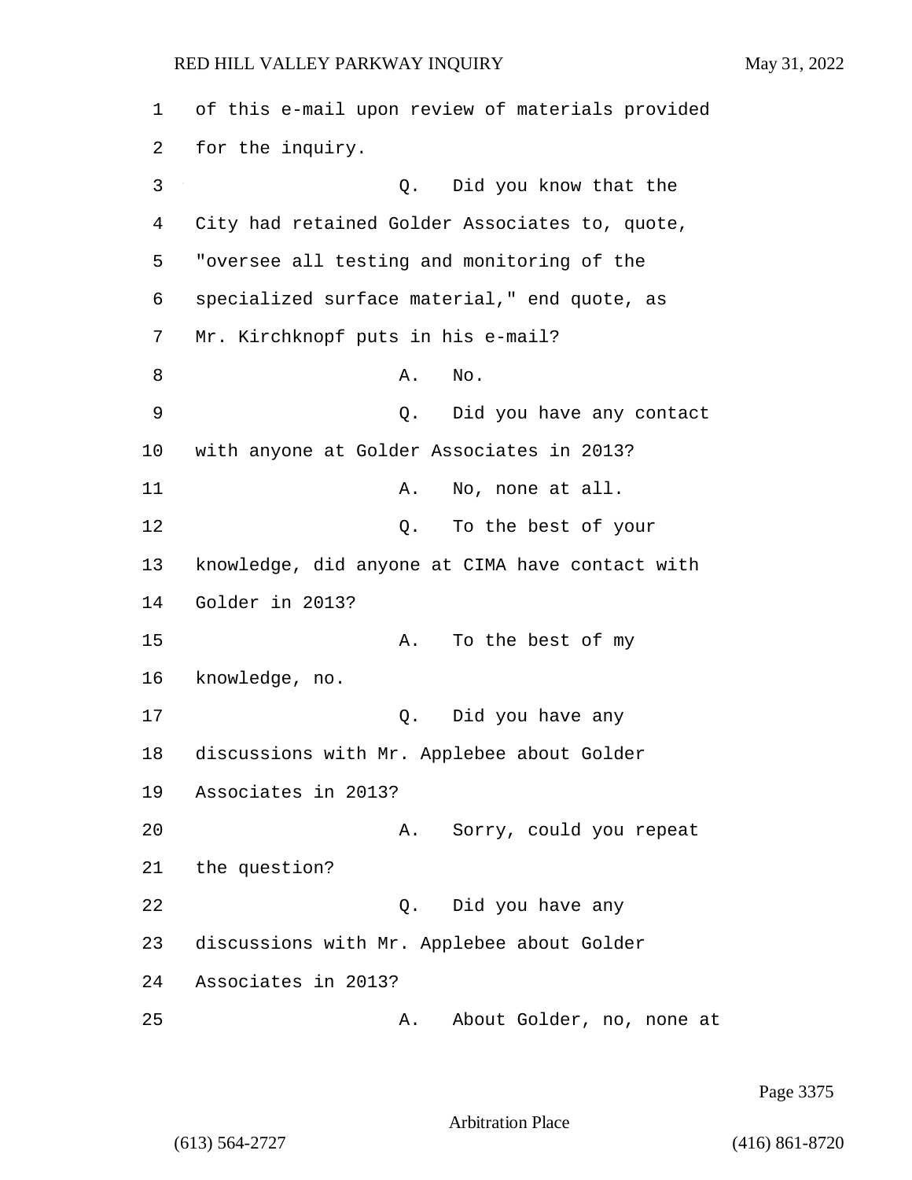of this e-mail upon review of materials provided for the inquiry.

Q. Did you know that the City had retained Golder Associates to, quote, "oversee all testing and monitoring of the specialized surface material," end quote, as Mr. Kirchknopf puts in his e-mail?

A. No.

Q. Did you have any contact with anyone at Golder Associates in 2013?

A. No, none at all.

Q. To the best of your knowledge, did anyone at CIMA have contact with Golder in 2013?

A. To the best of my knowledge, no.

Q. Did you have any discussions with Mr. Applebee about Golder Associates in 2013?

A. Sorry, could you repeat the question?

Q. Did you have any discussions with Mr. Applebee about Golder Associates in 2013?

A. About Golder, no, none at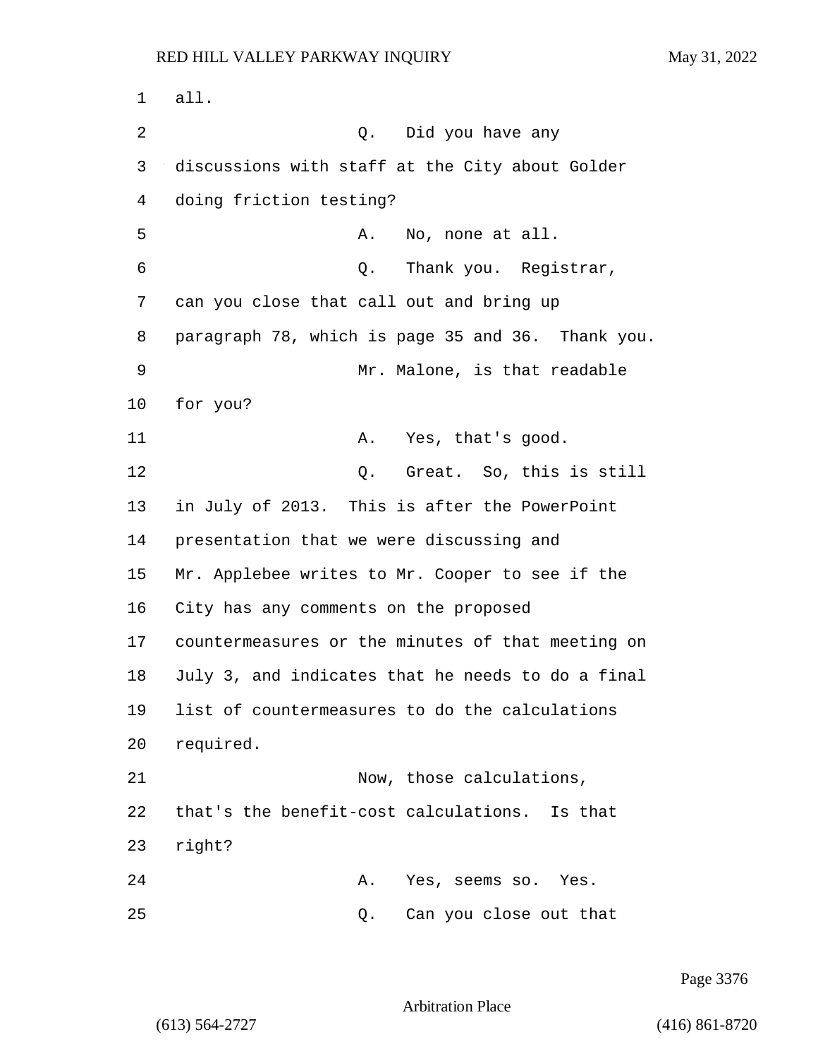all.

Q. Did you have any discussions with staff at the City about Golder doing friction testing?

A. No, none at all.

Q. Thank you. Registrar, can you close that call out and bring up paragraph 78, which is page 35 and 36. Thank you.

Mr. Malone, is that readable for you?

A. Yes, that's good.

Q. Great. So, this is still in July of 2013. This is after the PowerPoint presentation that we were discussing and Mr. Applebee writes to Mr. Cooper to see if the City has any comments on the proposed countermeasures or the minutes of that meeting on July 3, and indicates that he needs to do a final list of countermeasures to do the calculations required.

Now, those calculations, that's the benefit-cost calculations. Is that right?

A. Yes, seems so. Yes.

Q. Can you close out that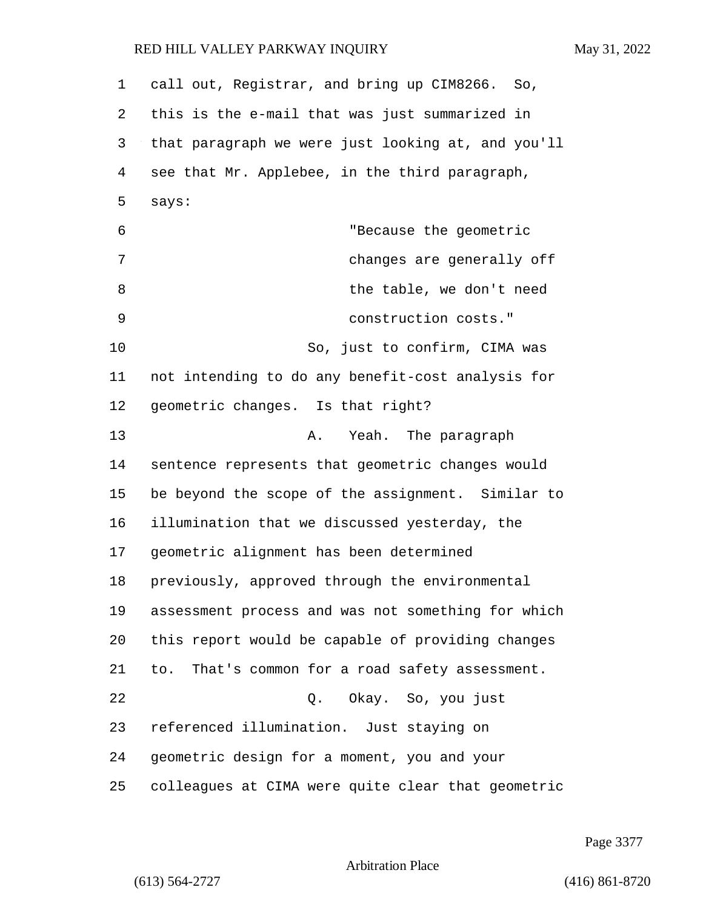call out, Registrar, and bring up CIM8266. So, this is the e-mail that was just summarized in that paragraph we were just looking at, and you'll see that Mr. Applebee, in the third paragraph, says:

> "Because the geometric changes are generally off the table, we don't need construction costs."

So, just to confirm, CIMA was not intending to do any benefit-cost analysis for geometric changes. Is that right?

A. Yeah. The paragraph sentence represents that geometric changes would be beyond the scope of the assignment. Similar to illumination that we discussed yesterday, the geometric alignment has been determined previously, approved through the environmental assessment process and was not something for which this report would be capable of providing changes to. That's common for a road safety assessment.

Q. Okay. So, you just referenced illumination. Just staying on geometric design for a moment, you and your colleagues at CIMA were quite clear that geometric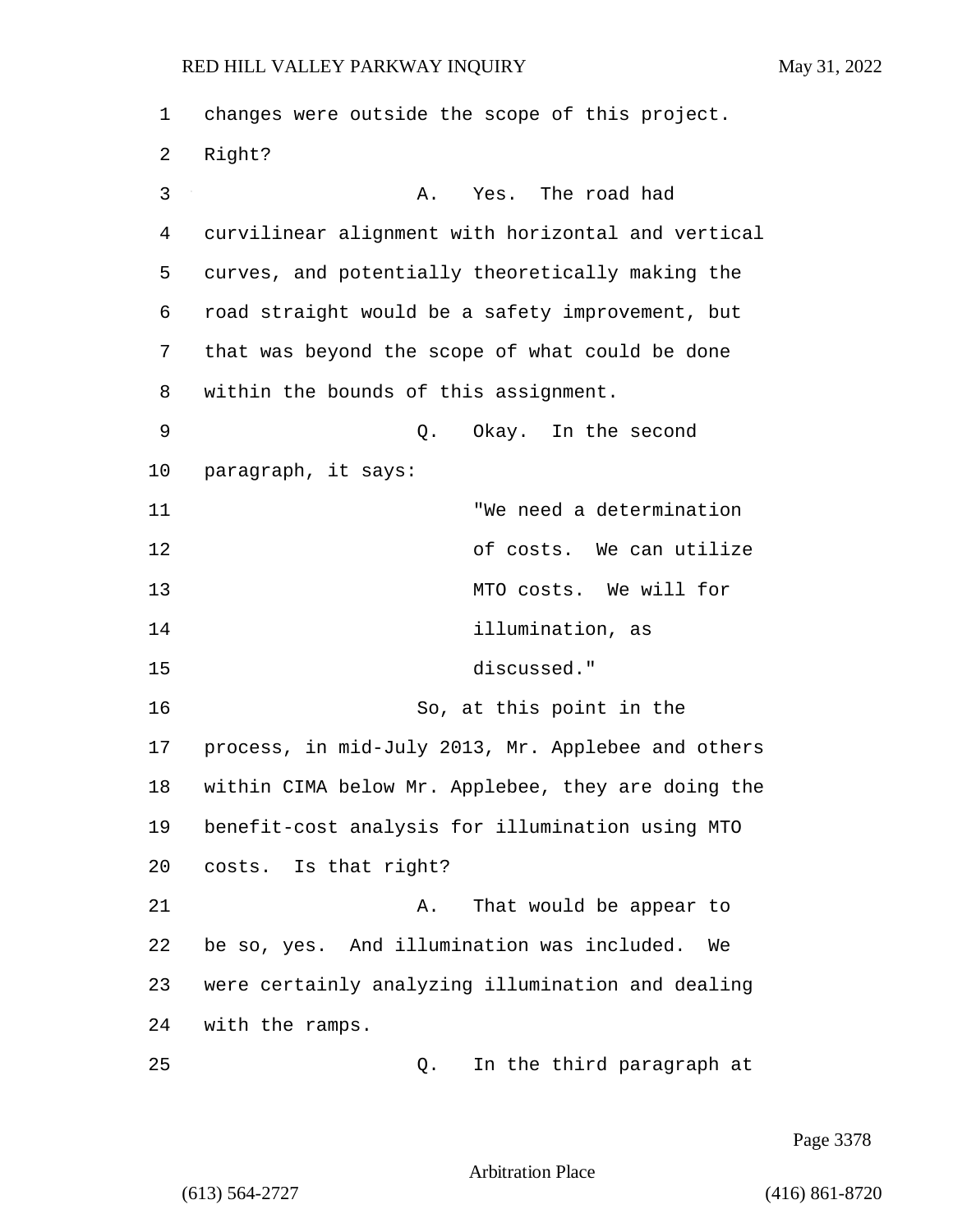changes were outside the scope of this project. Right?

A. Yes. The road had curvilinear alignment with horizontal and vertical curves, and potentially theoretically making the road straight would be a safety improvement, but that was beyond the scope of what could be done within the bounds of this assignment.

Q. Okay. In the second paragraph, it says:

> "We need a determination of costs. We can utilize MTO costs. We will for illumination, as discussed."

So, at this point in the process, in mid-July 2013, Mr. Applebee and others within CIMA below Mr. Applebee, they are doing the benefit-cost analysis for illumination using MTO costs. Is that right?

A. That would be appear to be so, yes. And illumination was included. We were certainly analyzing illumination and dealing with the ramps.

Q. In the third paragraph at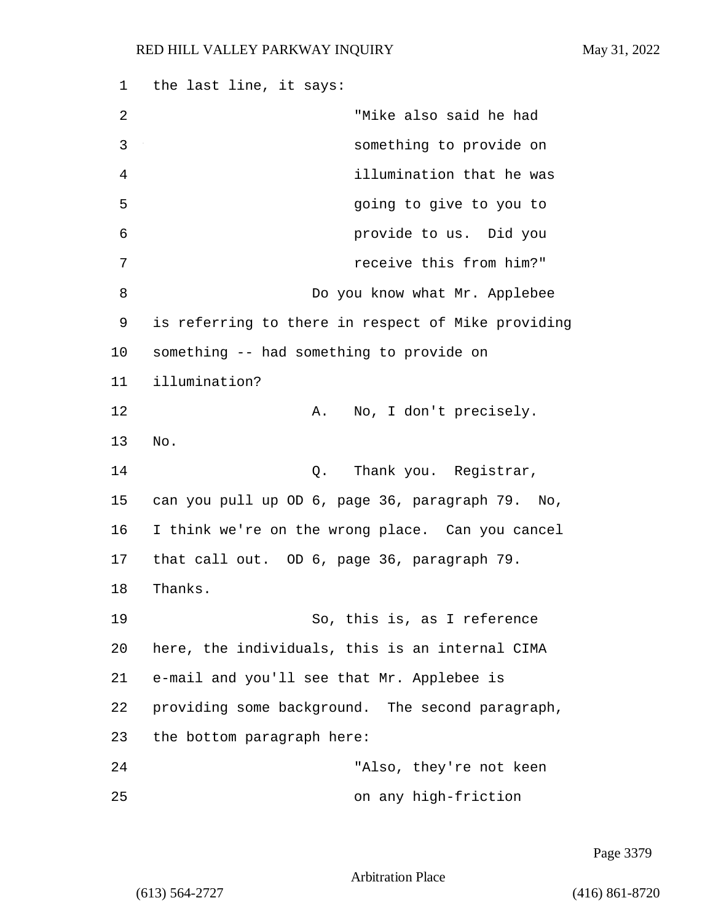the last line, it says:

> "Mike also said he had something to provide on illumination that he was going to give to you to provide to us. Did you receive this from him?"

Do you know what Mr. Applebee is referring to there in respect of Mike providing something -- had something to provide on illumination?

A. No, I don't precisely. No.

Q. Thank you. Registrar, can you pull up OD 6, page 36, paragraph 79. No, I think we're on the wrong place. Can you cancel that call out. OD 6, page 36, paragraph 79. Thanks.

So, this is, as I reference here, the individuals, this is an internal CIMA e-mail and you'll see that Mr. Applebee is providing some background. The second paragraph, the bottom paragraph here:

> "Also, they're not keen on any high-friction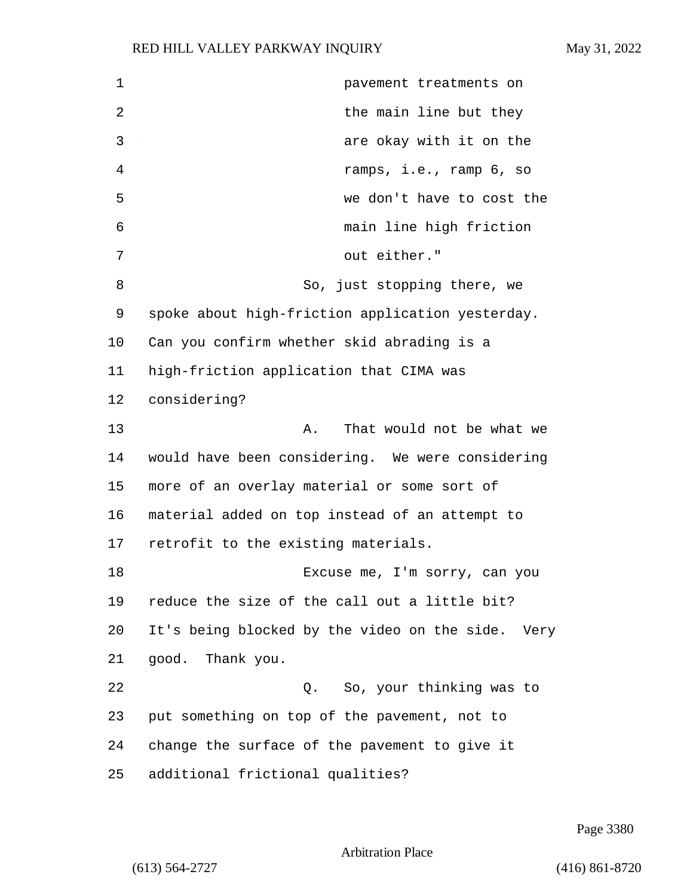pavement treatments on the main line but they are okay with it on the ramps, i.e., ramp 6, so we don't have to cost the main line high friction out either."

So, just stopping there, we spoke about high-friction application yesterday. Can you confirm whether skid abrading is a high-friction application that CIMA was considering?

A. That would not be what we would have been considering. We were considering more of an overlay material or some sort of material added on top instead of an attempt to retrofit to the existing materials.

Excuse me, I'm sorry, can you reduce the size of the call out a little bit? It's being blocked by the video on the side. Very good. Thank you.

Q. So, your thinking was to put something on top of the pavement, not to change the surface of the pavement to give it additional frictional qualities?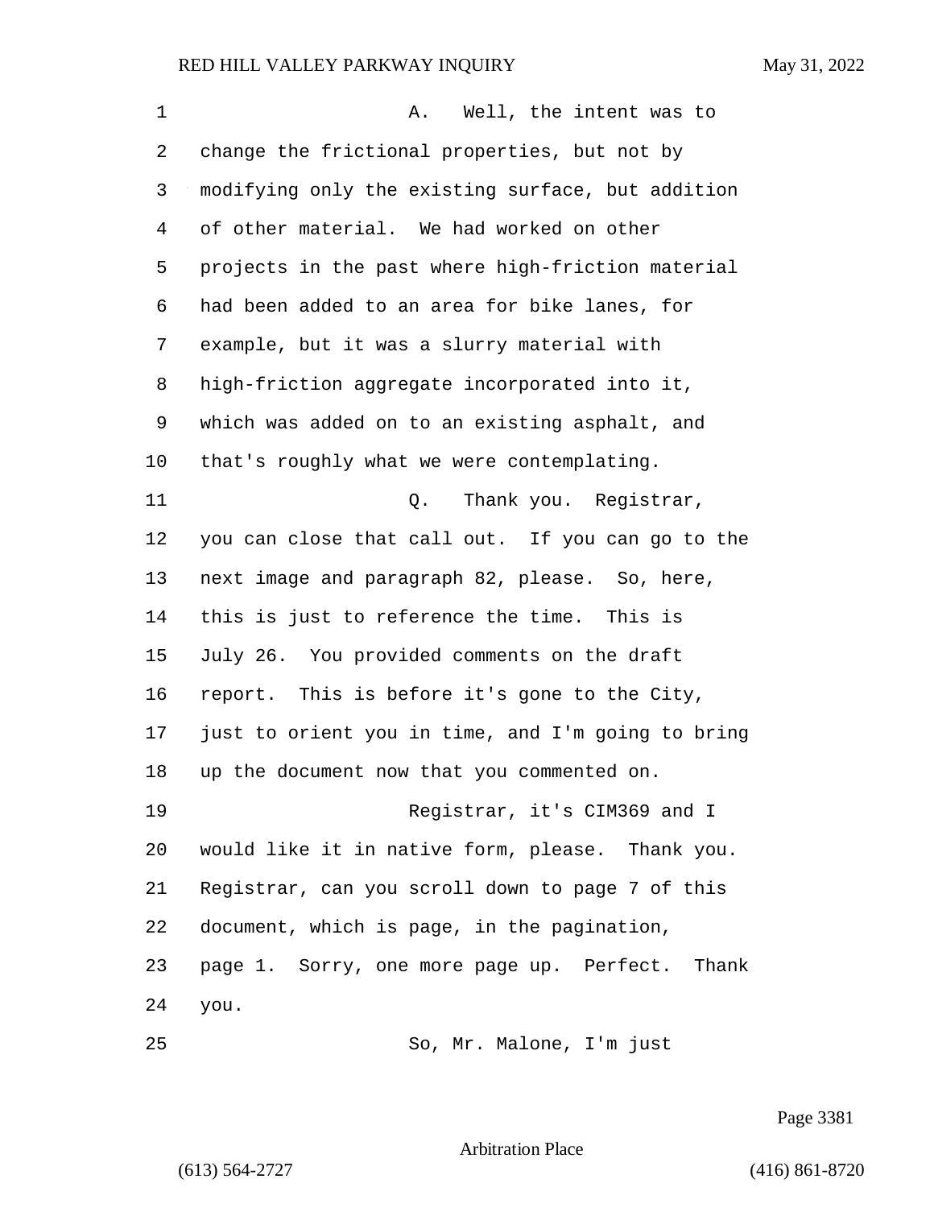A. Well, the intent was to change the frictional properties, but not by modifying only the existing surface, but addition of other material. We had worked on other projects in the past where high-friction material had been added to an area for bike lanes, for example, but it was a slurry material with high-friction aggregate incorporated into it, which was added on to an existing asphalt, and that's roughly what we were contemplating.

Q. Thank you. Registrar, you can close that call out. If you can go to the next image and paragraph 82, please. So, here, this is just to reference the time. This is July 26. You provided comments on the draft report. This is before it's gone to the City, just to orient you in time, and I'm going to bring up the document now that you commented on.

Registrar, it's CIM369 and I would like it in native form, please. Thank you. Registrar, can you scroll down to page 7 of this document, which is page, in the pagination, page 1. Sorry, one more page up. Perfect. Thank you.

So, Mr. Malone, I'm just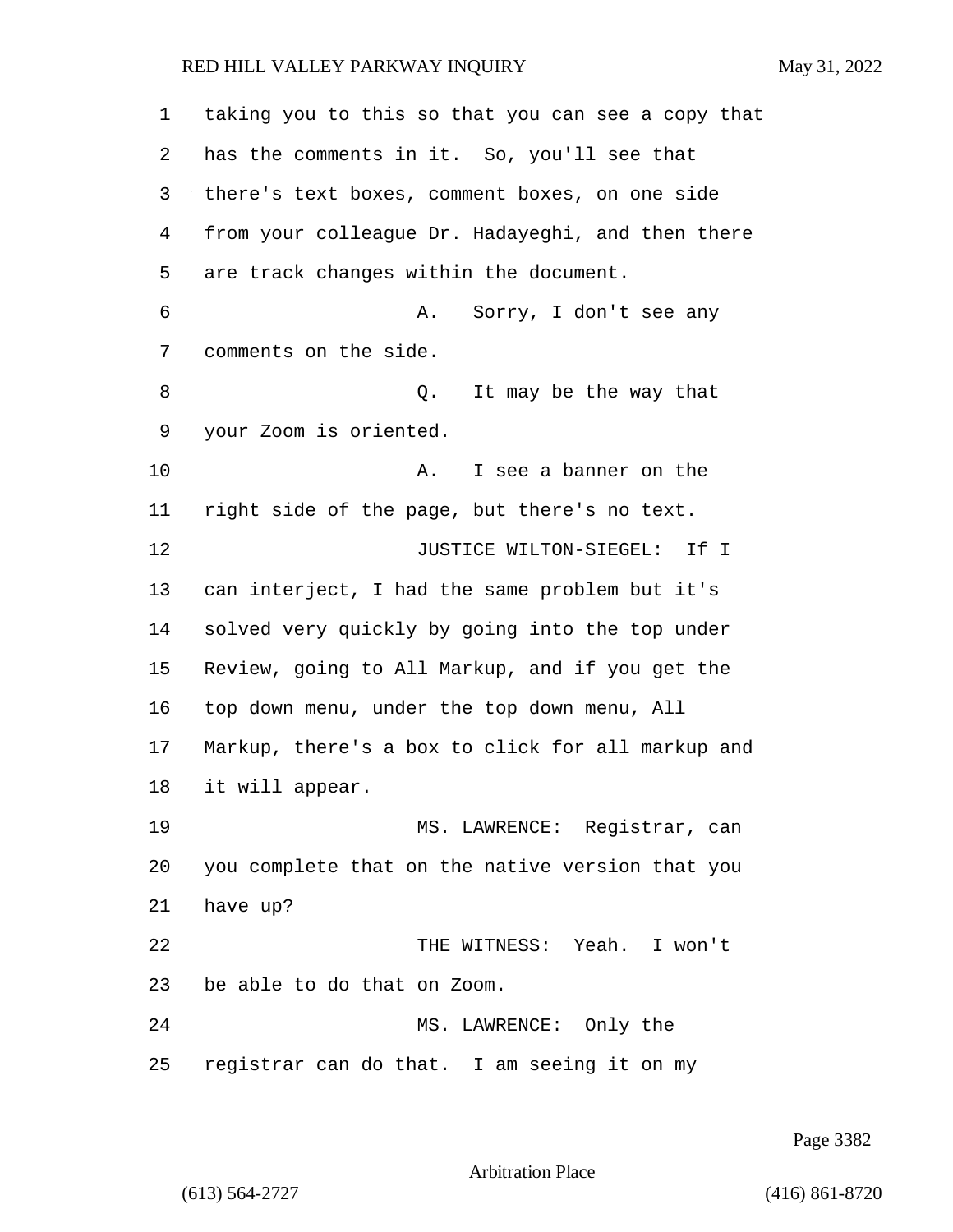taking you to this so that you can see a copy that has the comments in it. So, you'll see that there's text boxes, comment boxes, on one side from your colleague Dr. Hadayeghi, and then there are track changes within the document.

A. Sorry, I don't see any comments on the side.

Q. It may be the way that your Zoom is oriented.

A. I see a banner on the right side of the page, but there's no text.

JUSTICE WILTON-SIEGEL: If I can interject, I had the same problem but it's solved very quickly by going into the top under Review, going to All Markup, and if you get the top down menu, under the top down menu, All Markup, there's a box to click for all markup and it will appear.

MS. LAWRENCE: Registrar, can you complete that on the native version that you have up?

THE WITNESS: Yeah. I won't be able to do that on Zoom.

MS. LAWRENCE: Only the registrar can do that. I am seeing it on my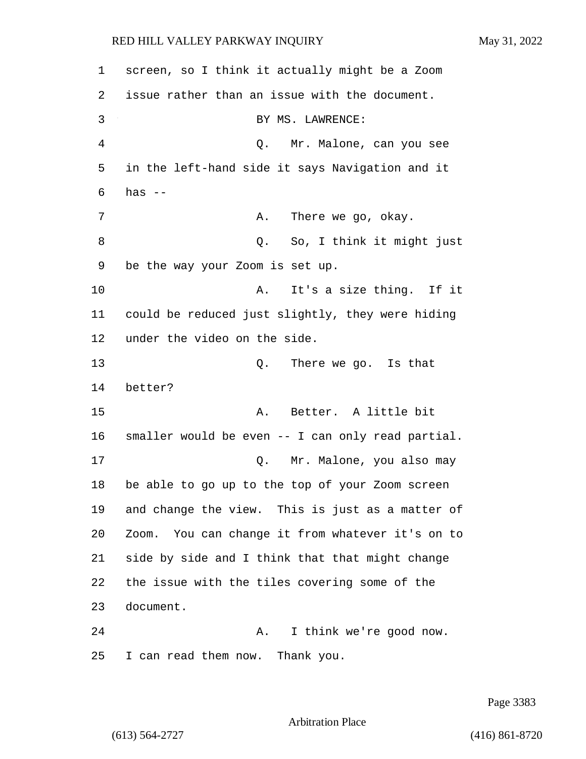screen, so I think it actually might be a Zoom issue rather than an issue with the document.

BY MS. LAWRENCE:

Q. Mr. Malone, can you see in the left-hand side it says Navigation and it has --

A. There we go, okay.

Q. So, I think it might just be the way your Zoom is set up.

A. It's a size thing. If it could be reduced just slightly, they were hiding under the video on the side.

Q. There we go. Is that better?

A. Better. A little bit smaller would be even -- I can only read partial.

Q. Mr. Malone, you also may be able to go up to the top of your Zoom screen and change the view. This is just as a matter of Zoom. You can change it from whatever it's on to side by side and I think that that might change the issue with the tiles covering some of the document.

A. I think we're good now. I can read them now. Thank you.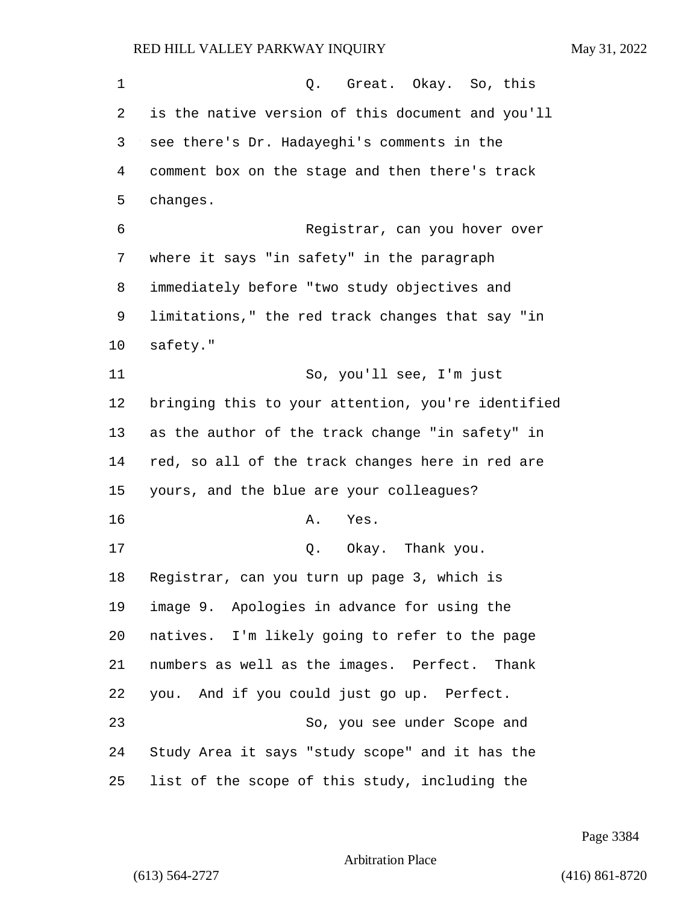Q. Great. Okay. So, this is the native version of this document and you'll see there's Dr. Hadayeghi's comments in the comment box on the stage and then there's track changes.

Registrar, can you hover over where it says "in safety" in the paragraph immediately before "two study objectives and limitations," the red track changes that say "in safety."

So, you'll see, I'm just bringing this to your attention, you're identified as the author of the track change "in safety" in red, so all of the track changes here in red are yours, and the blue are your colleagues?

A. Yes.

Q. Okay. Thank you. Registrar, can you turn up page 3, which is image 9. Apologies in advance for using the natives. I'm likely going to refer to the page numbers as well as the images. Perfect. Thank you. And if you could just go up. Perfect.

So, you see under Scope and Study Area it says "study scope" and it has the list of the scope of this study, including the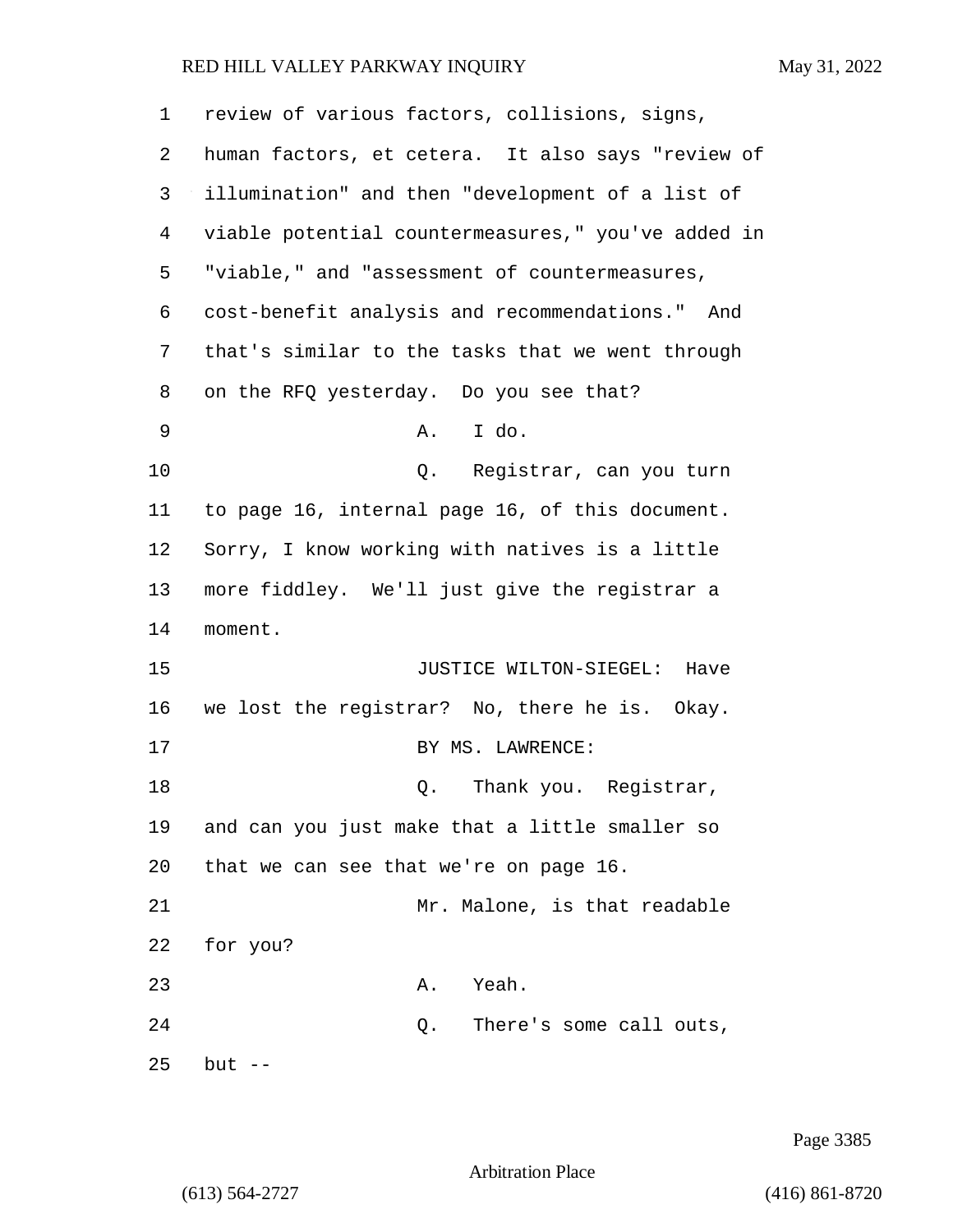review of various factors, collisions, signs, human factors, et cetera. It also says "review of illumination" and then "development of a list of viable potential countermeasures," you've added in "viable," and "assessment of countermeasures, cost-benefit analysis and recommendations." And that's similar to the tasks that we went through on the RFQ yesterday. Do you see that?

A. I do.

Q. Registrar, can you turn to page 16, internal page 16, of this document. Sorry, I know working with natives is a little more fiddley. We'll just give the registrar a moment.

JUSTICE WILTON-SIEGEL: Have we lost the registrar? No, there he is. Okay.

BY MS. LAWRENCE:

Q. Thank you. Registrar, and can you just make that a little smaller so that we can see that we're on page 16.

Mr. Malone, is that readable for you?

A. Yeah.

Q. There's some call outs, but --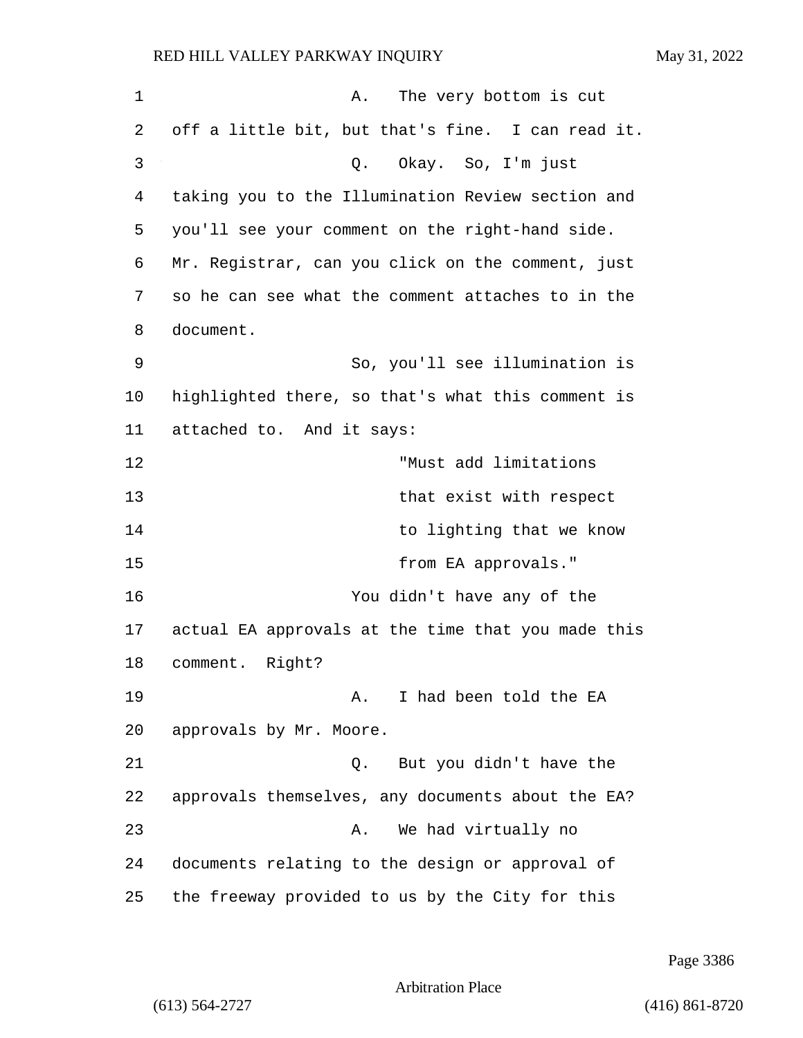A. The very bottom is cut off a little bit, but that's fine. I can read it.

Q. Okay. So, I'm just taking you to the Illumination Review section and you'll see your comment on the right-hand side. Mr. Registrar, can you click on the comment, just so he can see what the comment attaches to in the document.

So, you'll see illumination is highlighted there, so that's what this comment is attached to. And it says:

> "Must add limitations that exist with respect to lighting that we know from EA approvals."

You didn't have any of the actual EA approvals at the time that you made this comment. Right?

A. I had been told the EA approvals by Mr. Moore.

Q. But you didn't have the approvals themselves, any documents about the EA?

A. We had virtually no documents relating to the design or approval of the freeway provided to us by the City for this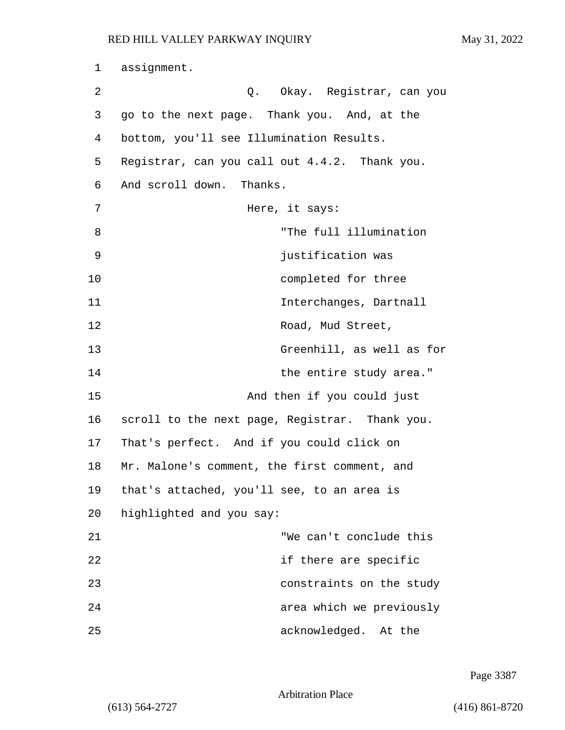assignment.

Q. Okay. Registrar, can you go to the next page. Thank you. And, at the bottom, you'll see Illumination Results. Registrar, can you call out 4.4.2. Thank you. And scroll down. Thanks.

Here, it says:

> "The full illumination justification was completed for three Interchanges, Dartnall Road, Mud Street, Greenhill, as well as for the entire study area."

And then if you could just scroll to the next page, Registrar. Thank you. That's perfect. And if you could click on Mr. Malone's comment, the first comment, and that's attached, you'll see, to an area is highlighted and you say:

> "We can't conclude this if there are specific constraints on the study area which we previously acknowledged. At the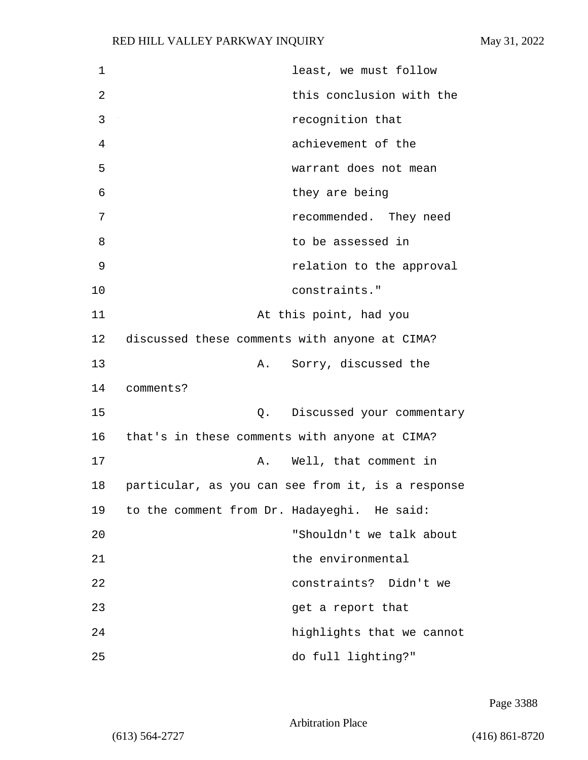least, we must follow this conclusion with the recognition that achievement of the warrant does not mean they are being recommended. They need to be assessed in relation to the approval constraints."

At this point, had you discussed these comments with anyone at CIMA?

A. Sorry, discussed the comments?

Q. Discussed your commentary that's in these comments with anyone at CIMA?

A. Well, that comment in particular, as you can see from it, is a response to the comment from Dr. Hadayeghi. He said:

"Shouldn't we talk about the environmental constraints? Didn't we get a report that highlights that we cannot do full lighting?"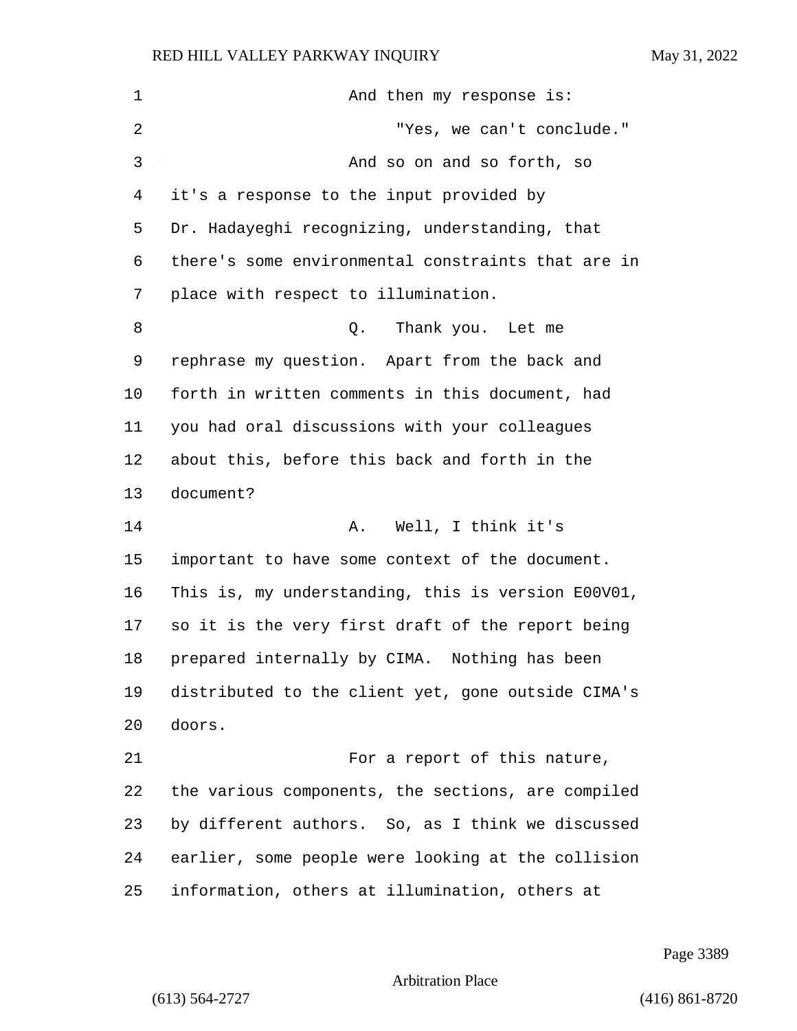And then my response is:

"Yes, we can't conclude."

And so on and so forth, so it's a response to the input provided by Dr. Hadayeghi recognizing, understanding, that there's some environmental constraints that are in place with respect to illumination.

Q. Thank you. Let me rephrase my question. Apart from the back and forth in written comments in this document, had you had oral discussions with your colleagues about this, before this back and forth in the document?

A. Well, I think it's important to have some context of the document. This is, my understanding, this is version E00V01, so it is the very first draft of the report being prepared internally by CIMA. Nothing has been distributed to the client yet, gone outside CIMA's doors.

For a report of this nature, the various components, the sections, are compiled by different authors. So, as I think we discussed earlier, some people were looking at the collision information, others at illumination, others at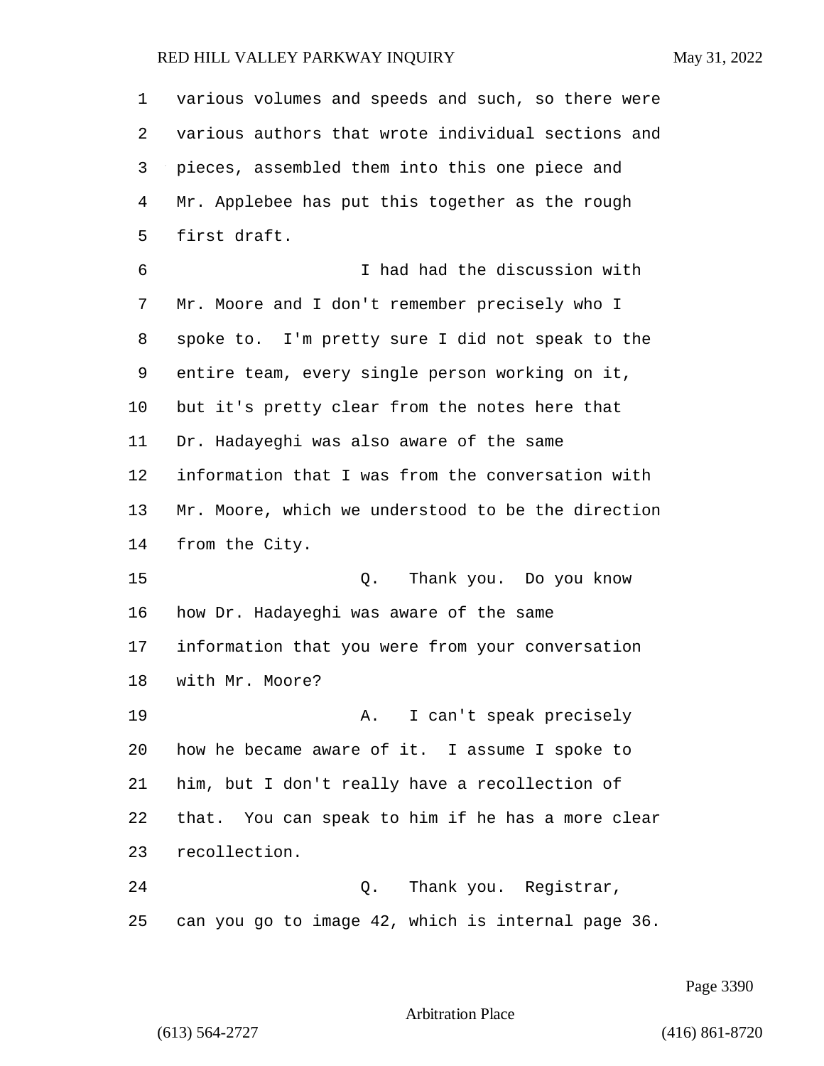various volumes and speeds and such, so there were various authors that wrote individual sections and pieces, assembled them into this one piece and Mr. Applebee has put this together as the rough first draft.

I had had the discussion with Mr. Moore and I don't remember precisely who I spoke to. I'm pretty sure I did not speak to the entire team, every single person working on it, but it's pretty clear from the notes here that Dr. Hadayeghi was also aware of the same information that I was from the conversation with Mr. Moore, which we understood to be the direction from the City.

Q. Thank you. Do you know how Dr. Hadayeghi was aware of the same information that you were from your conversation with Mr. Moore?

A. I can't speak precisely how he became aware of it. I assume I spoke to him, but I don't really have a recollection of that. You can speak to him if he has a more clear recollection.

Q. Thank you. Registrar, can you go to image 42, which is internal page 36.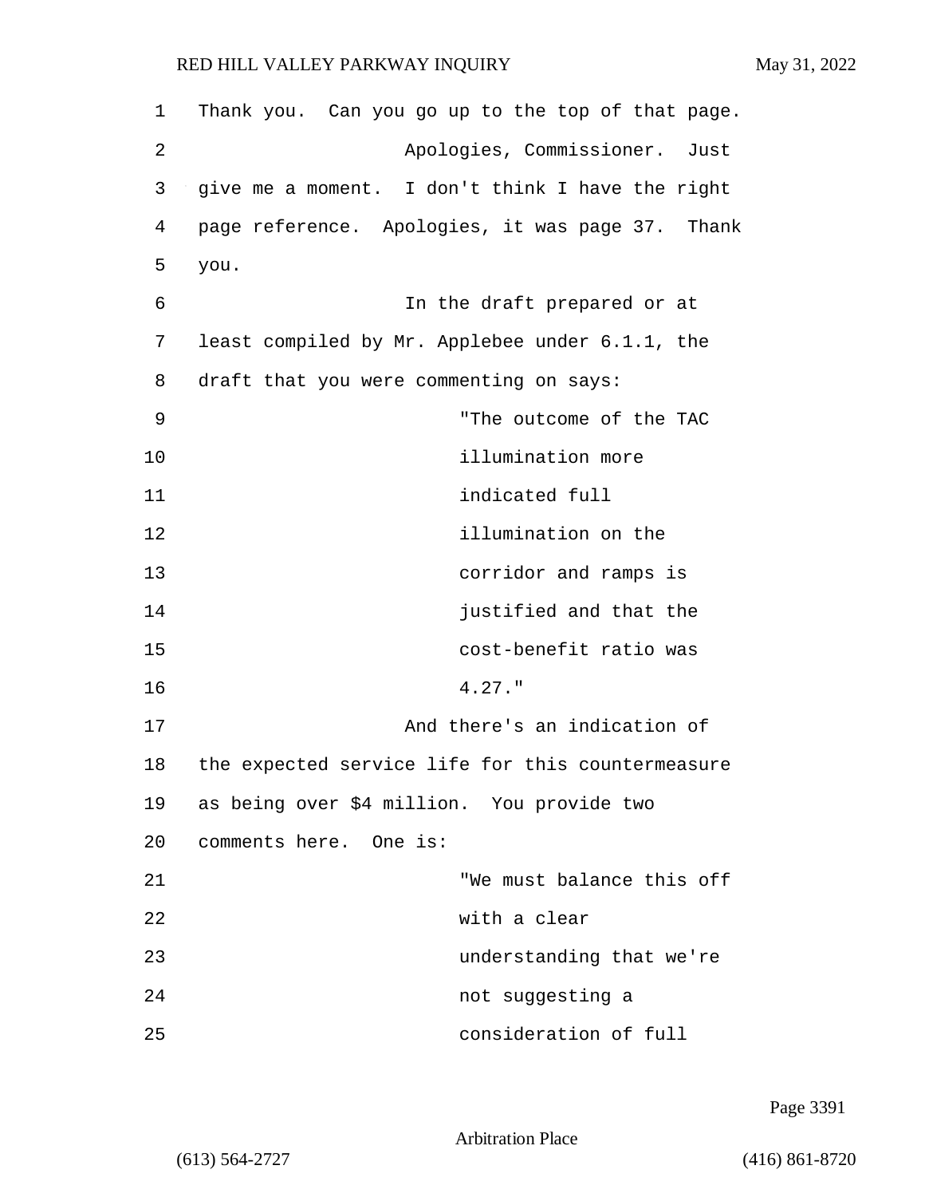Thank you. Can you go up to the top of that page.

Apologies, Commissioner. Just give me a moment. I don't think I have the right page reference. Apologies, it was page 37. Thank you.

In the draft prepared or at least compiled by Mr. Applebee under 6.1.1, the draft that you were commenting on says:

> "The outcome of the TAC illumination more indicated full illumination on the corridor and ramps is justified and that the cost-benefit ratio was 4.27."

And there's an indication of the expected service life for this countermeasure as being over $4 million. You provide two comments here. One is:

> "We must balance this off with a clear understanding that we're not suggesting a consideration of full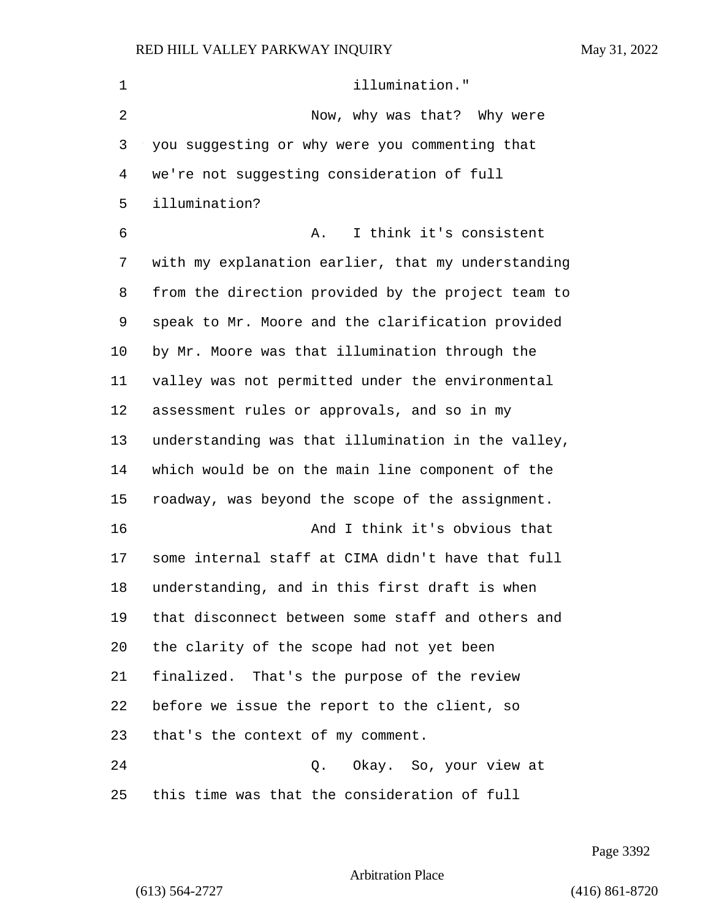illumination."

Now, why was that? Why were you suggesting or why were you commenting that we're not suggesting consideration of full illumination?

A. I think it's consistent with my explanation earlier, that my understanding from the direction provided by the project team to speak to Mr. Moore and the clarification provided by Mr. Moore was that illumination through the valley was not permitted under the environmental assessment rules or approvals, and so in my understanding was that illumination in the valley, which would be on the main line component of the roadway, was beyond the scope of the assignment.

And I think it's obvious that some internal staff at CIMA didn't have that full understanding, and in this first draft is when that disconnect between some staff and others and the clarity of the scope had not yet been finalized. That's the purpose of the review before we issue the report to the client, so that's the context of my comment.

Q. Okay. So, your view at this time was that the consideration of full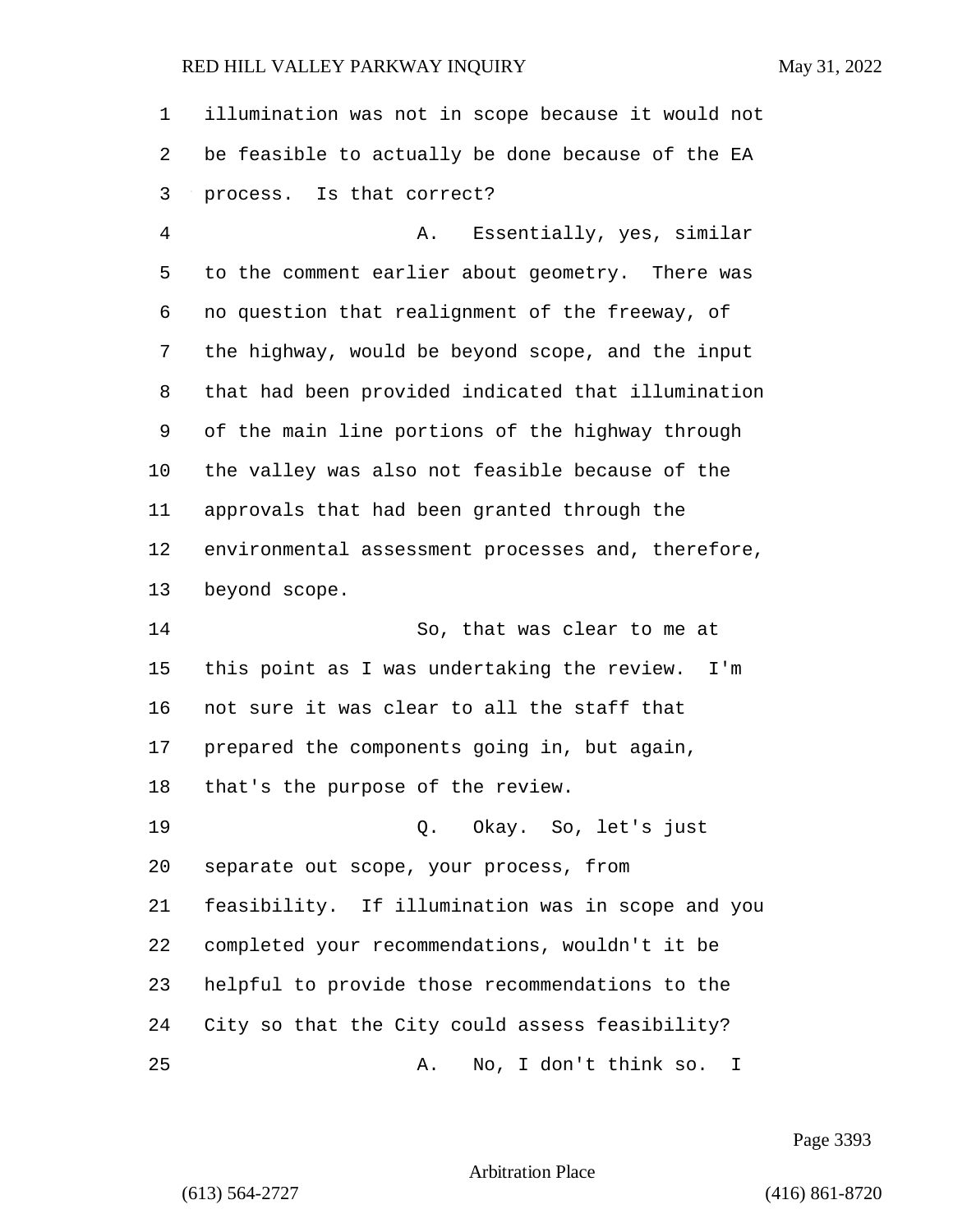illumination was not in scope because it would not be feasible to actually be done because of the EA process. Is that correct?

A. Essentially, yes, similar to the comment earlier about geometry. There was no question that realignment of the freeway, of the highway, would be beyond scope, and the input that had been provided indicated that illumination of the main line portions of the highway through the valley was also not feasible because of the approvals that had been granted through the environmental assessment processes and, therefore, beyond scope.

So, that was clear to me at this point as I was undertaking the review. I'm not sure it was clear to all the staff that prepared the components going in, but again, that's the purpose of the review.

Q. Okay. So, let's just separate out scope, your process, from feasibility. If illumination was in scope and you completed your recommendations, wouldn't it be helpful to provide those recommendations to the City so that the City could assess feasibility?

A. No, I don't think so. I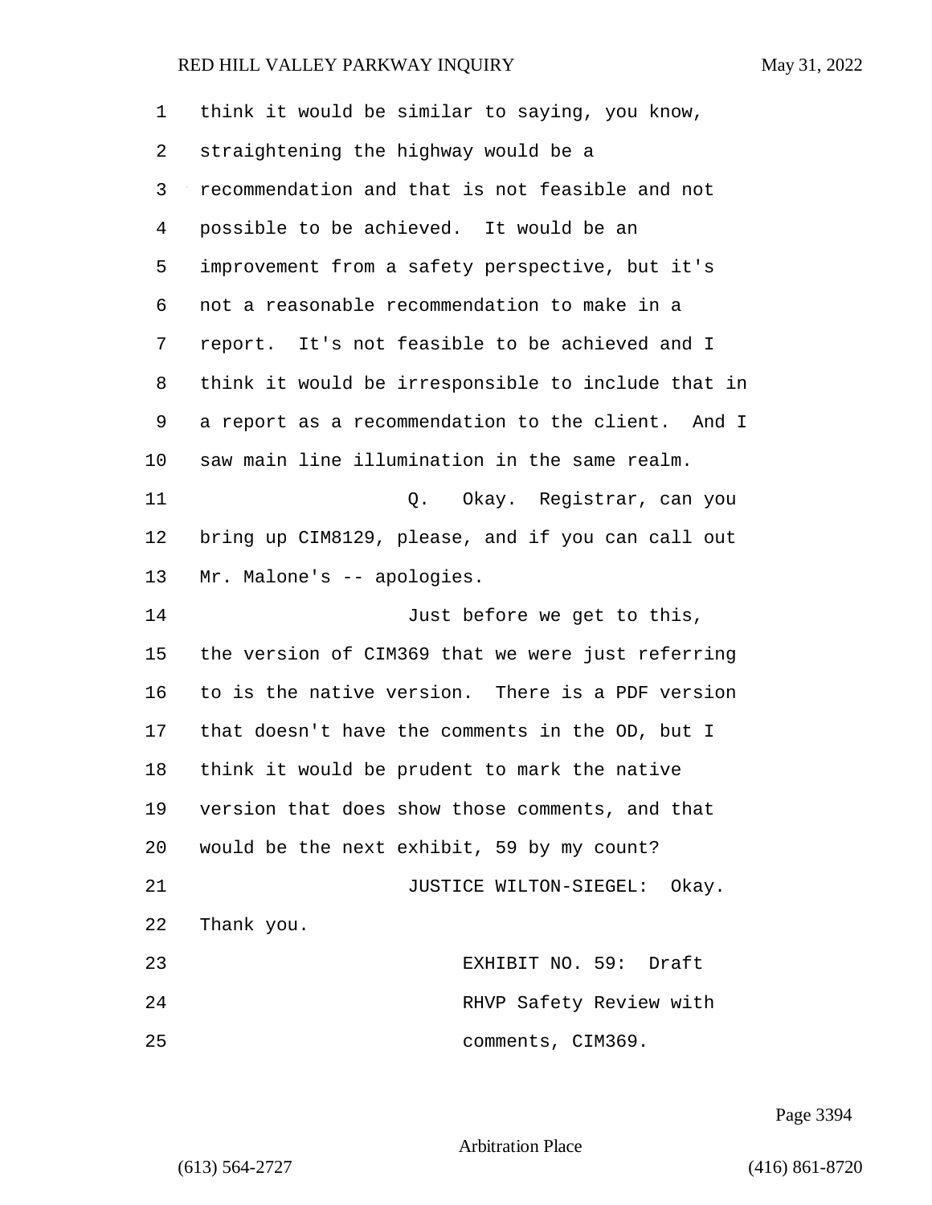think it would be similar to saying, you know, straightening the highway would be a recommendation and that is not feasible and not possible to be achieved. It would be an improvement from a safety perspective, but it's not a reasonable recommendation to make in a report. It's not feasible to be achieved and I think it would be irresponsible to include that in a report as a recommendation to the client. And I saw main line illumination in the same realm.

Q. Okay. Registrar, can you bring up CIM8129, please, and if you can call out Mr. Malone's -- apologies.

Just before we get to this, the version of CIM369 that we were just referring to is the native version. There is a PDF version that doesn't have the comments in the OD, but I think it would be prudent to mark the native version that does show those comments, and that would be the next exhibit, 59 by my count?

JUSTICE WILTON-SIEGEL: Okay. Thank you.

EXHIBIT NO. 59: Draft RHVP Safety Review with comments, CIM369.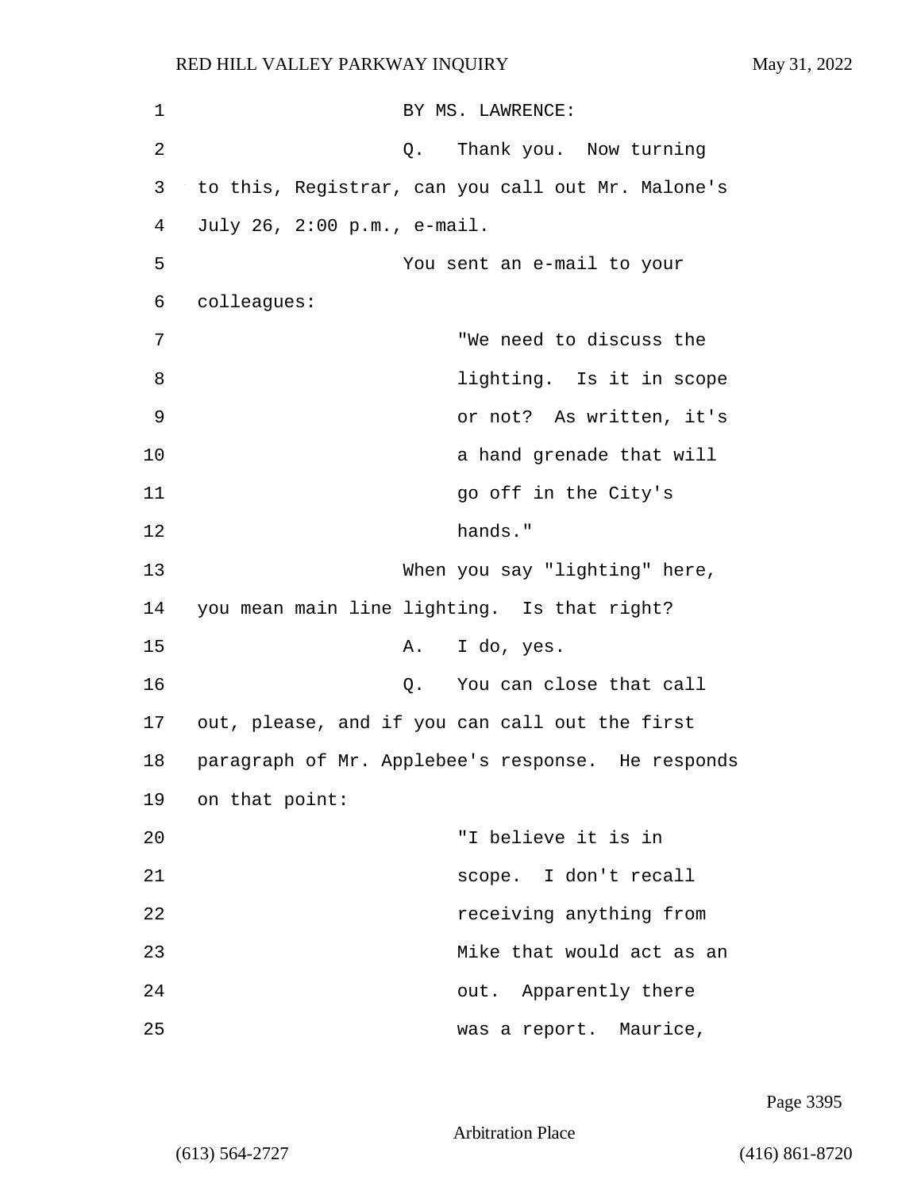BY MS. LAWRENCE:

Q. Thank you. Now turning to this, Registrar, can you call out Mr. Malone's July 26, 2:00 p.m., e-mail.

You sent an e-mail to your colleagues:

> "We need to discuss the lighting. Is it in scope or not? As written, it's a hand grenade that will go off in the City's hands."

When you say "lighting" here, you mean main line lighting. Is that right?

A. I do, yes.

Q. You can close that call out, please, and if you can call out the first paragraph of Mr. Applebee's response. He responds on that point:

> "I believe it is in scope. I don't recall receiving anything from Mike that would act as an out. Apparently there was a report. Maurice,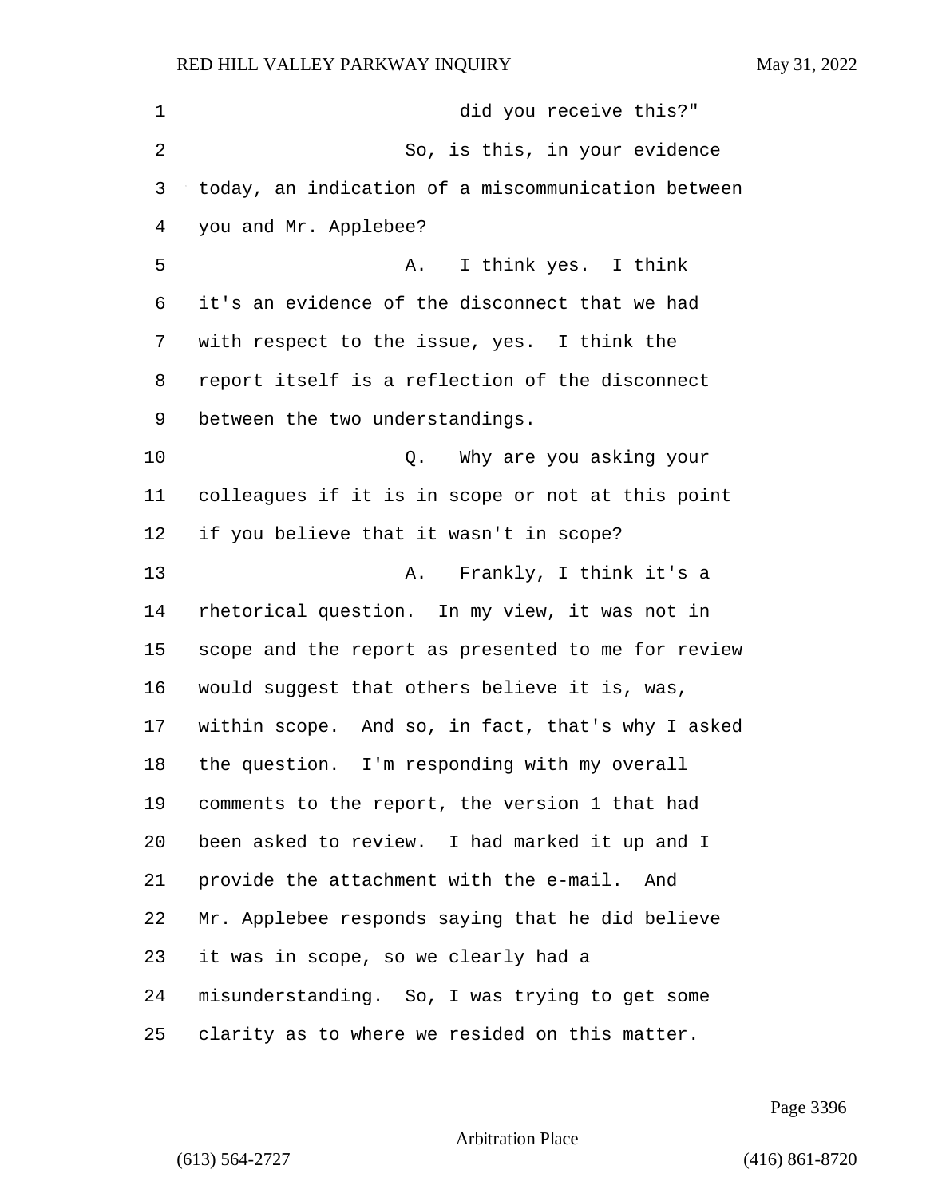did you receive this?"

So, is this, in your evidence today, an indication of a miscommunication between you and Mr. Applebee?

A. I think yes. I think it's an evidence of the disconnect that we had with respect to the issue, yes. I think the report itself is a reflection of the disconnect between the two understandings.

Q. Why are you asking your colleagues if it is in scope or not at this point if you believe that it wasn't in scope?

A. Frankly, I think it's a rhetorical question. In my view, it was not in scope and the report as presented to me for review would suggest that others believe it is, was, within scope. And so, in fact, that's why I asked the question. I'm responding with my overall comments to the report, the version 1 that had been asked to review. I had marked it up and I provide the attachment with the e-mail. And Mr. Applebee responds saying that he did believe it was in scope, so we clearly had a misunderstanding. So, I was trying to get some clarity as to where we resided on this matter.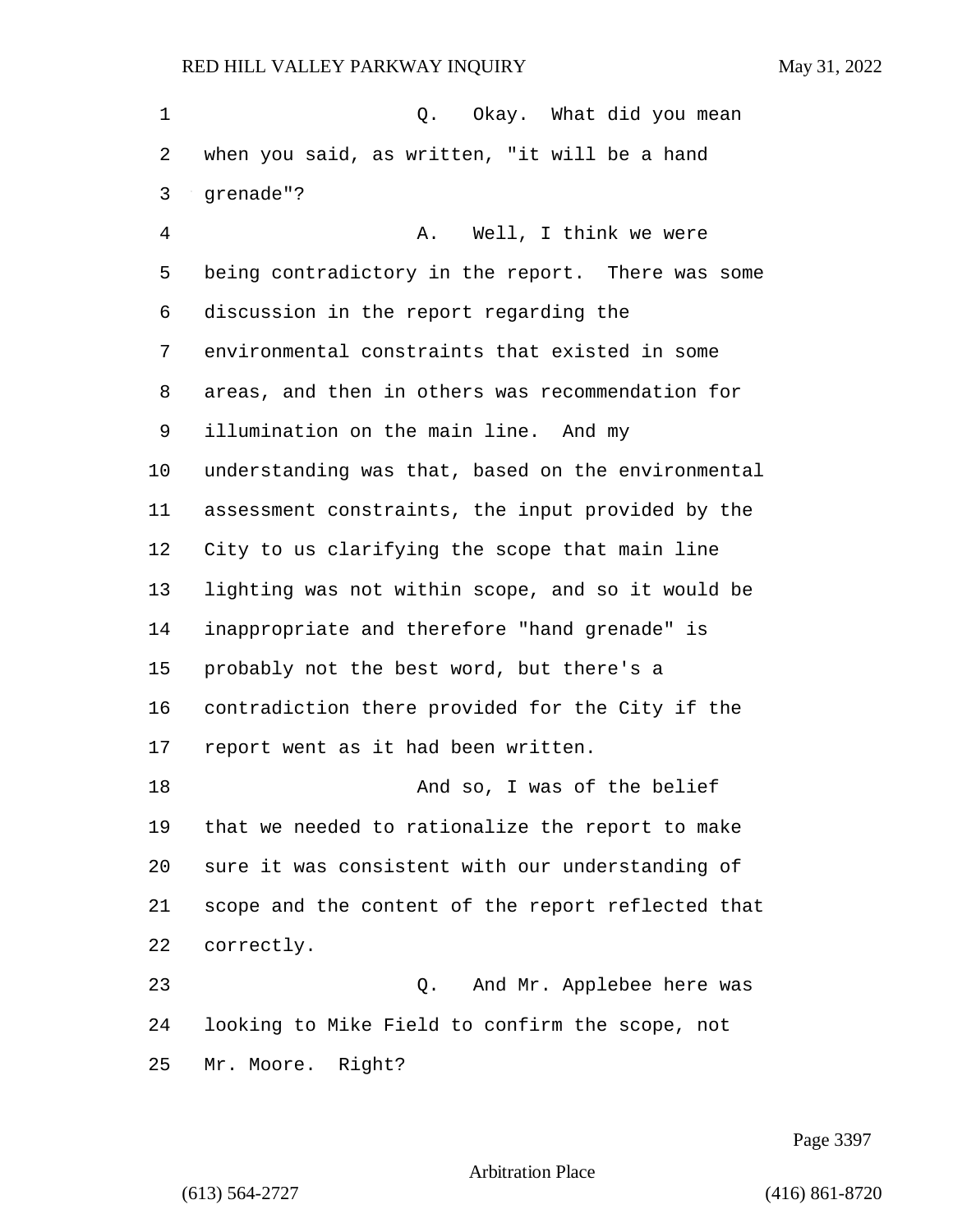Q. Okay. What did you mean when you said, as written, "it will be a hand grenade"?

A. Well, I think we were being contradictory in the report. There was some discussion in the report regarding the environmental constraints that existed in some areas, and then in others was recommendation for illumination on the main line. And my understanding was that, based on the environmental assessment constraints, the input provided by the City to us clarifying the scope that main line lighting was not within scope, and so it would be inappropriate and therefore "hand grenade" is probably not the best word, but there's a contradiction there provided for the City if the report went as it had been written.

And so, I was of the belief that we needed to rationalize the report to make sure it was consistent with our understanding of scope and the content of the report reflected that correctly.

Q. And Mr. Applebee here was looking to Mike Field to confirm the scope, not Mr. Moore. Right?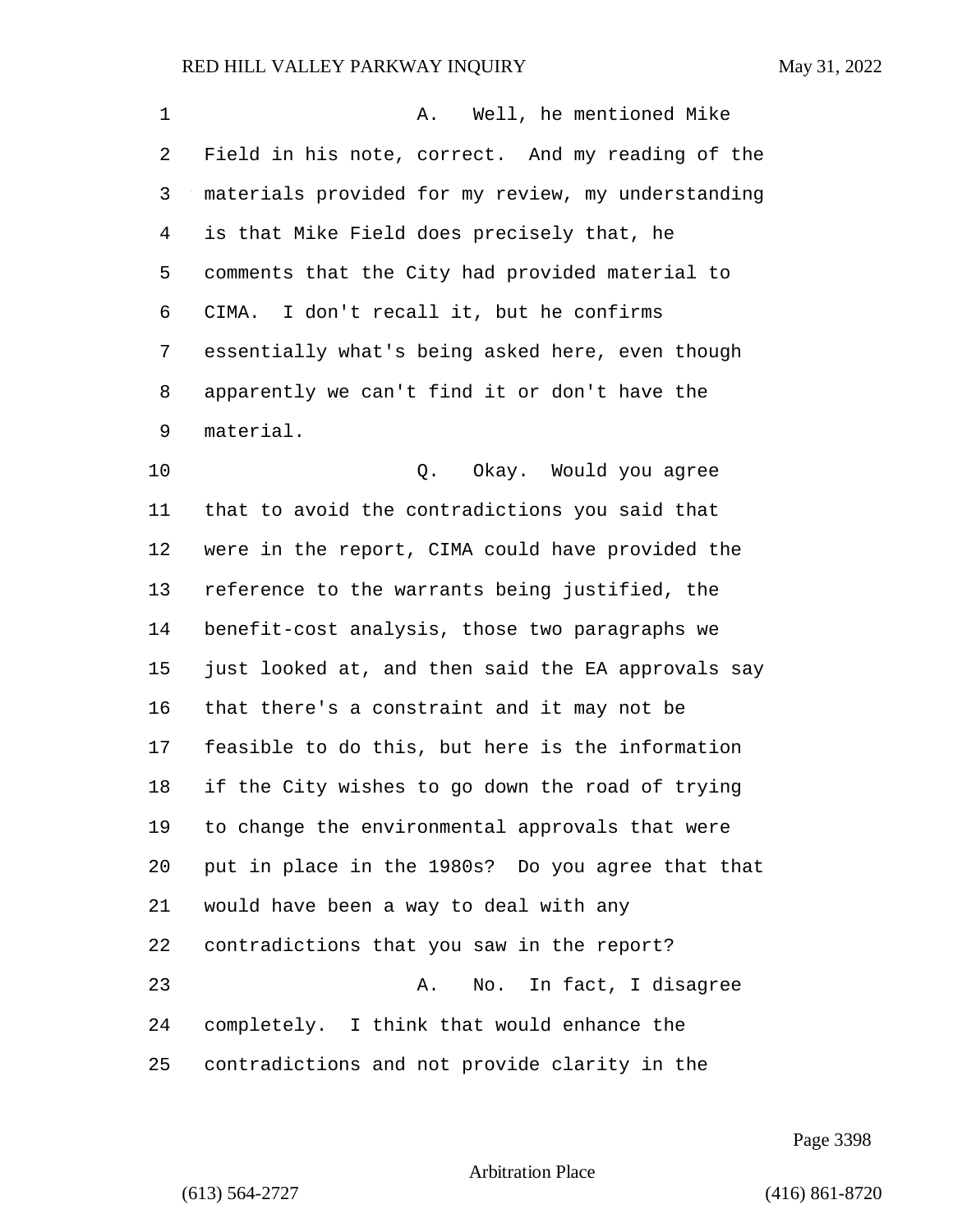A. Well, he mentioned Mike Field in his note, correct. And my reading of the materials provided for my review, my understanding is that Mike Field does precisely that, he comments that the City had provided material to CIMA. I don't recall it, but he confirms essentially what's being asked here, even though apparently we can't find it or don't have the material.

Q. Okay. Would you agree that to avoid the contradictions you said that were in the report, CIMA could have provided the reference to the warrants being justified, the benefit-cost analysis, those two paragraphs we just looked at, and then said the EA approvals say that there's a constraint and it may not be feasible to do this, but here is the information if the City wishes to go down the road of trying to change the environmental approvals that were put in place in the 1980s? Do you agree that that would have been a way to deal with any contradictions that you saw in the report?

A. No. In fact, I disagree completely. I think that would enhance the contradictions and not provide clarity in the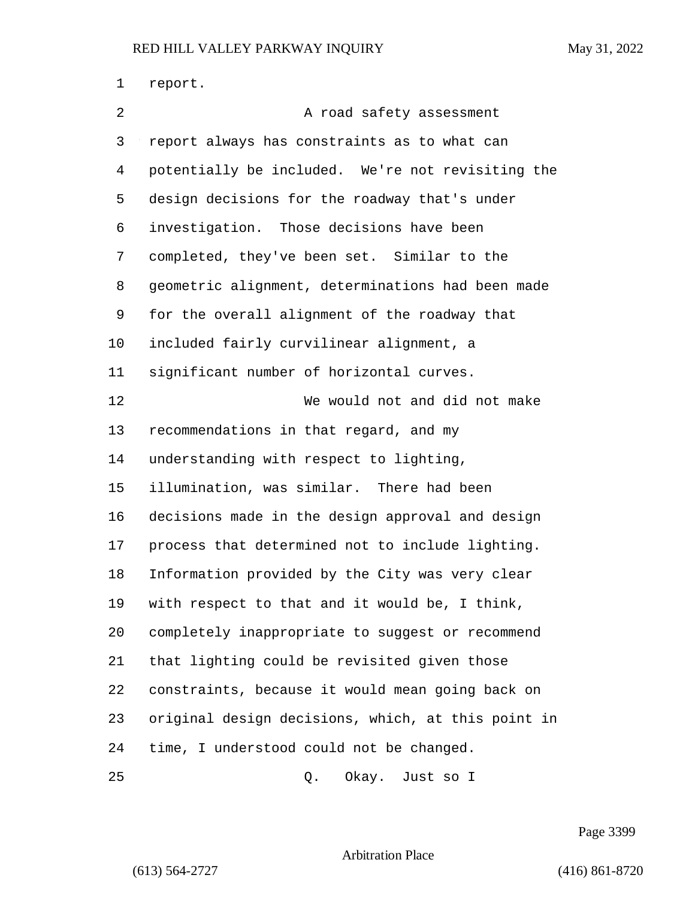report.

A road safety assessment report always has constraints as to what can potentially be included. We're not revisiting the design decisions for the roadway that's under investigation. Those decisions have been completed, they've been set. Similar to the geometric alignment, determinations had been made for the overall alignment of the roadway that included fairly curvilinear alignment, a significant number of horizontal curves.

We would not and did not make recommendations in that regard, and my understanding with respect to lighting, illumination, was similar. There had been decisions made in the design approval and design process that determined not to include lighting. Information provided by the City was very clear with respect to that and it would be, I think, completely inappropriate to suggest or recommend that lighting could be revisited given those constraints, because it would mean going back on original design decisions, which, at this point in time, I understood could not be changed.

Q. Okay. Just so I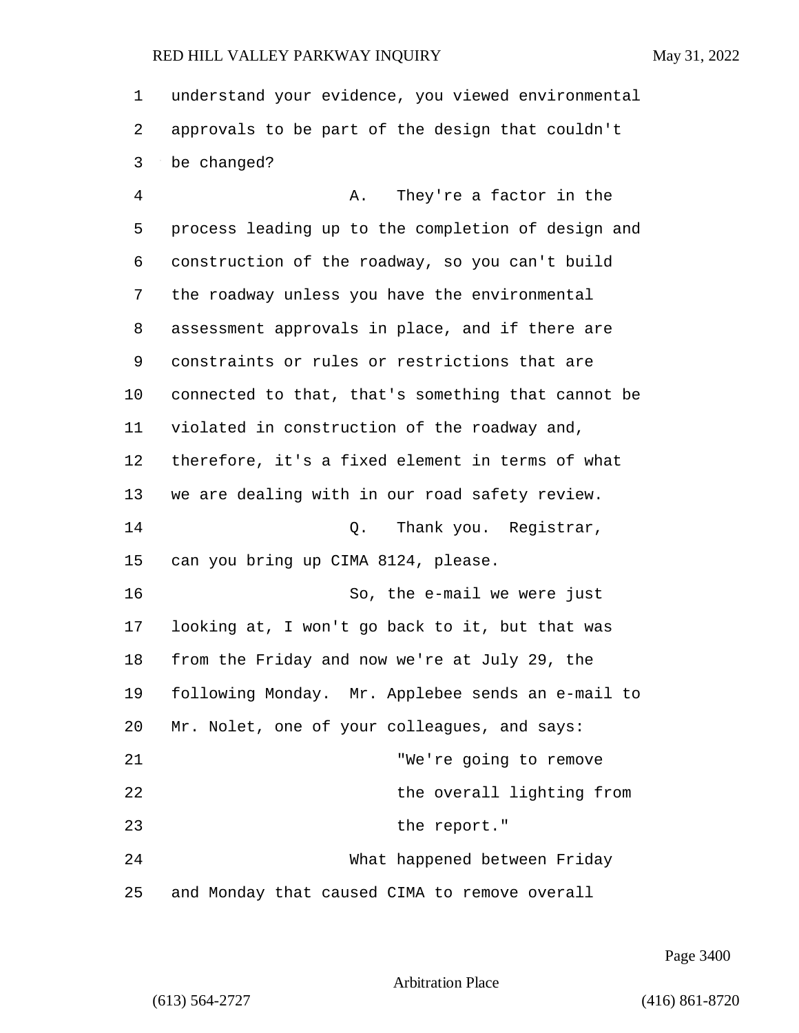understand your evidence, you viewed environmental approvals to be part of the design that couldn't be changed?

A. They're a factor in the process leading up to the completion of design and construction of the roadway, so you can't build the roadway unless you have the environmental assessment approvals in place, and if there are constraints or rules or restrictions that are connected to that, that's something that cannot be violated in construction of the roadway and, therefore, it's a fixed element in terms of what we are dealing with in our road safety review.

Q. Thank you. Registrar, can you bring up CIMA 8124, please.

So, the e-mail we were just looking at, I won't go back to it, but that was from the Friday and now we're at July 29, the following Monday. Mr. Applebee sends an e-mail to Mr. Nolet, one of your colleagues, and says:

> "We're going to remove the overall lighting from the report."

What happened between Friday and Monday that caused CIMA to remove overall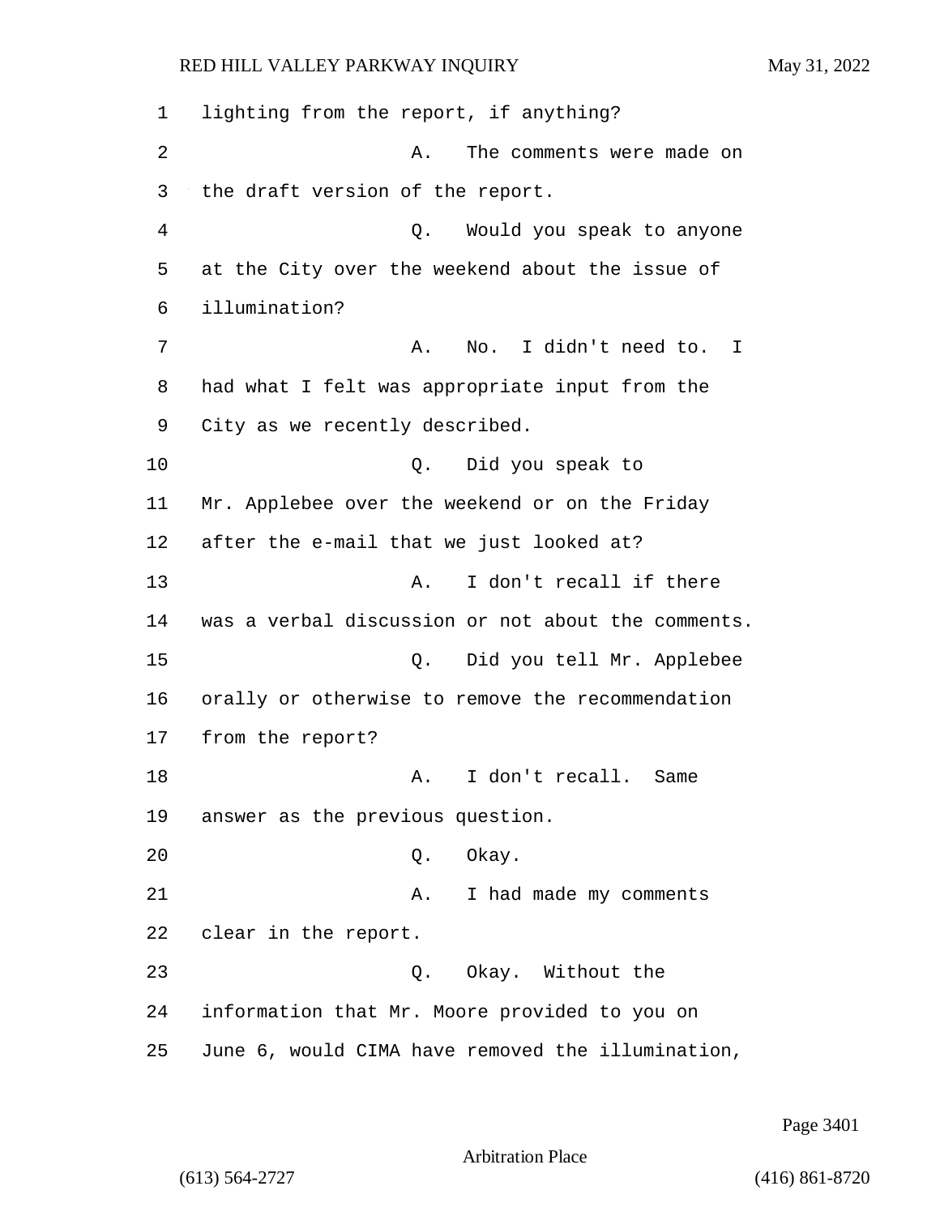lighting from the report, if anything?

A. The comments were made on the draft version of the report.

Q. Would you speak to anyone at the City over the weekend about the issue of illumination?

A. No. I didn't need to. I had what I felt was appropriate input from the City as we recently described.

Q. Did you speak to Mr. Applebee over the weekend or on the Friday after the e-mail that we just looked at?

A. I don't recall if there was a verbal discussion or not about the comments.

Q. Did you tell Mr. Applebee orally or otherwise to remove the recommendation from the report?

A. I don't recall. Same answer as the previous question.

Q. Okay.

A. I had made my comments clear in the report.

Q. Okay. Without the information that Mr. Moore provided to you on June 6, would CIMA have removed the illumination,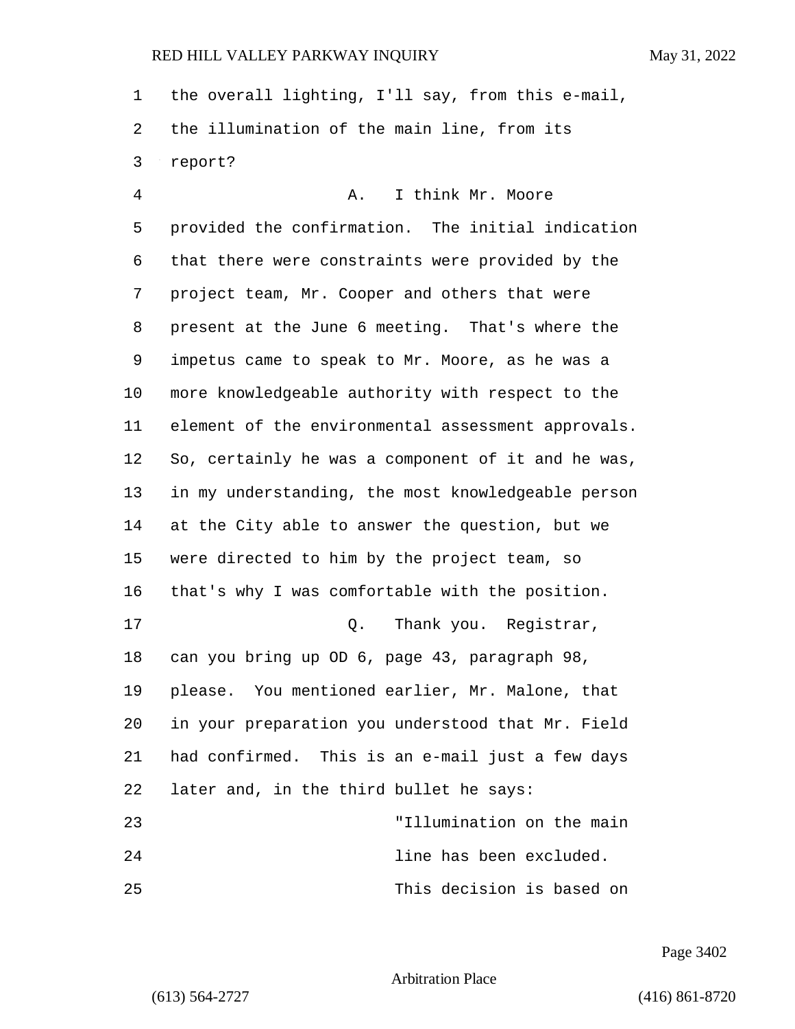the overall lighting, I'll say, from this e-mail, the illumination of the main line, from its report?

A. I think Mr. Moore provided the confirmation. The initial indication that there were constraints were provided by the project team, Mr. Cooper and others that were present at the June 6 meeting. That's where the impetus came to speak to Mr. Moore, as he was a more knowledgeable authority with respect to the element of the environmental assessment approvals. So, certainly he was a component of it and he was, in my understanding, the most knowledgeable person at the City able to answer the question, but we were directed to him by the project team, so that's why I was comfortable with the position.

Q. Thank you. Registrar, can you bring up OD 6, page 43, paragraph 98, please. You mentioned earlier, Mr. Malone, that in your preparation you understood that Mr. Field had confirmed. This is an e-mail just a few days later and, in the third bullet he says:

> "Illumination on the main line has been excluded. This decision is based on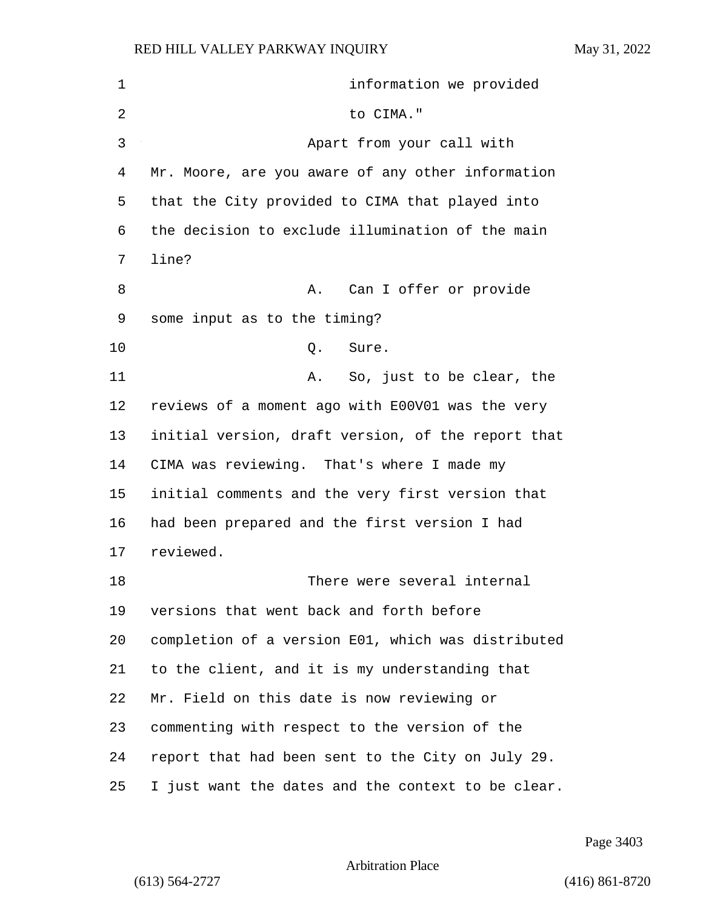information we provided to CIMA."

Apart from your call with Mr. Moore, are you aware of any other information that the City provided to CIMA that played into the decision to exclude illumination of the main line?

A. Can I offer or provide some input as to the timing?

Q. Sure.

A. So, just to be clear, the reviews of a moment ago with E00V01 was the very initial version, draft version, of the report that CIMA was reviewing. That's where I made my initial comments and the very first version that had been prepared and the first version I had reviewed.

There were several internal versions that went back and forth before completion of a version E01, which was distributed to the client, and it is my understanding that Mr. Field on this date is now reviewing or commenting with respect to the version of the report that had been sent to the City on July 29. I just want the dates and the context to be clear.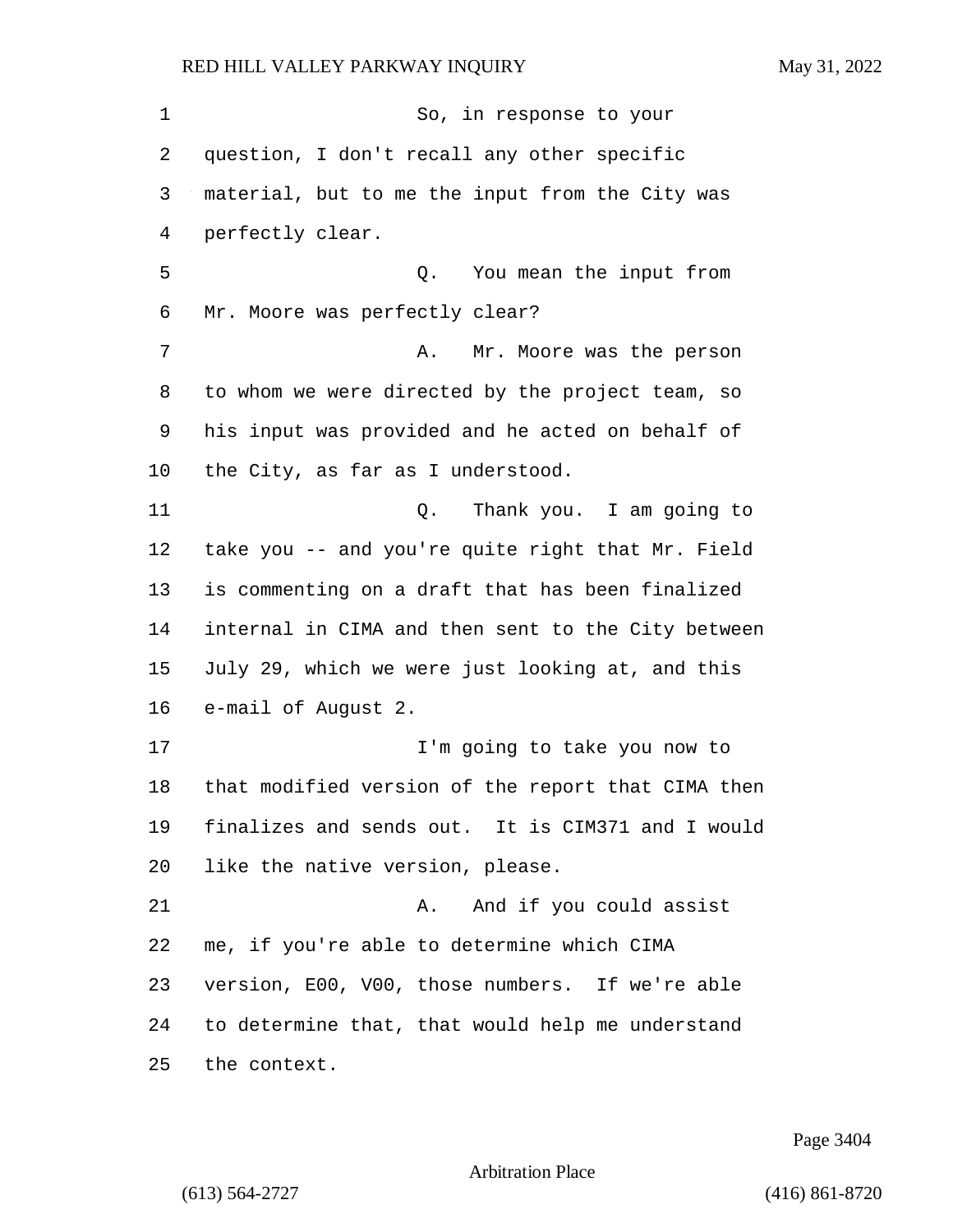So, in response to your question, I don't recall any other specific material, but to me the input from the City was perfectly clear.

Q. You mean the input from Mr. Moore was perfectly clear?

A. Mr. Moore was the person to whom we were directed by the project team, so his input was provided and he acted on behalf of the City, as far as I understood.

Q. Thank you. I am going to take you -- and you're quite right that Mr. Field is commenting on a draft that has been finalized internal in CIMA and then sent to the City between July 29, which we were just looking at, and this e-mail of August 2.

I'm going to take you now to that modified version of the report that CIMA then finalizes and sends out. It is CIM371 and I would like the native version, please.

A. And if you could assist me, if you're able to determine which CIMA version, E00, V00, those numbers. If we're able to determine that, that would help me understand the context.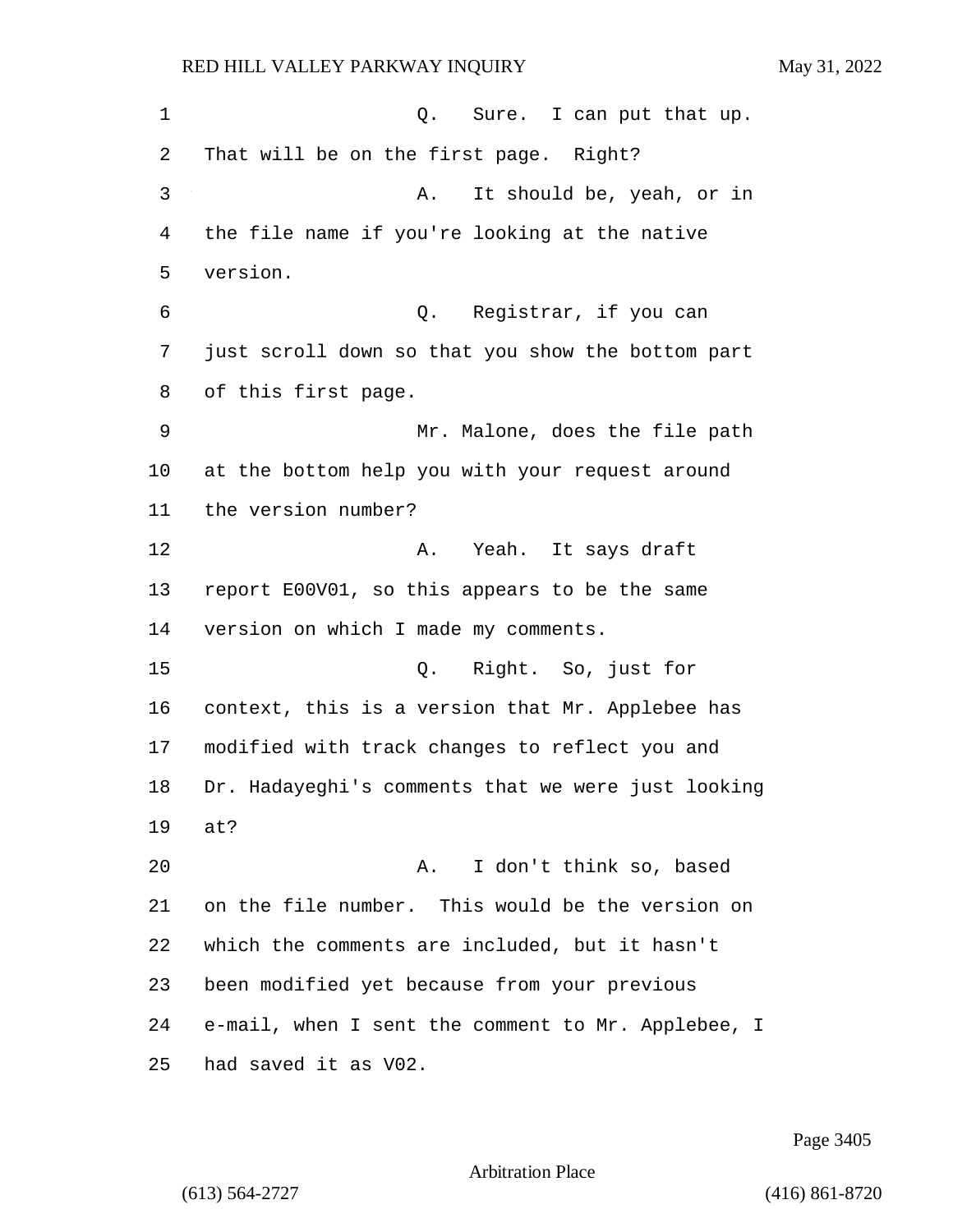Q. Sure. I can put that up. That will be on the first page. Right?

A. It should be, yeah, or in the file name if you're looking at the native version.

Q. Registrar, if you can just scroll down so that you show the bottom part of this first page.

Mr. Malone, does the file path at the bottom help you with your request around the version number?

A. Yeah. It says draft report E00V01, so this appears to be the same version on which I made my comments.

Q. Right. So, just for context, this is a version that Mr. Applebee has modified with track changes to reflect you and Dr. Hadayeghi's comments that we were just looking at?

A. I don't think so, based on the file number. This would be the version on which the comments are included, but it hasn't been modified yet because from your previous e-mail, when I sent the comment to Mr. Applebee, I had saved it as V02.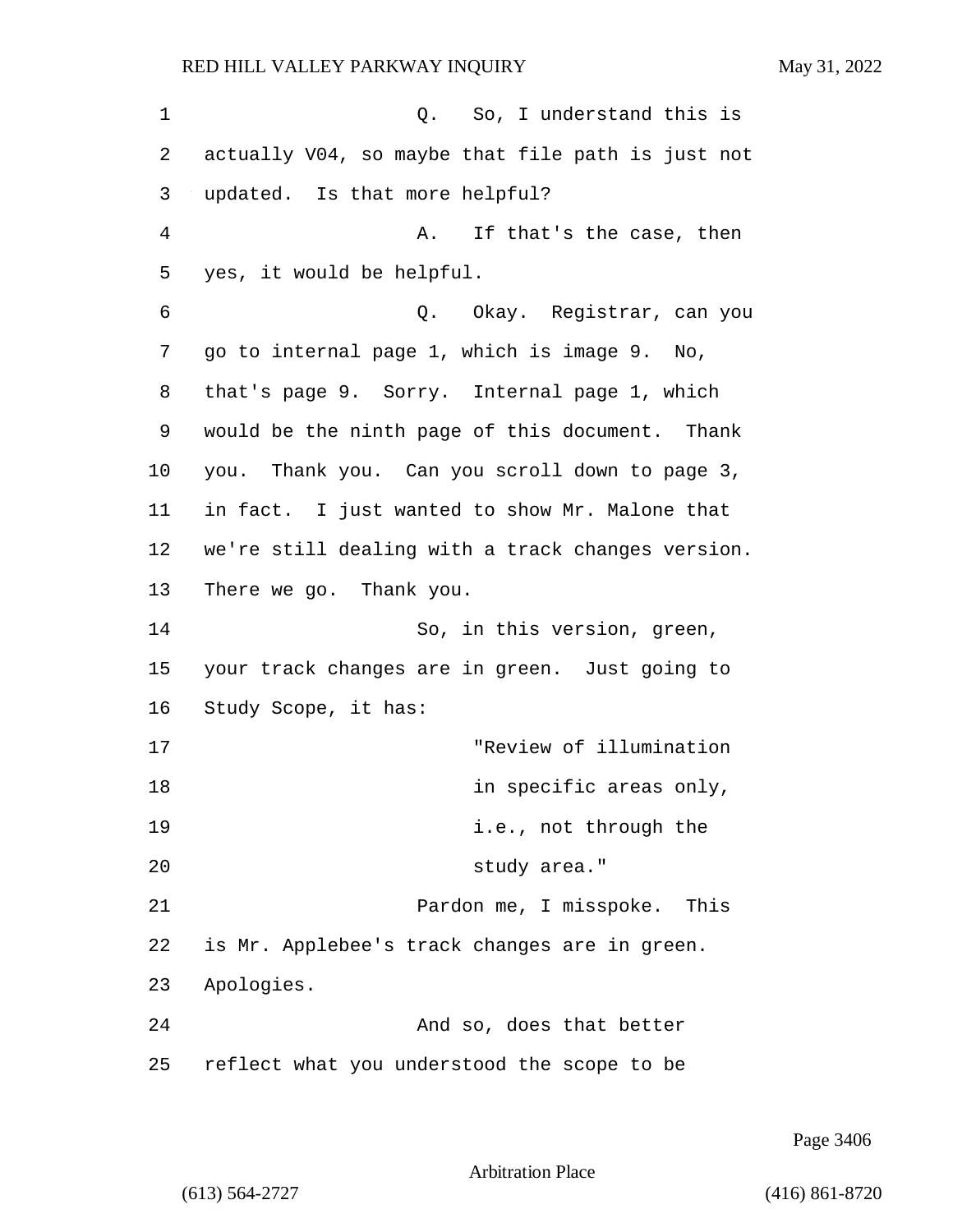Q. So, I understand this is actually V04, so maybe that file path is just not updated. Is that more helpful?

A. If that's the case, then yes, it would be helpful.

Q. Okay. Registrar, can you go to internal page 1, which is image 9. No, that's page 9. Sorry. Internal page 1, which would be the ninth page of this document. Thank you. Thank you. Can you scroll down to page 3, in fact. I just wanted to show Mr. Malone that we're still dealing with a track changes version. There we go. Thank you.

So, in this version, green, your track changes are in green. Just going to Study Scope, it has:

> "Review of illumination in specific areas only, i.e., not through the study area."

Pardon me, I misspoke. This is Mr. Applebee's track changes are in green. Apologies.

And so, does that better reflect what you understood the scope to be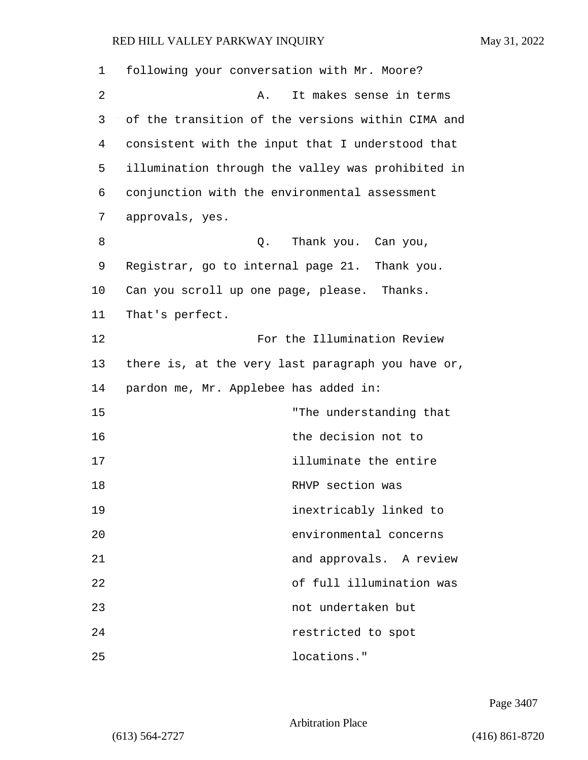following your conversation with Mr. Moore?

A. It makes sense in terms of the transition of the versions within CIMA and consistent with the input that I understood that illumination through the valley was prohibited in conjunction with the environmental assessment approvals, yes.

Q. Thank you. Can you, Registrar, go to internal page 21. Thank you. Can you scroll up one page, please. Thanks. That's perfect.

For the Illumination Review there is, at the very last paragraph you have or, pardon me, Mr. Applebee has added in:

> "The understanding that the decision not to illuminate the entire RHVP section was inextricably linked to environmental concerns and approvals. A review of full illumination was not undertaken but restricted to spot locations."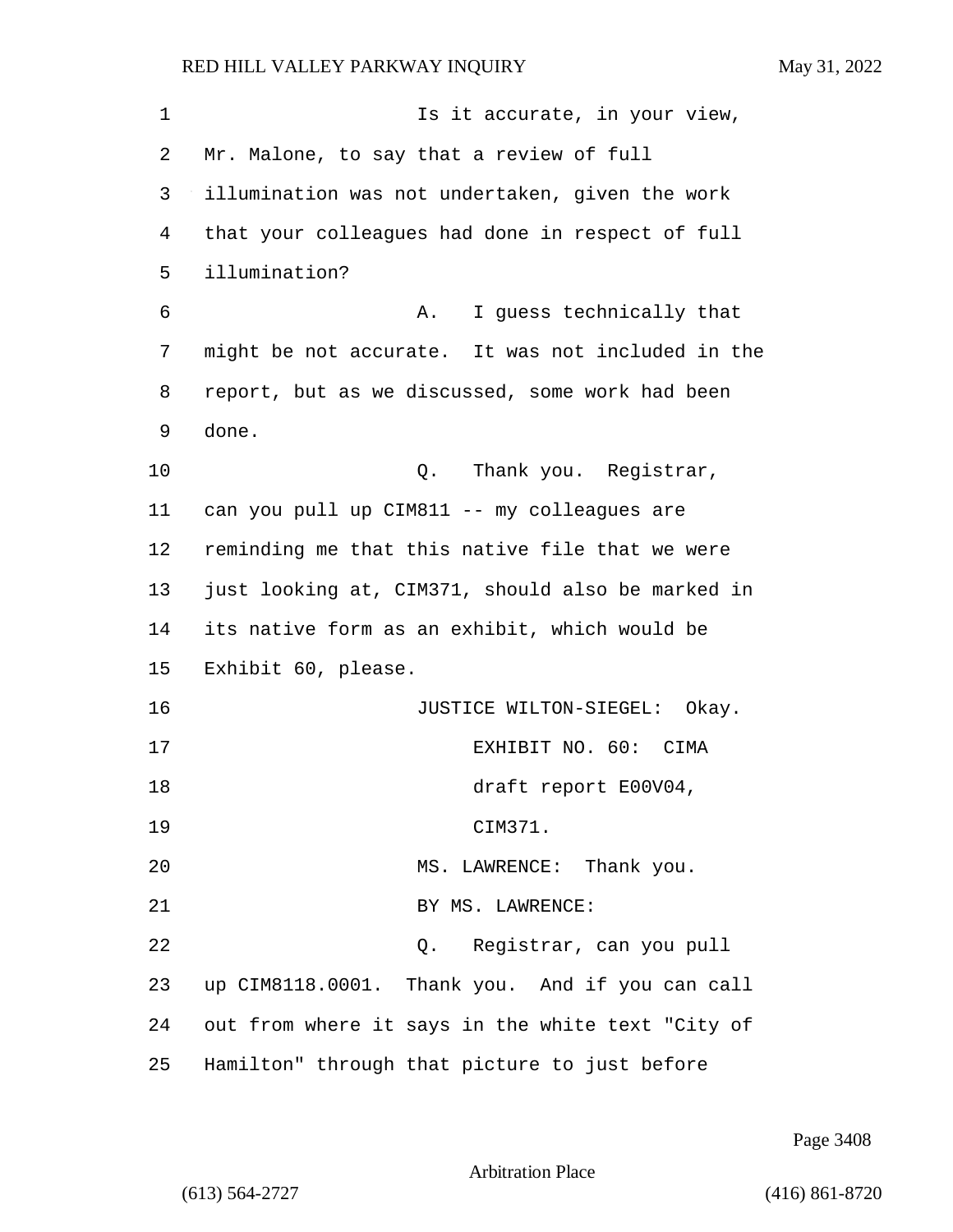Is it accurate, in your view, Mr. Malone, to say that a review of full illumination was not undertaken, given the work that your colleagues had done in respect of full illumination?

A. I guess technically that might be not accurate. It was not included in the report, but as we discussed, some work had been done.

Q. Thank you. Registrar, can you pull up CIM811 -- my colleagues are reminding me that this native file that we were just looking at, CIM371, should also be marked in its native form as an exhibit, which would be Exhibit 60, please.

JUSTICE WILTON-SIEGEL: Okay.

EXHIBIT NO. 60: CIMA draft report E00V04, CIM371.

MS. LAWRENCE: Thank you.

BY MS. LAWRENCE:

Q. Registrar, can you pull up CIM8118.0001. Thank you. And if you can call out from where it says in the white text "City of Hamilton" through that picture to just before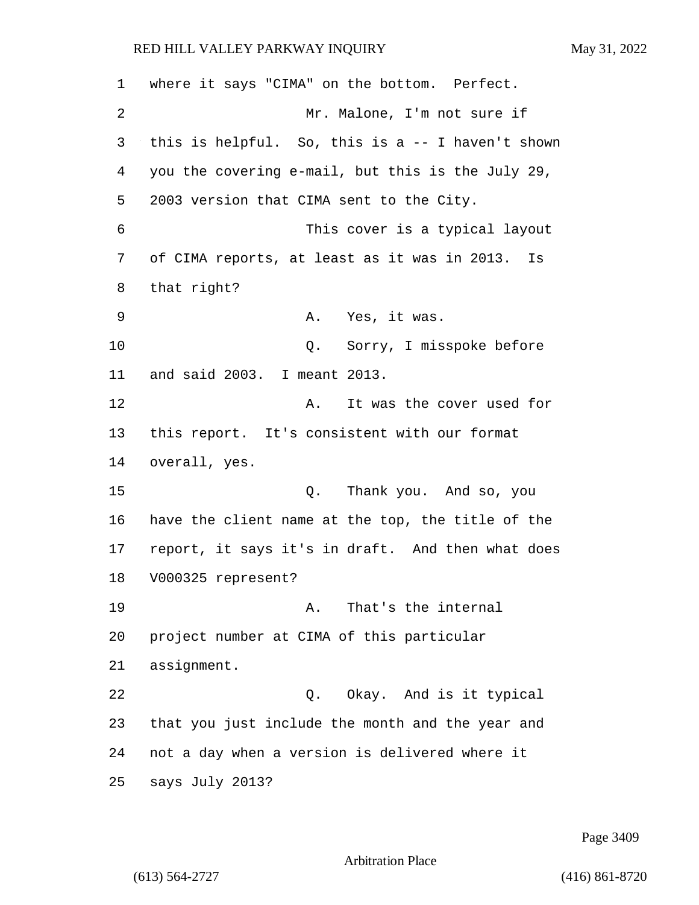where it says "CIMA" on the bottom. Perfect.

Mr. Malone, I'm not sure if this is helpful. So, this is a -- I haven't shown you the covering e-mail, but this is the July 29, 2003 version that CIMA sent to the City.

This cover is a typical layout of CIMA reports, at least as it was in 2013. Is that right?

A. Yes, it was.

Q. Sorry, I misspoke before and said 2003. I meant 2013.

A. It was the cover used for this report. It's consistent with our format overall, yes.

Q. Thank you. And so, you have the client name at the top, the title of the report, it says it's in draft. And then what does V000325 represent?

A. That's the internal project number at CIMA of this particular assignment.

Q. Okay. And is it typical that you just include the month and the year and not a day when a version is delivered where it says July 2013?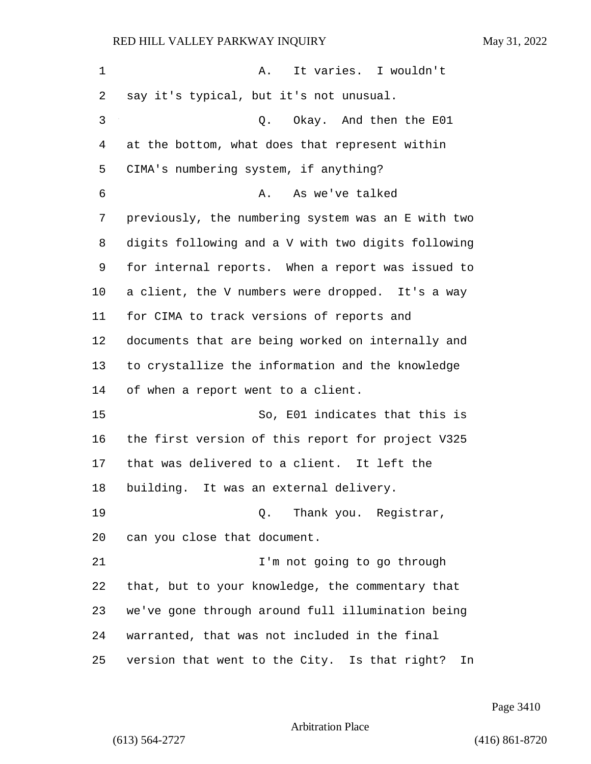A. It varies. I wouldn't say it's typical, but it's not unusual.

Q. Okay. And then the E01 at the bottom, what does that represent within CIMA's numbering system, if anything?

A. As we've talked previously, the numbering system was an E with two digits following and a V with two digits following for internal reports. When a report was issued to a client, the V numbers were dropped. It's a way for CIMA to track versions of reports and documents that are being worked on internally and to crystallize the information and the knowledge of when a report went to a client.

So, E01 indicates that this is the first version of this report for project V325 that was delivered to a client. It left the building. It was an external delivery.

Q. Thank you. Registrar, can you close that document.

I'm not going to go through that, but to your knowledge, the commentary that we've gone through around full illumination being warranted, that was not included in the final version that went to the City. Is that right? In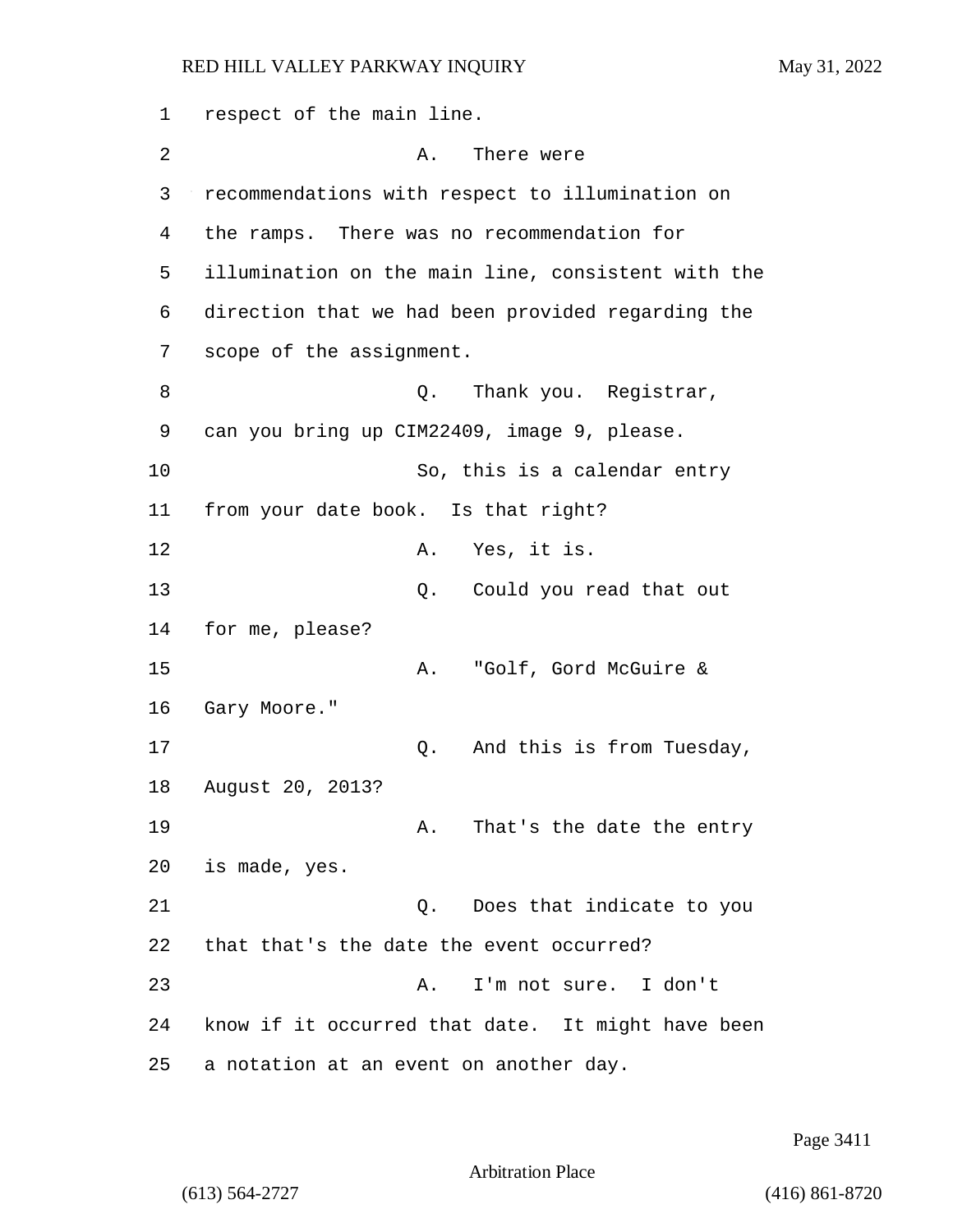1 respect of the main line.

2 A. There were

3 recommendations with respect to illumination on

4 the ramps. There was no recommendation for

5 illumination on the main line, consistent with the

6 direction that we had been provided regarding the

7 scope of the assignment.

8 Q. Thank you. Registrar,

9 can you bring up CIM22409, image 9, please.

10 So, this is a calendar entry

11 from your date book. Is that right?

12 A. Yes, it is.

13 Q. Could you read that out

14 for me, please?

15 A. "Golf, Gord McGuire &

16 Gary Moore."

17 Q. And this is from Tuesday,

18 August 20, 2013?

19 A. That's the date the entry

20 is made, yes.

21 Q. Does that indicate to you

22 that that's the date the event occurred?

23 A. I'm not sure. I don't

24 know if it occurred that date. It might have been

25 a notation at an event on another day.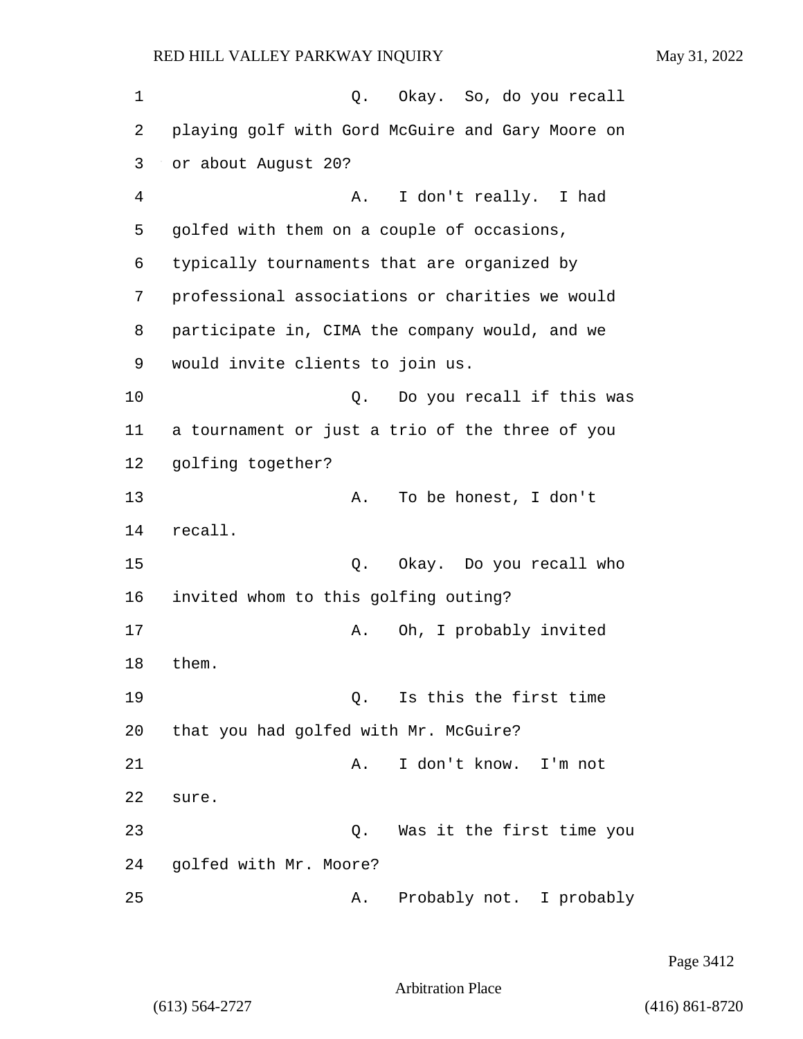Q. Okay. So, do you recall playing golf with Gord McGuire and Gary Moore on or about August 20?

A. I don't really. I had golfed with them on a couple of occasions, typically tournaments that are organized by professional associations or charities we would participate in, CIMA the company would, and we would invite clients to join us.

Q. Do you recall if this was a tournament or just a trio of the three of you golfing together?

A. To be honest, I don't recall.

Q. Okay. Do you recall who invited whom to this golfing outing?

A. Oh, I probably invited them.

Q. Is this the first time that you had golfed with Mr. McGuire?

A. I don't know. I'm not sure.

Q. Was it the first time you golfed with Mr. Moore?

A. Probably not. I probably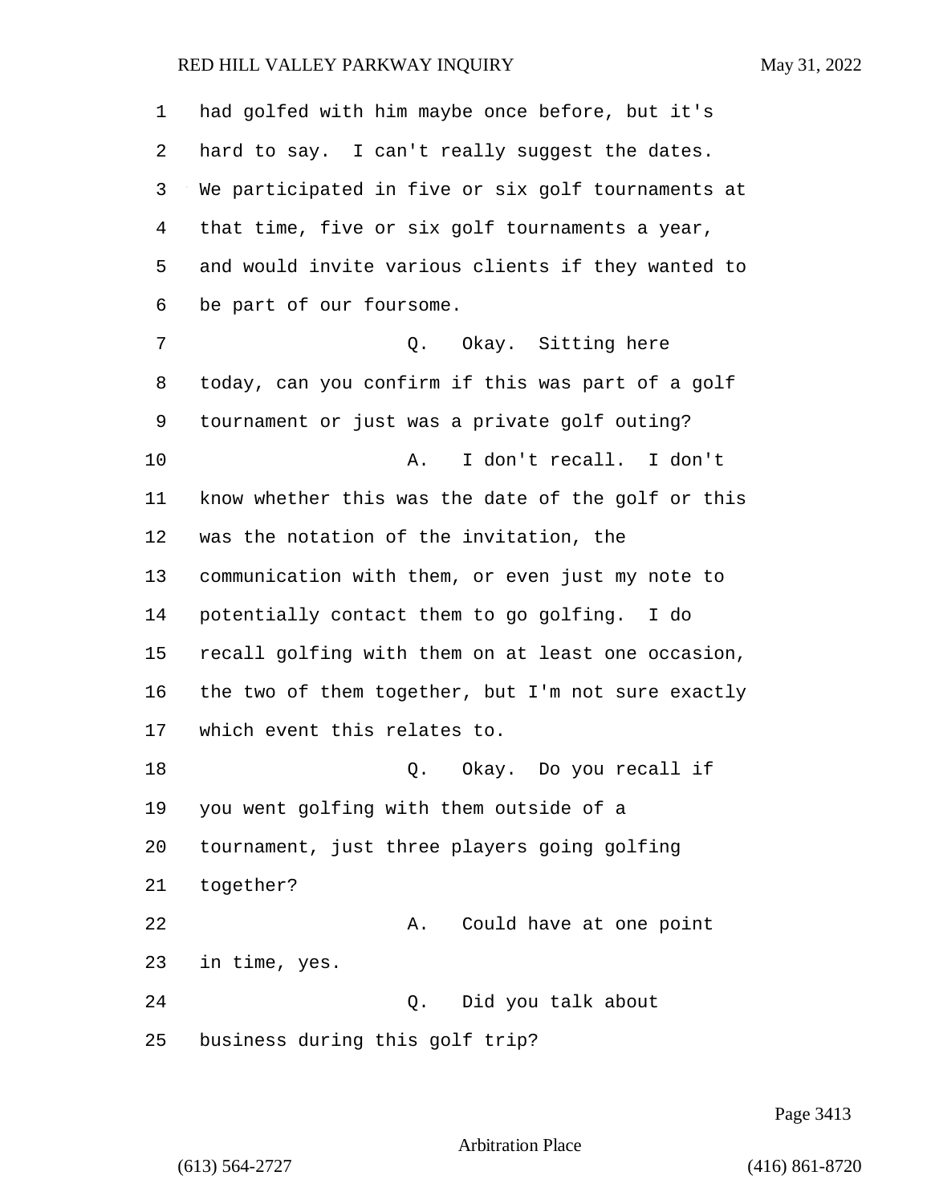had golfed with him maybe once before, but it's hard to say. I can't really suggest the dates. We participated in five or six golf tournaments at that time, five or six golf tournaments a year, and would invite various clients if they wanted to be part of our foursome.

Q. Okay. Sitting here today, can you confirm if this was part of a golf tournament or just was a private golf outing?

A. I don't recall. I don't know whether this was the date of the golf or this was the notation of the invitation, the communication with them, or even just my note to potentially contact them to go golfing. I do recall golfing with them on at least one occasion, the two of them together, but I'm not sure exactly which event this relates to.

Q. Okay. Do you recall if you went golfing with them outside of a tournament, just three players going golfing together?

A. Could have at one point in time, yes.

Q. Did you talk about business during this golf trip?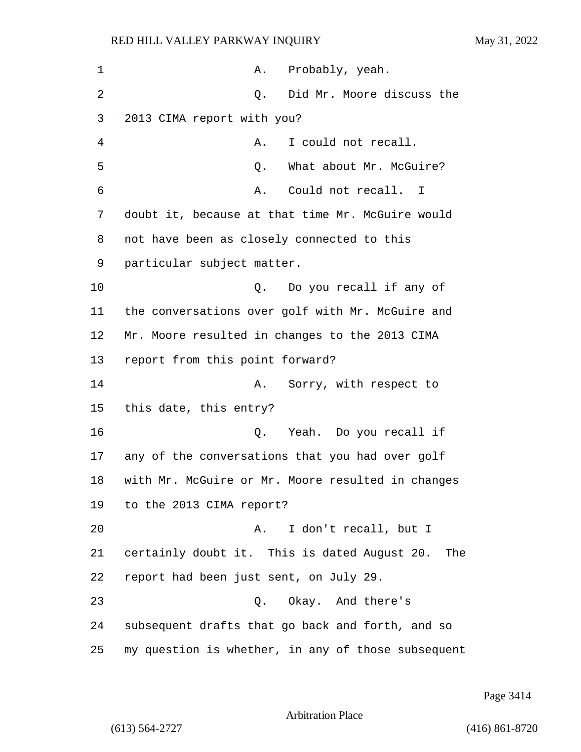A. Probably, yeah.

Q. Did Mr. Moore discuss the 2013 CIMA report with you?

A. I could not recall.

Q. What about Mr. McGuire?

A. Could not recall. I doubt it, because at that time Mr. McGuire would not have been as closely connected to this particular subject matter.

Q. Do you recall if any of the conversations over golf with Mr. McGuire and Mr. Moore resulted in changes to the 2013 CIMA report from this point forward?

A. Sorry, with respect to this date, this entry?

Q. Yeah. Do you recall if any of the conversations that you had over golf with Mr. McGuire or Mr. Moore resulted in changes to the 2013 CIMA report?

A. I don't recall, but I certainly doubt it. This is dated August 20. The report had been just sent, on July 29.

Q. Okay. And there's subsequent drafts that go back and forth, and so my question is whether, in any of those subsequent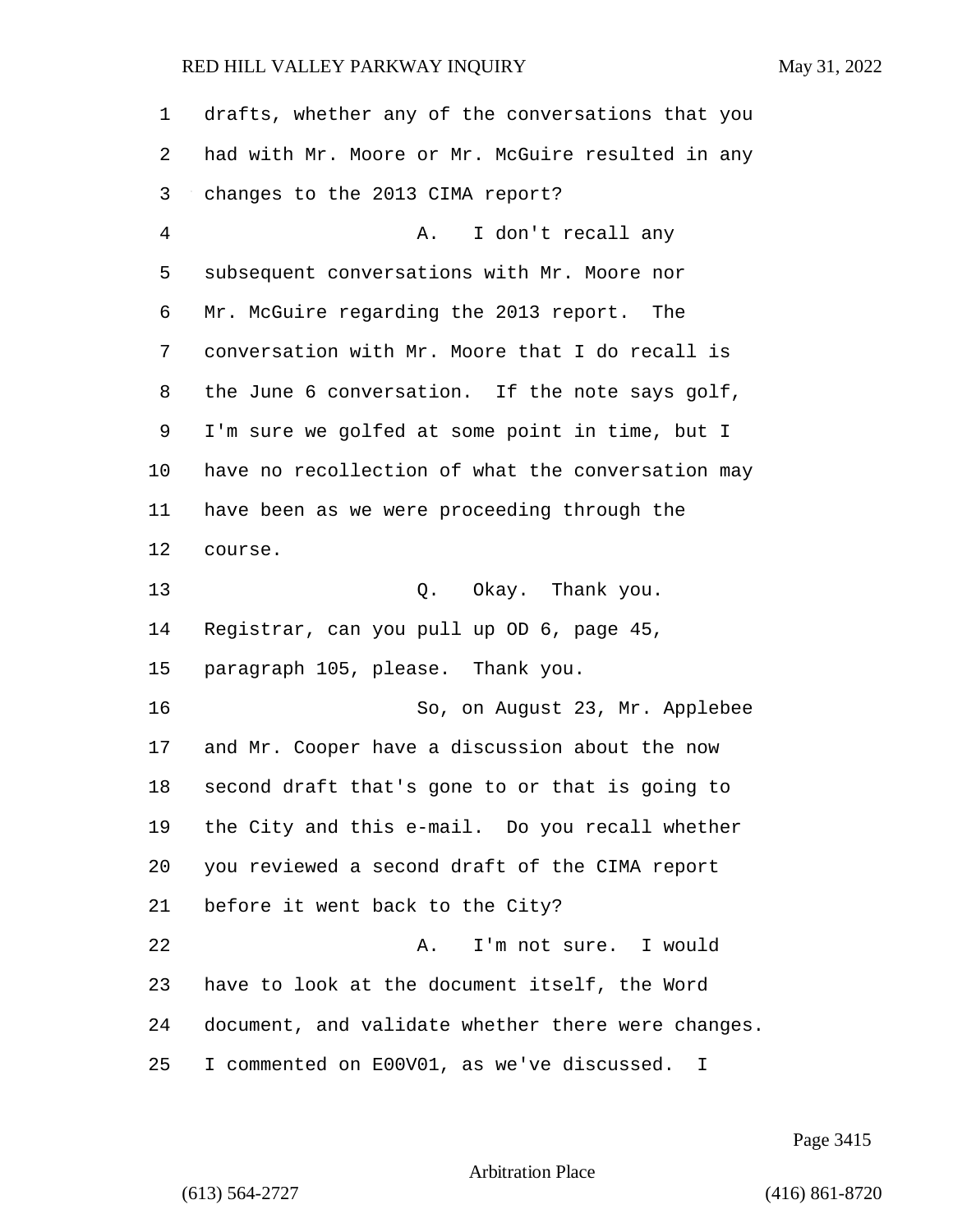drafts, whether any of the conversations that you had with Mr. Moore or Mr. McGuire resulted in any changes to the 2013 CIMA report?

A. I don't recall any subsequent conversations with Mr. Moore nor Mr. McGuire regarding the 2013 report. The conversation with Mr. Moore that I do recall is the June 6 conversation. If the note says golf, I'm sure we golfed at some point in time, but I have no recollection of what the conversation may have been as we were proceeding through the course.

Q. Okay. Thank you. Registrar, can you pull up OD 6, page 45, paragraph 105, please. Thank you.

So, on August 23, Mr. Applebee and Mr. Cooper have a discussion about the now second draft that's gone to or that is going to the City and this e-mail. Do you recall whether you reviewed a second draft of the CIMA report before it went back to the City?

A. I'm not sure. I would have to look at the document itself, the Word document, and validate whether there were changes. I commented on E00V01, as we've discussed. I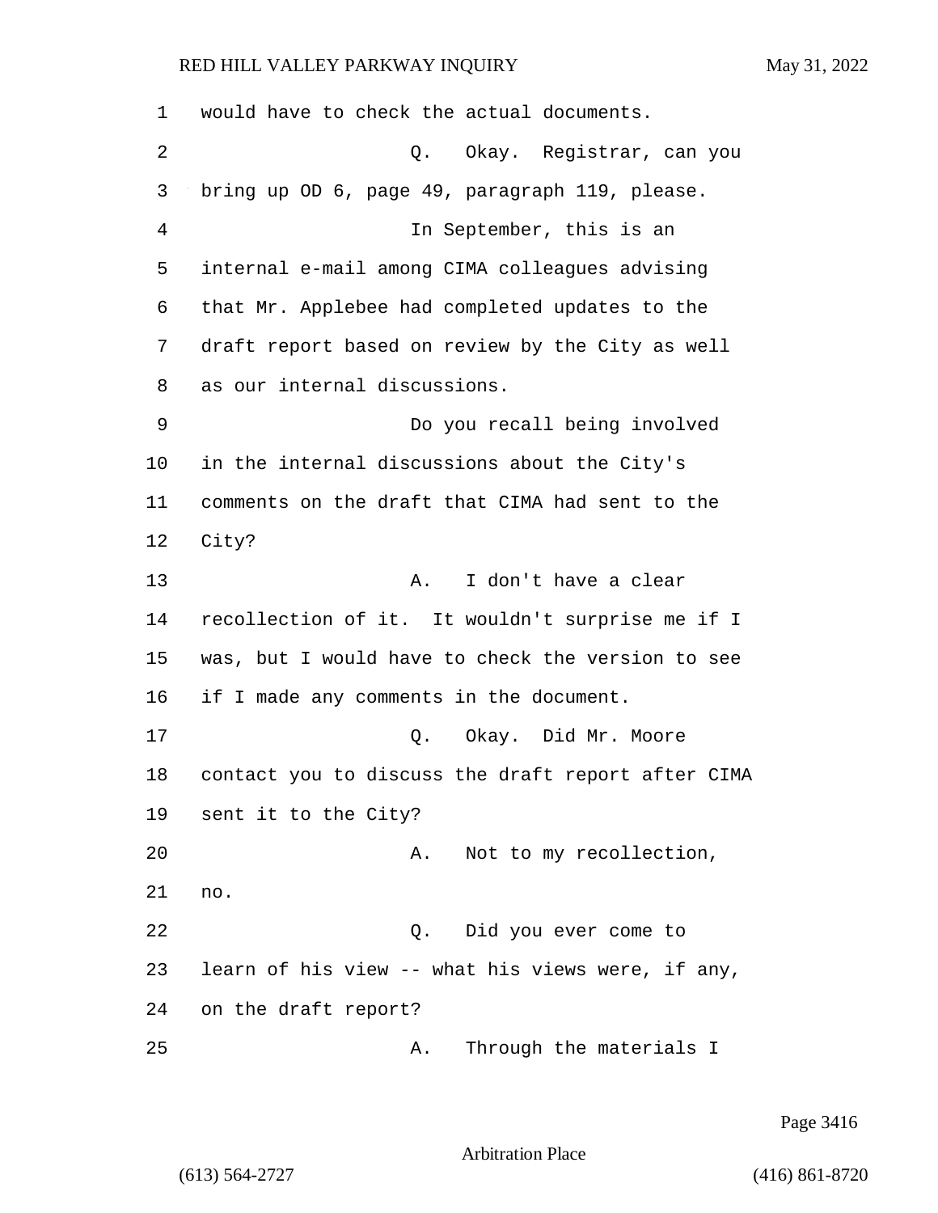would have to check the actual documents.

Q. Okay. Registrar, can you bring up OD 6, page 49, paragraph 119, please.

In September, this is an internal e-mail among CIMA colleagues advising that Mr. Applebee had completed updates to the draft report based on review by the City as well as our internal discussions.

Do you recall being involved in the internal discussions about the City's comments on the draft that CIMA had sent to the City?

A. I don't have a clear recollection of it. It wouldn't surprise me if I was, but I would have to check the version to see if I made any comments in the document.

Q. Okay. Did Mr. Moore contact you to discuss the draft report after CIMA sent it to the City?

A. Not to my recollection, no.

Q. Did you ever come to learn of his view -- what his views were, if any, on the draft report?

A. Through the materials I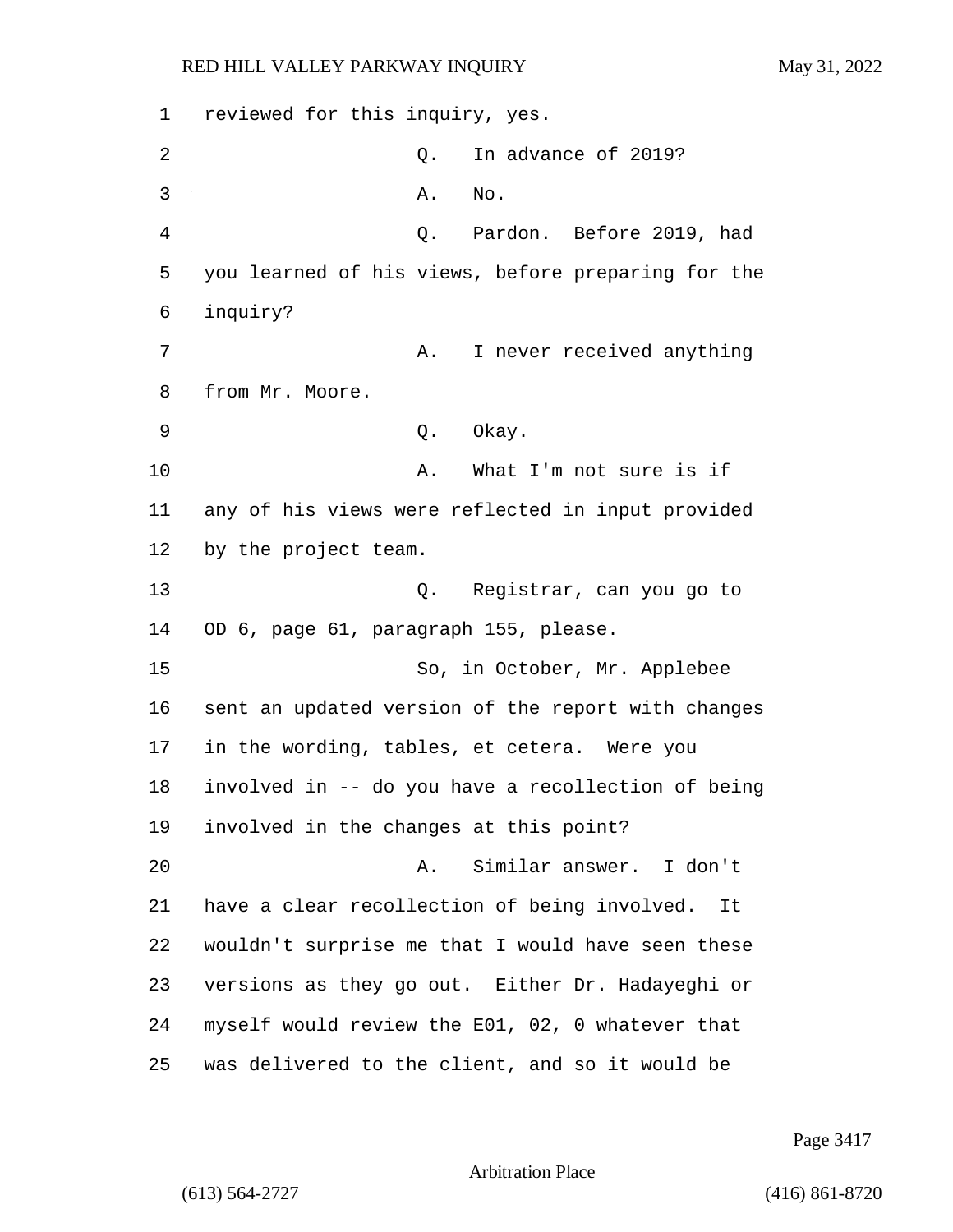reviewed for this inquiry, yes.

Q. In advance of 2019?

A. No.

Q. Pardon. Before 2019, had you learned of his views, before preparing for the inquiry?

A. I never received anything from Mr. Moore.

Q. Okay.

A. What I'm not sure is if any of his views were reflected in input provided by the project team.

Q. Registrar, can you go to OD 6, page 61, paragraph 155, please.

So, in October, Mr. Applebee sent an updated version of the report with changes in the wording, tables, et cetera. Were you involved in -- do you have a recollection of being involved in the changes at this point?

A. Similar answer. I don't have a clear recollection of being involved. It wouldn't surprise me that I would have seen these versions as they go out. Either Dr. Hadayeghi or myself would review the E01, 02, 0 whatever that was delivered to the client, and so it would be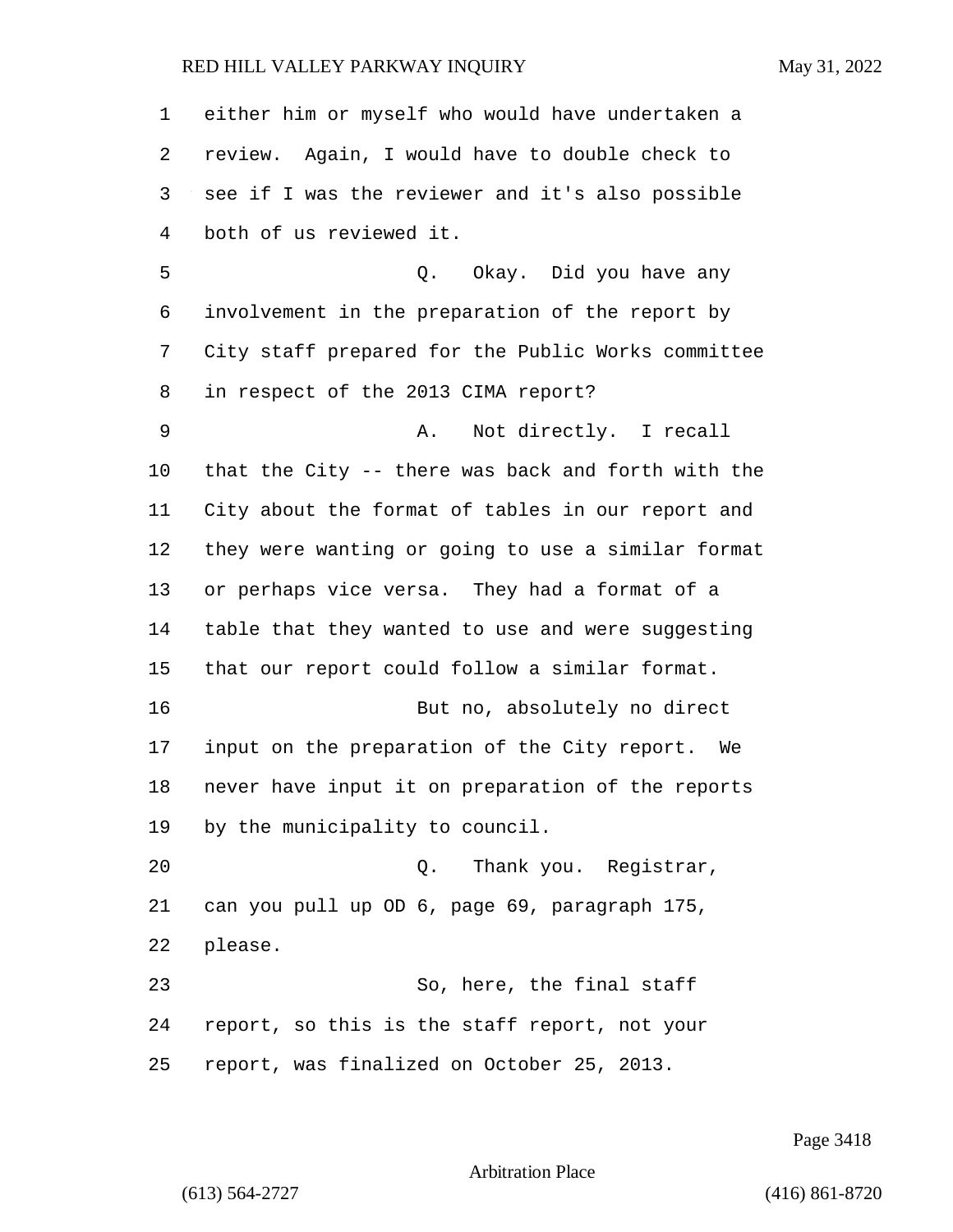either him or myself who would have undertaken a review. Again, I would have to double check to see if I was the reviewer and it's also possible both of us reviewed it.

Q. Okay. Did you have any involvement in the preparation of the report by City staff prepared for the Public Works committee in respect of the 2013 CIMA report?

A. Not directly. I recall that the City -- there was back and forth with the City about the format of tables in our report and they were wanting or going to use a similar format or perhaps vice versa. They had a format of a table that they wanted to use and were suggesting that our report could follow a similar format.

But no, absolutely no direct input on the preparation of the City report. We never have input it on preparation of the reports by the municipality to council.

Q. Thank you. Registrar, can you pull up OD 6, page 69, paragraph 175, please.

So, here, the final staff report, so this is the staff report, not your report, was finalized on October 25, 2013.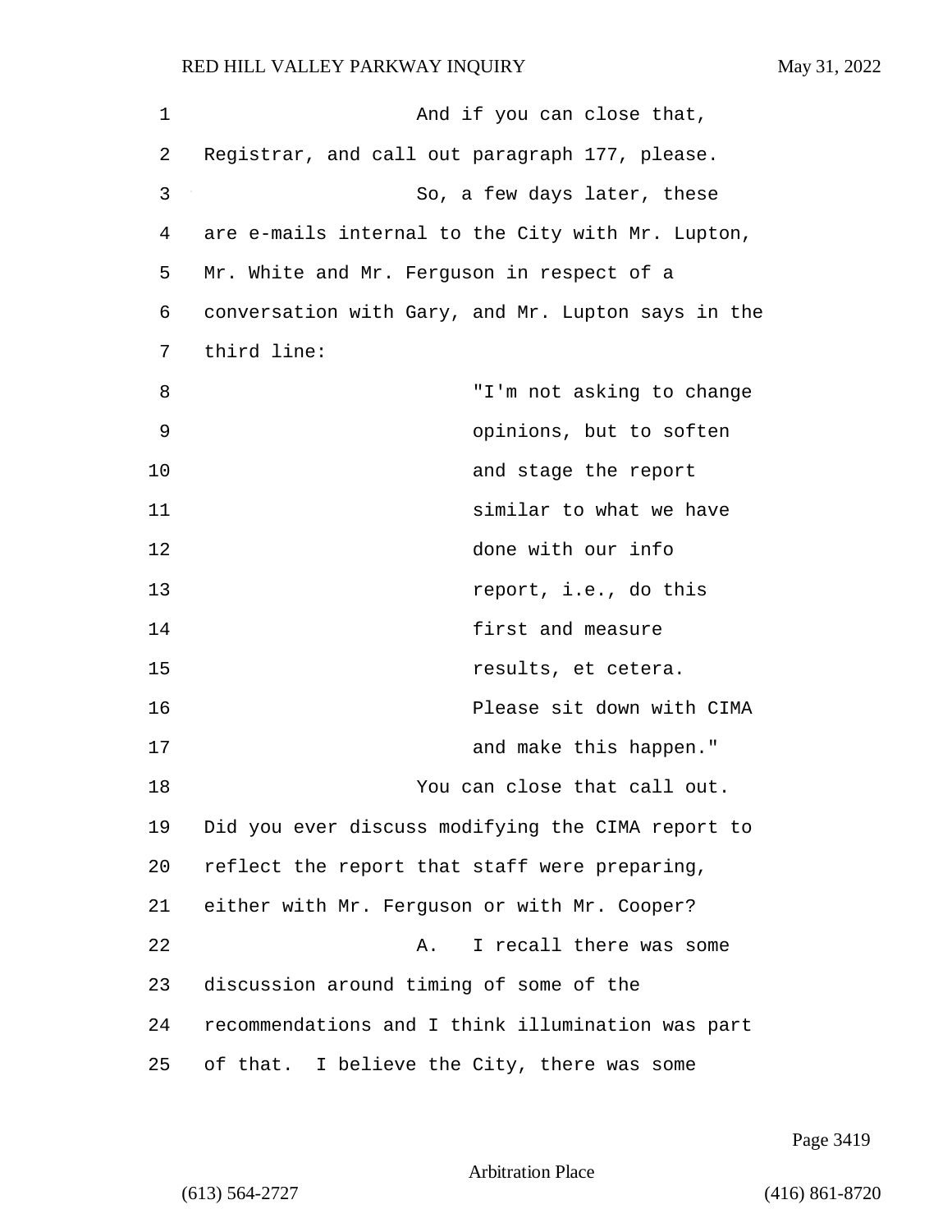And if you can close that, Registrar, and call out paragraph 177, please.

So, a few days later, these are e-mails internal to the City with Mr. Lupton, Mr. White and Mr. Ferguson in respect of a conversation with Gary, and Mr. Lupton says in the third line:

> "I'm not asking to change opinions, but to soften and stage the report similar to what we have done with our info report, i.e., do this first and measure results, et cetera. Please sit down with CIMA and make this happen."

You can close that call out. Did you ever discuss modifying the CIMA report to reflect the report that staff were preparing, either with Mr. Ferguson or with Mr. Cooper?

A. I recall there was some discussion around timing of some of the recommendations and I think illumination was part of that. I believe the City, there was some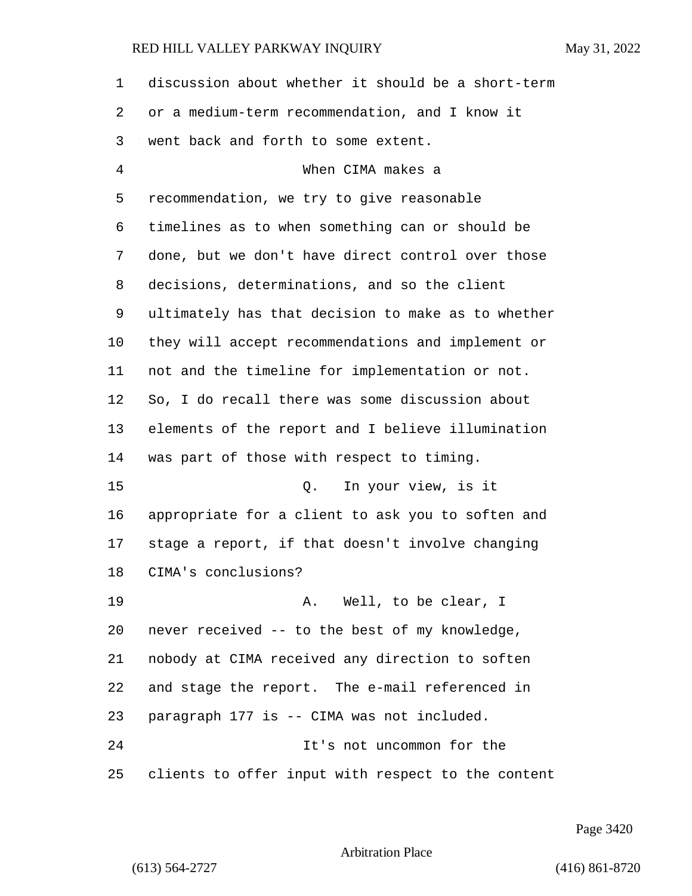discussion about whether it should be a short-term or a medium-term recommendation, and I know it went back and forth to some extent.

When CIMA makes a recommendation, we try to give reasonable timelines as to when something can or should be done, but we don't have direct control over those decisions, determinations, and so the client ultimately has that decision to make as to whether they will accept recommendations and implement or not and the timeline for implementation or not. So, I do recall there was some discussion about elements of the report and I believe illumination was part of those with respect to timing.

Q. In your view, is it appropriate for a client to ask you to soften and stage a report, if that doesn't involve changing CIMA's conclusions?

A. Well, to be clear, I never received -- to the best of my knowledge, nobody at CIMA received any direction to soften and stage the report. The e-mail referenced in paragraph 177 is -- CIMA was not included.

It's not uncommon for the clients to offer input with respect to the content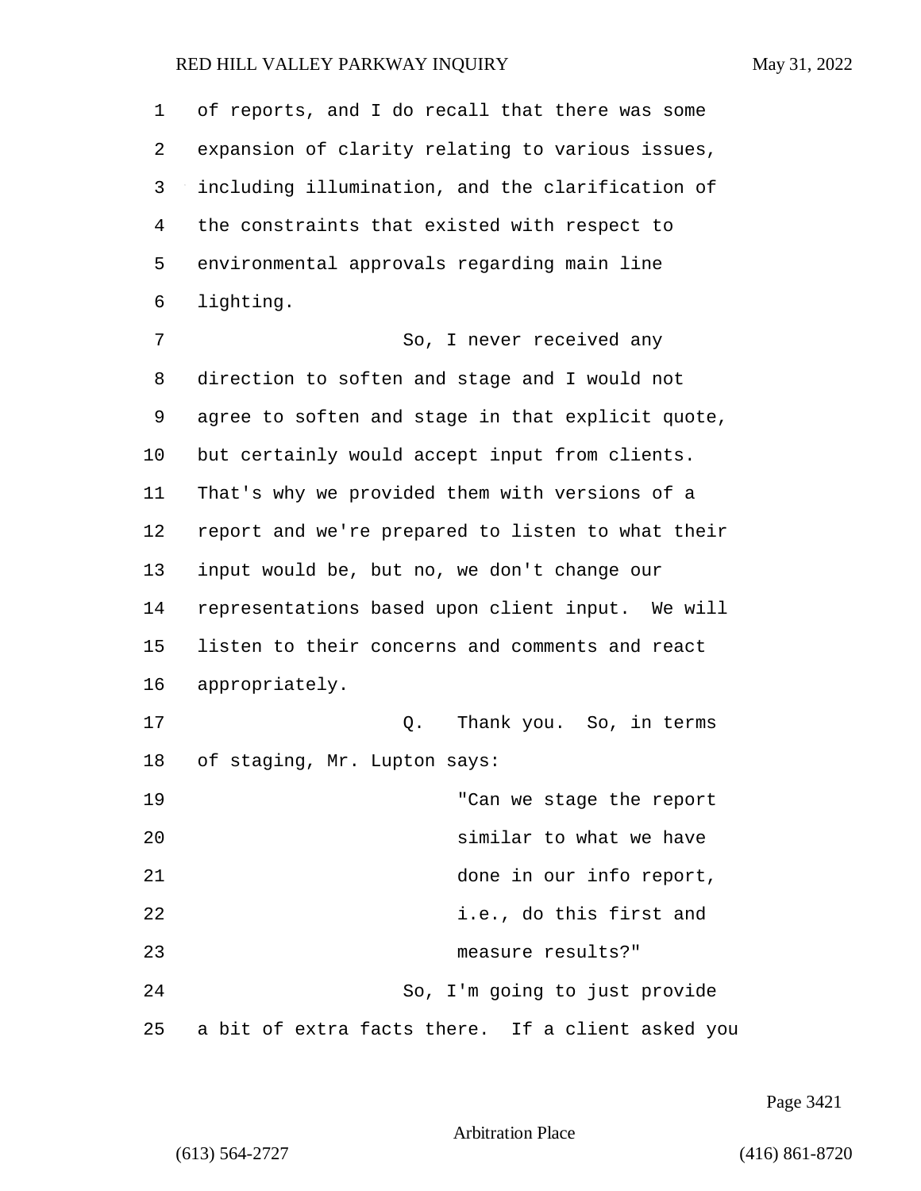of reports, and I do recall that there was some expansion of clarity relating to various issues, including illumination, and the clarification of the constraints that existed with respect to environmental approvals regarding main line lighting.

So, I never received any direction to soften and stage and I would not agree to soften and stage in that explicit quote, but certainly would accept input from clients. That's why we provided them with versions of a report and we're prepared to listen to what their input would be, but no, we don't change our representations based upon client input. We will listen to their concerns and comments and react appropriately.

Q. Thank you. So, in terms of staging, Mr. Lupton says:

> "Can we stage the report similar to what we have done in our info report, i.e., do this first and measure results?"

So, I'm going to just provide a bit of extra facts there. If a client asked you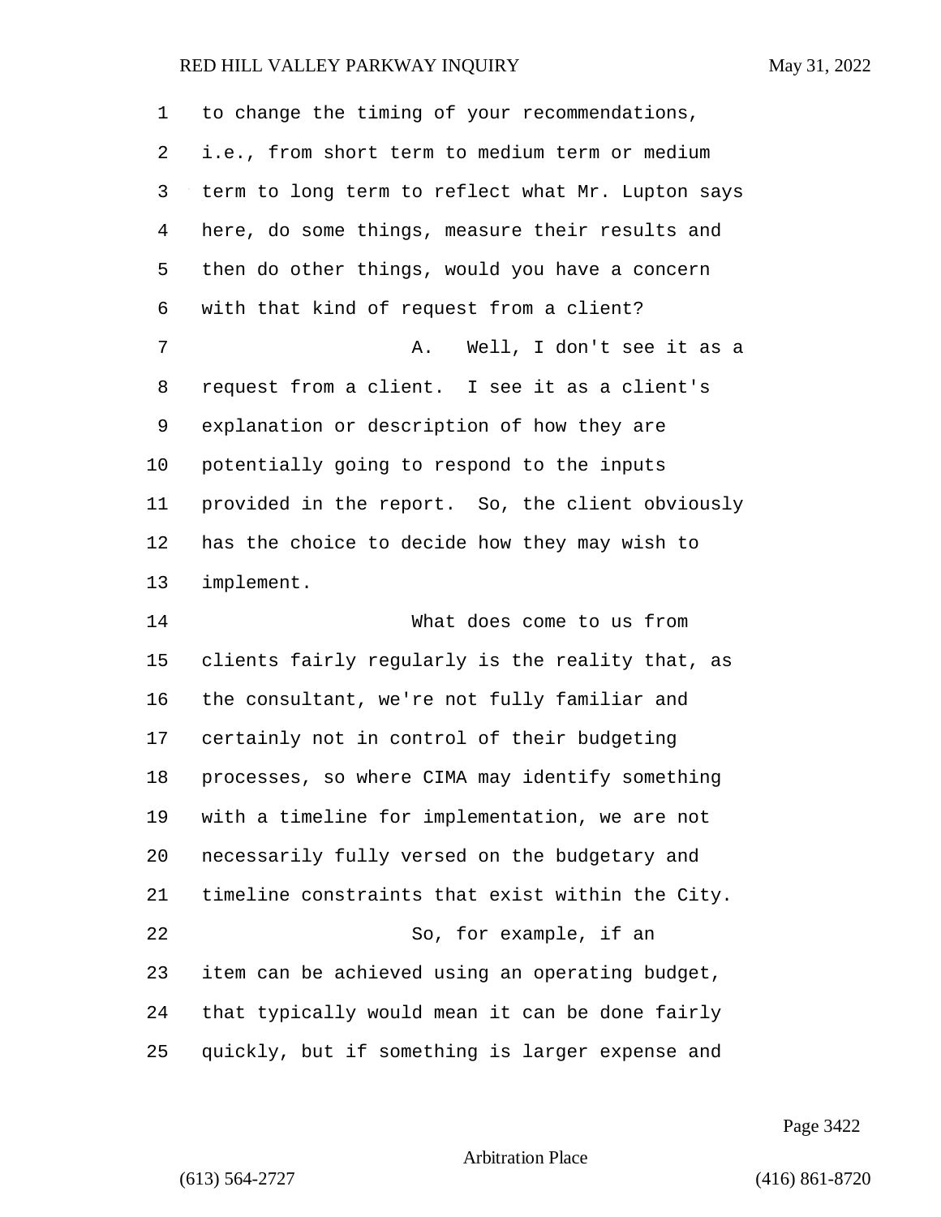to change the timing of your recommendations, i.e., from short term to medium term or medium term to long term to reflect what Mr. Lupton says here, do some things, measure their results and then do other things, would you have a concern with that kind of request from a client?

A. Well, I don't see it as a request from a client. I see it as a client's explanation or description of how they are potentially going to respond to the inputs provided in the report. So, the client obviously has the choice to decide how they may wish to implement.

What does come to us from clients fairly regularly is the reality that, as the consultant, we're not fully familiar and certainly not in control of their budgeting processes, so where CIMA may identify something with a timeline for implementation, we are not necessarily fully versed on the budgetary and timeline constraints that exist within the City.

So, for example, if an item can be achieved using an operating budget, that typically would mean it can be done fairly quickly, but if something is larger expense and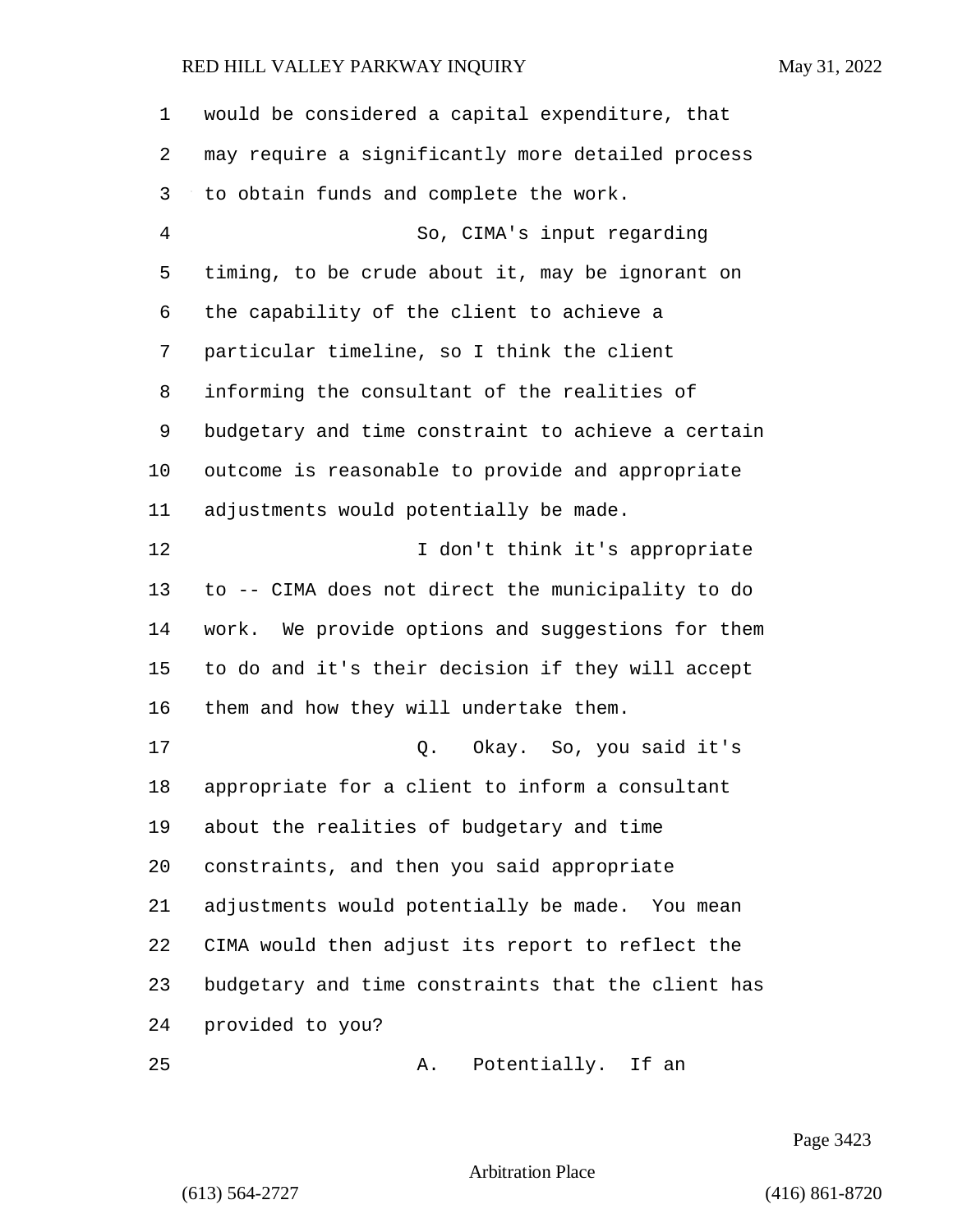would be considered a capital expenditure, that may require a significantly more detailed process to obtain funds and complete the work.

So, CIMA's input regarding timing, to be crude about it, may be ignorant on the capability of the client to achieve a particular timeline, so I think the client informing the consultant of the realities of budgetary and time constraint to achieve a certain outcome is reasonable to provide and appropriate adjustments would potentially be made.

I don't think it's appropriate to -- CIMA does not direct the municipality to do work. We provide options and suggestions for them to do and it's their decision if they will accept them and how they will undertake them.

Q. Okay. So, you said it's appropriate for a client to inform a consultant about the realities of budgetary and time constraints, and then you said appropriate adjustments would potentially be made. You mean CIMA would then adjust its report to reflect the budgetary and time constraints that the client has provided to you?

A. Potentially. If an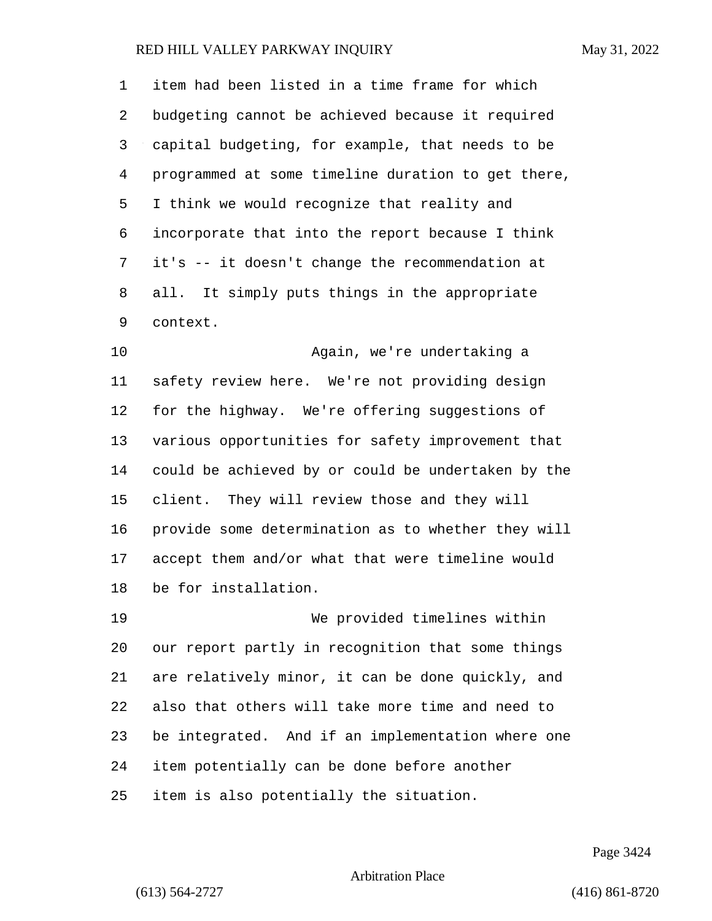item had been listed in a time frame for which budgeting cannot be achieved because it required capital budgeting, for example, that needs to be programmed at some timeline duration to get there, I think we would recognize that reality and incorporate that into the report because I think it's -- it doesn't change the recommendation at all. It simply puts things in the appropriate context.

Again, we're undertaking a safety review here. We're not providing design for the highway. We're offering suggestions of various opportunities for safety improvement that could be achieved by or could be undertaken by the client. They will review those and they will provide some determination as to whether they will accept them and/or what that were timeline would be for installation.

We provided timelines within our report partly in recognition that some things are relatively minor, it can be done quickly, and also that others will take more time and need to be integrated. And if an implementation where one item potentially can be done before another item is also potentially the situation.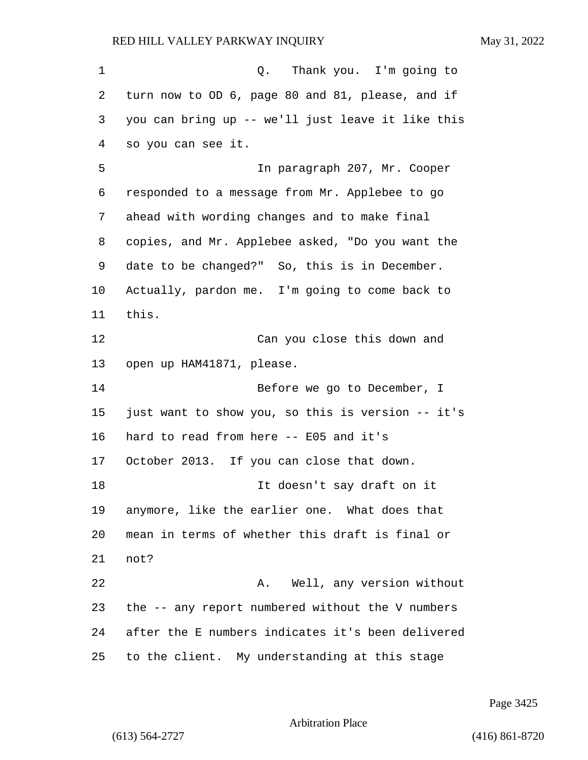Q. Thank you. I'm going to turn now to OD 6, page 80 and 81, please, and if you can bring up -- we'll just leave it like this so you can see it.

In paragraph 207, Mr. Cooper responded to a message from Mr. Applebee to go ahead with wording changes and to make final copies, and Mr. Applebee asked, "Do you want the date to be changed?" So, this is in December. Actually, pardon me. I'm going to come back to this.

Can you close this down and open up HAM41871, please.

Before we go to December, I just want to show you, so this is version -- it's hard to read from here -- E05 and it's October 2013. If you can close that down.

It doesn't say draft on it anymore, like the earlier one. What does that mean in terms of whether this draft is final or not?

A. Well, any version without the -- any report numbered without the V numbers after the E numbers indicates it's been delivered to the client. My understanding at this stage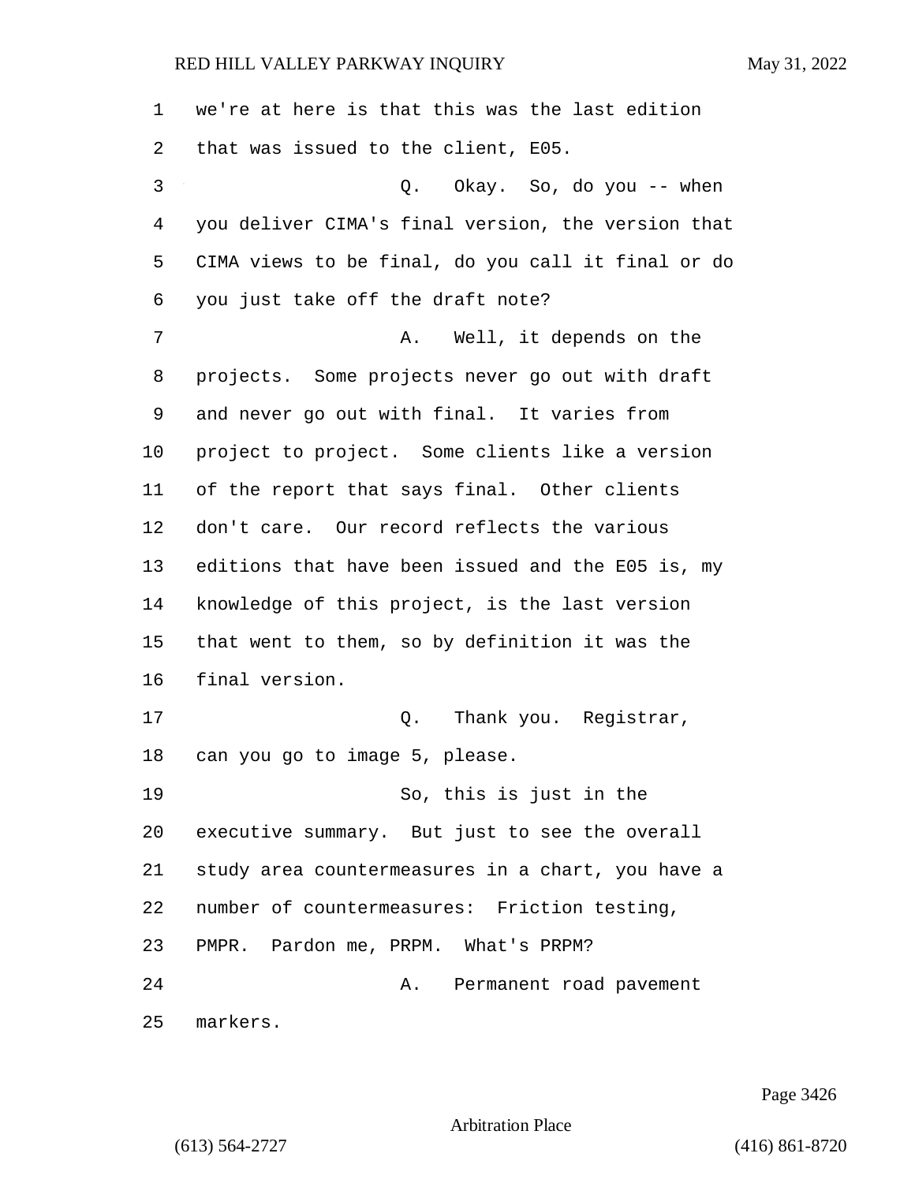we're at here is that this was the last edition that was issued to the client, E05.

Q. Okay. So, do you -- when you deliver CIMA's final version, the version that CIMA views to be final, do you call it final or do you just take off the draft note?

A. Well, it depends on the projects. Some projects never go out with draft and never go out with final. It varies from project to project. Some clients like a version of the report that says final. Other clients don't care. Our record reflects the various editions that have been issued and the E05 is, my knowledge of this project, is the last version that went to them, so by definition it was the final version.

Q. Thank you. Registrar, can you go to image 5, please.

So, this is just in the executive summary. But just to see the overall study area countermeasures in a chart, you have a number of countermeasures: Friction testing, PMPR. Pardon me, PRPM. What's PRPM?

A. Permanent road pavement markers.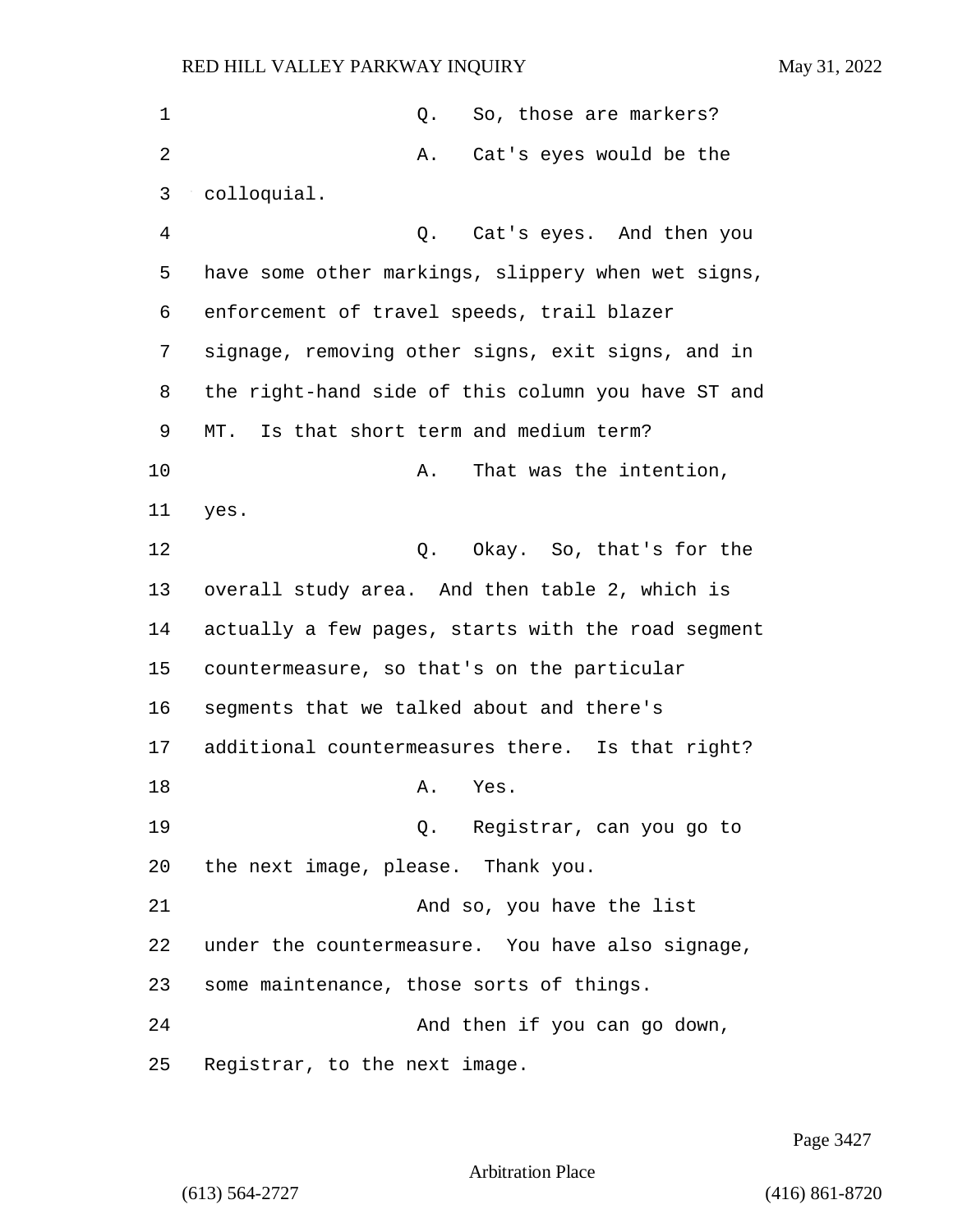Q. So, those are markers?

A. Cat's eyes would be the colloquial.

Q. Cat's eyes. And then you have some other markings, slippery when wet signs, enforcement of travel speeds, trail blazer signage, removing other signs, exit signs, and in the right-hand side of this column you have ST and MT. Is that short term and medium term?

A. That was the intention, yes.

Q. Okay. So, that's for the overall study area. And then table 2, which is actually a few pages, starts with the road segment countermeasure, so that's on the particular segments that we talked about and there's additional countermeasures there. Is that right?

A. Yes.

Q. Registrar, can you go to the next image, please. Thank you.

And so, you have the list under the countermeasure. You have also signage, some maintenance, those sorts of things.

And then if you can go down, Registrar, to the next image.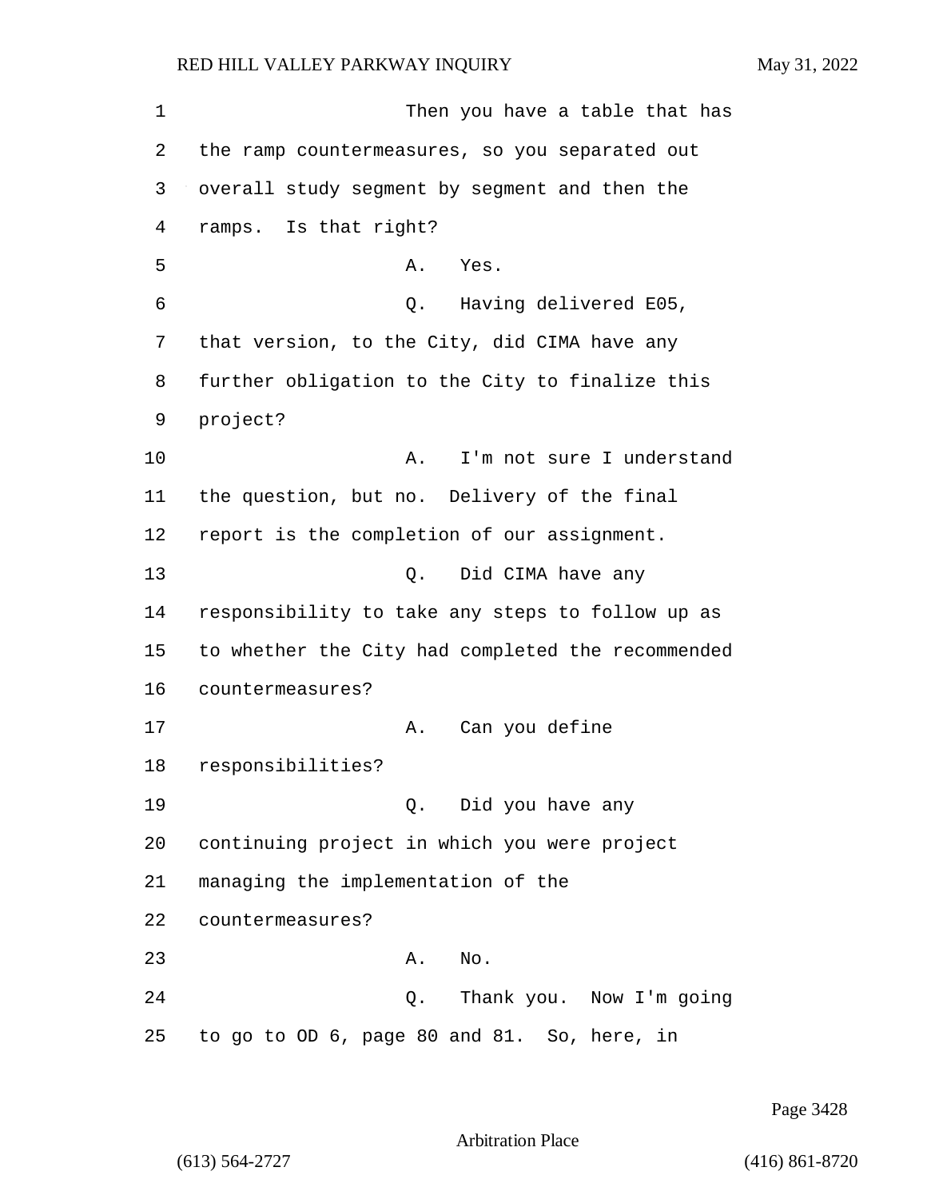Then you have a table that has the ramp countermeasures, so you separated out overall study segment by segment and then the ramps. Is that right?

A. Yes.

Q. Having delivered E05, that version, to the City, did CIMA have any further obligation to the City to finalize this project?

A. I'm not sure I understand the question, but no. Delivery of the final report is the completion of our assignment.

Q. Did CIMA have any responsibility to take any steps to follow up as to whether the City had completed the recommended countermeasures?

A. Can you define responsibilities?

Q. Did you have any continuing project in which you were project managing the implementation of the countermeasures?

A. No.

Q. Thank you. Now I'm going to go to OD 6, page 80 and 81. So, here, in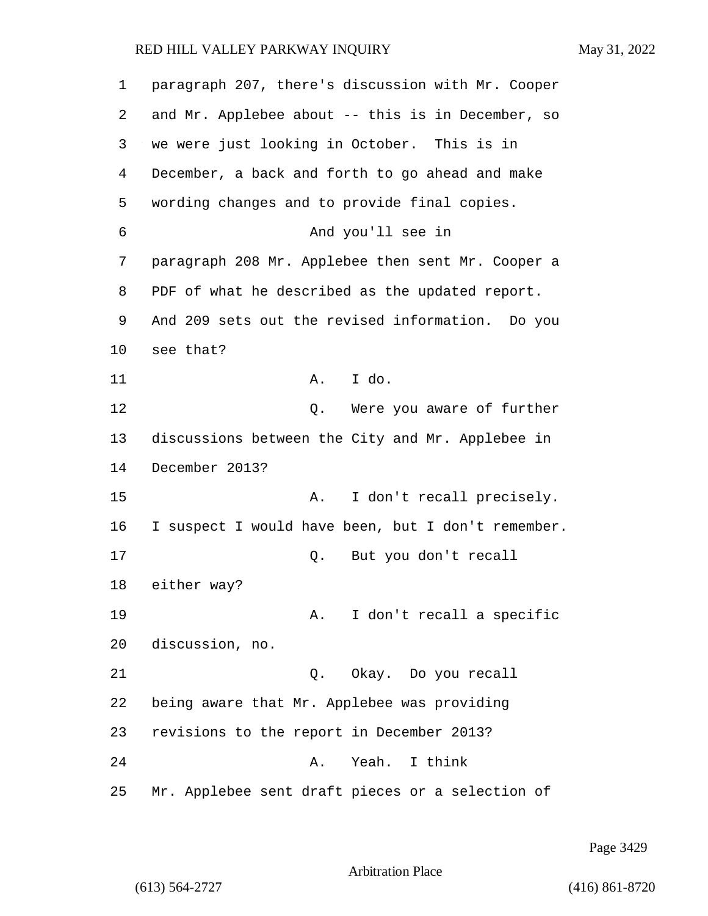paragraph 207, there's discussion with Mr. Cooper and Mr. Applebee about -- this is in December, so we were just looking in October. This is in December, a back and forth to go ahead and make wording changes and to provide final copies.

And you'll see in paragraph 208 Mr. Applebee then sent Mr. Cooper a PDF of what he described as the updated report. And 209 sets out the revised information. Do you see that?

A. I do.

Q. Were you aware of further discussions between the City and Mr. Applebee in December 2013?

A. I don't recall precisely. I suspect I would have been, but I don't remember.

Q. But you don't recall either way?

A. I don't recall a specific discussion, no.

Q. Okay. Do you recall being aware that Mr. Applebee was providing revisions to the report in December 2013?

A. Yeah. I think Mr. Applebee sent draft pieces or a selection of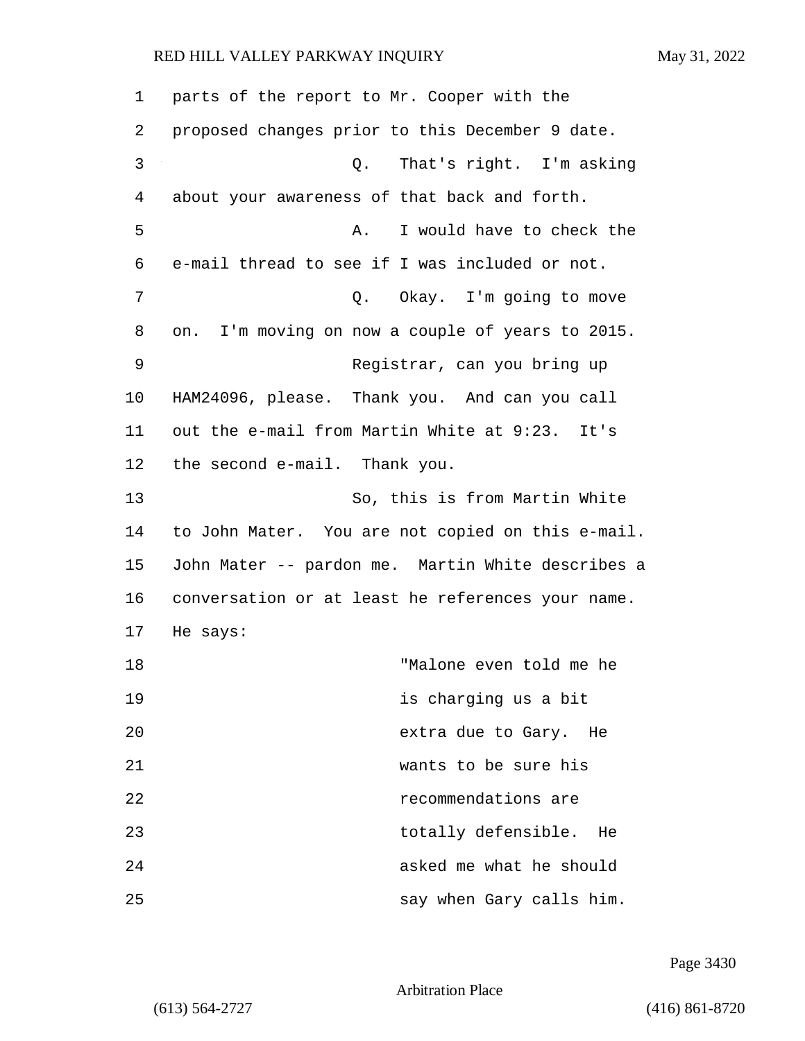parts of the report to Mr. Cooper with the proposed changes prior to this December 9 date.

Q. That's right. I'm asking about your awareness of that back and forth.

A. I would have to check the e-mail thread to see if I was included or not.

Q. Okay. I'm going to move on. I'm moving on now a couple of years to 2015.

Registrar, can you bring up HAM24096, please. Thank you. And can you call out the e-mail from Martin White at 9:23. It's the second e-mail. Thank you.

So, this is from Martin White to John Mater. You are not copied on this e-mail. John Mater -- pardon me. Martin White describes a conversation or at least he references your name. He says:

> "Malone even told me he is charging us a bit extra due to Gary. He wants to be sure his recommendations are totally defensible. He asked me what he should say when Gary calls him.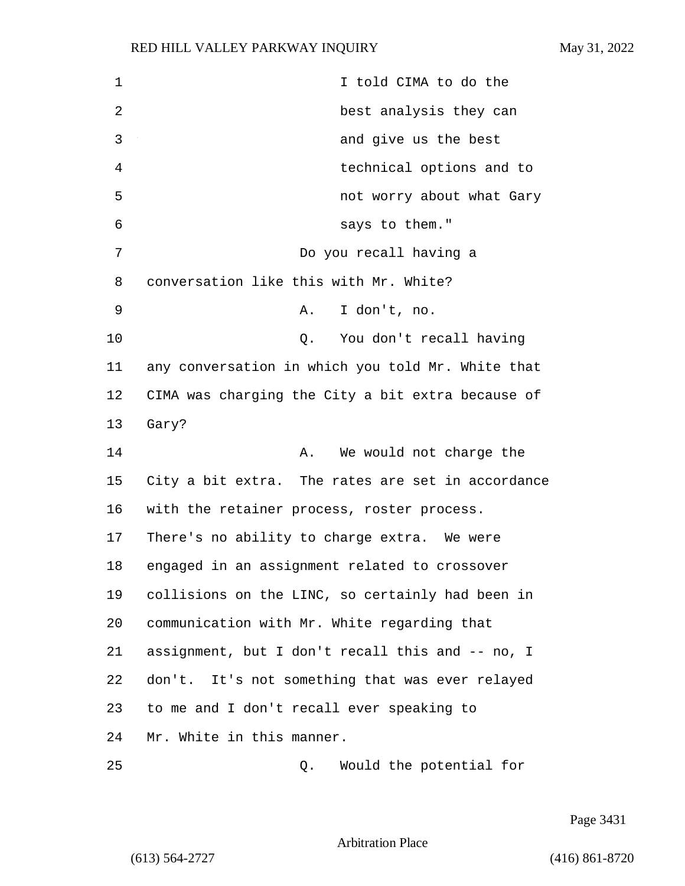I told CIMA to do the best analysis they can and give us the best technical options and to not worry about what Gary says to them."

Do you recall having a conversation like this with Mr. White?

A. I don't, no.

Q. You don't recall having any conversation in which you told Mr. White that CIMA was charging the City a bit extra because of Gary?

A. We would not charge the City a bit extra. The rates are set in accordance with the retainer process, roster process. There's no ability to charge extra. We were engaged in an assignment related to crossover collisions on the LINC, so certainly had been in communication with Mr. White regarding that assignment, but I don't recall this and -- no, I don't. It's not something that was ever relayed to me and I don't recall ever speaking to Mr. White in this manner.

Q. Would the potential for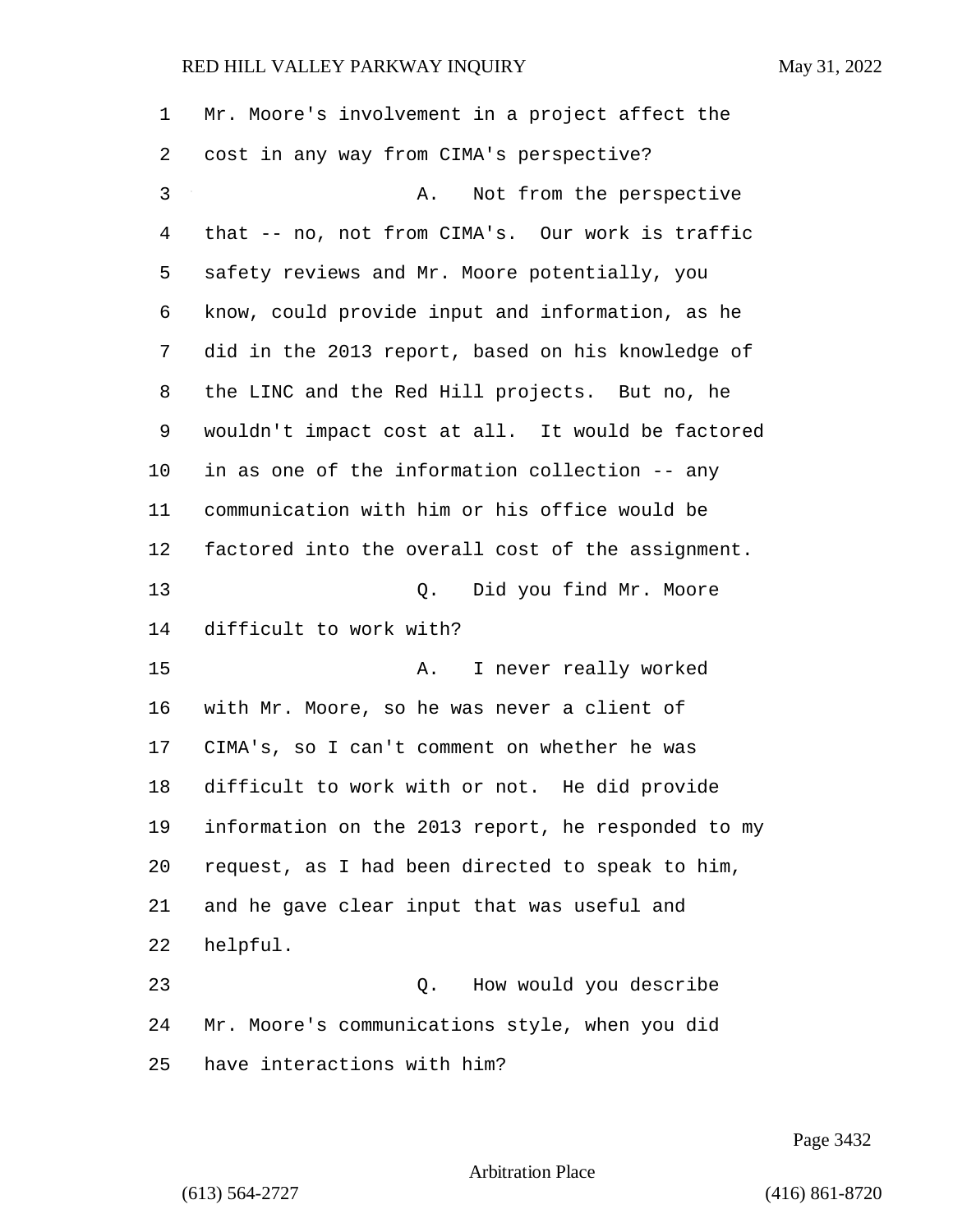Mr. Moore's involvement in a project affect the cost in any way from CIMA's perspective?

A. Not from the perspective that -- no, not from CIMA's. Our work is traffic safety reviews and Mr. Moore potentially, you know, could provide input and information, as he did in the 2013 report, based on his knowledge of the LINC and the Red Hill projects. But no, he wouldn't impact cost at all. It would be factored in as one of the information collection -- any communication with him or his office would be factored into the overall cost of the assignment.

Q. Did you find Mr. Moore difficult to work with?

A. I never really worked with Mr. Moore, so he was never a client of CIMA's, so I can't comment on whether he was difficult to work with or not. He did provide information on the 2013 report, he responded to my request, as I had been directed to speak to him, and he gave clear input that was useful and helpful.

Q. How would you describe Mr. Moore's communications style, when you did have interactions with him?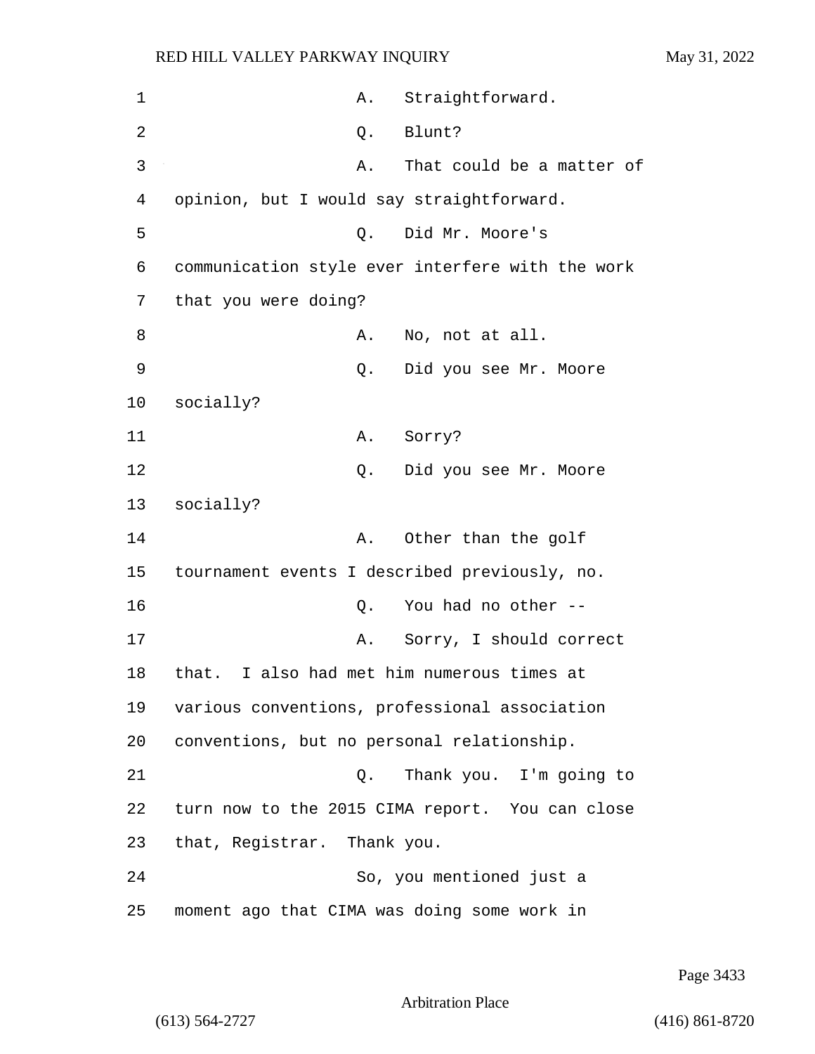A. Straightforward.

Q. Blunt?

A. That could be a matter of opinion, but I would say straightforward.

Q. Did Mr. Moore's communication style ever interfere with the work that you were doing?

A. No, not at all.

Q. Did you see Mr. Moore socially?

A. Sorry?

Q. Did you see Mr. Moore socially?

A. Other than the golf tournament events I described previously, no.

Q. You had no other --

A. Sorry, I should correct that. I also had met him numerous times at various conventions, professional association conventions, but no personal relationship.

Q. Thank you. I'm going to turn now to the 2015 CIMA report. You can close that, Registrar. Thank you.

So, you mentioned just a moment ago that CIMA was doing some work in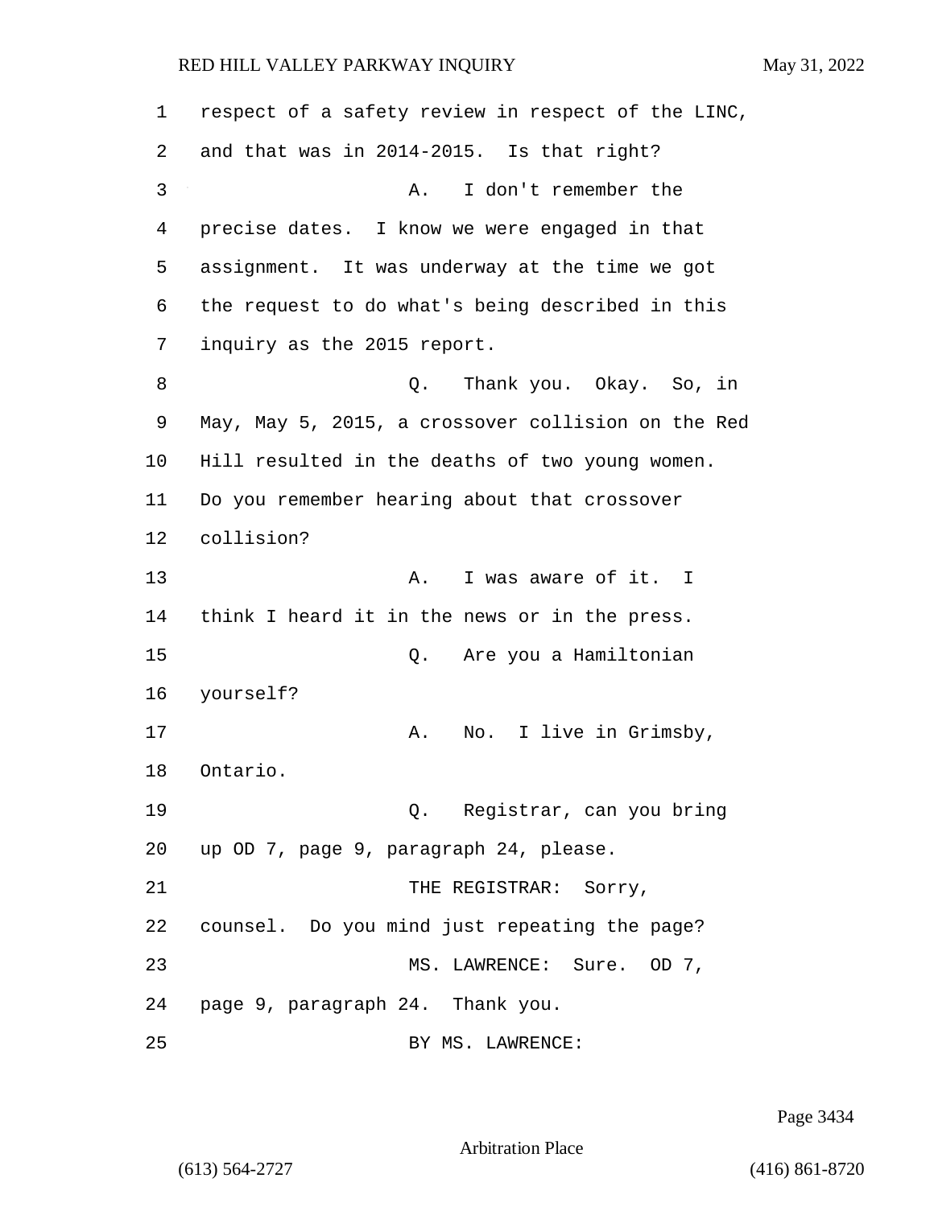respect of a safety review in respect of the LINC, and that was in 2014-2015. Is that right?

A. I don't remember the precise dates. I know we were engaged in that assignment. It was underway at the time we got the request to do what's being described in this inquiry as the 2015 report.

Q. Thank you. Okay. So, in May, May 5, 2015, a crossover collision on the Red Hill resulted in the deaths of two young women. Do you remember hearing about that crossover collision?

A. I was aware of it. I think I heard it in the news or in the press.

Q. Are you a Hamiltonian yourself?

A. No. I live in Grimsby, Ontario.

Q. Registrar, can you bring up OD 7, page 9, paragraph 24, please.

THE REGISTRAR: Sorry, counsel. Do you mind just repeating the page?

MS. LAWRENCE: Sure. OD 7, page 9, paragraph 24. Thank you.

BY MS. LAWRENCE: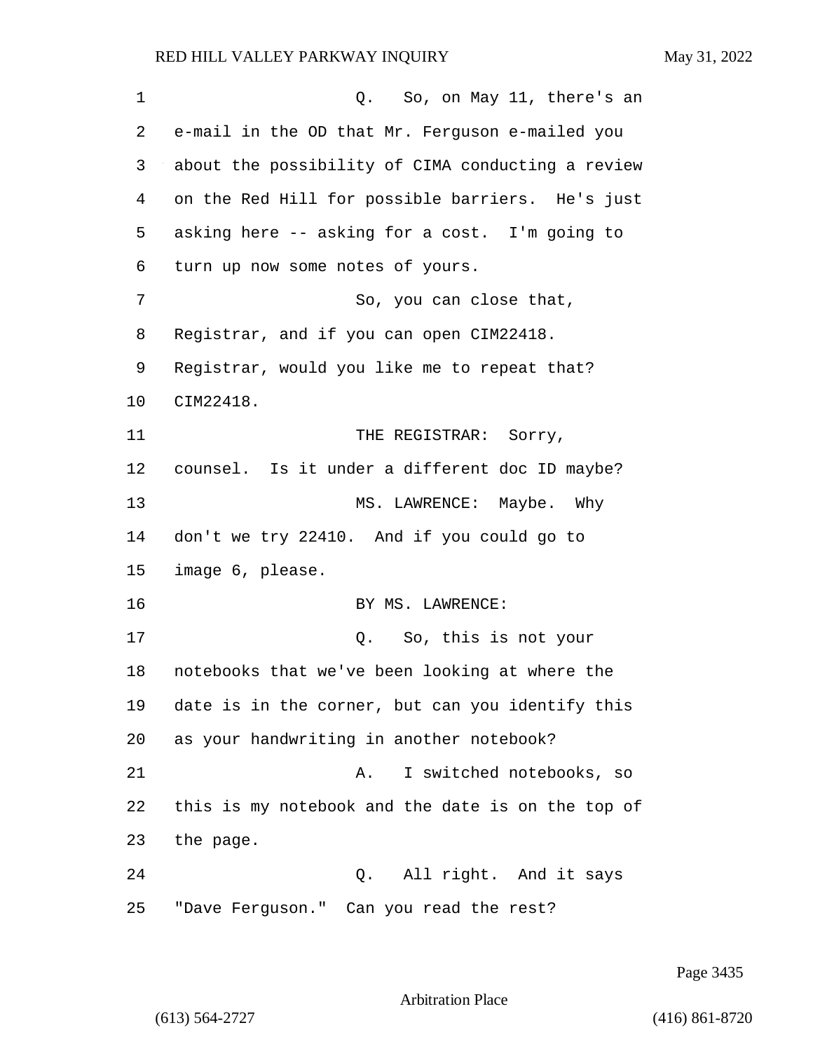Q. So, on May 11, there's an e-mail in the OD that Mr. Ferguson e-mailed you about the possibility of CIMA conducting a review on the Red Hill for possible barriers. He's just asking here -- asking for a cost. I'm going to turn up now some notes of yours.

So, you can close that, Registrar, and if you can open CIM22418. Registrar, would you like me to repeat that? CIM22418.

THE REGISTRAR: Sorry, counsel. Is it under a different doc ID maybe?

MS. LAWRENCE: Maybe. Why don't we try 22410. And if you could go to image 6, please.

BY MS. LAWRENCE:

Q. So, this is not your notebooks that we've been looking at where the date is in the corner, but can you identify this as your handwriting in another notebook?

A. I switched notebooks, so this is my notebook and the date is on the top of the page.

Q. All right. And it says "Dave Ferguson." Can you read the rest?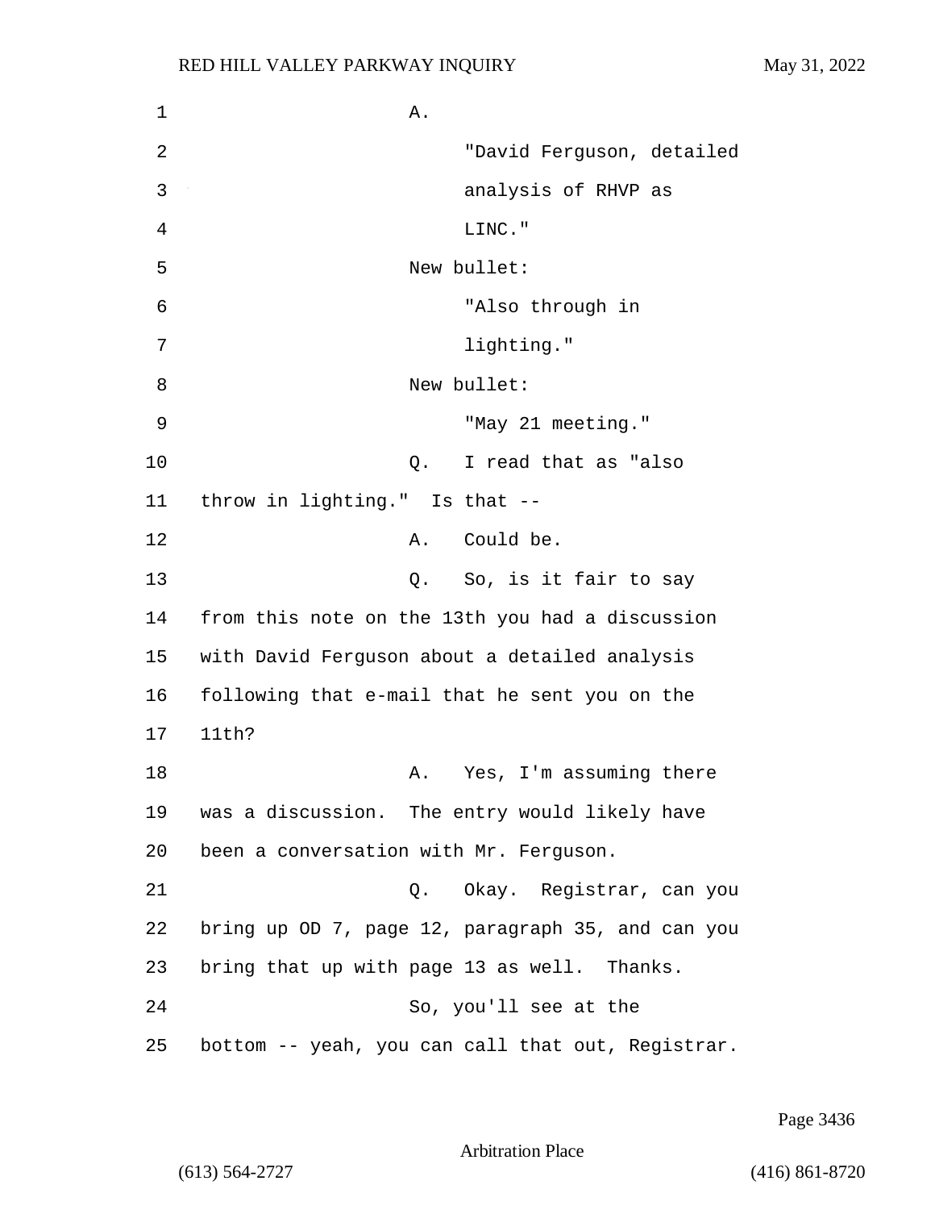A.

"David Ferguson, detailed analysis of RHVP as LINC."

New bullet:

"Also through in lighting."

New bullet:

"May 21 meeting."

Q. I read that as "also throw in lighting." Is that --

A. Could be.

Q. So, is it fair to say from this note on the 13th you had a discussion with David Ferguson about a detailed analysis following that e-mail that he sent you on the 11th?

A. Yes, I'm assuming there was a discussion. The entry would likely have been a conversation with Mr. Ferguson.

Q. Okay. Registrar, can you bring up OD 7, page 12, paragraph 35, and can you bring that up with page 13 as well. Thanks.

So, you'll see at the bottom -- yeah, you can call that out, Registrar.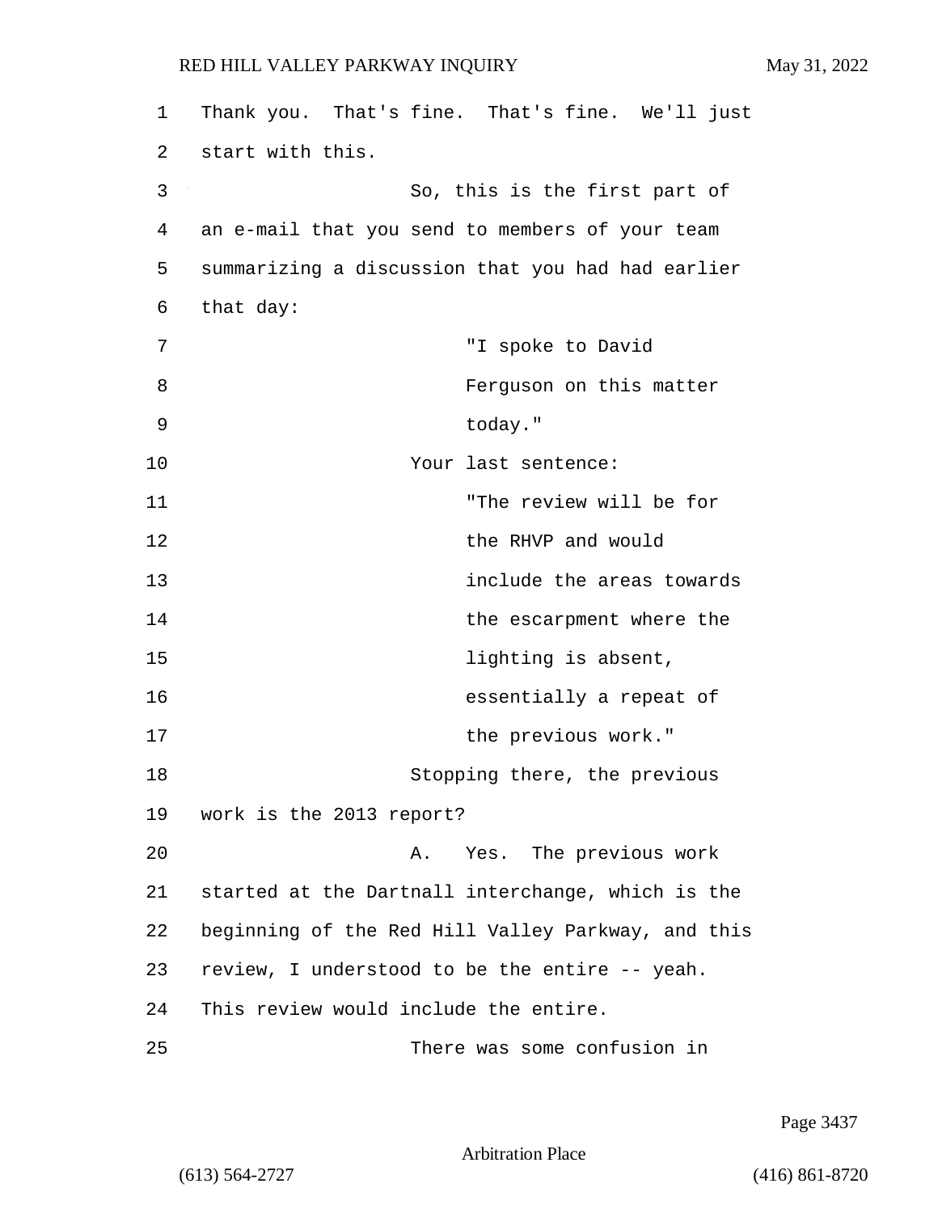Thank you. That's fine. That's fine. We'll just start with this.

So, this is the first part of an e-mail that you send to members of your team summarizing a discussion that you had had earlier that day:

> "I spoke to David Ferguson on this matter today."

Your last sentence:

> "The review will be for the RHVP and would include the areas towards the escarpment where the lighting is absent, essentially a repeat of the previous work."

Stopping there, the previous work is the 2013 report?

A. Yes. The previous work started at the Dartnall interchange, which is the beginning of the Red Hill Valley Parkway, and this review, I understood to be the entire -- yeah. This review would include the entire.

There was some confusion in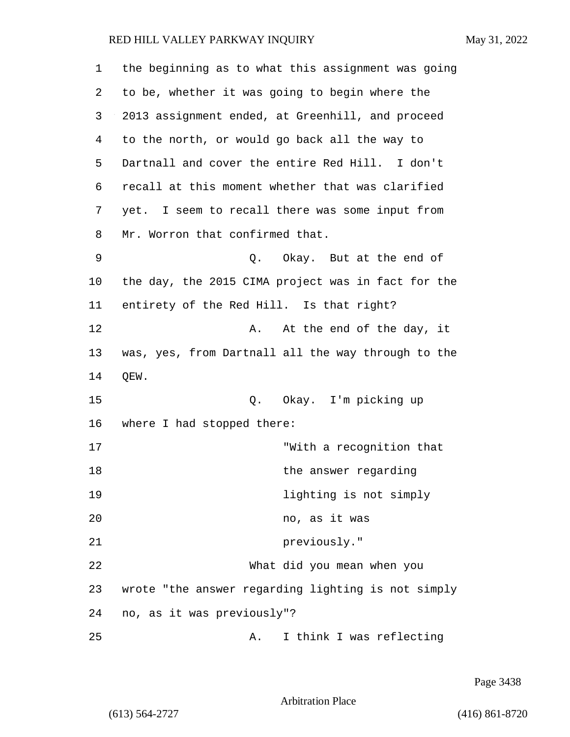the beginning as to what this assignment was going to be, whether it was going to begin where the 2013 assignment ended, at Greenhill, and proceed to the north, or would go back all the way to Dartnall and cover the entire Red Hill. I don't recall at this moment whether that was clarified yet. I seem to recall there was some input from Mr. Worron that confirmed that.

Q. Okay. But at the end of the day, the 2015 CIMA project was in fact for the entirety of the Red Hill. Is that right?

A. At the end of the day, it was, yes, from Dartnall all the way through to the QEW.

Q. Okay. I'm picking up where I had stopped there:

> "With a recognition that the answer regarding lighting is not simply no, as it was previously."

What did you mean when you wrote "the answer regarding lighting is not simply no, as it was previously"?

A. I think I was reflecting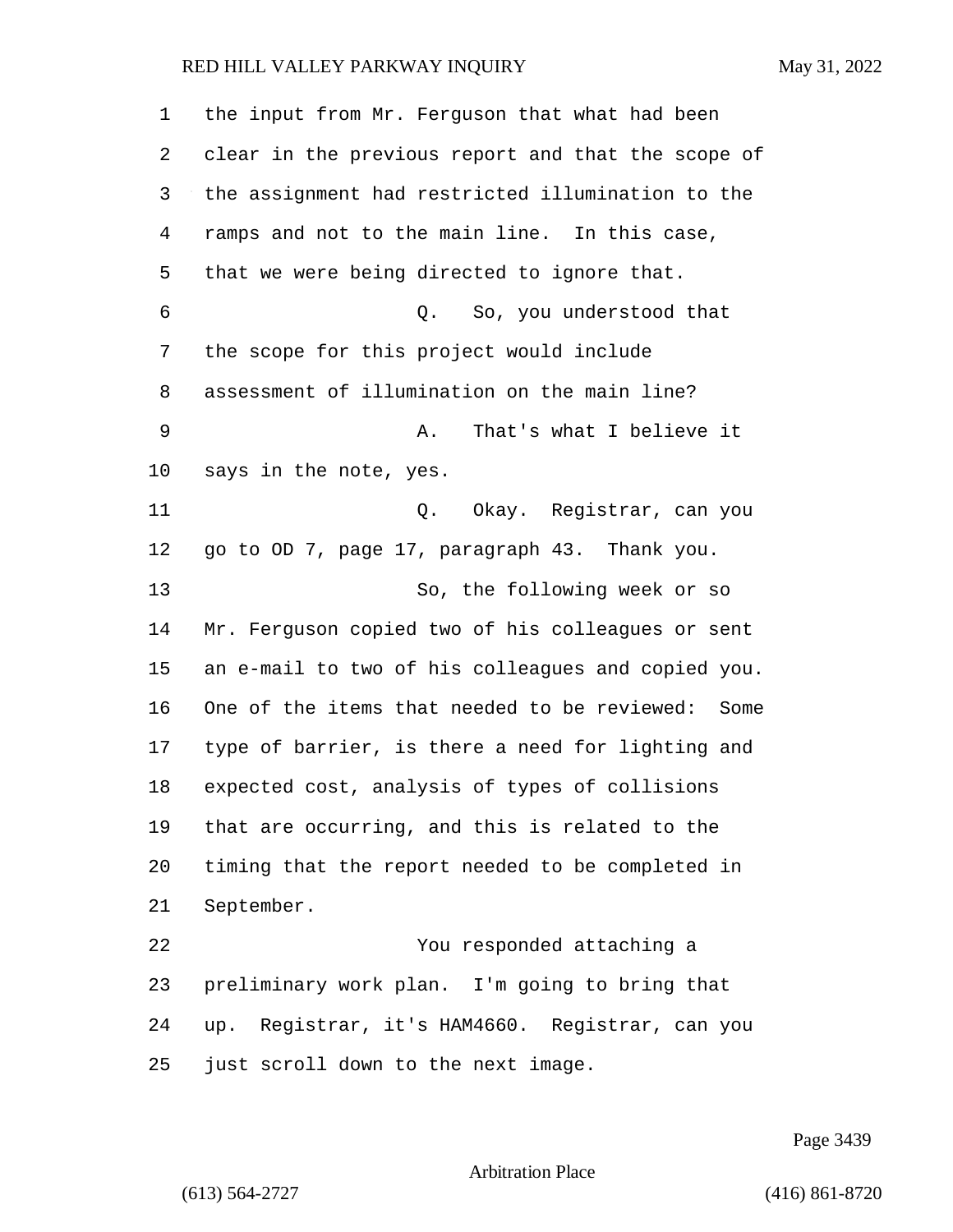the input from Mr. Ferguson that what had been clear in the previous report and that the scope of the assignment had restricted illumination to the ramps and not to the main line. In this case, that we were being directed to ignore that.

Q. So, you understood that the scope for this project would include assessment of illumination on the main line?

A. That's what I believe it says in the note, yes.

Q. Okay. Registrar, can you go to OD 7, page 17, paragraph 43. Thank you.

So, the following week or so Mr. Ferguson copied two of his colleagues or sent an e-mail to two of his colleagues and copied you. One of the items that needed to be reviewed: Some type of barrier, is there a need for lighting and expected cost, analysis of types of collisions that are occurring, and this is related to the timing that the report needed to be completed in September.

You responded attaching a preliminary work plan. I'm going to bring that up. Registrar, it's HAM4660. Registrar, can you just scroll down to the next image.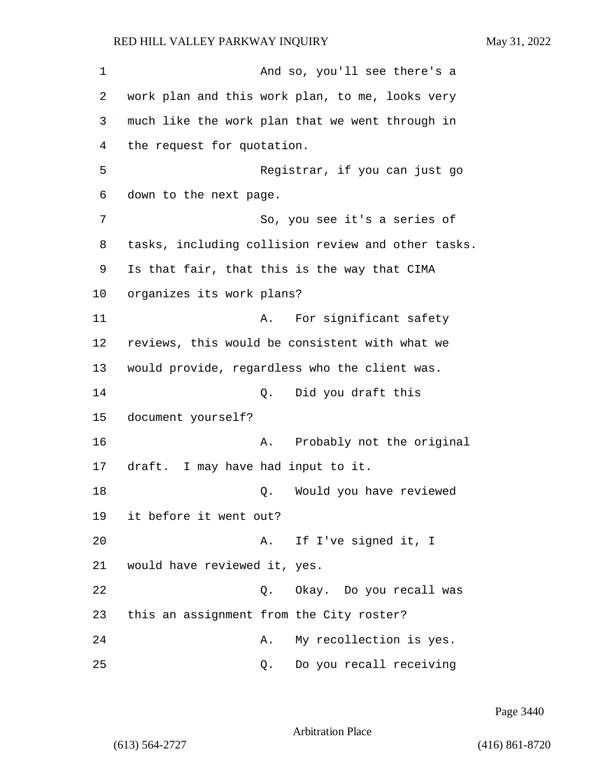And so, you'll see there's a work plan and this work plan, to me, looks very much like the work plan that we went through in the request for quotation.

Registrar, if you can just go down to the next page.

So, you see it's a series of tasks, including collision review and other tasks. Is that fair, that this is the way that CIMA organizes its work plans?

A. For significant safety reviews, this would be consistent with what we would provide, regardless who the client was.

Q. Did you draft this document yourself?

A. Probably not the original draft. I may have had input to it.

Q. Would you have reviewed it before it went out?

A. If I've signed it, I would have reviewed it, yes.

Q. Okay. Do you recall was this an assignment from the City roster?

A. My recollection is yes.

Q. Do you recall receiving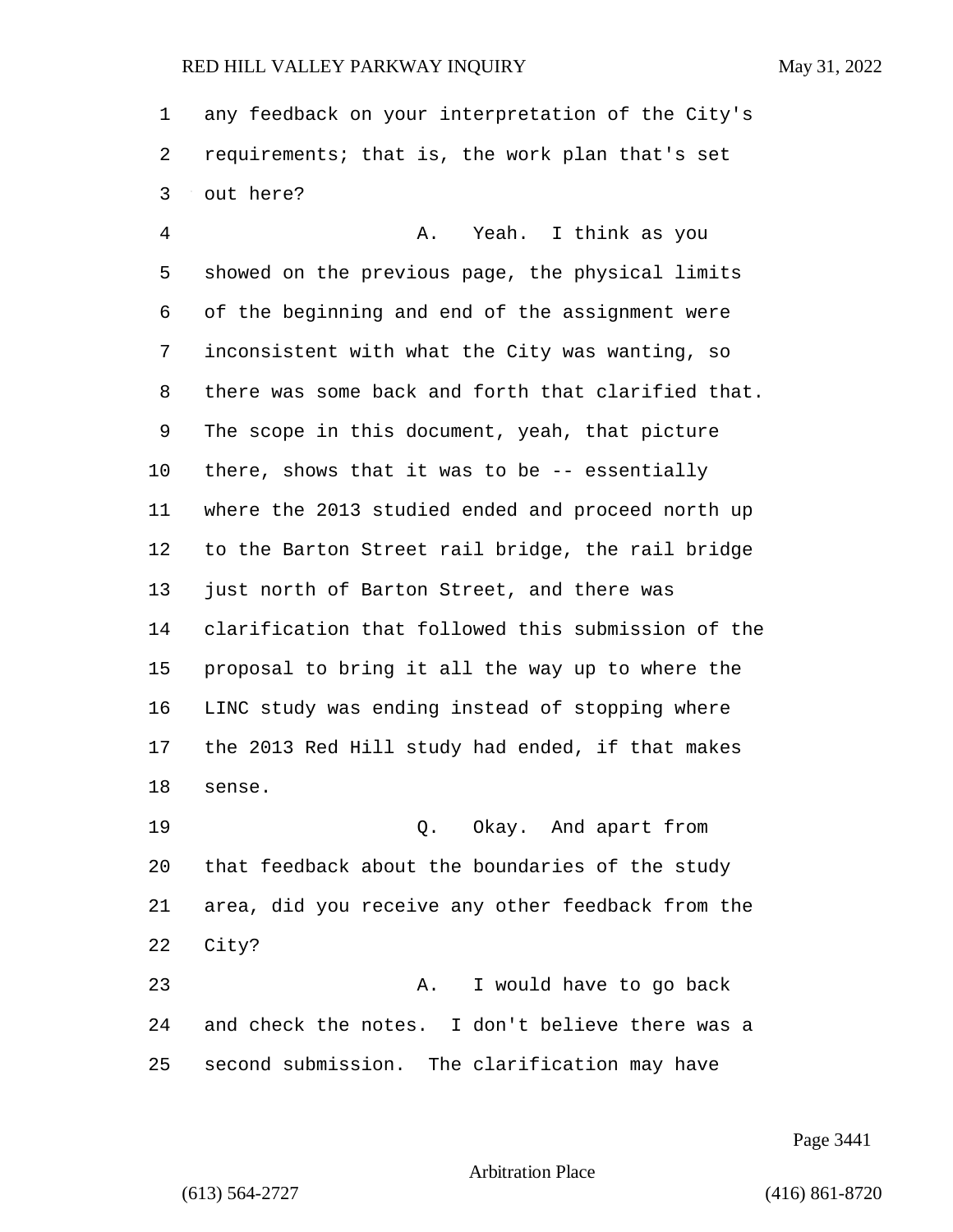any feedback on your interpretation of the City's requirements; that is, the work plan that's set out here?

A. Yeah. I think as you showed on the previous page, the physical limits of the beginning and end of the assignment were inconsistent with what the City was wanting, so there was some back and forth that clarified that. The scope in this document, yeah, that picture there, shows that it was to be -- essentially where the 2013 studied ended and proceed north up to the Barton Street rail bridge, the rail bridge just north of Barton Street, and there was clarification that followed this submission of the proposal to bring it all the way up to where the LINC study was ending instead of stopping where the 2013 Red Hill study had ended, if that makes sense.

Q. Okay. And apart from that feedback about the boundaries of the study area, did you receive any other feedback from the City?

A. I would have to go back and check the notes. I don't believe there was a second submission. The clarification may have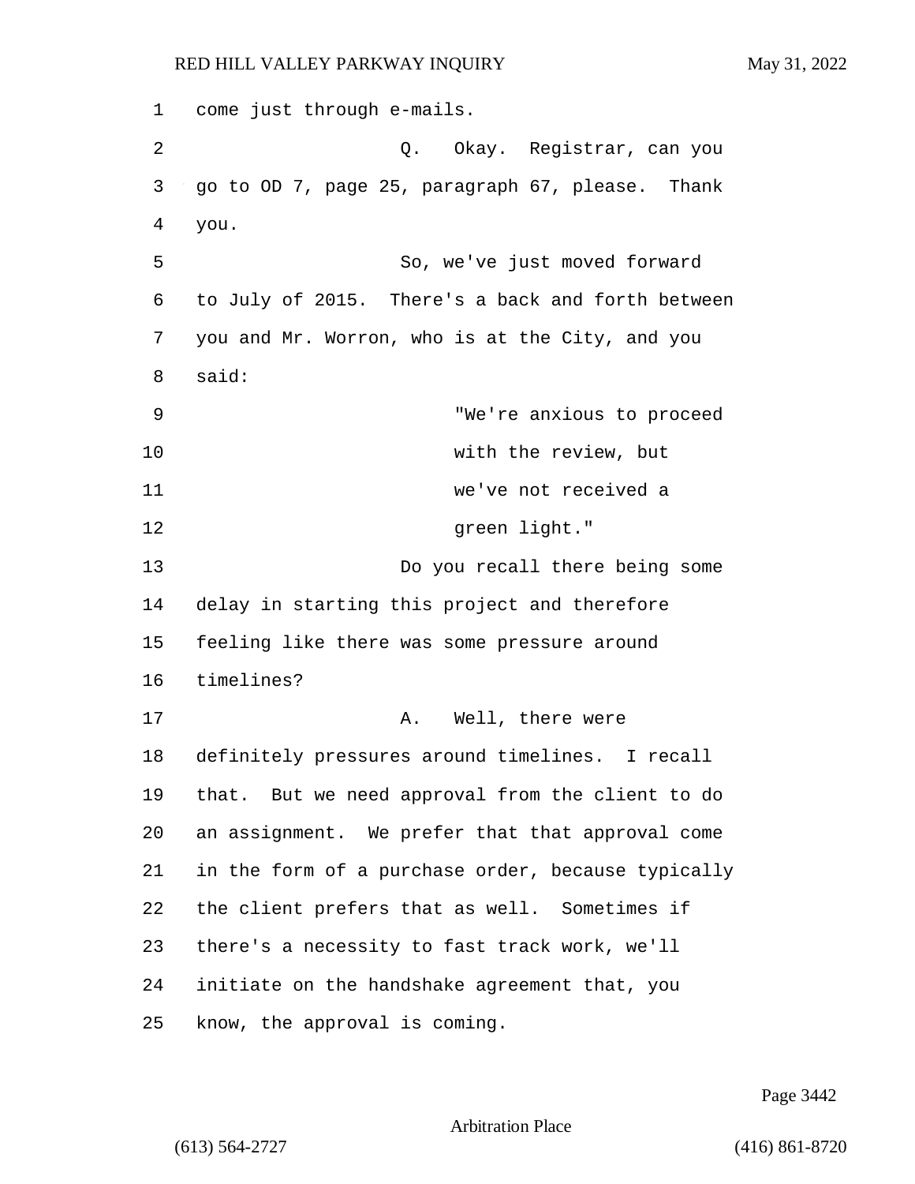come just through e-mails.

Q. Okay. Registrar, can you go to OD 7, page 25, paragraph 67, please. Thank you.

So, we've just moved forward to July of 2015. There's a back and forth between you and Mr. Worron, who is at the City, and you said:

> "We're anxious to proceed with the review, but we've not received a green light."

Do you recall there being some delay in starting this project and therefore feeling like there was some pressure around timelines?

A. Well, there were definitely pressures around timelines. I recall that. But we need approval from the client to do an assignment. We prefer that that approval come in the form of a purchase order, because typically the client prefers that as well. Sometimes if there's a necessity to fast track work, we'll initiate on the handshake agreement that, you know, the approval is coming.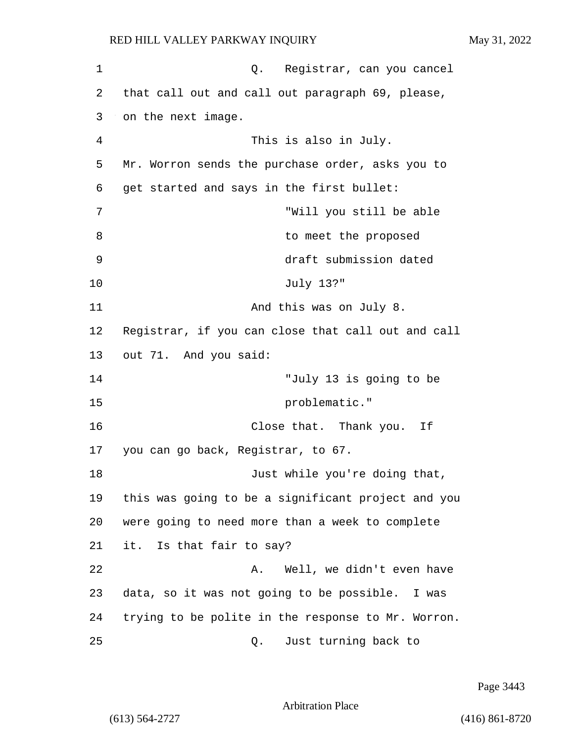Q. Registrar, can you cancel that call out and call out paragraph 69, please, on the next image.

This is also in July. Mr. Worron sends the purchase order, asks you to get started and says in the first bullet:

> "Will you still be able to meet the proposed draft submission dated July 13?"

And this was on July 8. Registrar, if you can close that call out and call out 71. And you said:

> "July 13 is going to be problematic."

Close that. Thank you. If you can go back, Registrar, to 67.

Just while you're doing that, this was going to be a significant project and you were going to need more than a week to complete it. Is that fair to say?

A. Well, we didn't even have data, so it was not going to be possible. I was trying to be polite in the response to Mr. Worron.

Q. Just turning back to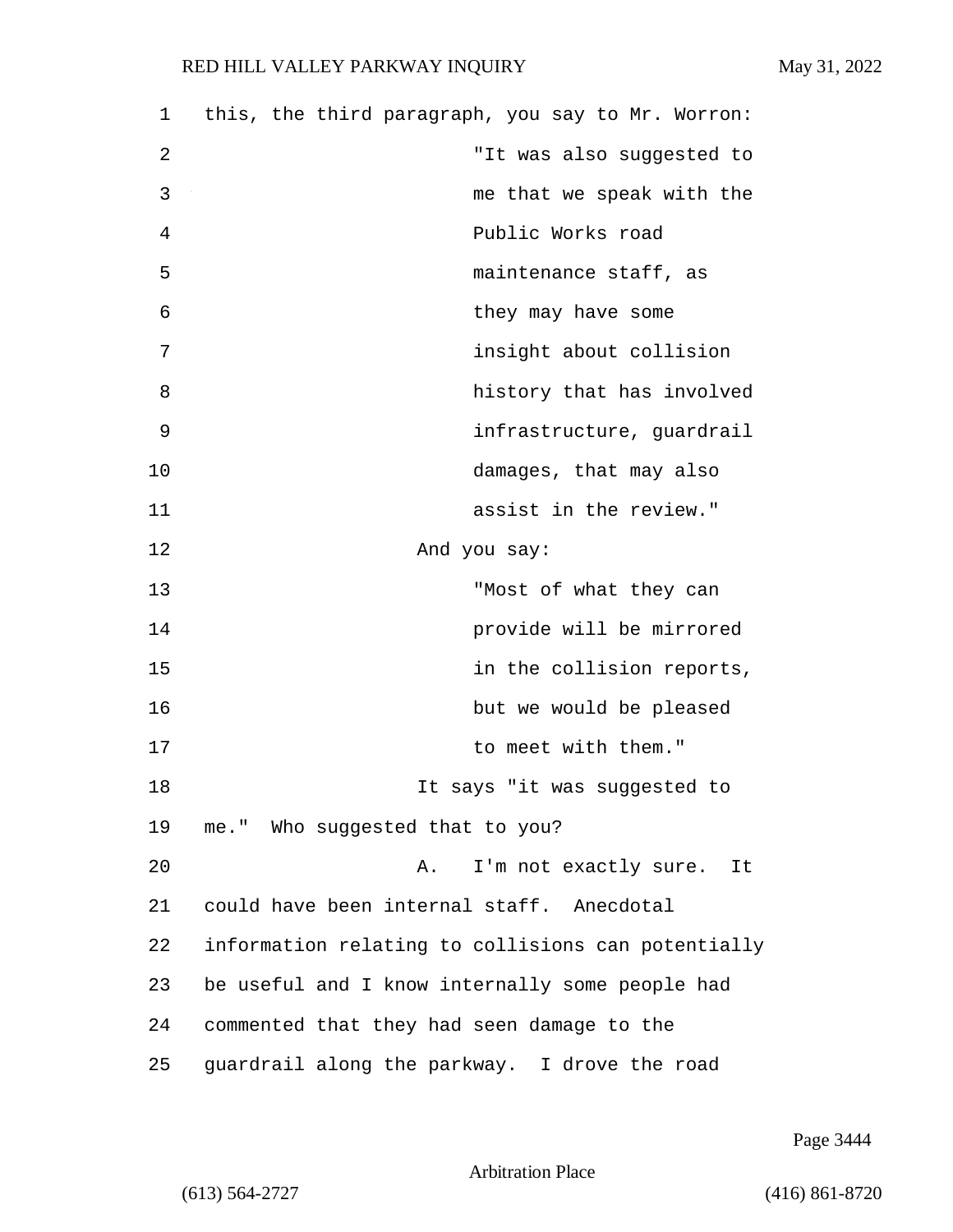this, the third paragraph, you say to Mr. Worron:

> "It was also suggested to me that we speak with the Public Works road maintenance staff, as they may have some insight about collision history that has involved infrastructure, guardrail damages, that may also assist in the review."

And you say:

> "Most of what they can provide will be mirrored in the collision reports, but we would be pleased to meet with them."

It says "it was suggested to me." Who suggested that to you?

A. I'm not exactly sure. It could have been internal staff. Anecdotal information relating to collisions can potentially be useful and I know internally some people had commented that they had seen damage to the guardrail along the parkway. I drove the road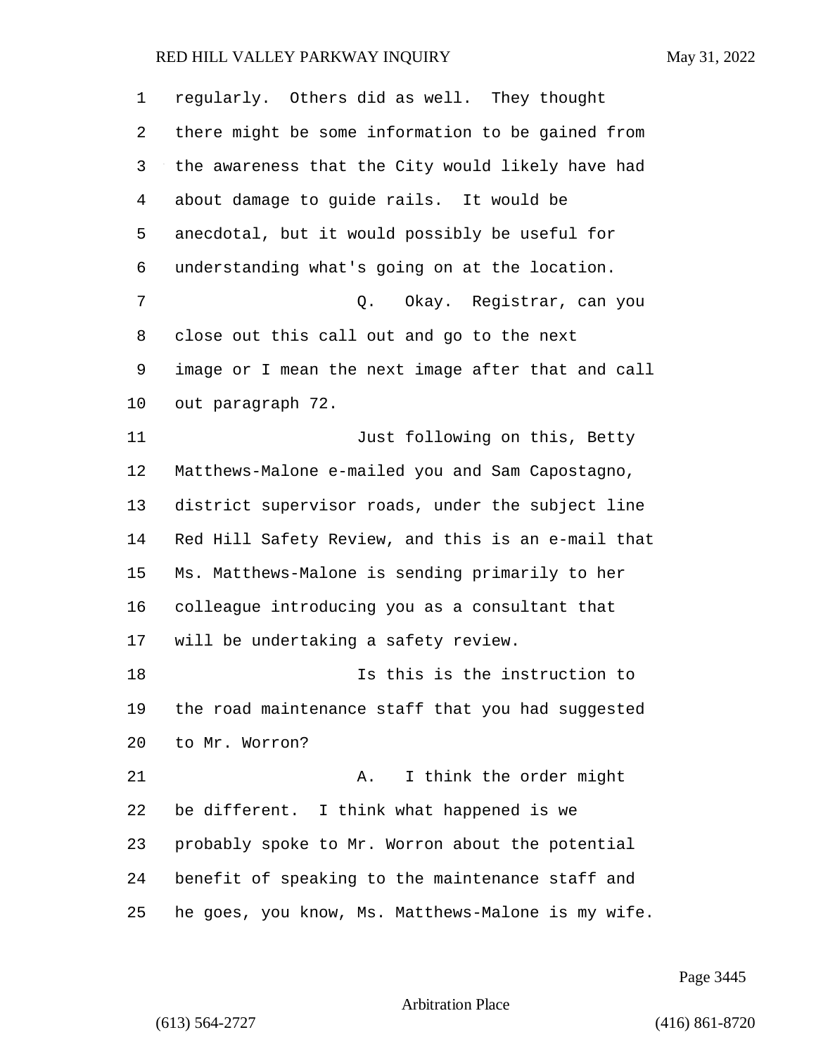regularly. Others did as well. They thought there might be some information to be gained from the awareness that the City would likely have had about damage to guide rails. It would be anecdotal, but it would possibly be useful for understanding what's going on at the location.

Q. Okay. Registrar, can you close out this call out and go to the next image or I mean the next image after that and call out paragraph 72.

Just following on this, Betty Matthews-Malone e-mailed you and Sam Capostagno, district supervisor roads, under the subject line Red Hill Safety Review, and this is an e-mail that Ms. Matthews-Malone is sending primarily to her colleague introducing you as a consultant that will be undertaking a safety review.

Is this is the instruction to the road maintenance staff that you had suggested to Mr. Worron?

A. I think the order might be different. I think what happened is we probably spoke to Mr. Worron about the potential benefit of speaking to the maintenance staff and he goes, you know, Ms. Matthews-Malone is my wife.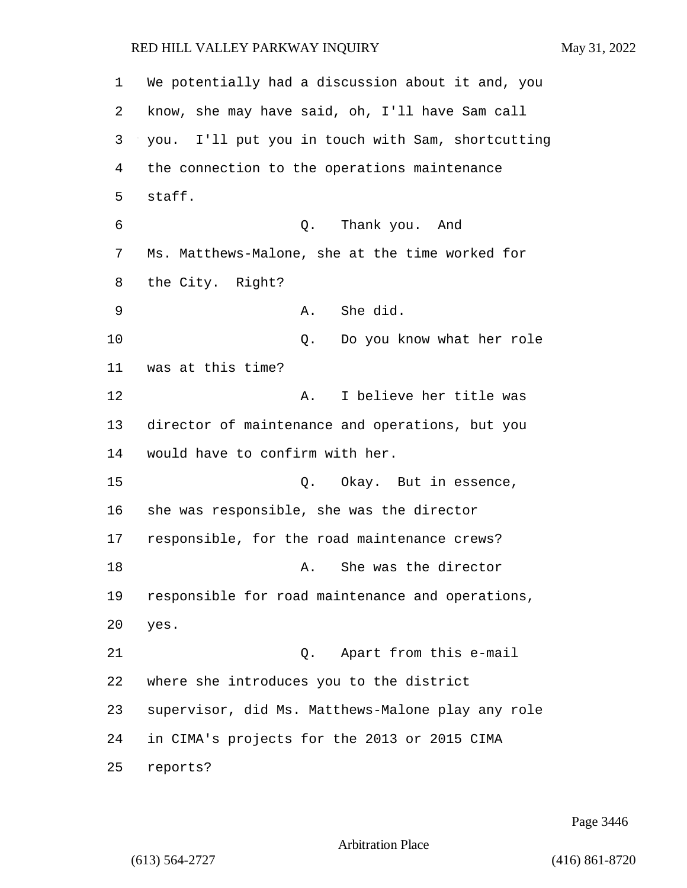We potentially had a discussion about it and, you know, she may have said, oh, I'll have Sam call you. I'll put you in touch with Sam, shortcutting the connection to the operations maintenance staff.

Q. Thank you. And Ms. Matthews-Malone, she at the time worked for the City. Right?

A. She did.

Q. Do you know what her role was at this time?

A. I believe her title was director of maintenance and operations, but you would have to confirm with her.

Q. Okay. But in essence, she was responsible, she was the director responsible, for the road maintenance crews?

A. She was the director responsible for road maintenance and operations, yes.

Q. Apart from this e-mail where she introduces you to the district supervisor, did Ms. Matthews-Malone play any role in CIMA's projects for the 2013 or 2015 CIMA reports?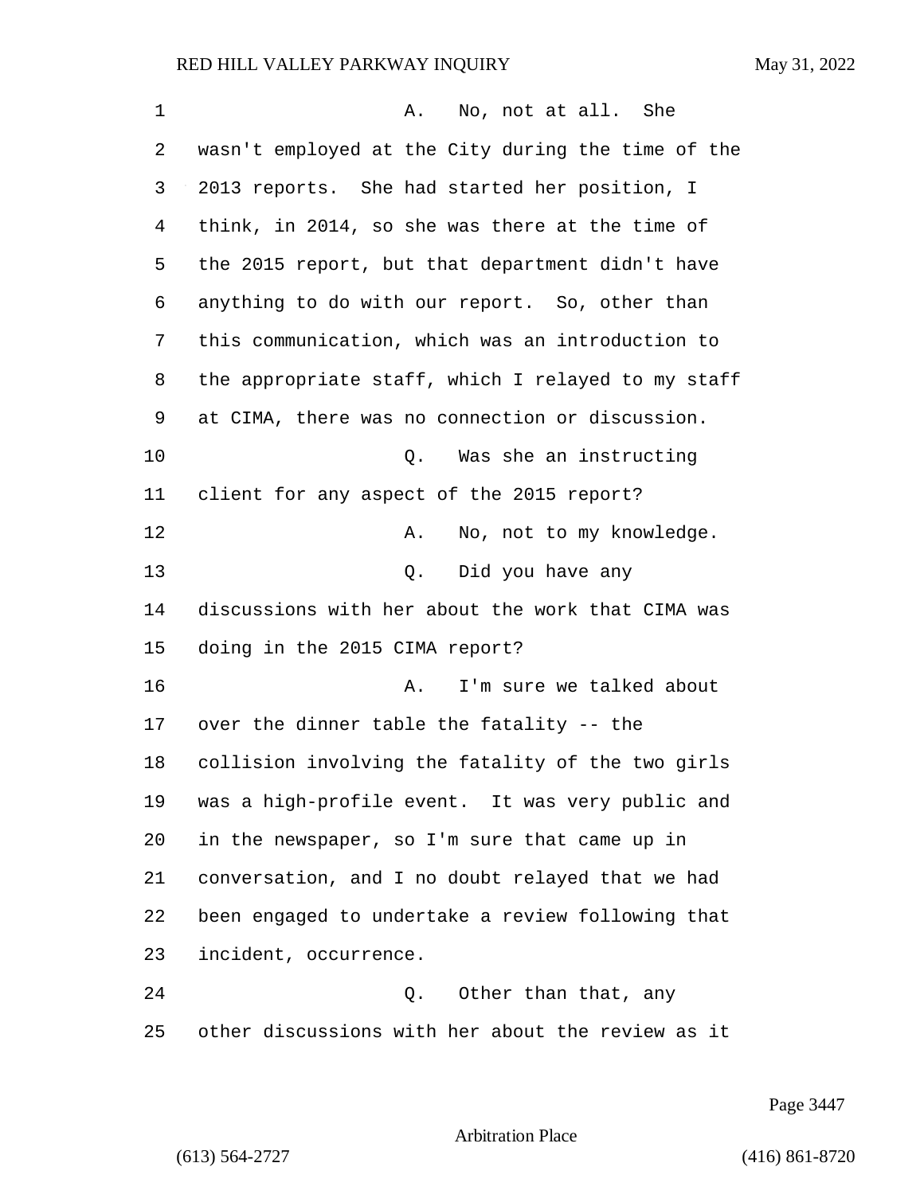A. No, not at all. She wasn't employed at the City during the time of the 2013 reports. She had started her position, I think, in 2014, so she was there at the time of the 2015 report, but that department didn't have anything to do with our report. So, other than this communication, which was an introduction to the appropriate staff, which I relayed to my staff at CIMA, there was no connection or discussion.

Q. Was she an instructing client for any aspect of the 2015 report?

A. No, not to my knowledge.

Q. Did you have any discussions with her about the work that CIMA was doing in the 2015 CIMA report?

A. I'm sure we talked about over the dinner table the fatality -- the collision involving the fatality of the two girls was a high-profile event. It was very public and in the newspaper, so I'm sure that came up in conversation, and I no doubt relayed that we had been engaged to undertake a review following that incident, occurrence.

Q. Other than that, any other discussions with her about the review as it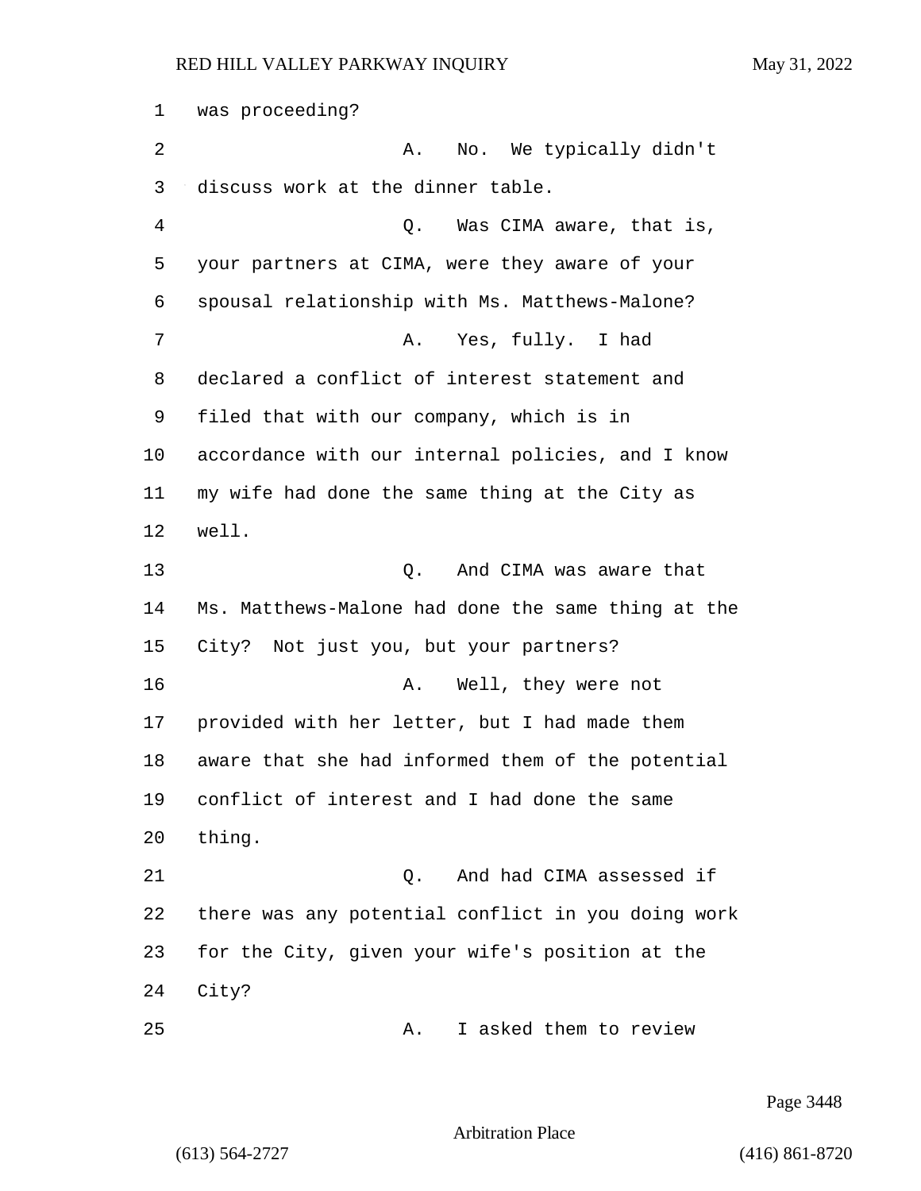was proceeding?

A. No. We typically didn't discuss work at the dinner table.

Q. Was CIMA aware, that is, your partners at CIMA, were they aware of your spousal relationship with Ms. Matthews-Malone?

A. Yes, fully. I had declared a conflict of interest statement and filed that with our company, which is in accordance with our internal policies, and I know my wife had done the same thing at the City as well.

Q. And CIMA was aware that Ms. Matthews-Malone had done the same thing at the City? Not just you, but your partners?

A. Well, they were not provided with her letter, but I had made them aware that she had informed them of the potential conflict of interest and I had done the same thing.

Q. And had CIMA assessed if there was any potential conflict in you doing work for the City, given your wife's position at the City?

A. I asked them to review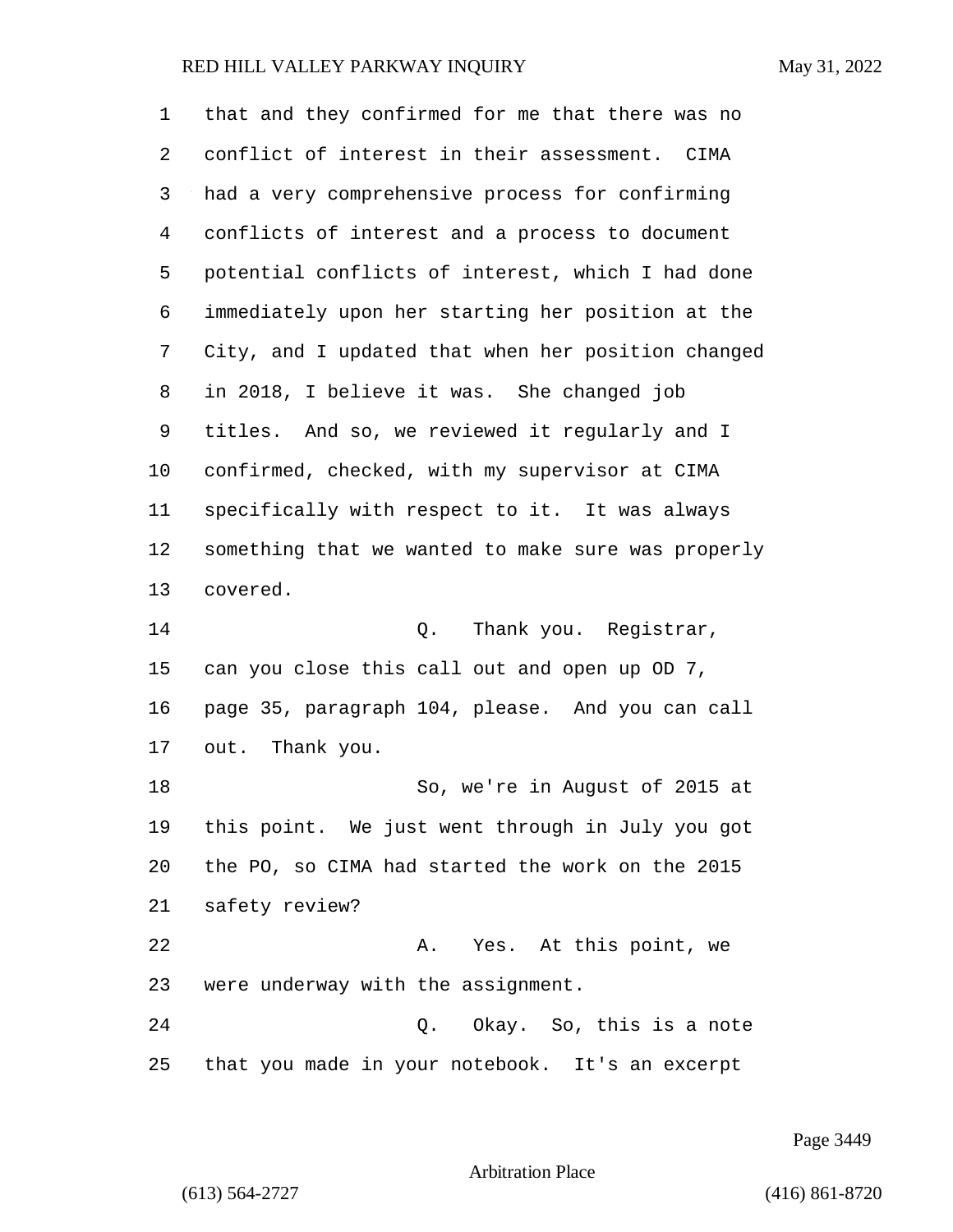that and they confirmed for me that there was no conflict of interest in their assessment. CIMA had a very comprehensive process for confirming conflicts of interest and a process to document potential conflicts of interest, which I had done immediately upon her starting her position at the City, and I updated that when her position changed in 2018, I believe it was. She changed job titles. And so, we reviewed it regularly and I confirmed, checked, with my supervisor at CIMA specifically with respect to it. It was always something that we wanted to make sure was properly covered.

Q. Thank you. Registrar, can you close this call out and open up OD 7, page 35, paragraph 104, please. And you can call out. Thank you.

So, we're in August of 2015 at this point. We just went through in July you got the PO, so CIMA had started the work on the 2015 safety review?

A. Yes. At this point, we were underway with the assignment.

Q. Okay. So, this is a note that you made in your notebook. It's an excerpt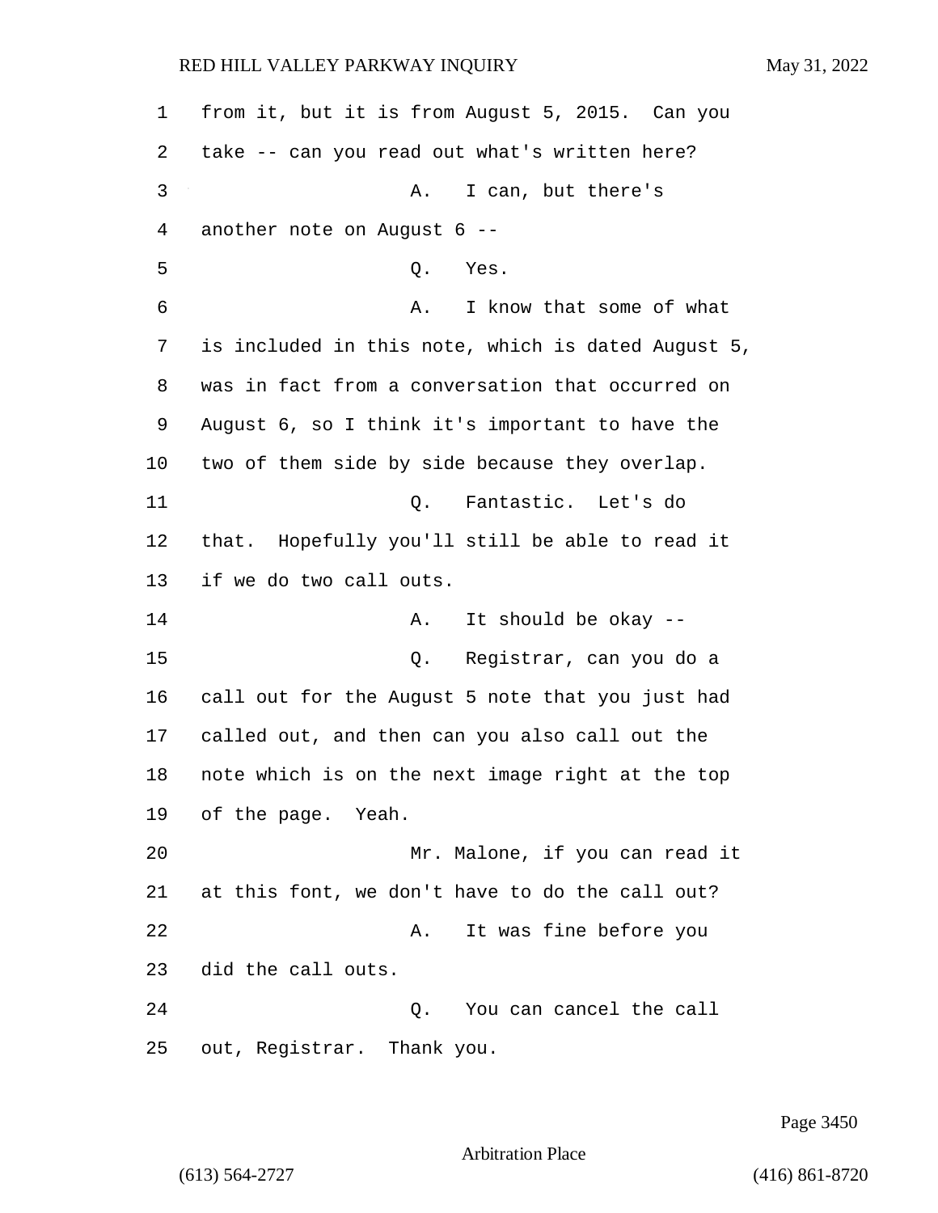from it, but it is from August 5, 2015. Can you take -- can you read out what's written here?

A. I can, but there's another note on August 6 --

Q. Yes.

A. I know that some of what is included in this note, which is dated August 5, was in fact from a conversation that occurred on August 6, so I think it's important to have the two of them side by side because they overlap.

Q. Fantastic. Let's do that. Hopefully you'll still be able to read it if we do two call outs.

A. It should be okay --

Q. Registrar, can you do a call out for the August 5 note that you just had called out, and then can you also call out the note which is on the next image right at the top of the page. Yeah.

Mr. Malone, if you can read it at this font, we don't have to do the call out?

A. It was fine before you did the call outs.

Q. You can cancel the call out, Registrar. Thank you.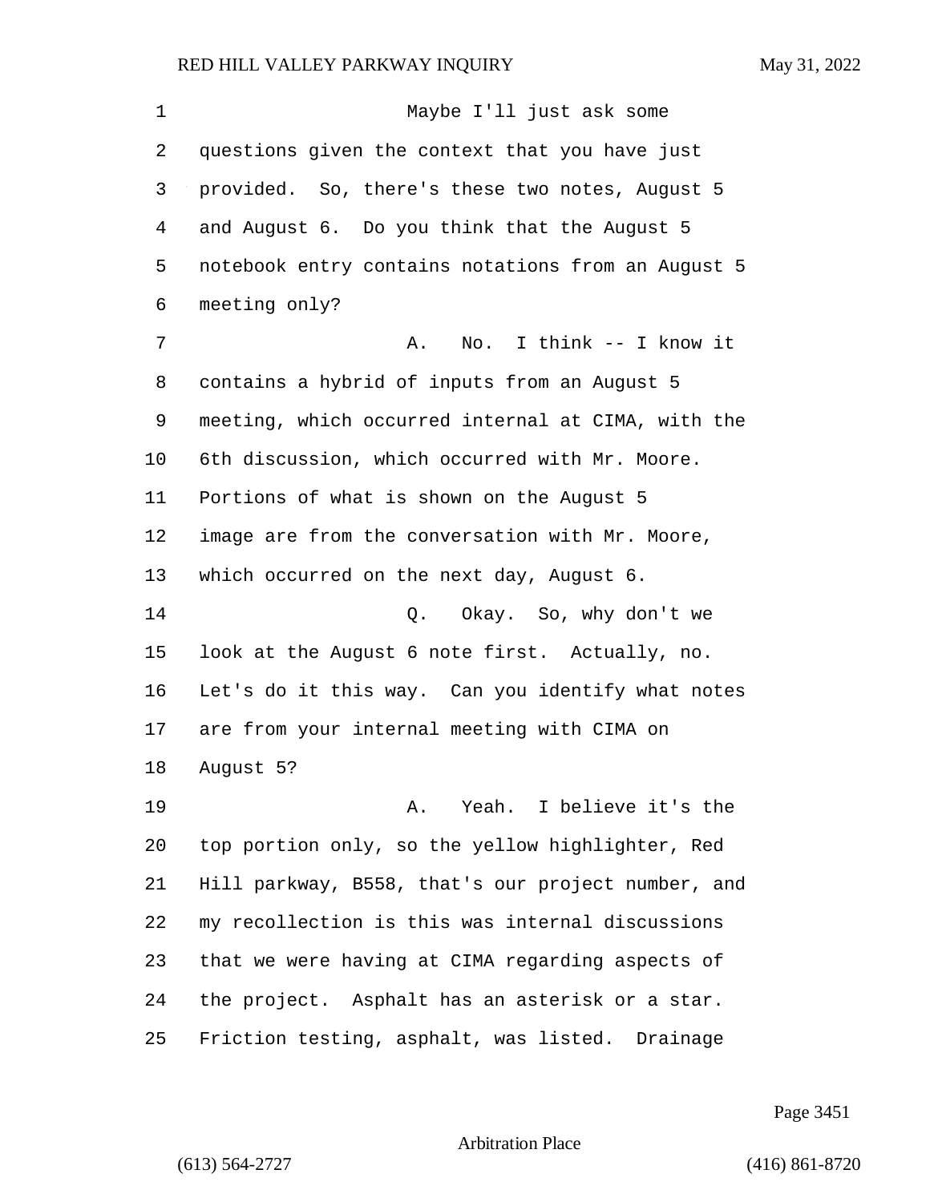Maybe I'll just ask some questions given the context that you have just provided. So, there's these two notes, August 5 and August 6. Do you think that the August 5 notebook entry contains notations from an August 5 meeting only?

A. No. I think -- I know it contains a hybrid of inputs from an August 5 meeting, which occurred internal at CIMA, with the 6th discussion, which occurred with Mr. Moore. Portions of what is shown on the August 5 image are from the conversation with Mr. Moore, which occurred on the next day, August 6.

Q. Okay. So, why don't we look at the August 6 note first. Actually, no. Let's do it this way. Can you identify what notes are from your internal meeting with CIMA on August 5?

A. Yeah. I believe it's the top portion only, so the yellow highlighter, Red Hill parkway, B558, that's our project number, and my recollection is this was internal discussions that we were having at CIMA regarding aspects of the project. Asphalt has an asterisk or a star. Friction testing, asphalt, was listed. Drainage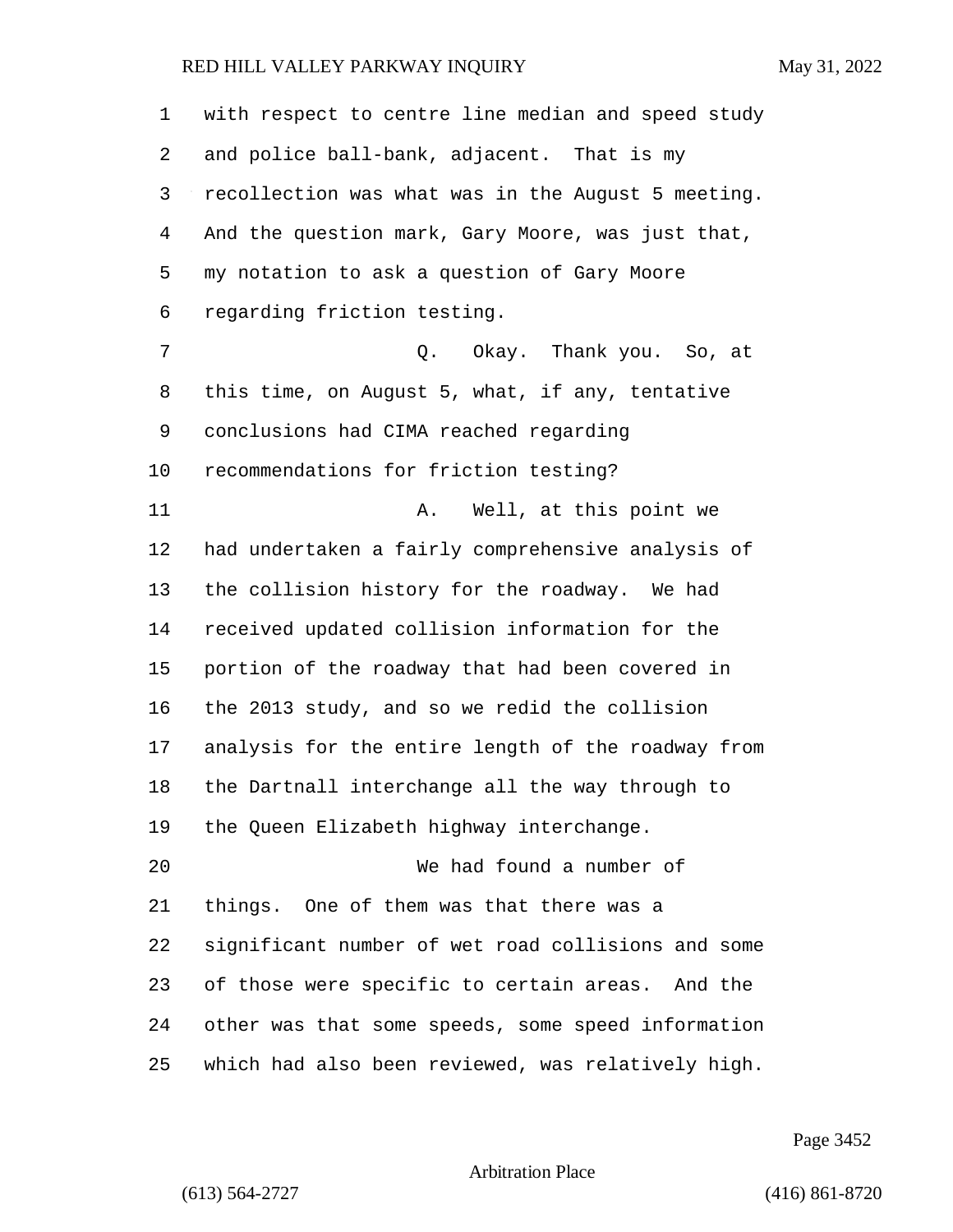with respect to centre line median and speed study and police ball-bank, adjacent. That is my recollection was what was in the August 5 meeting. And the question mark, Gary Moore, was just that, my notation to ask a question of Gary Moore regarding friction testing.

Q. Okay. Thank you. So, at this time, on August 5, what, if any, tentative conclusions had CIMA reached regarding recommendations for friction testing?

A. Well, at this point we had undertaken a fairly comprehensive analysis of the collision history for the roadway. We had received updated collision information for the portion of the roadway that had been covered in the 2013 study, and so we redid the collision analysis for the entire length of the roadway from the Dartnall interchange all the way through to the Queen Elizabeth highway interchange.

We had found a number of things. One of them was that there was a significant number of wet road collisions and some of those were specific to certain areas. And the other was that some speeds, some speed information which had also been reviewed, was relatively high.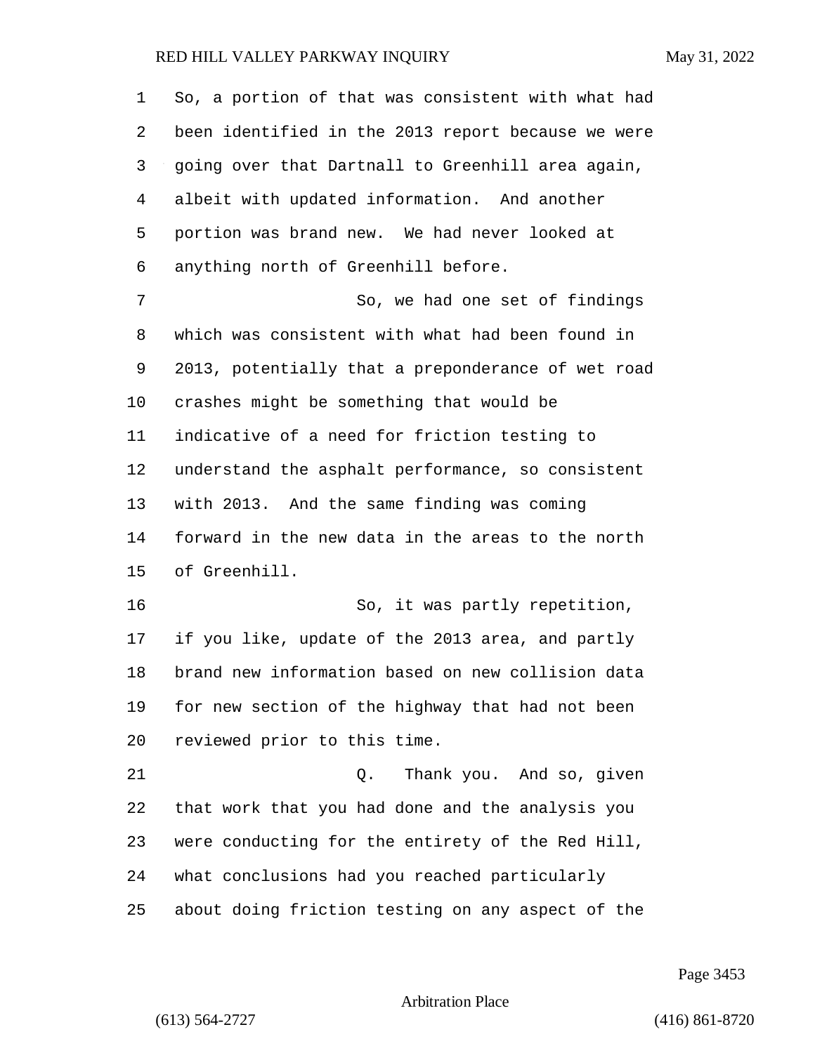So, a portion of that was consistent with what had been identified in the 2013 report because we were going over that Dartnall to Greenhill area again, albeit with updated information. And another portion was brand new. We had never looked at anything north of Greenhill before.

So, we had one set of findings which was consistent with what had been found in 2013, potentially that a preponderance of wet road crashes might be something that would be indicative of a need for friction testing to understand the asphalt performance, so consistent with 2013. And the same finding was coming forward in the new data in the areas to the north of Greenhill.

So, it was partly repetition, if you like, update of the 2013 area, and partly brand new information based on new collision data for new section of the highway that had not been reviewed prior to this time.

Q. Thank you. And so, given that work that you had done and the analysis you were conducting for the entirety of the Red Hill, what conclusions had you reached particularly about doing friction testing on any aspect of the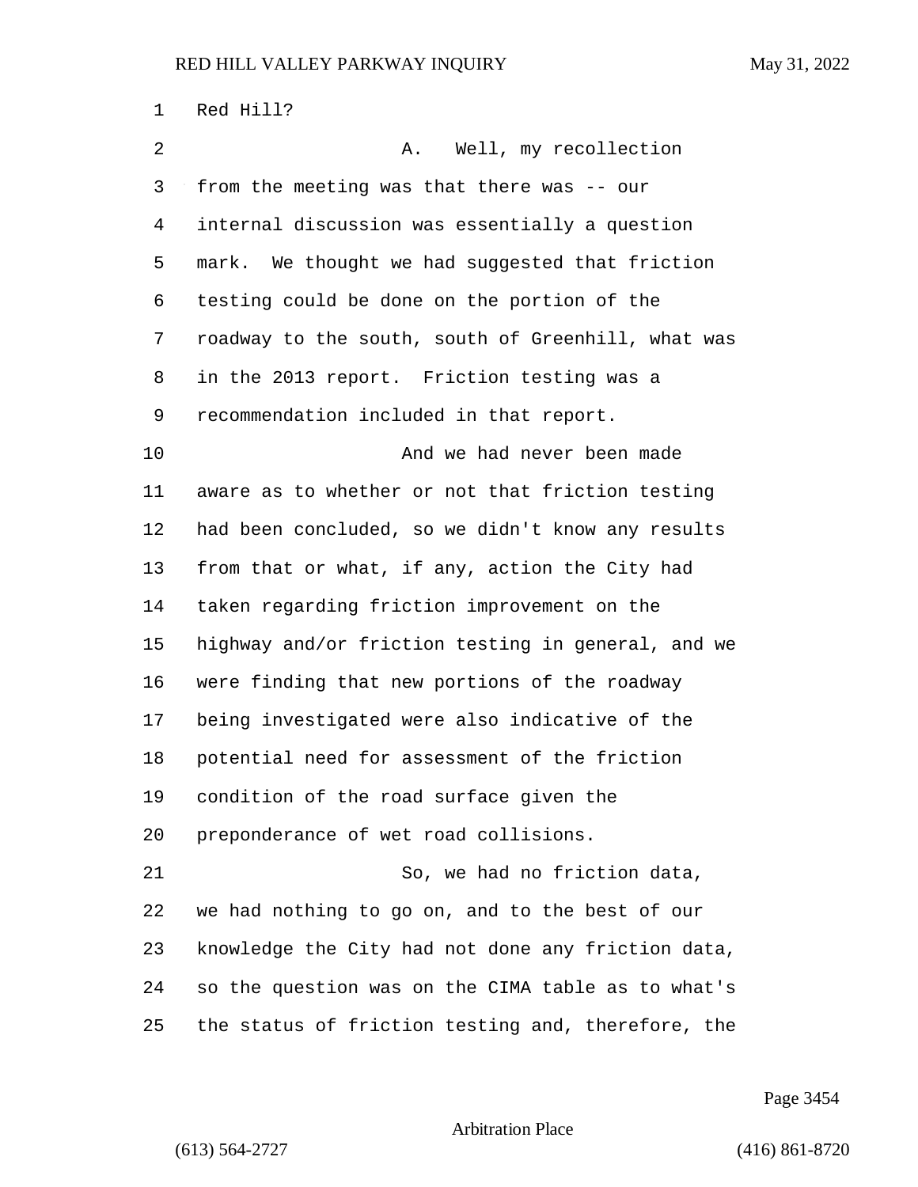Red Hill?

A. Well, my recollection from the meeting was that there was -- our internal discussion was essentially a question mark. We thought we had suggested that friction testing could be done on the portion of the roadway to the south, south of Greenhill, what was in the 2013 report. Friction testing was a recommendation included in that report.

And we had never been made aware as to whether or not that friction testing had been concluded, so we didn't know any results from that or what, if any, action the City had taken regarding friction improvement on the highway and/or friction testing in general, and we were finding that new portions of the roadway being investigated were also indicative of the potential need for assessment of the friction condition of the road surface given the preponderance of wet road collisions.

So, we had no friction data, we had nothing to go on, and to the best of our knowledge the City had not done any friction data, so the question was on the CIMA table as to what's the status of friction testing and, therefore, the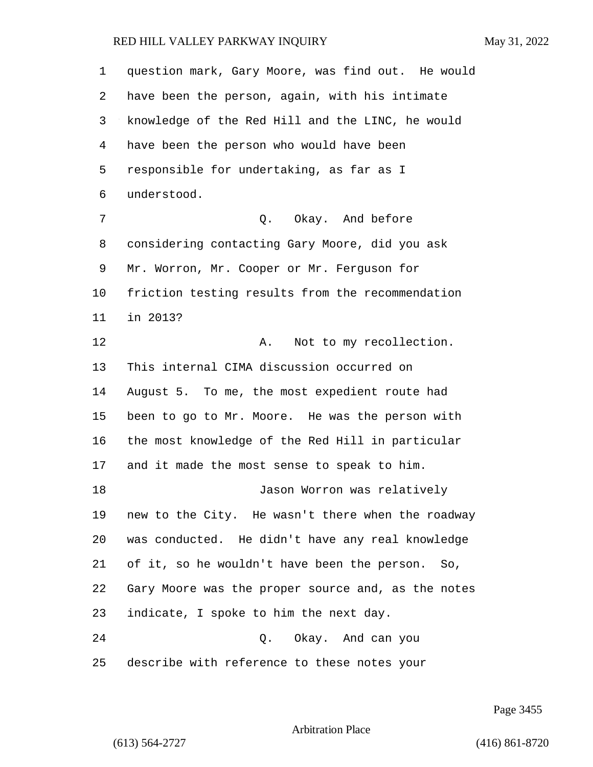question mark, Gary Moore, was find out. He would have been the person, again, with his intimate knowledge of the Red Hill and the LINC, he would have been the person who would have been responsible for undertaking, as far as I understood.

Q. Okay. And before considering contacting Gary Moore, did you ask Mr. Worron, Mr. Cooper or Mr. Ferguson for friction testing results from the recommendation in 2013?

A. Not to my recollection. This internal CIMA discussion occurred on August 5. To me, the most expedient route had been to go to Mr. Moore. He was the person with the most knowledge of the Red Hill in particular and it made the most sense to speak to him.

Jason Worron was relatively new to the City. He wasn't there when the roadway was conducted. He didn't have any real knowledge of it, so he wouldn't have been the person. So, Gary Moore was the proper source and, as the notes indicate, I spoke to him the next day.

Q. Okay. And can you describe with reference to these notes your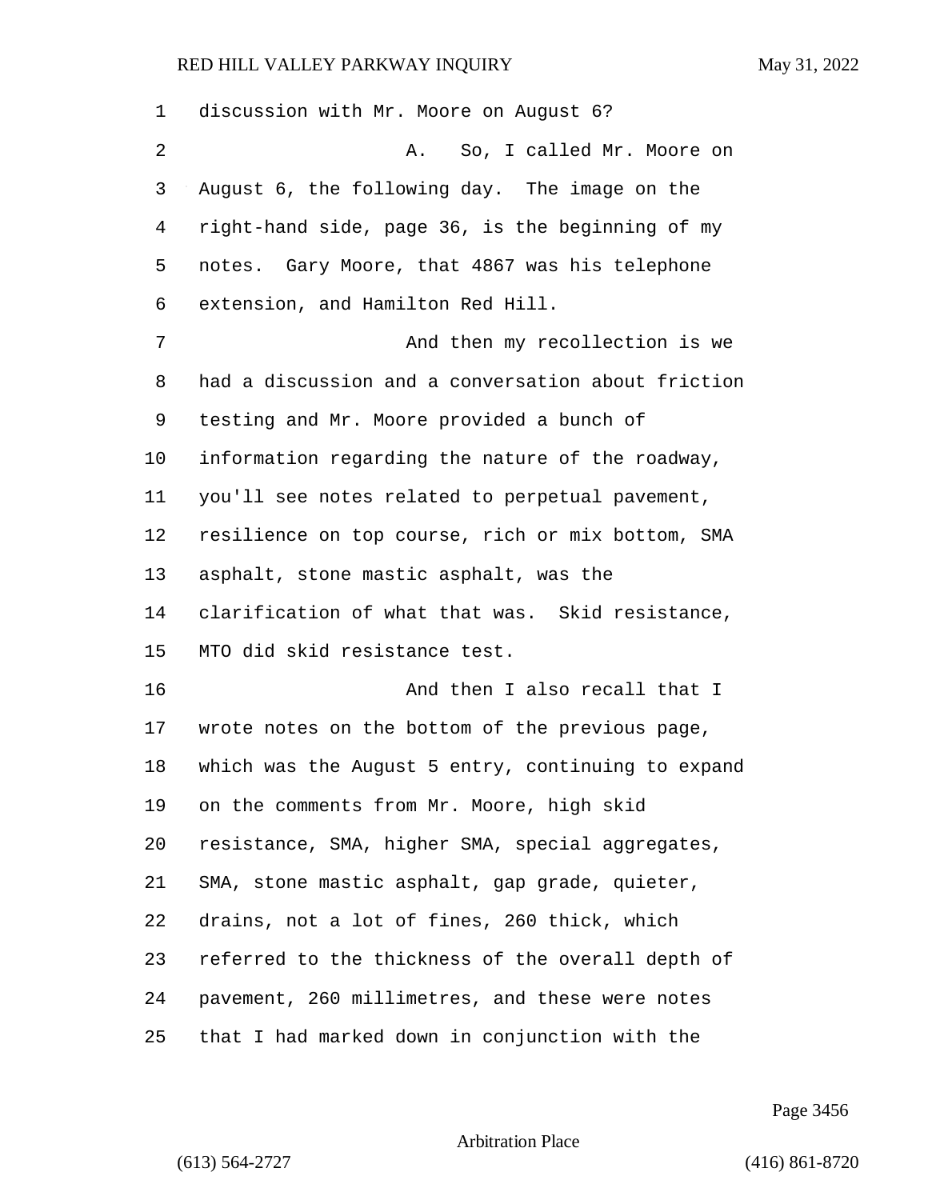discussion with Mr. Moore on August 6?

A. So, I called Mr. Moore on August 6, the following day. The image on the right-hand side, page 36, is the beginning of my notes. Gary Moore, that 4867 was his telephone extension, and Hamilton Red Hill.

And then my recollection is we had a discussion and a conversation about friction testing and Mr. Moore provided a bunch of information regarding the nature of the roadway, you'll see notes related to perpetual pavement, resilience on top course, rich or mix bottom, SMA asphalt, stone mastic asphalt, was the clarification of what that was. Skid resistance, MTO did skid resistance test.

And then I also recall that I wrote notes on the bottom of the previous page, which was the August 5 entry, continuing to expand on the comments from Mr. Moore, high skid resistance, SMA, higher SMA, special aggregates, SMA, stone mastic asphalt, gap grade, quieter, drains, not a lot of fines, 260 thick, which referred to the thickness of the overall depth of pavement, 260 millimetres, and these were notes that I had marked down in conjunction with the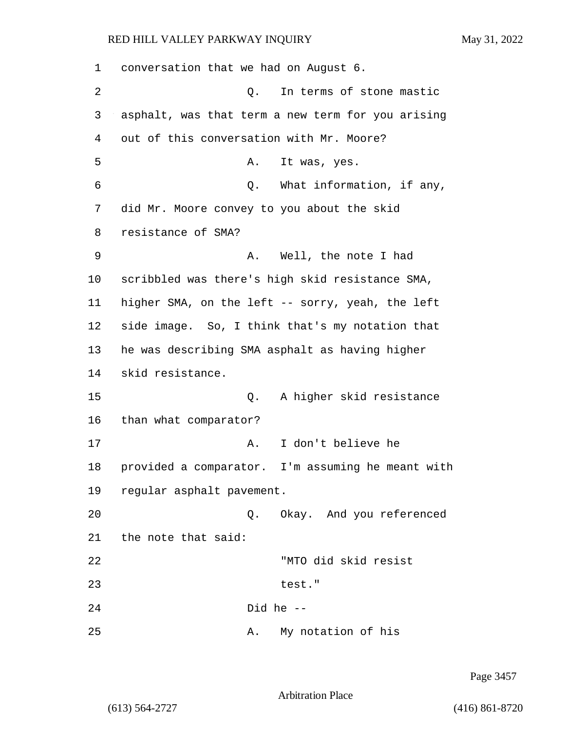conversation that we had on August 6.

Q. In terms of stone mastic asphalt, was that term a new term for you arising out of this conversation with Mr. Moore?

A. It was, yes.

Q. What information, if any, did Mr. Moore convey to you about the skid resistance of SMA?

A. Well, the note I had scribbled was there's high skid resistance SMA, higher SMA, on the left -- sorry, yeah, the left side image. So, I think that's my notation that he was describing SMA asphalt as having higher skid resistance.

Q. A higher skid resistance than what comparator?

A. I don't believe he provided a comparator. I'm assuming he meant with regular asphalt pavement.

Q. Okay. And you referenced the note that said:

> "MTO did skid resist test."

Did he --

A. My notation of his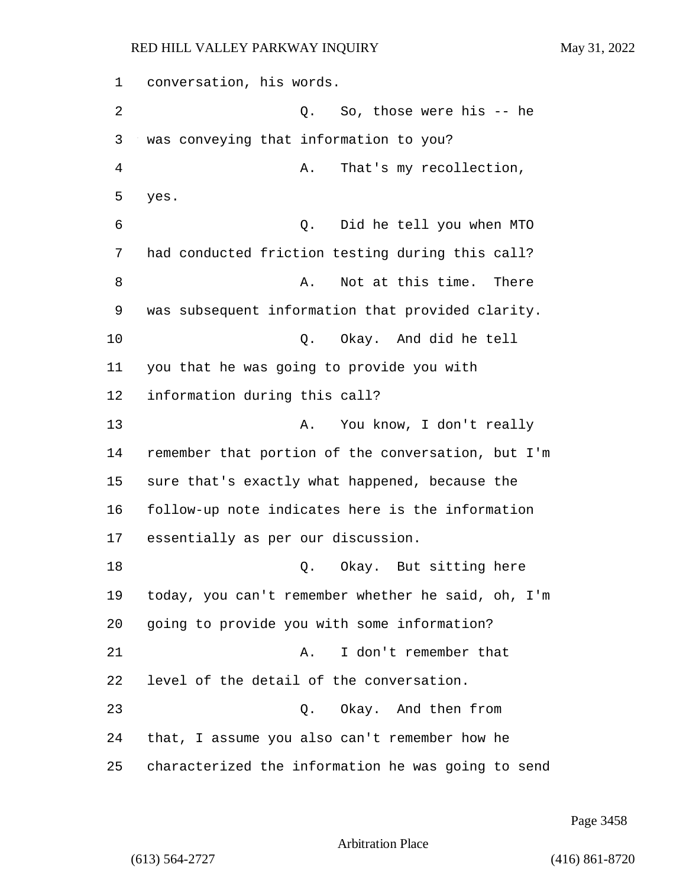conversation, his words.

Q. So, those were his -- he was conveying that information to you?

A. That's my recollection, yes.

Q. Did he tell you when MTO had conducted friction testing during this call?

A. Not at this time. There was subsequent information that provided clarity.

Q. Okay. And did he tell you that he was going to provide you with information during this call?

A. You know, I don't really remember that portion of the conversation, but I'm sure that's exactly what happened, because the follow-up note indicates here is the information essentially as per our discussion.

Q. Okay. But sitting here today, you can't remember whether he said, oh, I'm going to provide you with some information?

A. I don't remember that level of the detail of the conversation.

Q. Okay. And then from that, I assume you also can't remember how he characterized the information he was going to send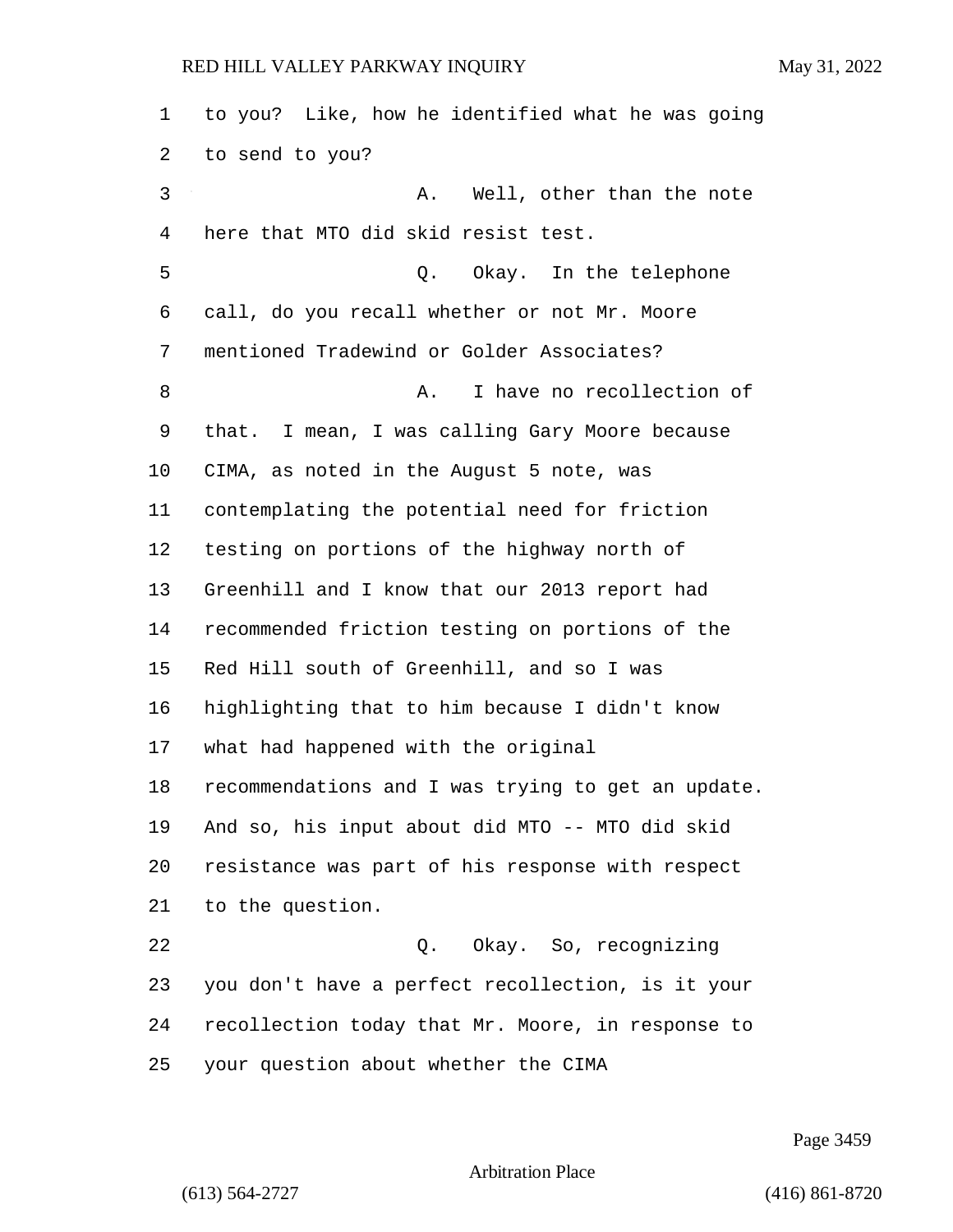to you? Like, how he identified what he was going to send to you?

A. Well, other than the note here that MTO did skid resist test.

Q. Okay. In the telephone call, do you recall whether or not Mr. Moore mentioned Tradewind or Golder Associates?

A. I have no recollection of that. I mean, I was calling Gary Moore because CIMA, as noted in the August 5 note, was contemplating the potential need for friction testing on portions of the highway north of Greenhill and I know that our 2013 report had recommended friction testing on portions of the Red Hill south of Greenhill, and so I was highlighting that to him because I didn't know what had happened with the original recommendations and I was trying to get an update. And so, his input about did MTO -- MTO did skid resistance was part of his response with respect to the question.

Q. Okay. So, recognizing you don't have a perfect recollection, is it your recollection today that Mr. Moore, in response to your question about whether the CIMA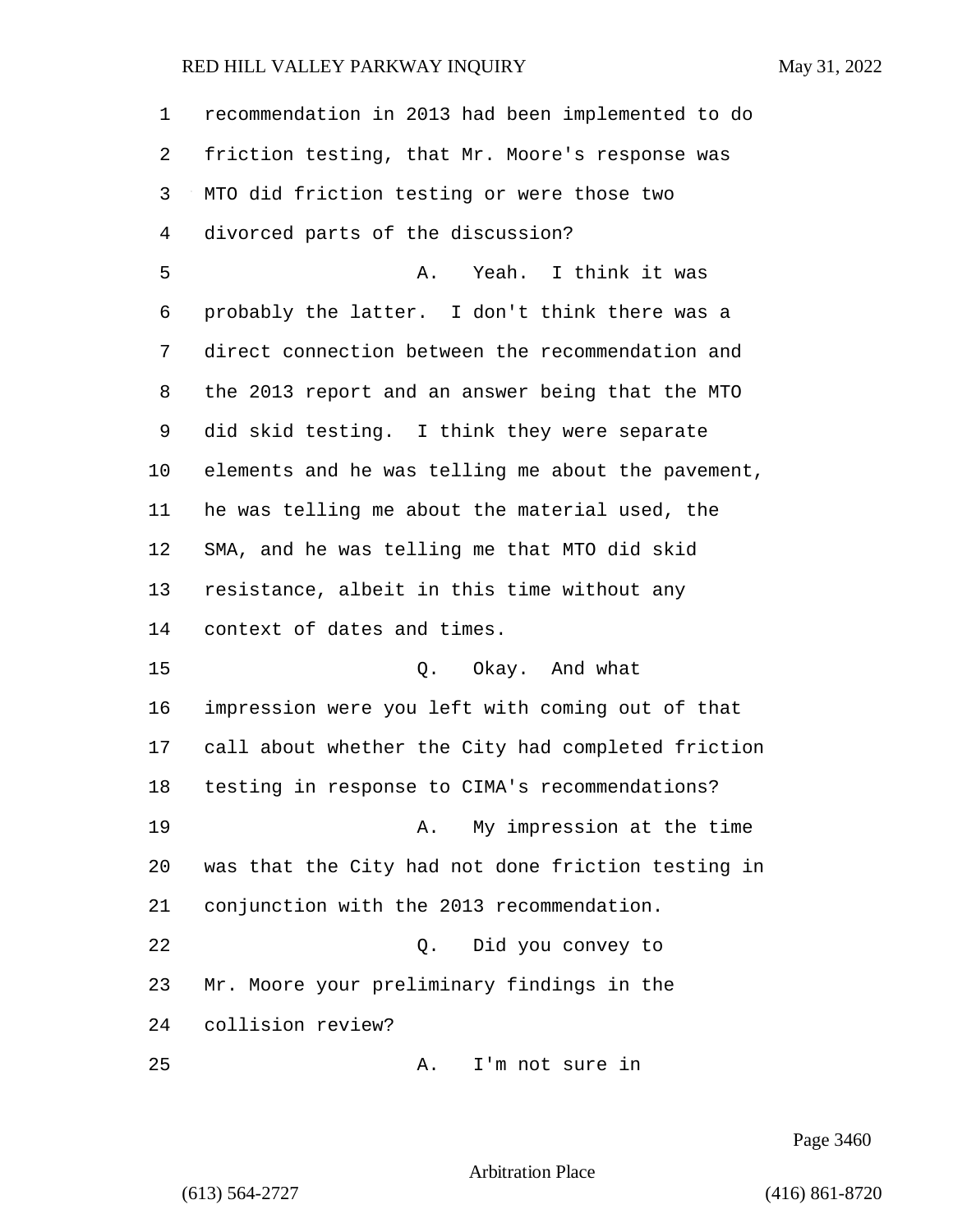recommendation in 2013 had been implemented to do friction testing, that Mr. Moore's response was MTO did friction testing or were those two divorced parts of the discussion?

A. Yeah. I think it was probably the latter. I don't think there was a direct connection between the recommendation and the 2013 report and an answer being that the MTO did skid testing. I think they were separate elements and he was telling me about the pavement, he was telling me about the material used, the SMA, and he was telling me that MTO did skid resistance, albeit in this time without any context of dates and times.

Q. Okay. And what impression were you left with coming out of that call about whether the City had completed friction testing in response to CIMA's recommendations?

A. My impression at the time was that the City had not done friction testing in conjunction with the 2013 recommendation.

Q. Did you convey to Mr. Moore your preliminary findings in the collision review?

A. I'm not sure in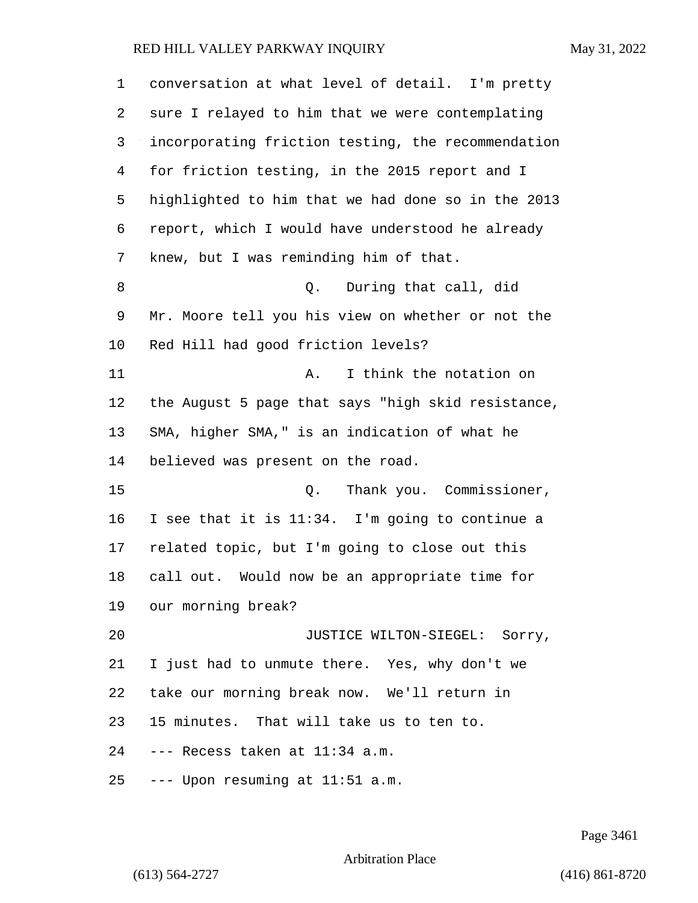conversation at what level of detail. I'm pretty sure I relayed to him that we were contemplating incorporating friction testing, the recommendation for friction testing, in the 2015 report and I highlighted to him that we had done so in the 2013 report, which I would have understood he already knew, but I was reminding him of that.

Q. During that call, did Mr. Moore tell you his view on whether or not the Red Hill had good friction levels?

A. I think the notation on the August 5 page that says "high skid resistance, SMA, higher SMA," is an indication of what he believed was present on the road.

Q. Thank you. Commissioner, I see that it is 11:34. I'm going to continue a related topic, but I'm going to close out this call out. Would now be an appropriate time for our morning break?

JUSTICE WILTON-SIEGEL: Sorry, I just had to unmute there. Yes, why don't we take our morning break now. We'll return in 15 minutes. That will take us to ten to.

--- Recess taken at 11:34 a.m.

--- Upon resuming at 11:51 a.m.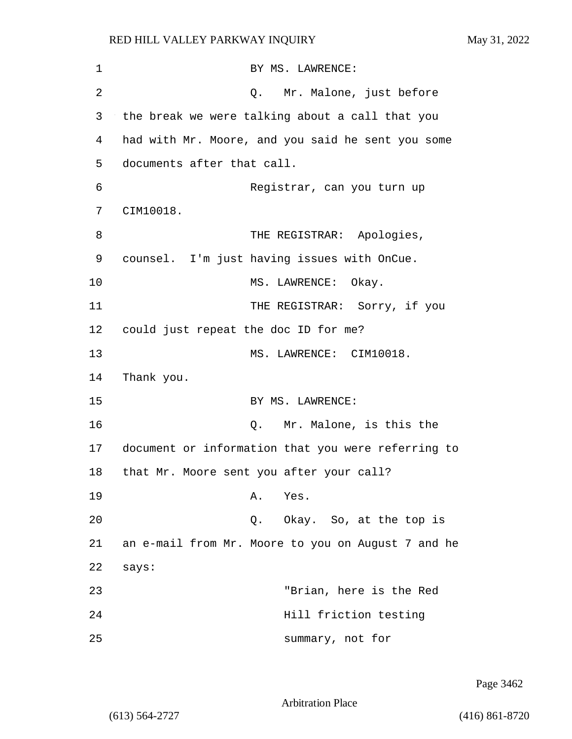BY MS. LAWRENCE:

Q. Mr. Malone, just before the break we were talking about a call that you had with Mr. Moore, and you said he sent you some documents after that call.

Registrar, can you turn up CIM10018.

THE REGISTRAR: Apologies, counsel. I'm just having issues with OnCue.

MS. LAWRENCE: Okay.

THE REGISTRAR: Sorry, if you could just repeat the doc ID for me?

MS. LAWRENCE: CIM10018. Thank you.

BY MS. LAWRENCE:

Q. Mr. Malone, is this the document or information that you were referring to that Mr. Moore sent you after your call?

A. Yes.

Q. Okay. So, at the top is an e-mail from Mr. Moore to you on August 7 and he says:

"Brian, here is the Red Hill friction testing summary, not for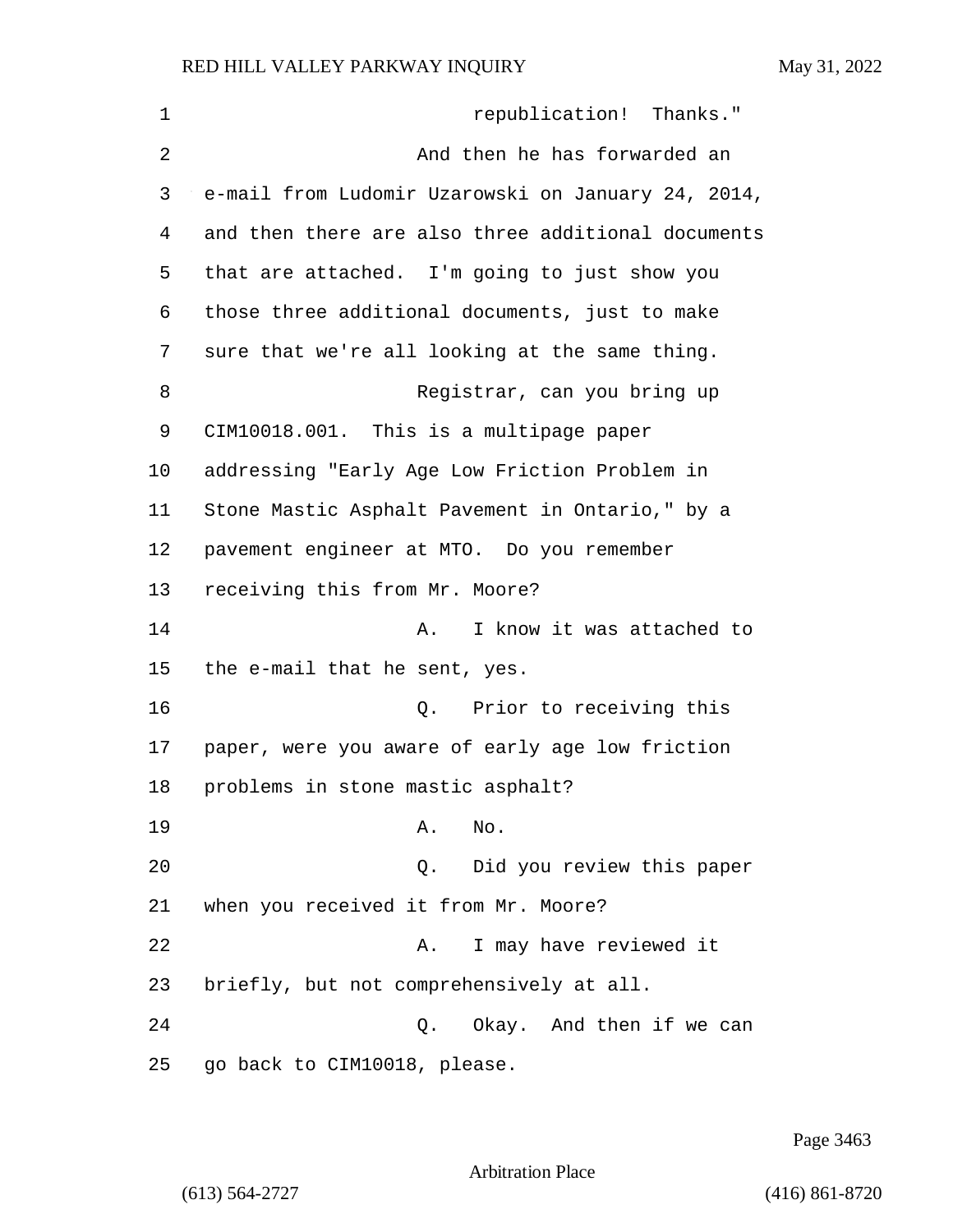republication! Thanks."

And then he has forwarded an e-mail from Ludomir Uzarowski on January 24, 2014, and then there are also three additional documents that are attached. I'm going to just show you those three additional documents, just to make sure that we're all looking at the same thing.

Registrar, can you bring up CIM10018.001. This is a multipage paper addressing "Early Age Low Friction Problem in Stone Mastic Asphalt Pavement in Ontario," by a pavement engineer at MTO. Do you remember receiving this from Mr. Moore?

A. I know it was attached to the e-mail that he sent, yes.

Q. Prior to receiving this paper, were you aware of early age low friction problems in stone mastic asphalt?

A. No.

Q. Did you review this paper when you received it from Mr. Moore?

A. I may have reviewed it briefly, but not comprehensively at all.

Q. Okay. And then if we can go back to CIM10018, please.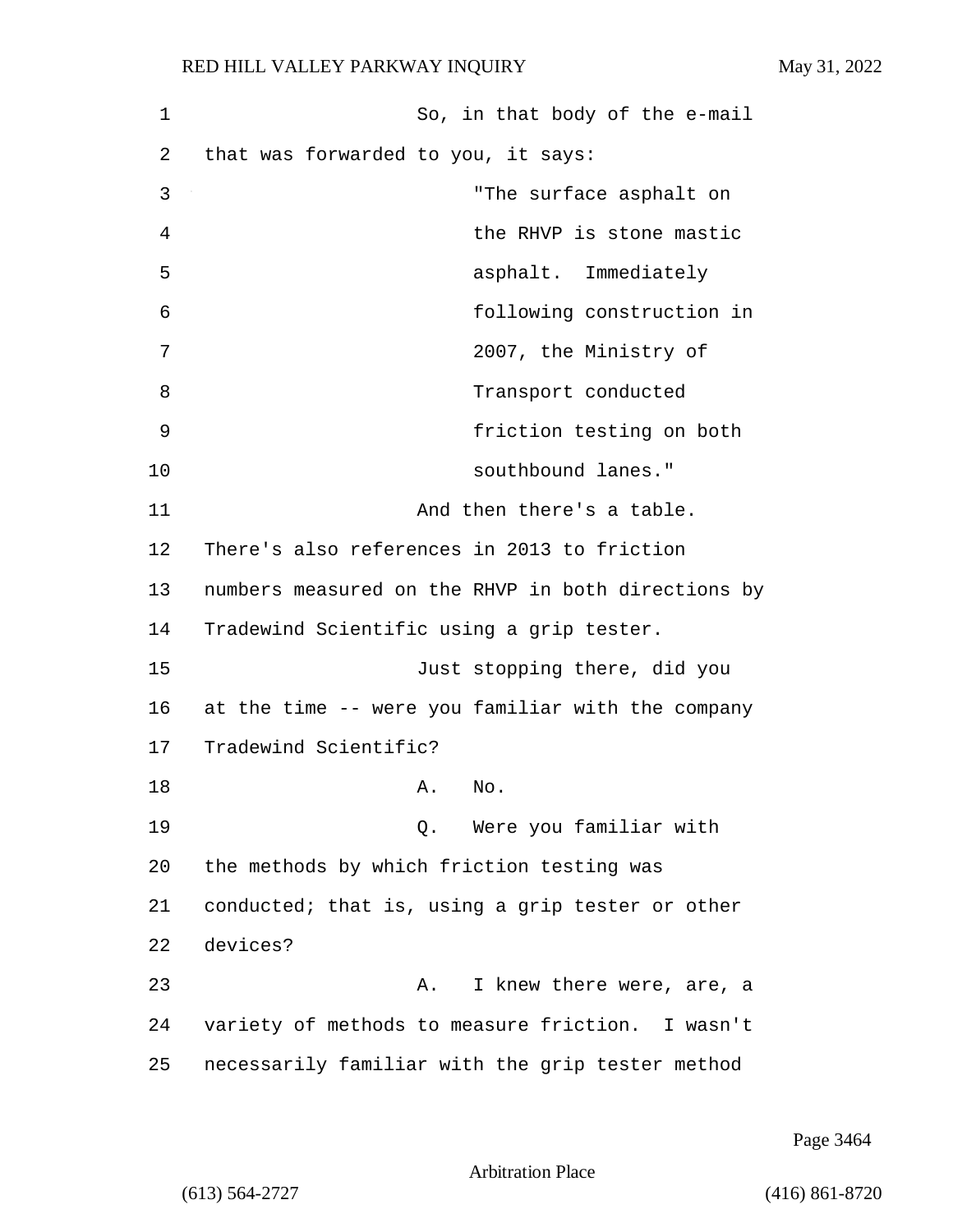So, in that body of the e-mail that was forwarded to you, it says:

> "The surface asphalt on the RHVP is stone mastic asphalt. Immediately following construction in 2007, the Ministry of Transport conducted friction testing on both southbound lanes."

And then there's a table. There's also references in 2013 to friction numbers measured on the RHVP in both directions by Tradewind Scientific using a grip tester.

Just stopping there, did you at the time -- were you familiar with the company Tradewind Scientific?

A. No.

Q. Were you familiar with the methods by which friction testing was conducted; that is, using a grip tester or other devices?

A. I knew there were, are, a variety of methods to measure friction. I wasn't necessarily familiar with the grip tester method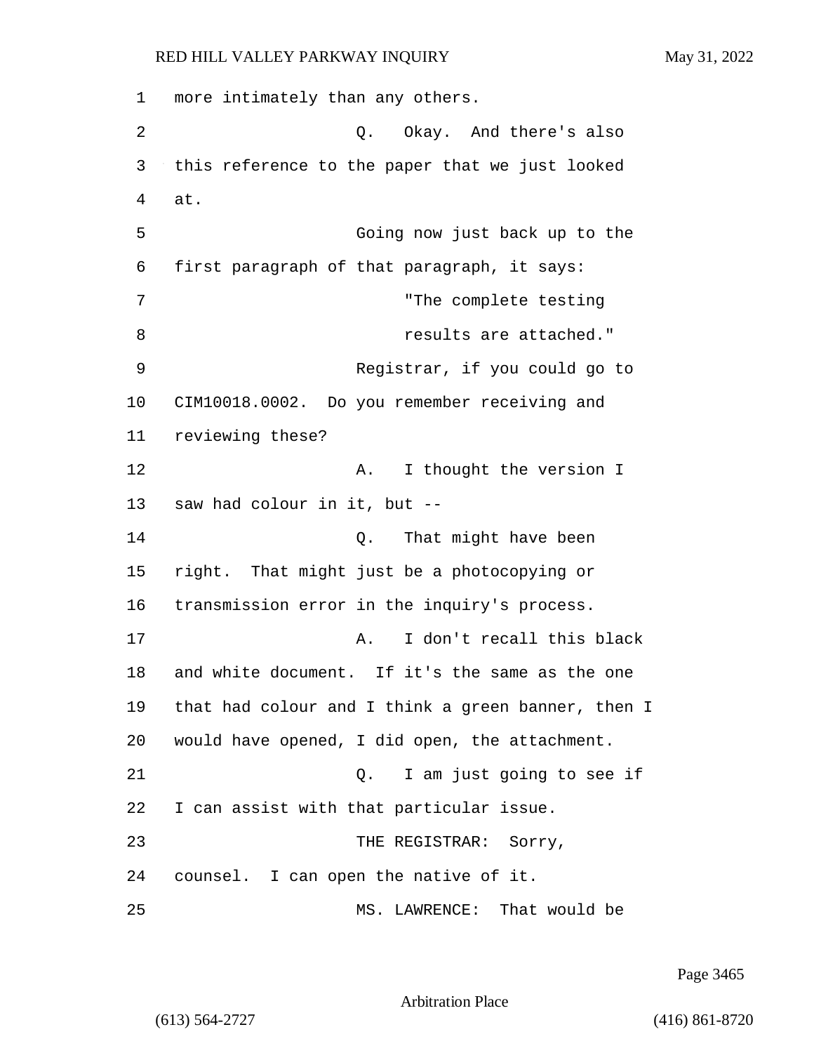more intimately than any others.

Q. Okay. And there's also this reference to the paper that we just looked at.

Going now just back up to the first paragraph of that paragraph, it says:

> "The complete testing results are attached."

Registrar, if you could go to CIM10018.0002. Do you remember receiving and reviewing these?

A. I thought the version I saw had colour in it, but --

Q. That might have been right. That might just be a photocopying or transmission error in the inquiry's process.

A. I don't recall this black and white document. If it's the same as the one that had colour and I think a green banner, then I would have opened, I did open, the attachment.

Q. I am just going to see if I can assist with that particular issue.

THE REGISTRAR: Sorry, counsel. I can open the native of it.

MS. LAWRENCE: That would be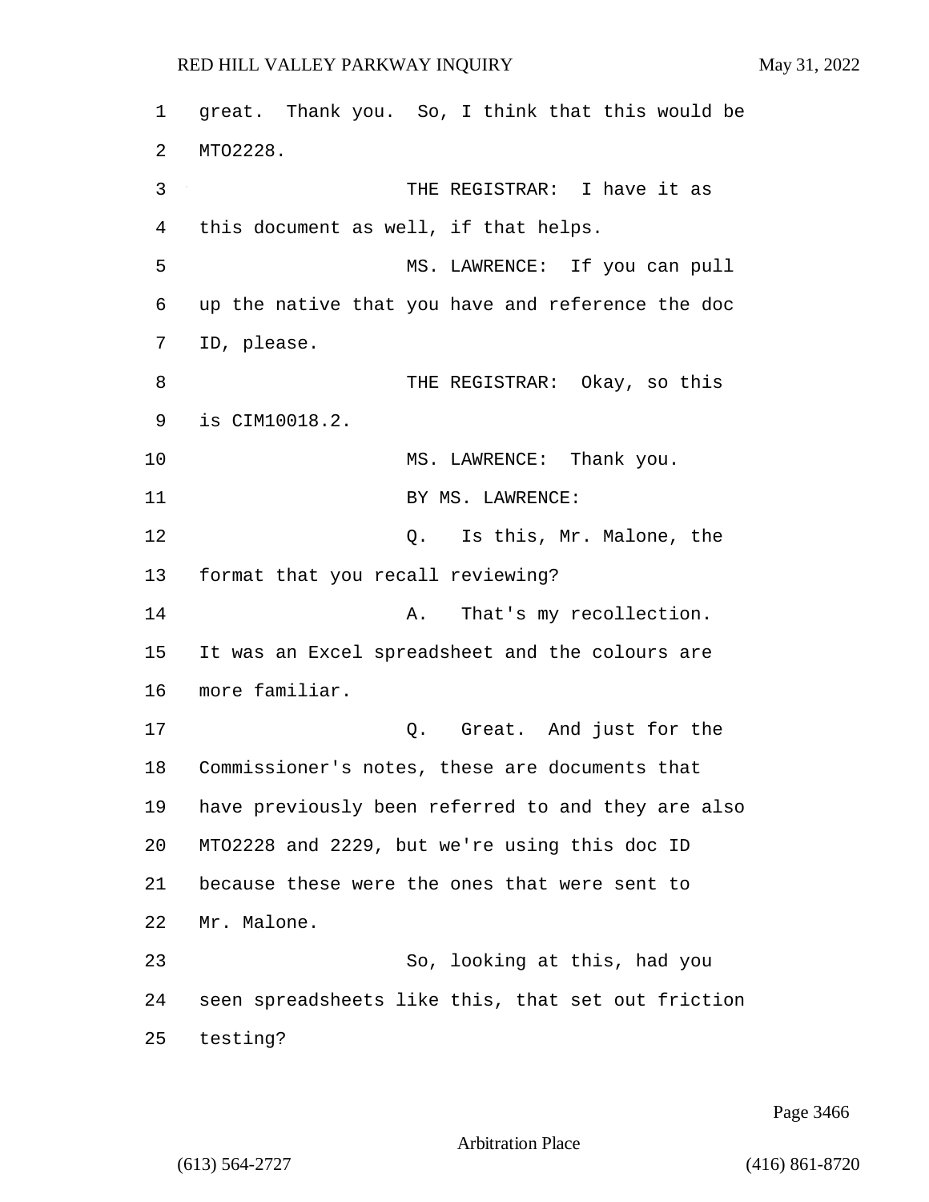great. Thank you. So, I think that this would be MTO2228.

THE REGISTRAR: I have it as this document as well, if that helps.

MS. LAWRENCE: If you can pull up the native that you have and reference the doc ID, please.

THE REGISTRAR: Okay, so this is CIM10018.2.

MS. LAWRENCE: Thank you.

BY MS. LAWRENCE:

Q. Is this, Mr. Malone, the format that you recall reviewing?

A. That's my recollection. It was an Excel spreadsheet and the colours are more familiar.

Q. Great. And just for the Commissioner's notes, these are documents that have previously been referred to and they are also MTO2228 and 2229, but we're using this doc ID because these were the ones that were sent to Mr. Malone.

So, looking at this, had you seen spreadsheets like this, that set out friction testing?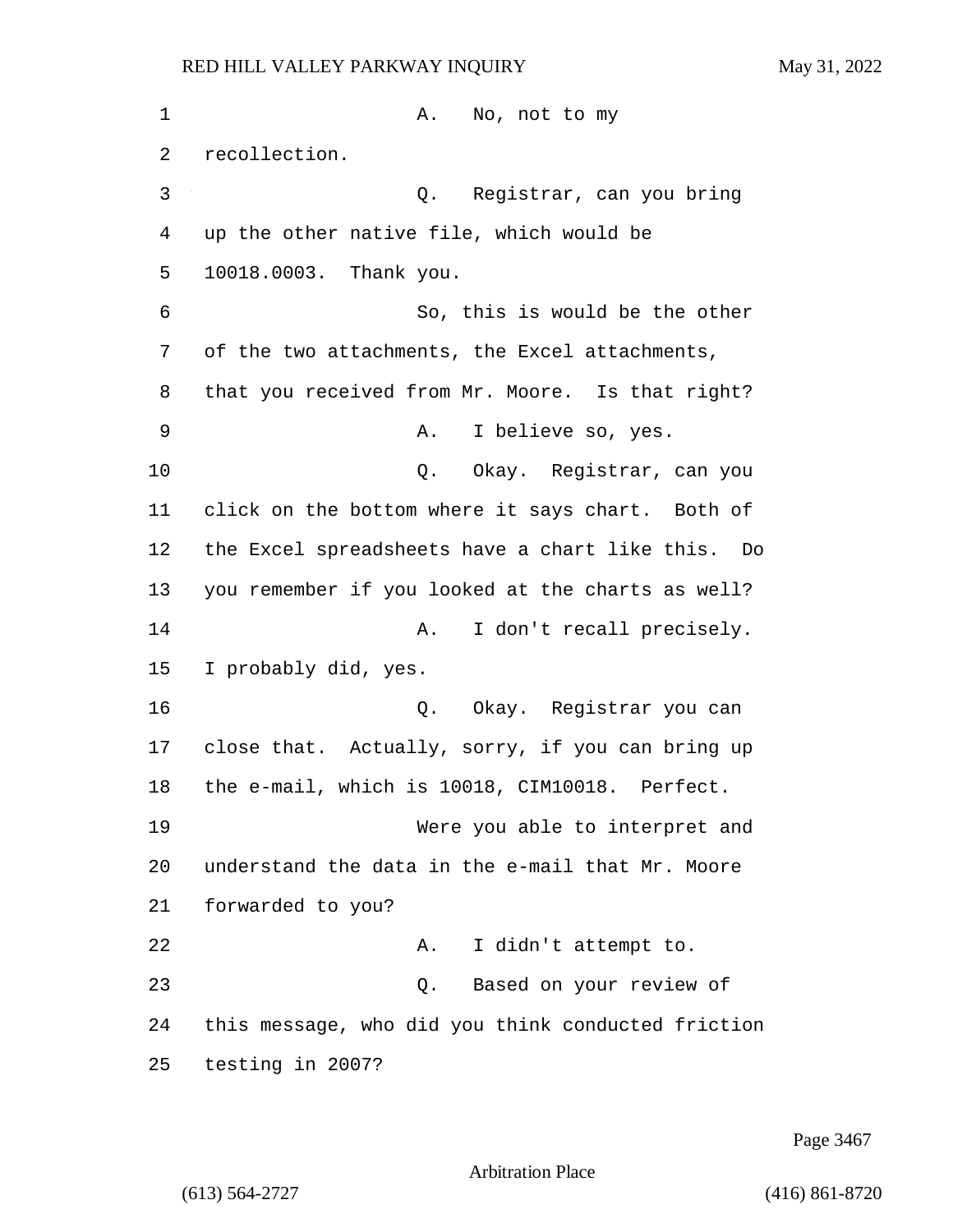A. No, not to my recollection.

Q. Registrar, can you bring up the other native file, which would be 10018.0003. Thank you.

So, this is would be the other of the two attachments, the Excel attachments, that you received from Mr. Moore. Is that right?

A. I believe so, yes.

Q. Okay. Registrar, can you click on the bottom where it says chart. Both of the Excel spreadsheets have a chart like this. Do you remember if you looked at the charts as well?

A. I don't recall precisely. I probably did, yes.

Q. Okay. Registrar you can close that. Actually, sorry, if you can bring up the e-mail, which is 10018, CIM10018. Perfect.

Were you able to interpret and understand the data in the e-mail that Mr. Moore forwarded to you?

A. I didn't attempt to.

Q. Based on your review of this message, who did you think conducted friction testing in 2007?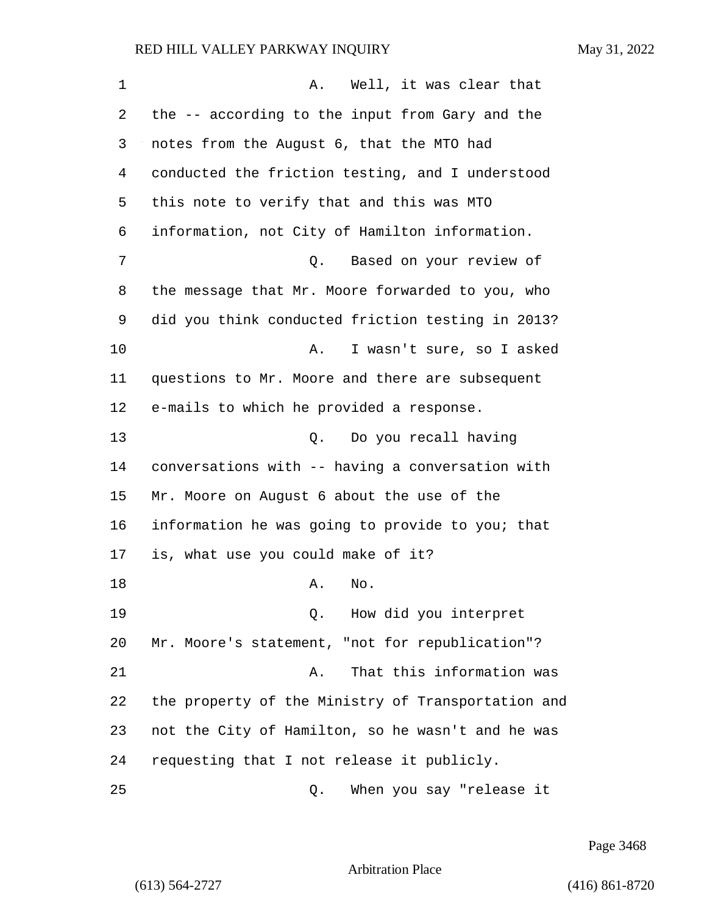A. Well, it was clear that the -- according to the input from Gary and the notes from the August 6, that the MTO had conducted the friction testing, and I understood this note to verify that and this was MTO information, not City of Hamilton information.

Q. Based on your review of the message that Mr. Moore forwarded to you, who did you think conducted friction testing in 2013?

A. I wasn't sure, so I asked questions to Mr. Moore and there are subsequent e-mails to which he provided a response.

Q. Do you recall having conversations with -- having a conversation with Mr. Moore on August 6 about the use of the information he was going to provide to you; that is, what use you could make of it?

A. No.

Q. How did you interpret Mr. Moore's statement, "not for republication"?

A. That this information was the property of the Ministry of Transportation and not the City of Hamilton, so he wasn't and he was requesting that I not release it publicly.

Q. When you say "release it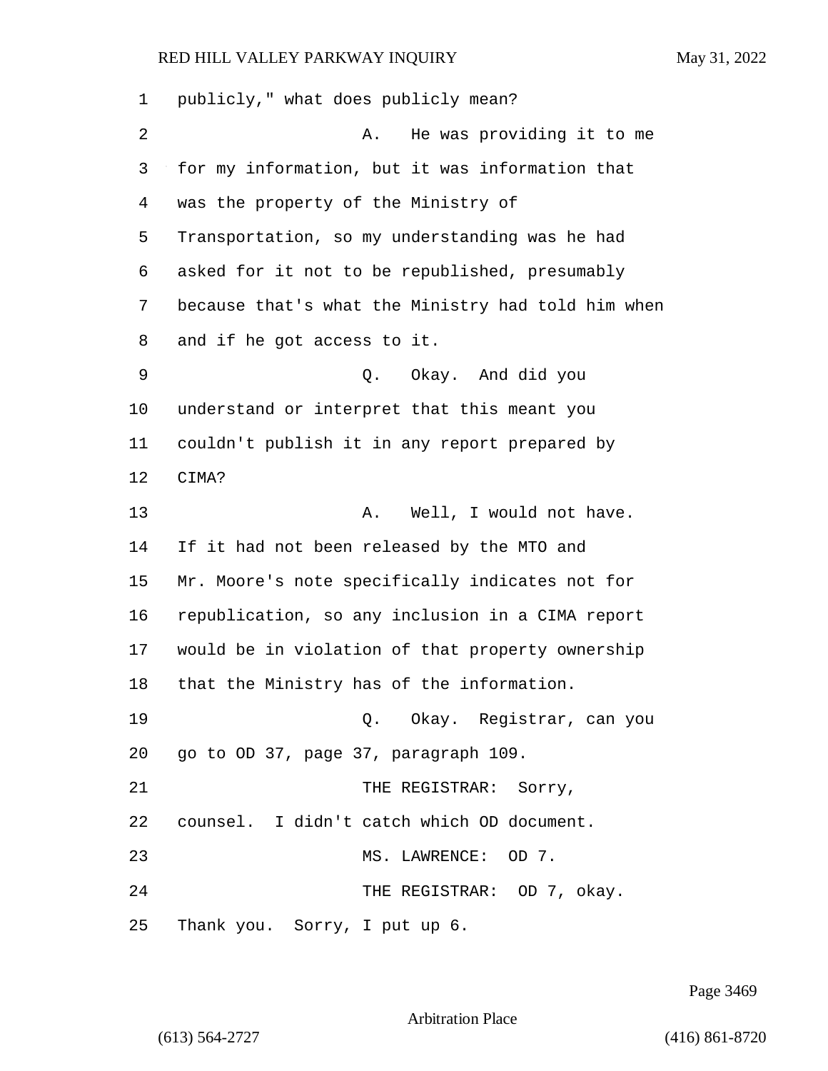publicly," what does publicly mean?

A. He was providing it to me for my information, but it was information that was the property of the Ministry of Transportation, so my understanding was he had asked for it not to be republished, presumably because that's what the Ministry had told him when and if he got access to it.

Q. Okay. And did you understand or interpret that this meant you couldn't publish it in any report prepared by CIMA?

A. Well, I would not have. If it had not been released by the MTO and Mr. Moore's note specifically indicates not for republication, so any inclusion in a CIMA report would be in violation of that property ownership that the Ministry has of the information.

Q. Okay. Registrar, can you go to OD 37, page 37, paragraph 109.

THE REGISTRAR: Sorry, counsel. I didn't catch which OD document.

MS. LAWRENCE: OD 7.

THE REGISTRAR: OD 7, okay. Thank you. Sorry, I put up 6.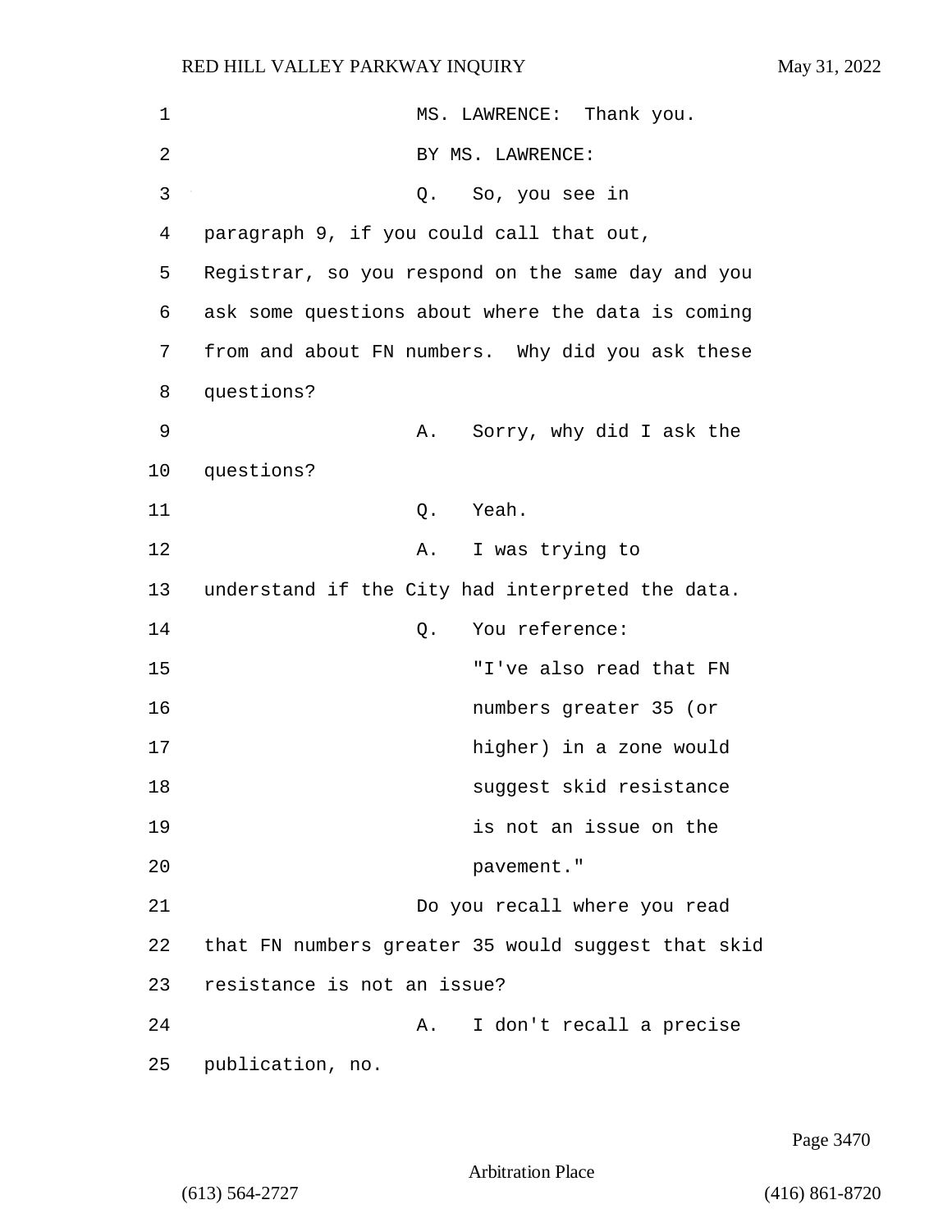MS. LAWRENCE: Thank you.

BY MS. LAWRENCE:

Q. So, you see in paragraph 9, if you could call that out, Registrar, so you respond on the same day and you ask some questions about where the data is coming from and about FN numbers. Why did you ask these questions?

A. Sorry, why did I ask the questions?

Q. Yeah.

A. I was trying to understand if the City had interpreted the data.

Q. You reference:

"I've also read that FN numbers greater 35 (or higher) in a zone would suggest skid resistance is not an issue on the pavement."

Do you recall where you read that FN numbers greater 35 would suggest that skid resistance is not an issue?

A. I don't recall a precise publication, no.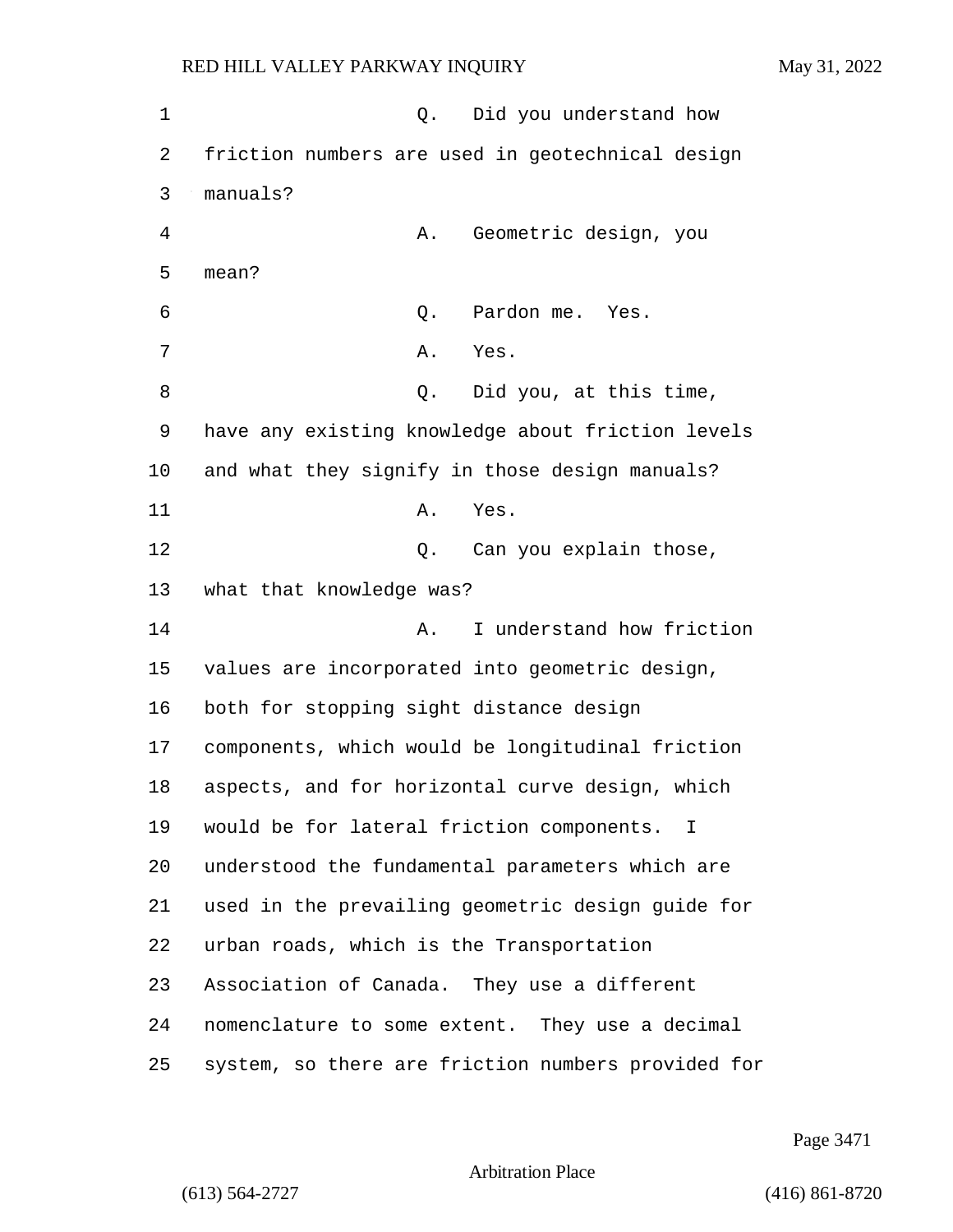Q. Did you understand how friction numbers are used in geotechnical design manuals?

A. Geometric design, you mean?

Q. Pardon me. Yes.

A. Yes.

Q. Did you, at this time, have any existing knowledge about friction levels and what they signify in those design manuals?

A. Yes.

Q. Can you explain those, what that knowledge was?

A. I understand how friction values are incorporated into geometric design, both for stopping sight distance design components, which would be longitudinal friction aspects, and for horizontal curve design, which would be for lateral friction components. I understood the fundamental parameters which are used in the prevailing geometric design guide for urban roads, which is the Transportation Association of Canada. They use a different nomenclature to some extent. They use a decimal system, so there are friction numbers provided for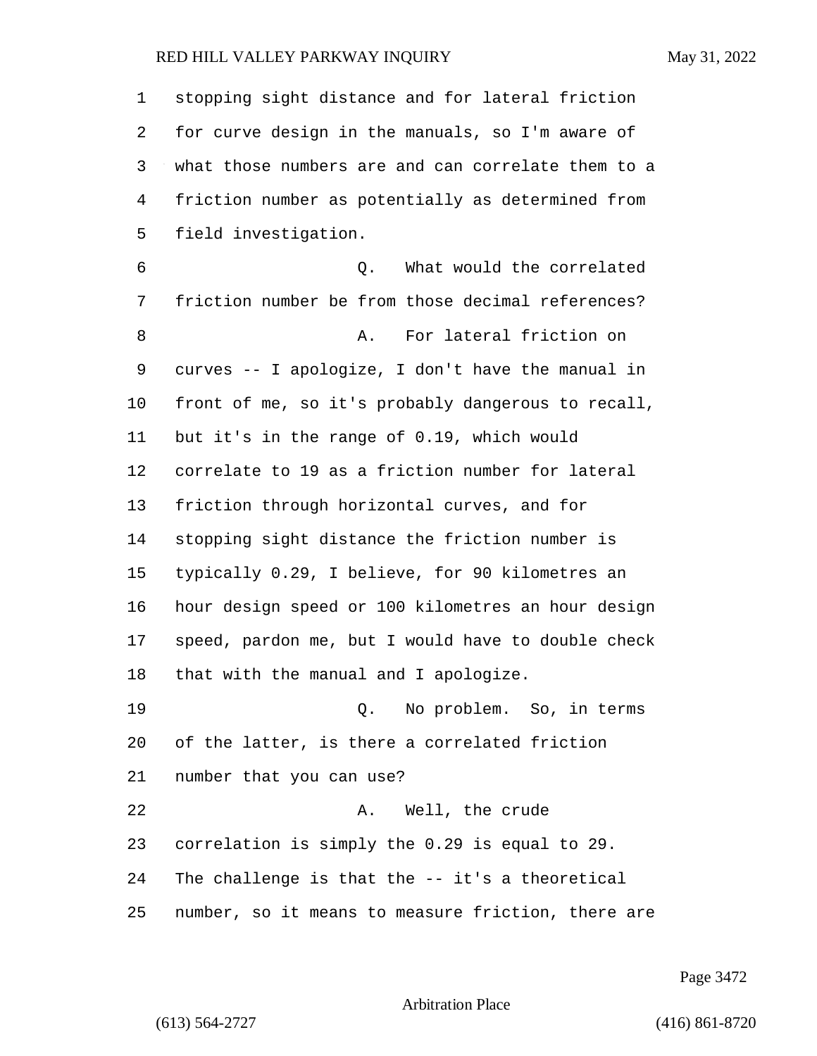stopping sight distance and for lateral friction for curve design in the manuals, so I'm aware of what those numbers are and can correlate them to a friction number as potentially as determined from field investigation.

Q. What would the correlated friction number be from those decimal references?

A. For lateral friction on curves -- I apologize, I don't have the manual in front of me, so it's probably dangerous to recall, but it's in the range of 0.19, which would correlate to 19 as a friction number for lateral friction through horizontal curves, and for stopping sight distance the friction number is typically 0.29, I believe, for 90 kilometres an hour design speed or 100 kilometres an hour design speed, pardon me, but I would have to double check that with the manual and I apologize.

Q. No problem. So, in terms of the latter, is there a correlated friction number that you can use?

A. Well, the crude correlation is simply the 0.29 is equal to 29. The challenge is that the -- it's a theoretical number, so it means to measure friction, there are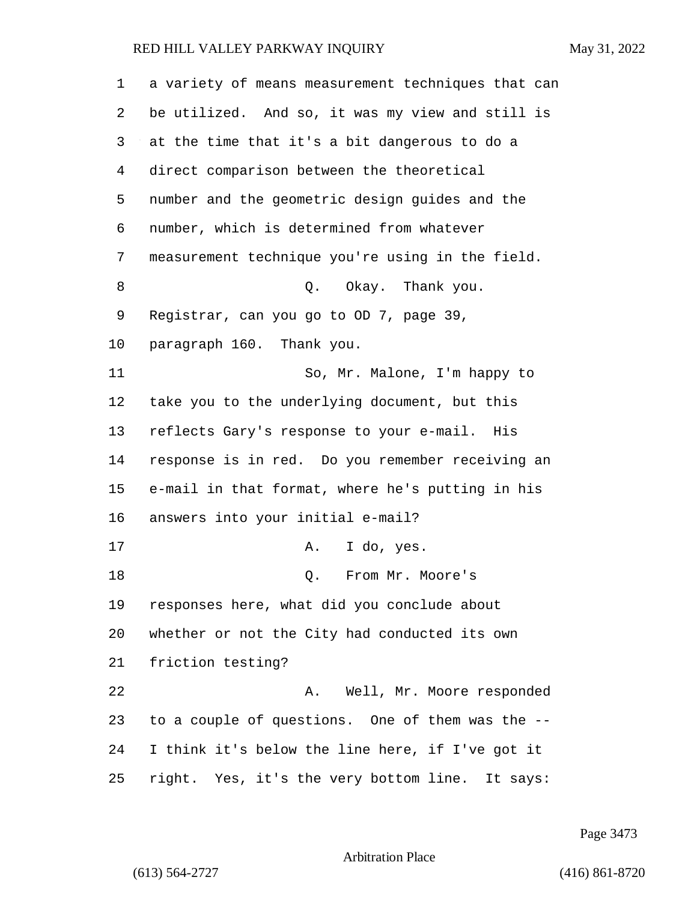a variety of means measurement techniques that can be utilized. And so, it was my view and still is at the time that it's a bit dangerous to do a direct comparison between the theoretical number and the geometric design guides and the number, which is determined from whatever measurement technique you're using in the field.

Q. Okay. Thank you. Registrar, can you go to OD 7, page 39, paragraph 160. Thank you.

So, Mr. Malone, I'm happy to take you to the underlying document, but this reflects Gary's response to your e-mail. His response is in red. Do you remember receiving an e-mail in that format, where he's putting in his answers into your initial e-mail?

A. I do, yes.

Q. From Mr. Moore's responses here, what did you conclude about whether or not the City had conducted its own friction testing?

A. Well, Mr. Moore responded to a couple of questions. One of them was the -- I think it's below the line here, if I've got it right. Yes, it's the very bottom line. It says: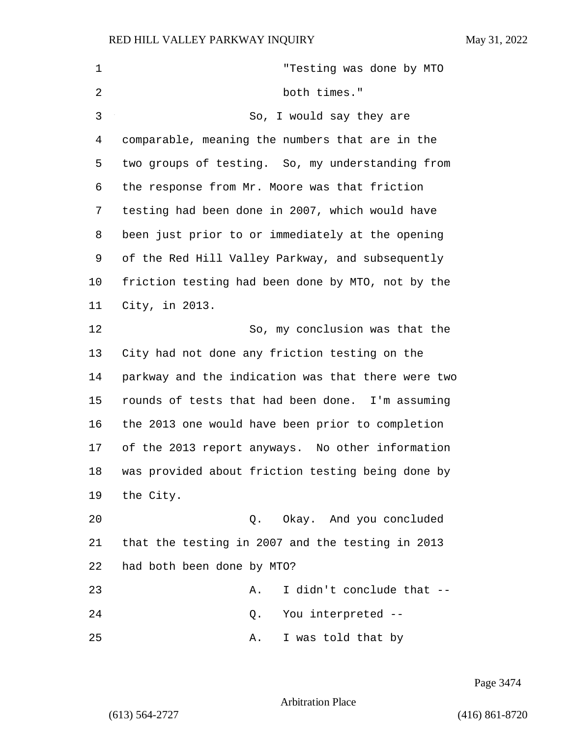"Testing was done by MTO both times."

So, I would say they are comparable, meaning the numbers that are in the two groups of testing. So, my understanding from the response from Mr. Moore was that friction testing had been done in 2007, which would have been just prior to or immediately at the opening of the Red Hill Valley Parkway, and subsequently friction testing had been done by MTO, not by the City, in 2013.

So, my conclusion was that the City had not done any friction testing on the parkway and the indication was that there were two rounds of tests that had been done. I'm assuming the 2013 one would have been prior to completion of the 2013 report anyways. No other information was provided about friction testing being done by the City.

Q. Okay. And you concluded that the testing in 2007 and the testing in 2013 had both been done by MTO?

A. I didn't conclude that --

Q. You interpreted --

A. I was told that by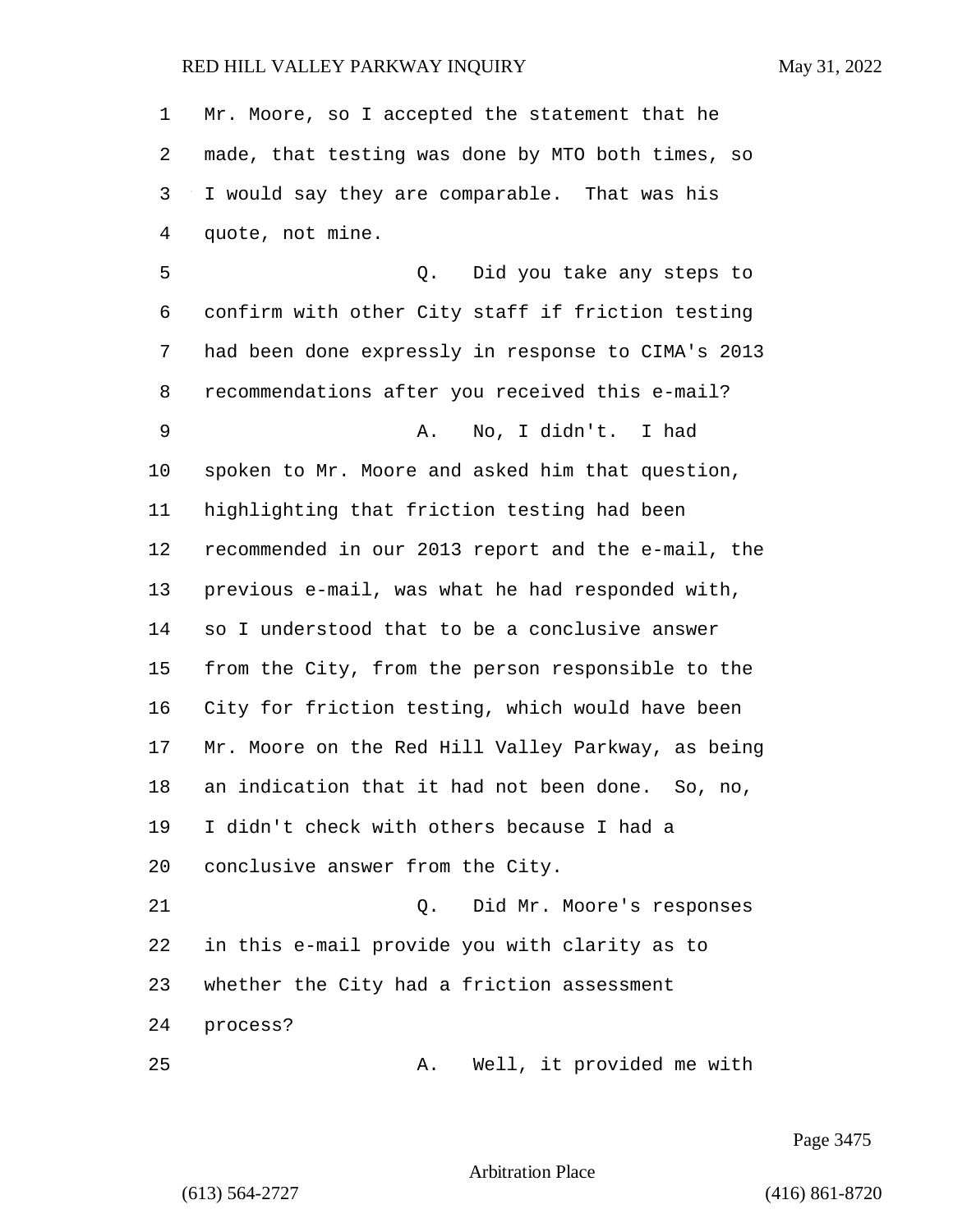Mr. Moore, so I accepted the statement that he made, that testing was done by MTO both times, so I would say they are comparable. That was his quote, not mine.

Q. Did you take any steps to confirm with other City staff if friction testing had been done expressly in response to CIMA's 2013 recommendations after you received this e-mail?

A. No, I didn't. I had spoken to Mr. Moore and asked him that question, highlighting that friction testing had been recommended in our 2013 report and the e-mail, the previous e-mail, was what he had responded with, so I understood that to be a conclusive answer from the City, from the person responsible to the City for friction testing, which would have been Mr. Moore on the Red Hill Valley Parkway, as being an indication that it had not been done. So, no, I didn't check with others because I had a conclusive answer from the City.

Q. Did Mr. Moore's responses in this e-mail provide you with clarity as to whether the City had a friction assessment process?

A. Well, it provided me with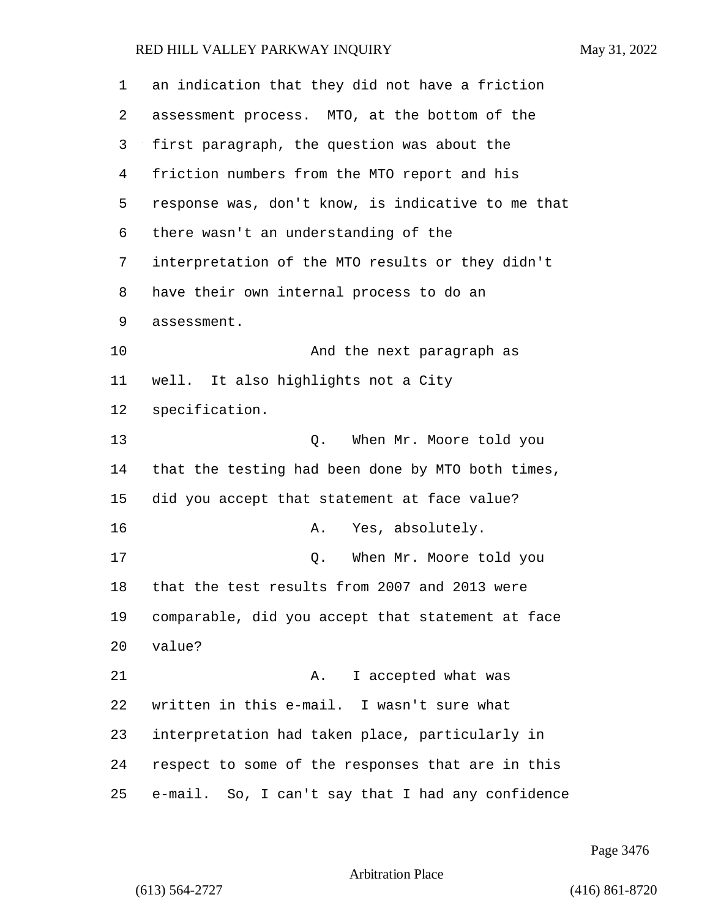an indication that they did not have a friction assessment process. MTO, at the bottom of the first paragraph, the question was about the friction numbers from the MTO report and his response was, don't know, is indicative to me that there wasn't an understanding of the interpretation of the MTO results or they didn't have their own internal process to do an assessment.

And the next paragraph as well. It also highlights not a City specification.

Q. When Mr. Moore told you that the testing had been done by MTO both times, did you accept that statement at face value?

A. Yes, absolutely.

Q. When Mr. Moore told you that the test results from 2007 and 2013 were comparable, did you accept that statement at face value?

A. I accepted what was written in this e-mail. I wasn't sure what interpretation had taken place, particularly in respect to some of the responses that are in this e-mail. So, I can't say that I had any confidence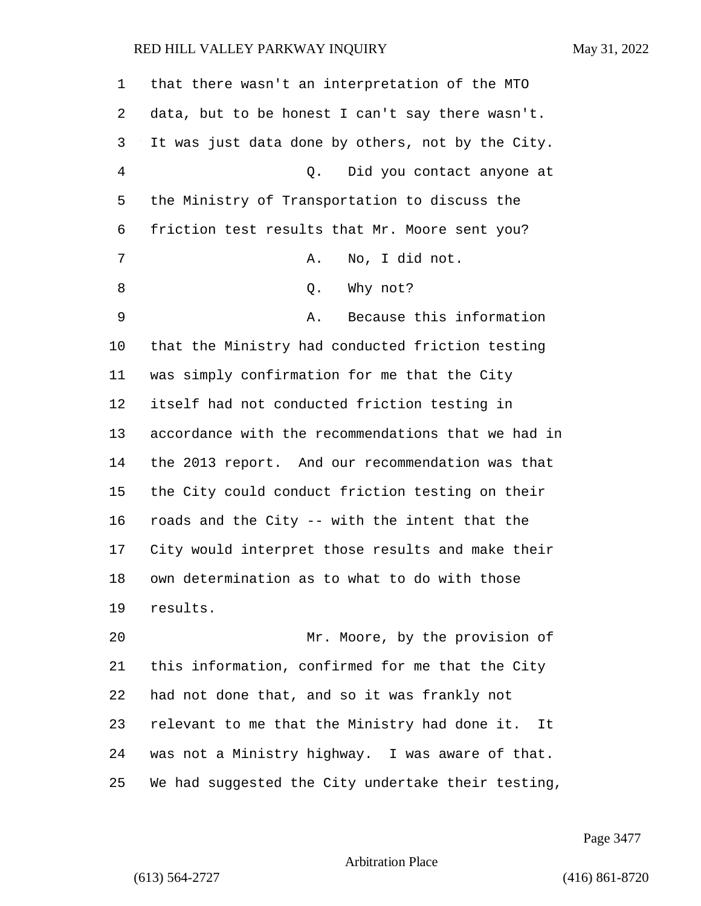that there wasn't an interpretation of the MTO data, but to be honest I can't say there wasn't. It was just data done by others, not by the City.

Q. Did you contact anyone at the Ministry of Transportation to discuss the friction test results that Mr. Moore sent you?

A. No, I did not.

Q. Why not?

A. Because this information that the Ministry had conducted friction testing was simply confirmation for me that the City itself had not conducted friction testing in accordance with the recommendations that we had in the 2013 report. And our recommendation was that the City could conduct friction testing on their roads and the City -- with the intent that the City would interpret those results and make their own determination as to what to do with those results.

Mr. Moore, by the provision of this information, confirmed for me that the City had not done that, and so it was frankly not relevant to me that the Ministry had done it. It was not a Ministry highway. I was aware of that. We had suggested the City undertake their testing,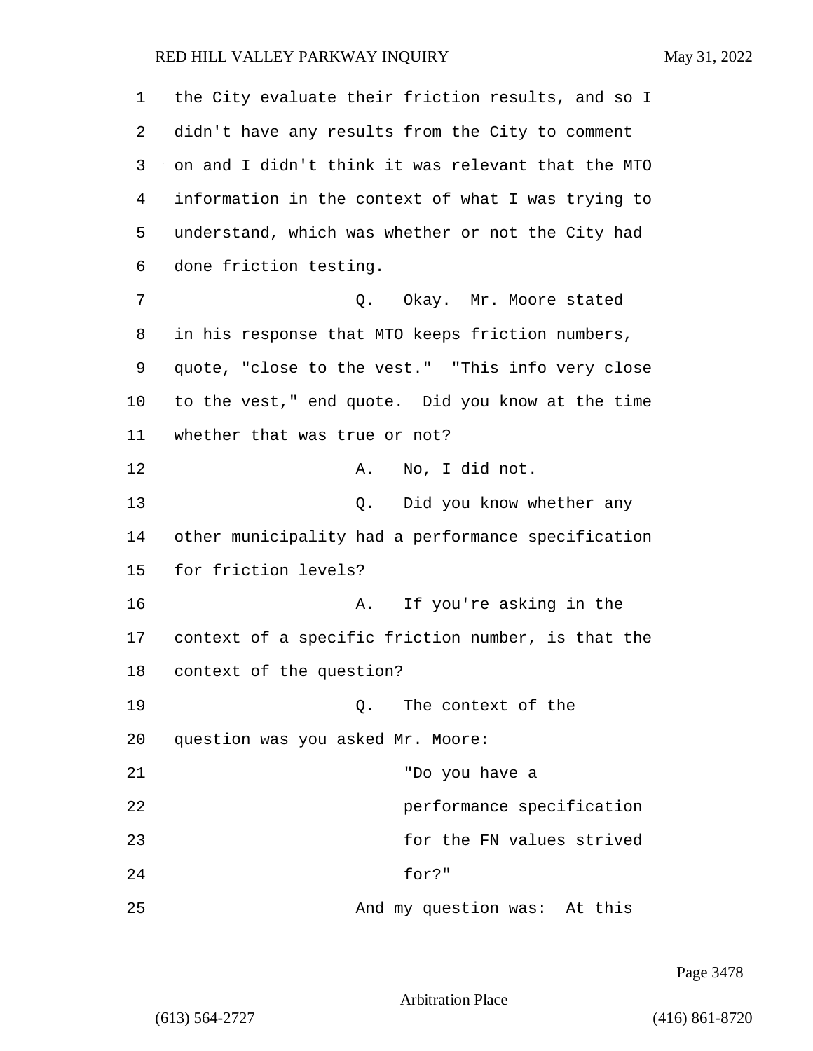the City evaluate their friction results, and so I didn't have any results from the City to comment on and I didn't think it was relevant that the MTO information in the context of what I was trying to understand, which was whether or not the City had done friction testing.

Q. Okay. Mr. Moore stated in his response that MTO keeps friction numbers, quote, "close to the vest." "This info very close to the vest," end quote. Did you know at the time whether that was true or not?

A. No, I did not.

Q. Did you know whether any other municipality had a performance specification for friction levels?

A. If you're asking in the context of a specific friction number, is that the context of the question?

Q. The context of the question was you asked Mr. Moore:

"Do you have a performance specification for the FN values strived for?"

And my question was: At this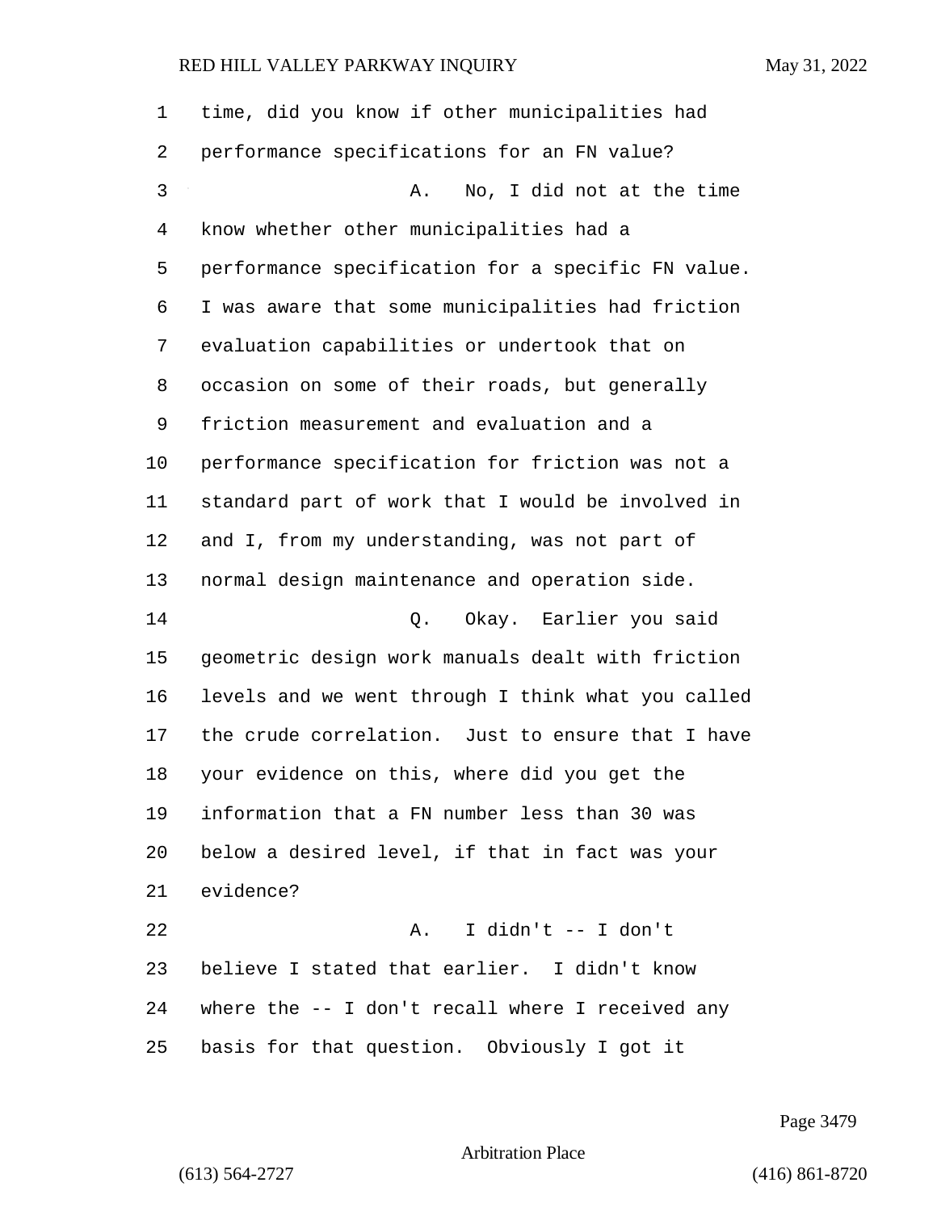time, did you know if other municipalities had performance specifications for an FN value?

A. No, I did not at the time know whether other municipalities had a performance specification for a specific FN value. I was aware that some municipalities had friction evaluation capabilities or undertook that on occasion on some of their roads, but generally friction measurement and evaluation and a performance specification for friction was not a standard part of work that I would be involved in and I, from my understanding, was not part of normal design maintenance and operation side.

Q. Okay. Earlier you said geometric design work manuals dealt with friction levels and we went through I think what you called the crude correlation. Just to ensure that I have your evidence on this, where did you get the information that a FN number less than 30 was below a desired level, if that in fact was your evidence?

A. I didn't -- I don't believe I stated that earlier. I didn't know where the -- I don't recall where I received any basis for that question. Obviously I got it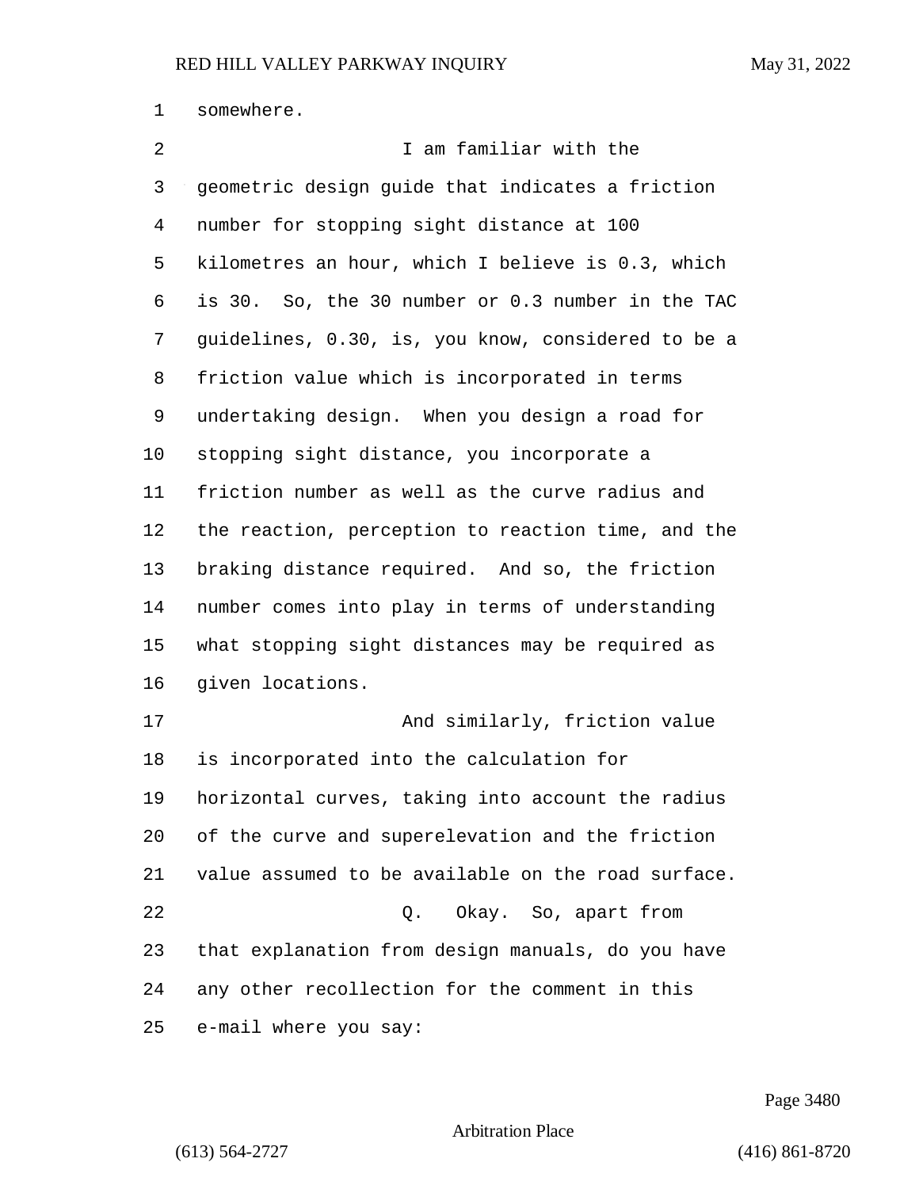somewhere.

I am familiar with the geometric design guide that indicates a friction number for stopping sight distance at 100 kilometres an hour, which I believe is 0.3, which is 30. So, the 30 number or 0.3 number in the TAC guidelines, 0.30, is, you know, considered to be a friction value which is incorporated in terms undertaking design. When you design a road for stopping sight distance, you incorporate a friction number as well as the curve radius and the reaction, perception to reaction time, and the braking distance required. And so, the friction number comes into play in terms of understanding what stopping sight distances may be required as given locations.

And similarly, friction value is incorporated into the calculation for horizontal curves, taking into account the radius of the curve and superelevation and the friction value assumed to be available on the road surface.

Q. Okay. So, apart from that explanation from design manuals, do you have any other recollection for the comment in this e-mail where you say: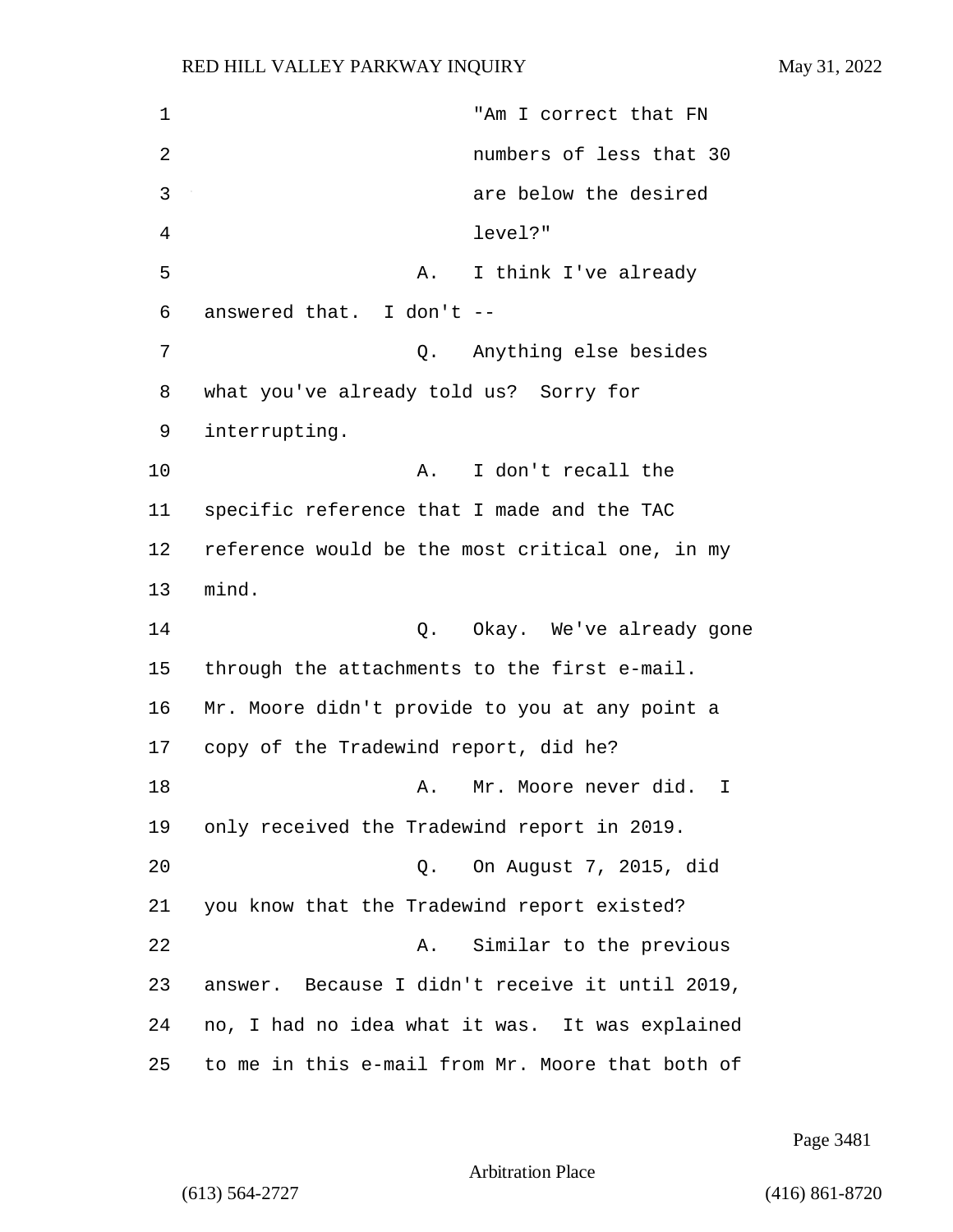"Am I correct that FN numbers of less that 30 are below the desired level?"

A. I think I've already answered that. I don't --

Q. Anything else besides what you've already told us? Sorry for interrupting.

A. I don't recall the specific reference that I made and the TAC reference would be the most critical one, in my mind.

Q. Okay. We've already gone through the attachments to the first e-mail. Mr. Moore didn't provide to you at any point a copy of the Tradewind report, did he?

A. Mr. Moore never did. I only received the Tradewind report in 2019.

Q. On August 7, 2015, did you know that the Tradewind report existed?

A. Similar to the previous answer. Because I didn't receive it until 2019, no, I had no idea what it was. It was explained to me in this e-mail from Mr. Moore that both of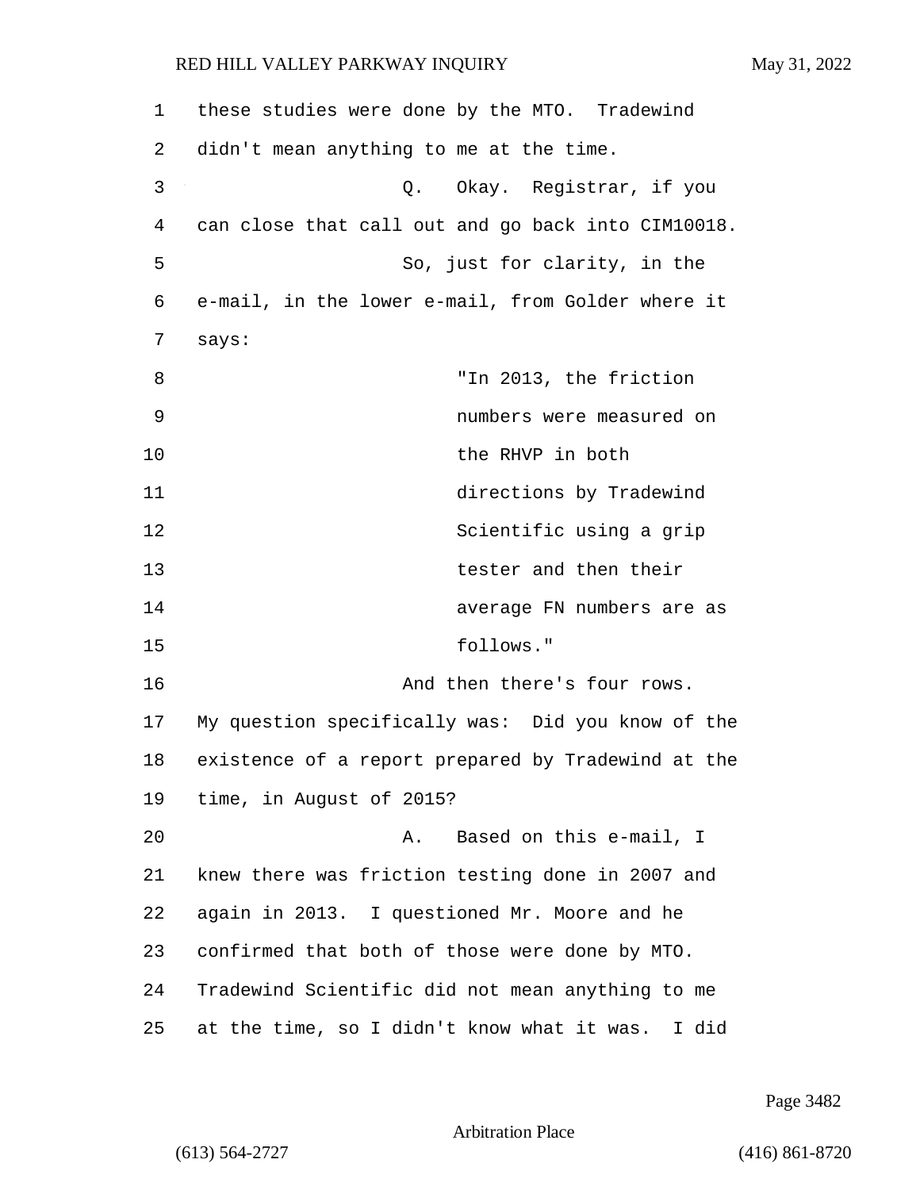these studies were done by the MTO. Tradewind didn't mean anything to me at the time.

Q. Okay. Registrar, if you can close that call out and go back into CIM10018.

So, just for clarity, in the e-mail, in the lower e-mail, from Golder where it says:

> "In 2013, the friction numbers were measured on the RHVP in both directions by Tradewind Scientific using a grip tester and then their average FN numbers are as follows."

And then there's four rows. My question specifically was: Did you know of the existence of a report prepared by Tradewind at the time, in August of 2015?

A. Based on this e-mail, I knew there was friction testing done in 2007 and again in 2013. I questioned Mr. Moore and he confirmed that both of those were done by MTO. Tradewind Scientific did not mean anything to me at the time, so I didn't know what it was. I did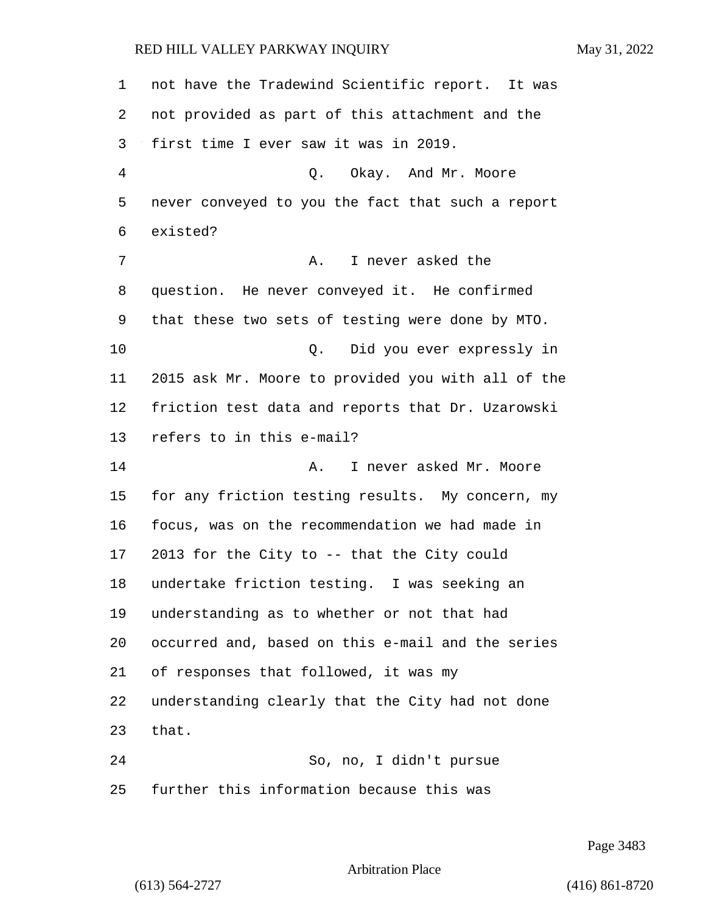not have the Tradewind Scientific report. It was not provided as part of this attachment and the first time I ever saw it was in 2019.

Q. Okay. And Mr. Moore never conveyed to you the fact that such a report existed?

A. I never asked the question. He never conveyed it. He confirmed that these two sets of testing were done by MTO.

Q. Did you ever expressly in 2015 ask Mr. Moore to provided you with all of the friction test data and reports that Dr. Uzarowski refers to in this e-mail?

A. I never asked Mr. Moore for any friction testing results. My concern, my focus, was on the recommendation we had made in 2013 for the City to -- that the City could undertake friction testing. I was seeking an understanding as to whether or not that had occurred and, based on this e-mail and the series of responses that followed, it was my understanding clearly that the City had not done that.

So, no, I didn't pursue further this information because this was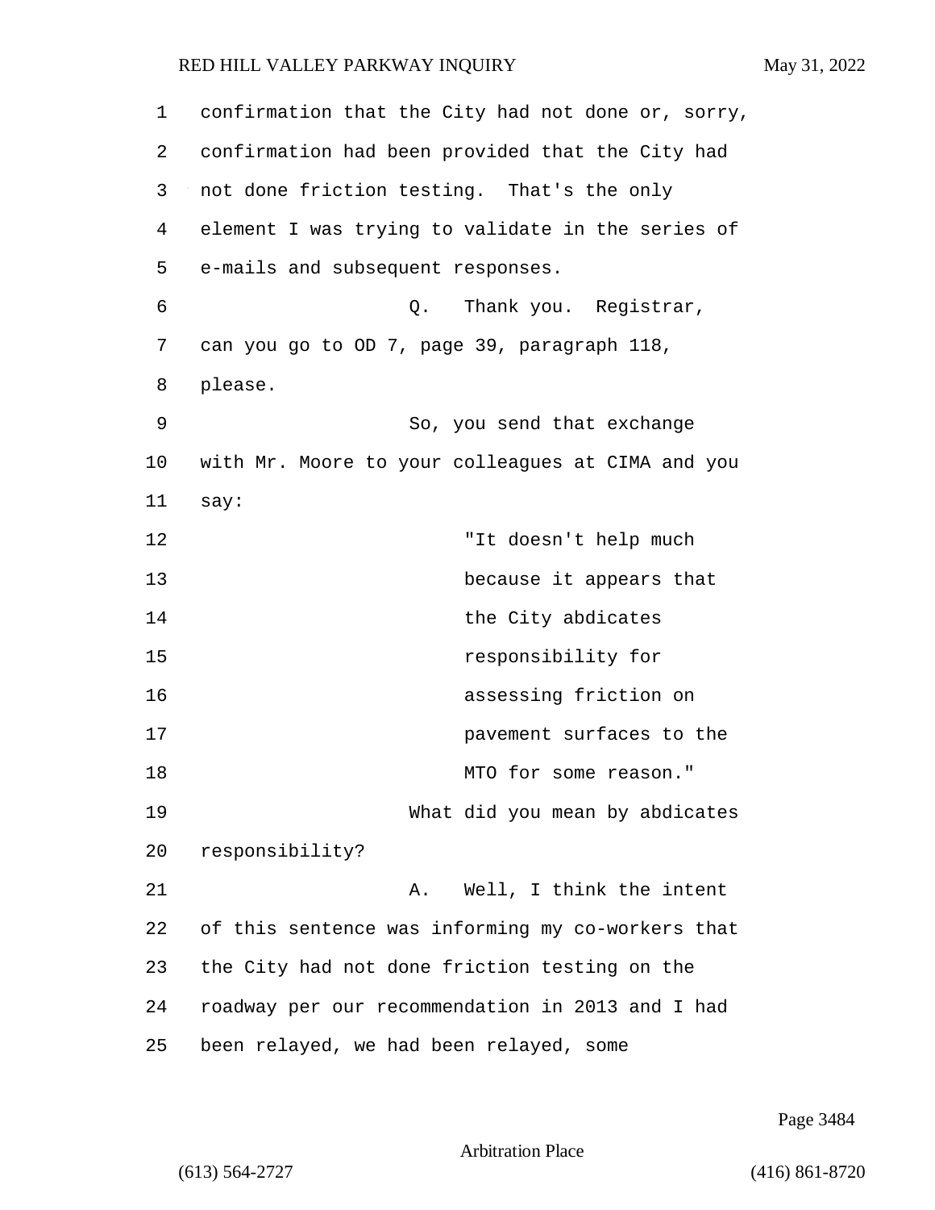confirmation that the City had not done or, sorry, confirmation had been provided that the City had not done friction testing. That's the only element I was trying to validate in the series of e-mails and subsequent responses.

Q. Thank you. Registrar, can you go to OD 7, page 39, paragraph 118, please.

So, you send that exchange with Mr. Moore to your colleagues at CIMA and you say:

> "It doesn't help much because it appears that the City abdicates responsibility for assessing friction on pavement surfaces to the MTO for some reason."

What did you mean by abdicates responsibility?

A. Well, I think the intent of this sentence was informing my co-workers that the City had not done friction testing on the roadway per our recommendation in 2013 and I had been relayed, we had been relayed, some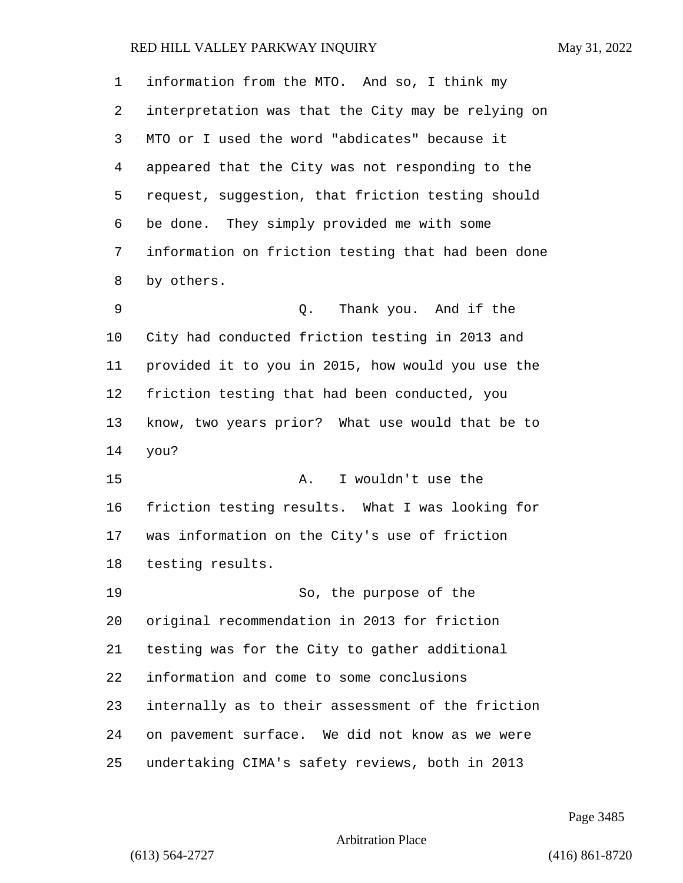information from the MTO. And so, I think my interpretation was that the City may be relying on MTO or I used the word "abdicates" because it appeared that the City was not responding to the request, suggestion, that friction testing should be done. They simply provided me with some information on friction testing that had been done by others.

Q. Thank you. And if the City had conducted friction testing in 2013 and provided it to you in 2015, how would you use the friction testing that had been conducted, you know, two years prior? What use would that be to you?

A. I wouldn't use the friction testing results. What I was looking for was information on the City's use of friction testing results.

So, the purpose of the original recommendation in 2013 for friction testing was for the City to gather additional information and come to some conclusions internally as to their assessment of the friction on pavement surface. We did not know as we were undertaking CIMA's safety reviews, both in 2013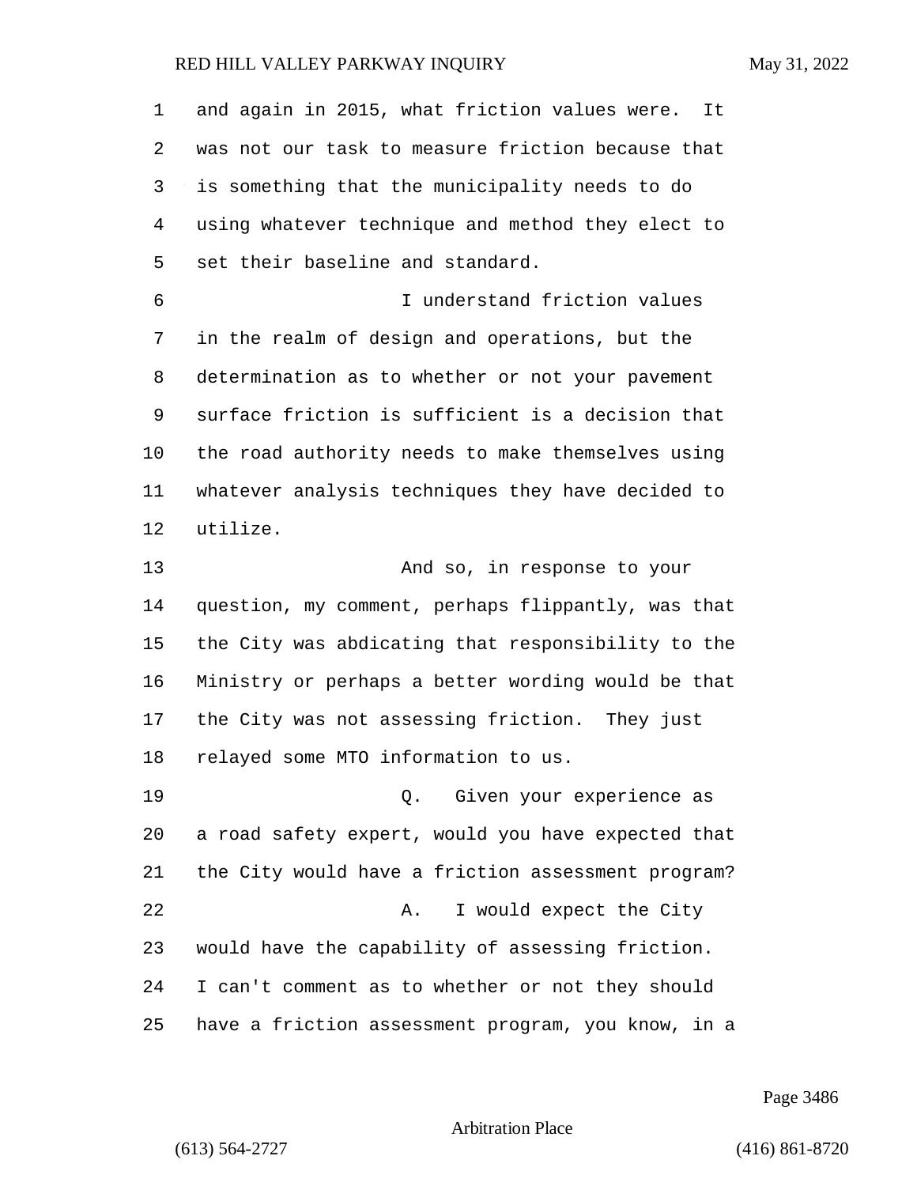and again in 2015, what friction values were. It was not our task to measure friction because that is something that the municipality needs to do using whatever technique and method they elect to set their baseline and standard.

I understand friction values in the realm of design and operations, but the determination as to whether or not your pavement surface friction is sufficient is a decision that the road authority needs to make themselves using whatever analysis techniques they have decided to utilize.

And so, in response to your question, my comment, perhaps flippantly, was that the City was abdicating that responsibility to the Ministry or perhaps a better wording would be that the City was not assessing friction. They just relayed some MTO information to us.

Q. Given your experience as a road safety expert, would you have expected that the City would have a friction assessment program?

A. I would expect the City would have the capability of assessing friction. I can't comment as to whether or not they should have a friction assessment program, you know, in a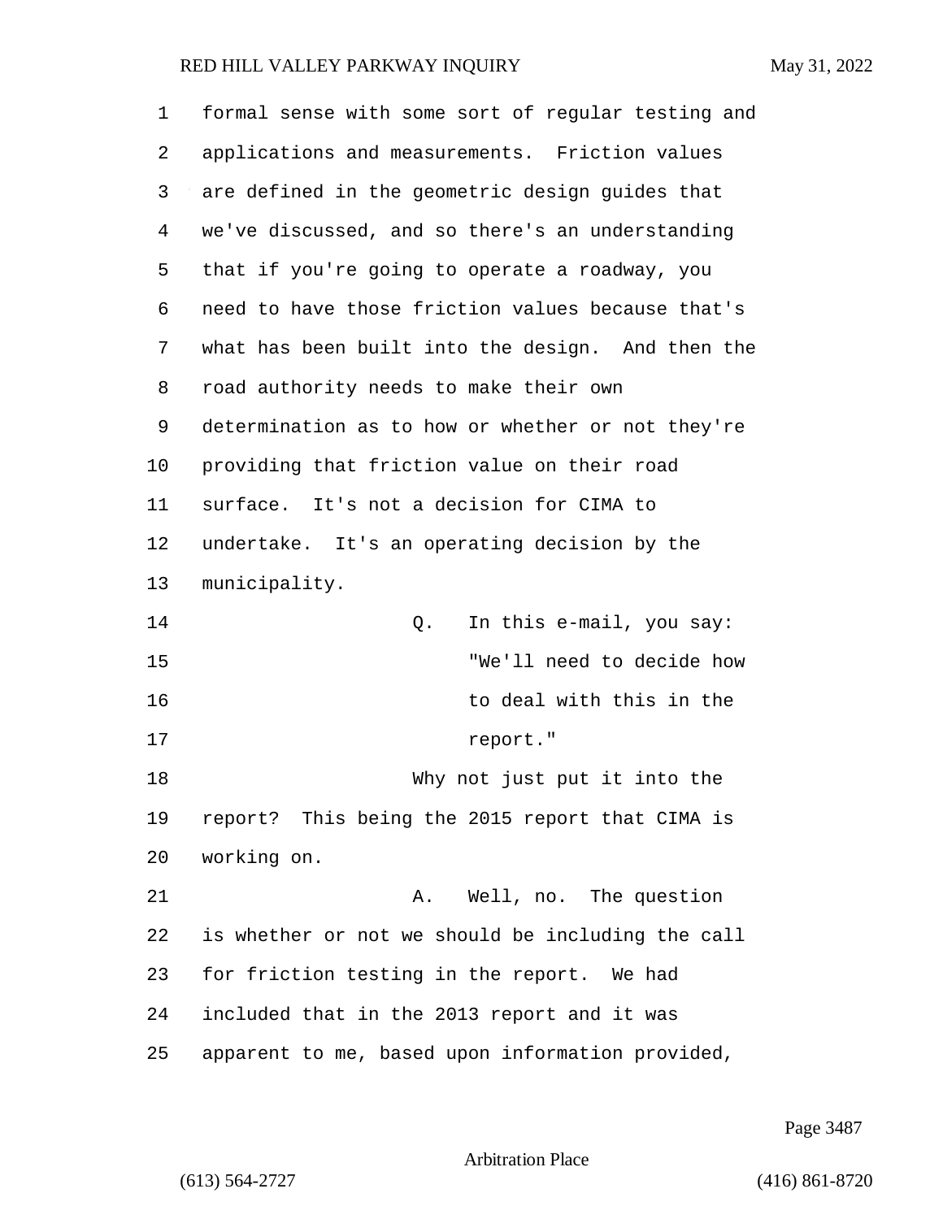formal sense with some sort of regular testing and applications and measurements. Friction values are defined in the geometric design guides that we've discussed, and so there's an understanding that if you're going to operate a roadway, you need to have those friction values because that's what has been built into the design. And then the road authority needs to make their own determination as to how or whether or not they're providing that friction value on their road surface. It's not a decision for CIMA to undertake. It's an operating decision by the municipality.

Q. In this e-mail, you say:

> "We'll need to decide how to deal with this in the report."

Why not just put it into the report? This being the 2015 report that CIMA is working on.

A. Well, no. The question is whether or not we should be including the call for friction testing in the report. We had included that in the 2013 report and it was apparent to me, based upon information provided,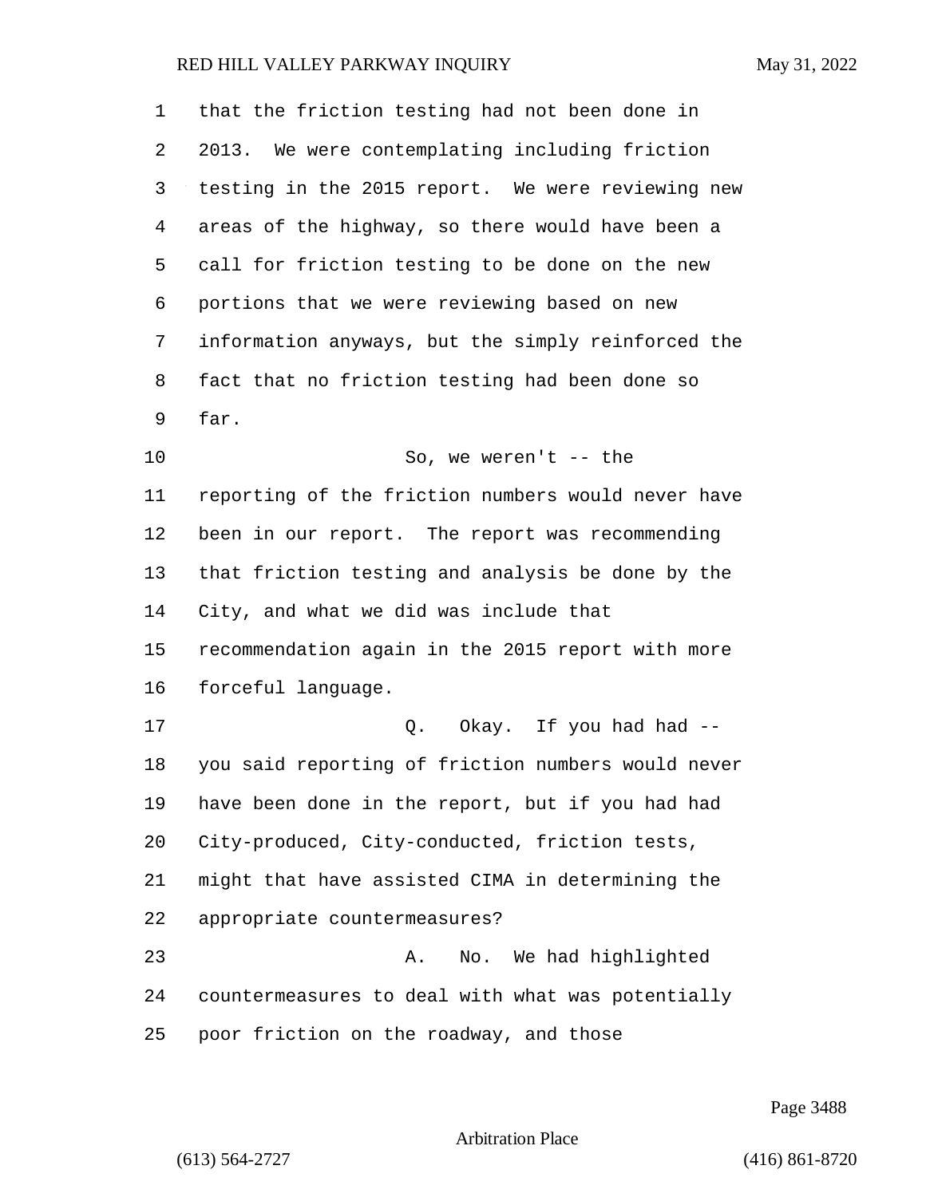that the friction testing had not been done in 2013. We were contemplating including friction testing in the 2015 report. We were reviewing new areas of the highway, so there would have been a call for friction testing to be done on the new portions that we were reviewing based on new information anyways, but the simply reinforced the fact that no friction testing had been done so far.

So, we weren't -- the reporting of the friction numbers would never have been in our report. The report was recommending that friction testing and analysis be done by the City, and what we did was include that recommendation again in the 2015 report with more forceful language.

Q. Okay. If you had had -- you said reporting of friction numbers would never have been done in the report, but if you had had City-produced, City-conducted, friction tests, might that have assisted CIMA in determining the appropriate countermeasures?

A. No. We had highlighted countermeasures to deal with what was potentially poor friction on the roadway, and those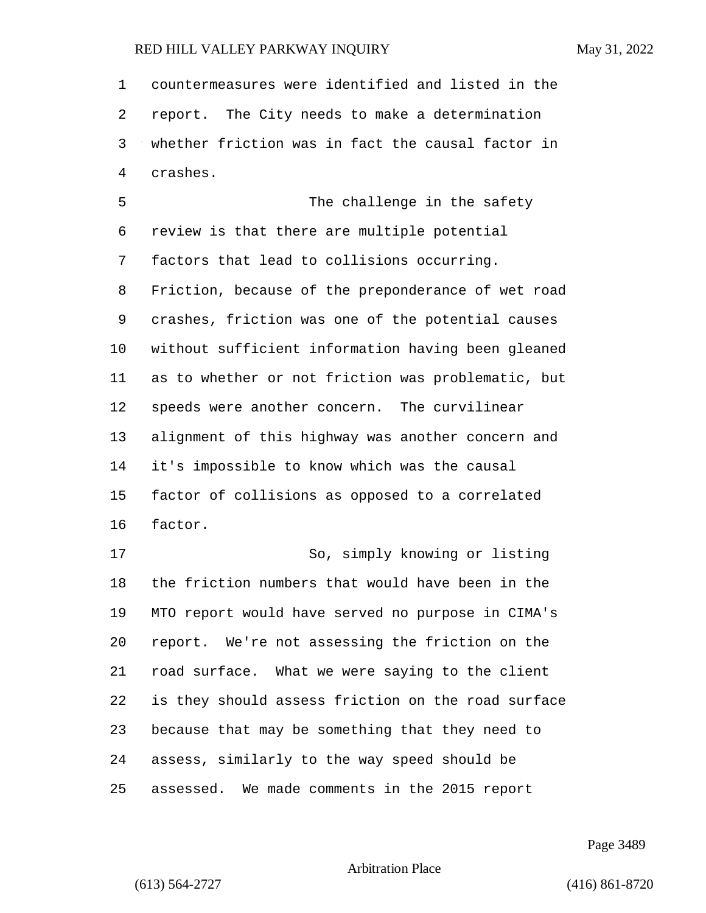countermeasures were identified and listed in the report. The City needs to make a determination whether friction was in fact the causal factor in crashes.

The challenge in the safety review is that there are multiple potential factors that lead to collisions occurring. Friction, because of the preponderance of wet road crashes, friction was one of the potential causes without sufficient information having been gleaned as to whether or not friction was problematic, but speeds were another concern. The curvilinear alignment of this highway was another concern and it's impossible to know which was the causal factor of collisions as opposed to a correlated factor.

So, simply knowing or listing the friction numbers that would have been in the MTO report would have served no purpose in CIMA's report. We're not assessing the friction on the road surface. What we were saying to the client is they should assess friction on the road surface because that may be something that they need to assess, similarly to the way speed should be assessed. We made comments in the 2015 report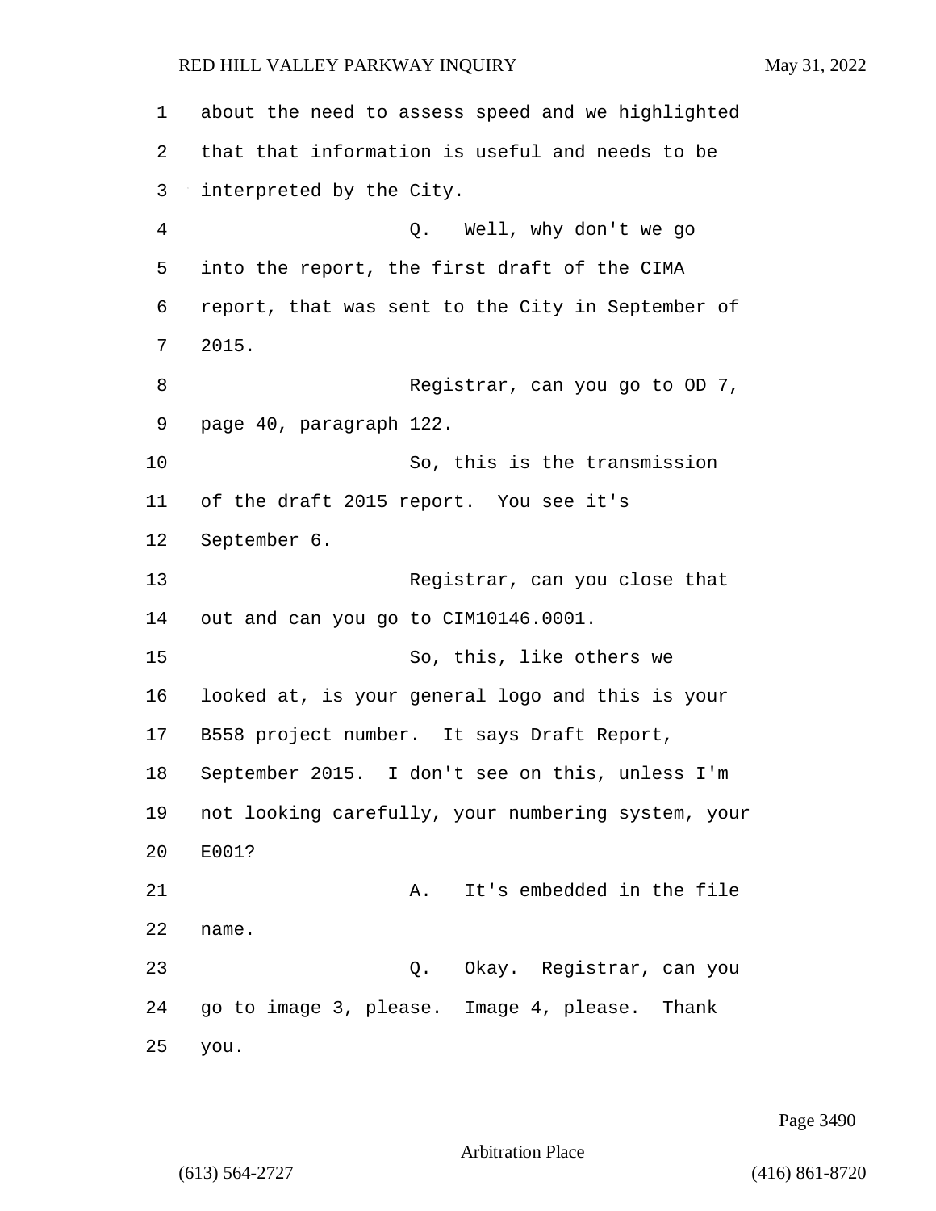1 about the need to assess speed and we highlighted
2 that that information is useful and needs to be
3 interpreted by the City.
4 Q. Well, why don't we go
5 into the report, the first draft of the CIMA
6 report, that was sent to the City in September of
7 2015.
8 Registrar, can you go to OD 7,
9 page 40, paragraph 122.
10 So, this is the transmission
11 of the draft 2015 report. You see it's
12 September 6.
13 Registrar, can you close that
14 out and can you go to CIM10146.0001.
15 So, this, like others we
16 looked at, is your general logo and this is your
17 B558 project number. It says Draft Report,
18 September 2015. I don't see on this, unless I'm
19 not looking carefully, your numbering system, your
20 E001?
21 A. It's embedded in the file
22 name.
23 Q. Okay. Registrar, can you
24 go to image 3, please. Image 4, please. Thank
25 you.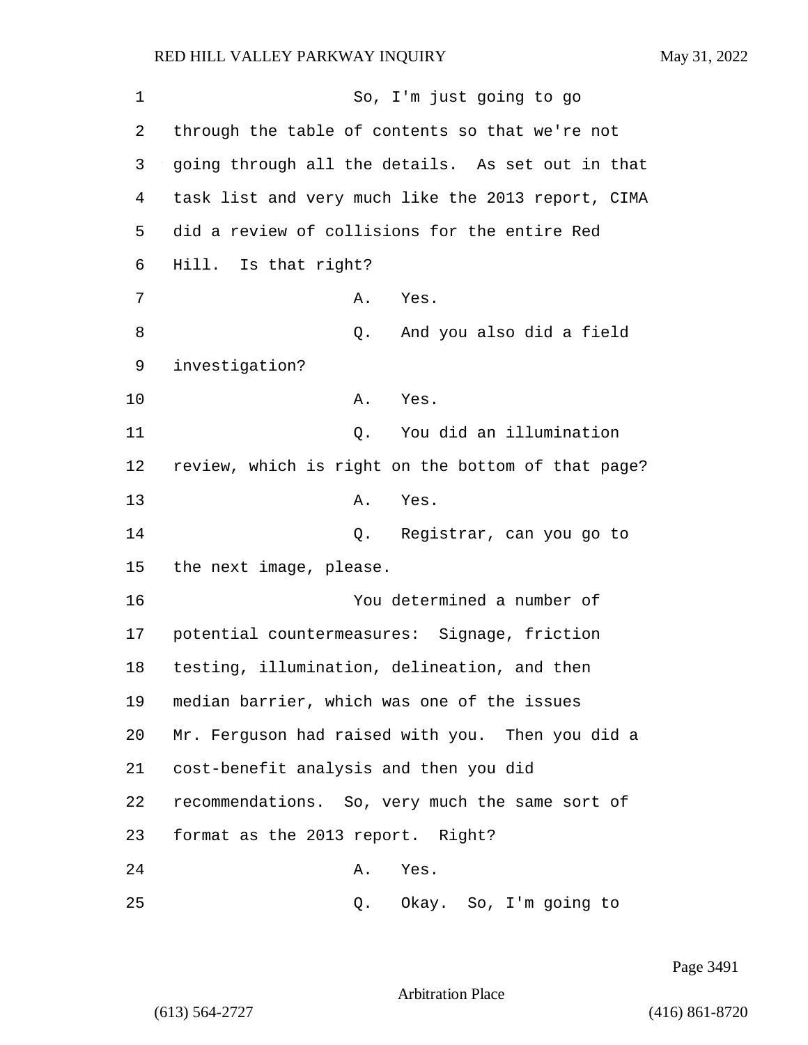So, I'm just going to go through the table of contents so that we're not going through all the details. As set out in that task list and very much like the 2013 report, CIMA did a review of collisions for the entire Red Hill. Is that right?

A. Yes.

Q. And you also did a field investigation?

A. Yes.

Q. You did an illumination review, which is right on the bottom of that page?

A. Yes.

Q. Registrar, can you go to the next image, please.

You determined a number of potential countermeasures: Signage, friction testing, illumination, delineation, and then median barrier, which was one of the issues Mr. Ferguson had raised with you. Then you did a cost-benefit analysis and then you did recommendations. So, very much the same sort of format as the 2013 report. Right?

A. Yes.

Q. Okay. So, I'm going to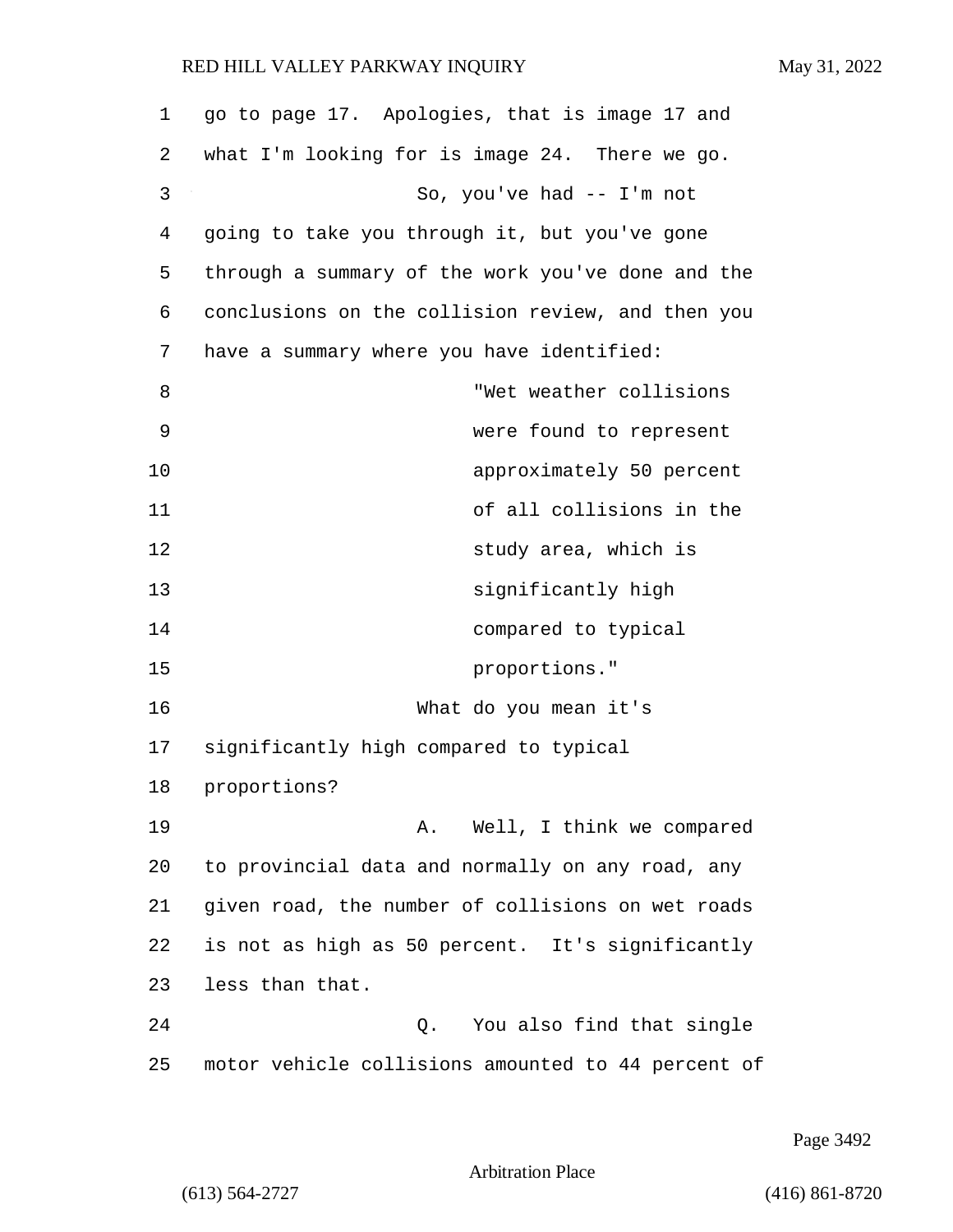go to page 17. Apologies, that is image 17 and what I'm looking for is image 24. There we go.

So, you've had -- I'm not going to take you through it, but you've gone through a summary of the work you've done and the conclusions on the collision review, and then you have a summary where you have identified:

> "Wet weather collisions were found to represent approximately 50 percent of all collisions in the study area, which is significantly high compared to typical proportions."

What do you mean it's significantly high compared to typical proportions?

A. Well, I think we compared to provincial data and normally on any road, any given road, the number of collisions on wet roads is not as high as 50 percent. It's significantly less than that.

Q. You also find that single motor vehicle collisions amounted to 44 percent of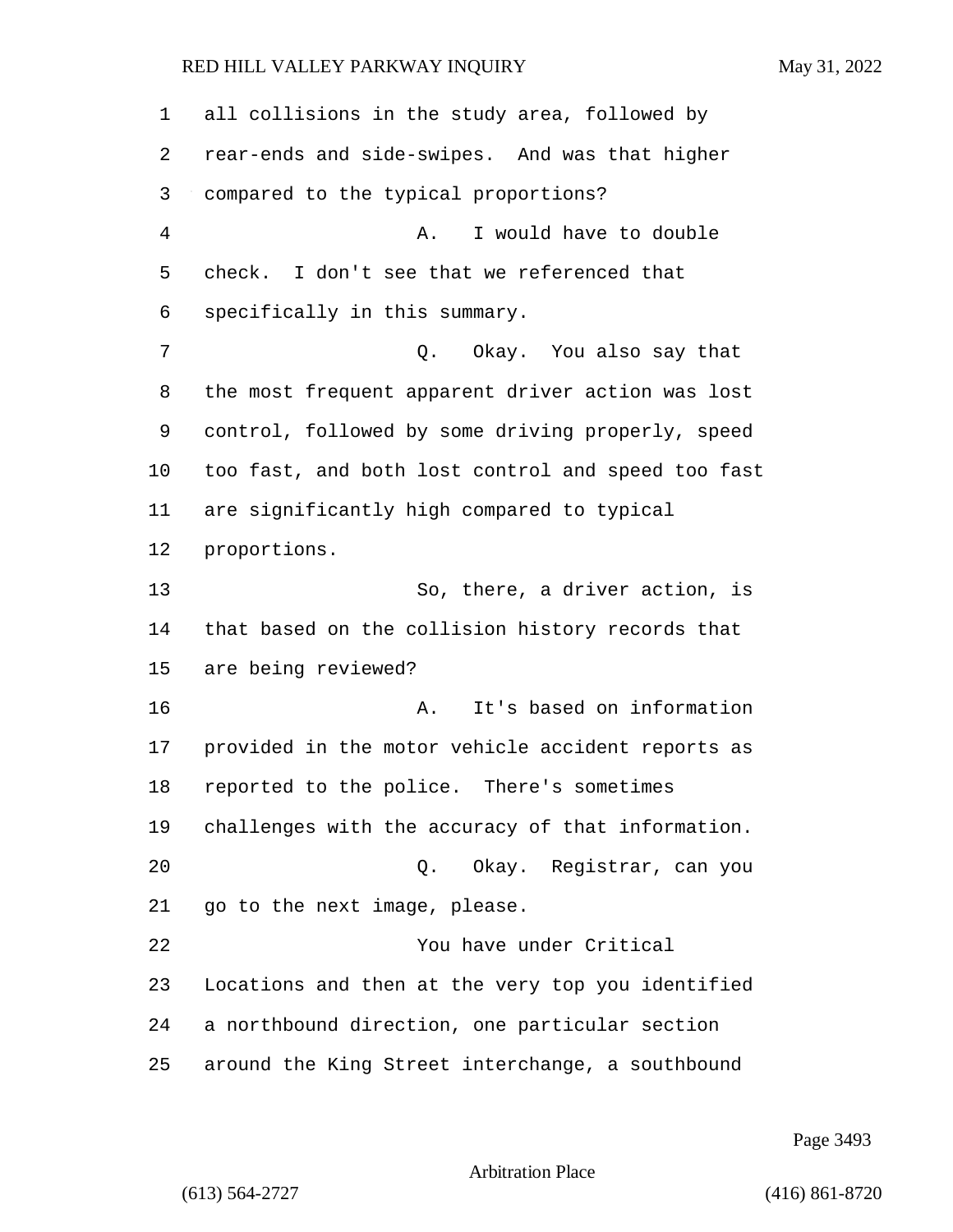all collisions in the study area, followed by rear-ends and side-swipes. And was that higher compared to the typical proportions?

A. I would have to double check. I don't see that we referenced that specifically in this summary.

Q. Okay. You also say that the most frequent apparent driver action was lost control, followed by some driving properly, speed too fast, and both lost control and speed too fast are significantly high compared to typical proportions.

So, there, a driver action, is that based on the collision history records that are being reviewed?

A. It's based on information provided in the motor vehicle accident reports as reported to the police. There's sometimes challenges with the accuracy of that information.

Q. Okay. Registrar, can you go to the next image, please.

You have under Critical Locations and then at the very top you identified a northbound direction, one particular section around the King Street interchange, a southbound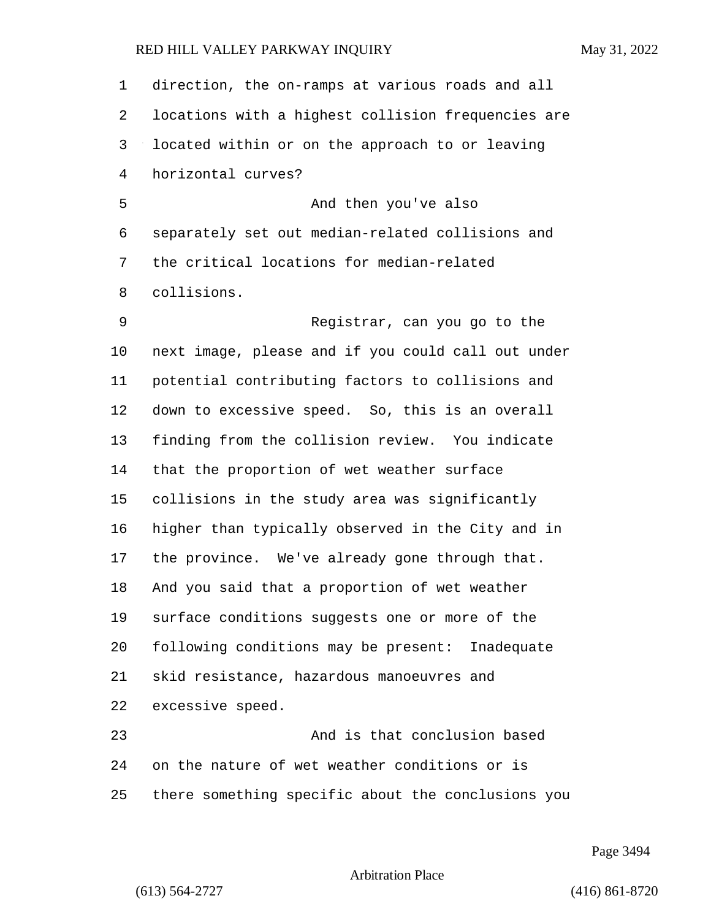direction, the on-ramps at various roads and all locations with a highest collision frequencies are located within or on the approach to or leaving horizontal curves?

And then you've also separately set out median-related collisions and the critical locations for median-related collisions.

Registrar, can you go to the next image, please and if you could call out under potential contributing factors to collisions and down to excessive speed. So, this is an overall finding from the collision review. You indicate that the proportion of wet weather surface collisions in the study area was significantly higher than typically observed in the City and in the province. We've already gone through that. And you said that a proportion of wet weather surface conditions suggests one or more of the following conditions may be present: Inadequate skid resistance, hazardous manoeuvres and excessive speed.

And is that conclusion based on the nature of wet weather conditions or is there something specific about the conclusions you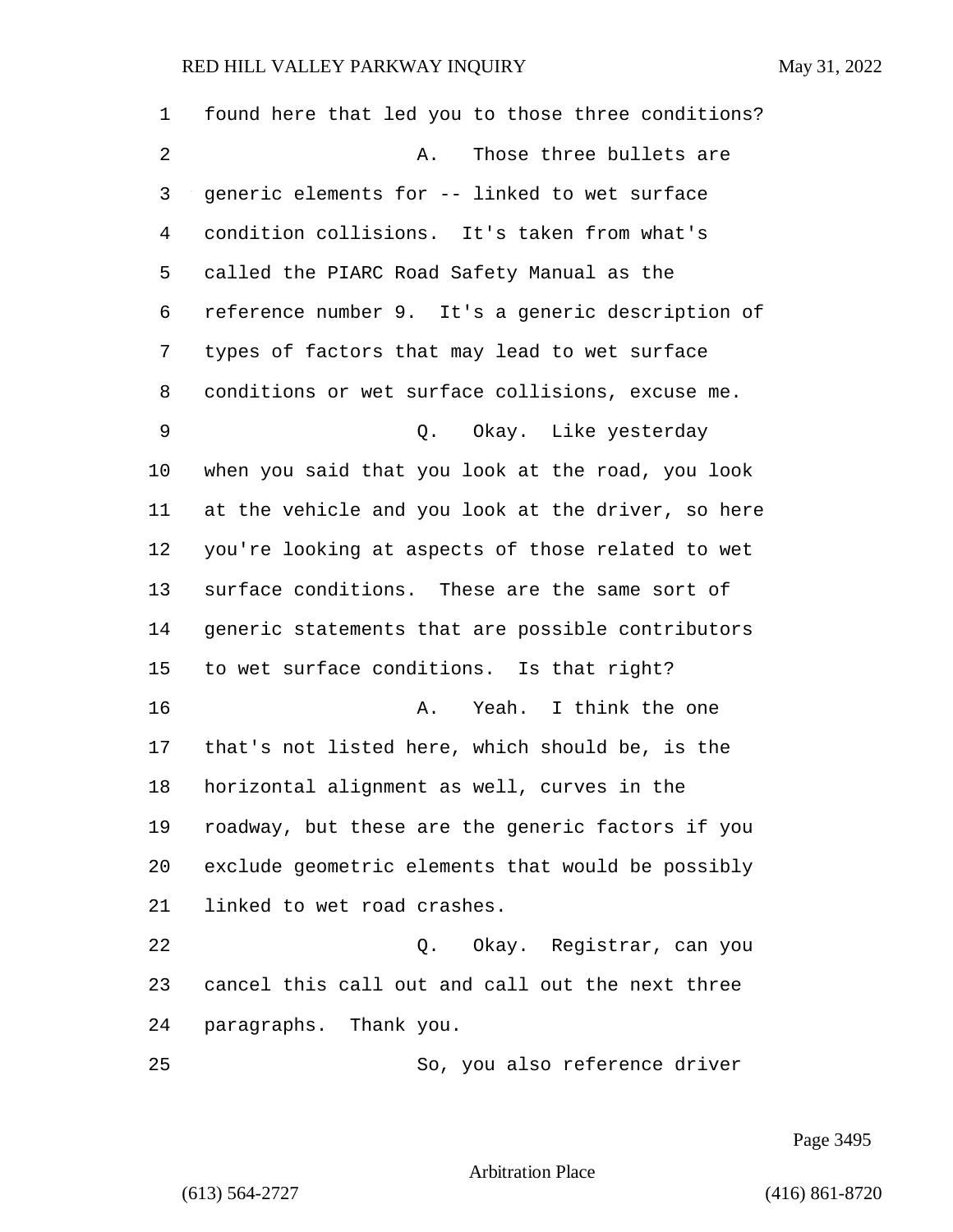found here that led you to those three conditions?

A. Those three bullets are generic elements for -- linked to wet surface condition collisions. It's taken from what's called the PIARC Road Safety Manual as the reference number 9. It's a generic description of types of factors that may lead to wet surface conditions or wet surface collisions, excuse me.

Q. Okay. Like yesterday when you said that you look at the road, you look at the vehicle and you look at the driver, so here you're looking at aspects of those related to wet surface conditions. These are the same sort of generic statements that are possible contributors to wet surface conditions. Is that right?

A. Yeah. I think the one that's not listed here, which should be, is the horizontal alignment as well, curves in the roadway, but these are the generic factors if you exclude geometric elements that would be possibly linked to wet road crashes.

Q. Okay. Registrar, can you cancel this call out and call out the next three paragraphs. Thank you.

So, you also reference driver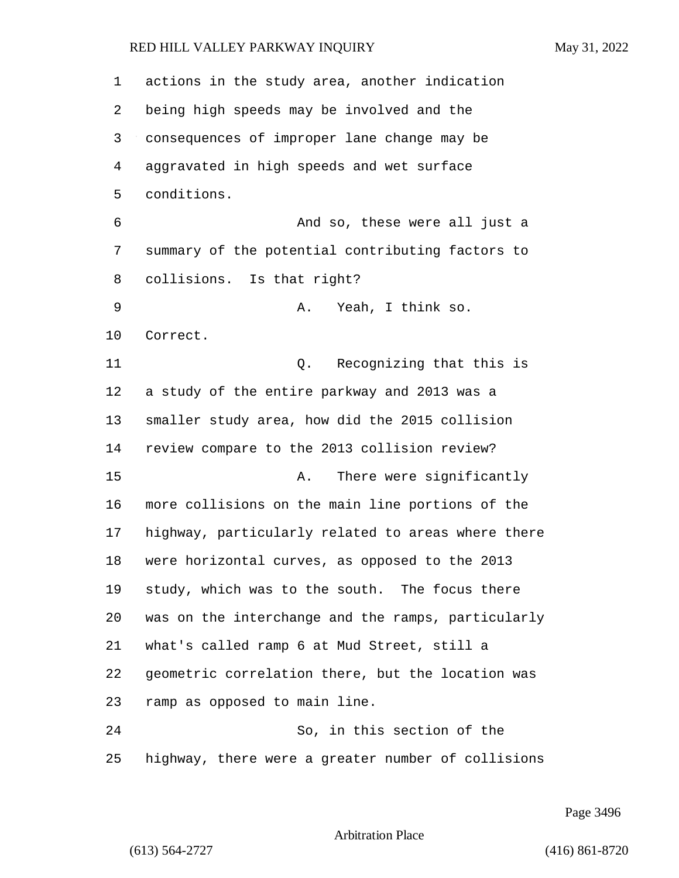actions in the study area, another indication being high speeds may be involved and the consequences of improper lane change may be aggravated in high speeds and wet surface conditions.

And so, these were all just a summary of the potential contributing factors to collisions. Is that right?

A. Yeah, I think so. Correct.

Q. Recognizing that this is a study of the entire parkway and 2013 was a smaller study area, how did the 2015 collision review compare to the 2013 collision review?

A. There were significantly more collisions on the main line portions of the highway, particularly related to areas where there were horizontal curves, as opposed to the 2013 study, which was to the south. The focus there was on the interchange and the ramps, particularly what's called ramp 6 at Mud Street, still a geometric correlation there, but the location was ramp as opposed to main line.

So, in this section of the highway, there were a greater number of collisions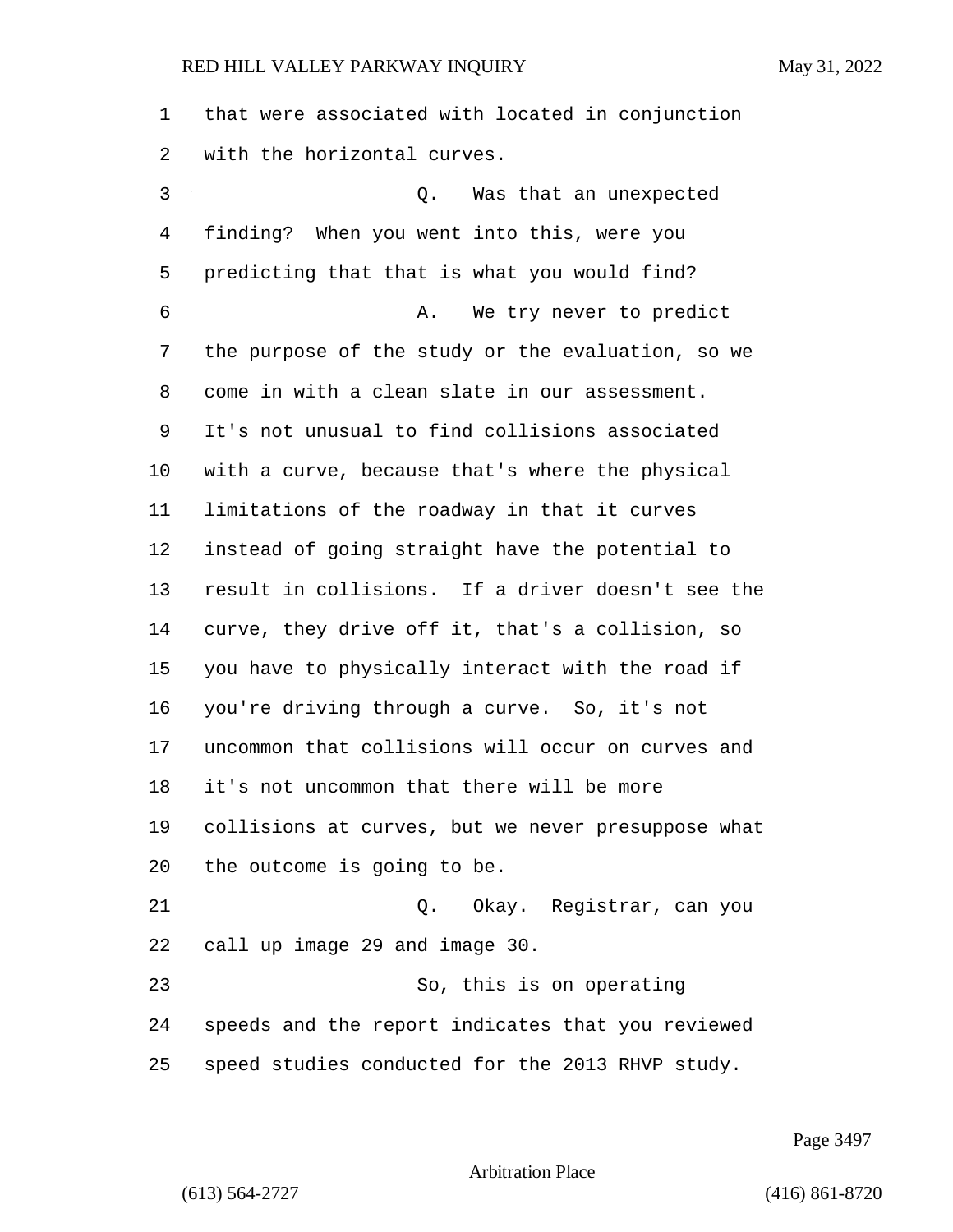that were associated with located in conjunction with the horizontal curves.

Q. Was that an unexpected finding? When you went into this, were you predicting that that is what you would find?

A. We try never to predict the purpose of the study or the evaluation, so we come in with a clean slate in our assessment. It's not unusual to find collisions associated with a curve, because that's where the physical limitations of the roadway in that it curves instead of going straight have the potential to result in collisions. If a driver doesn't see the curve, they drive off it, that's a collision, so you have to physically interact with the road if you're driving through a curve. So, it's not uncommon that collisions will occur on curves and it's not uncommon that there will be more collisions at curves, but we never presuppose what the outcome is going to be.

Q. Okay. Registrar, can you call up image 29 and image 30.

So, this is on operating speeds and the report indicates that you reviewed speed studies conducted for the 2013 RHVP study.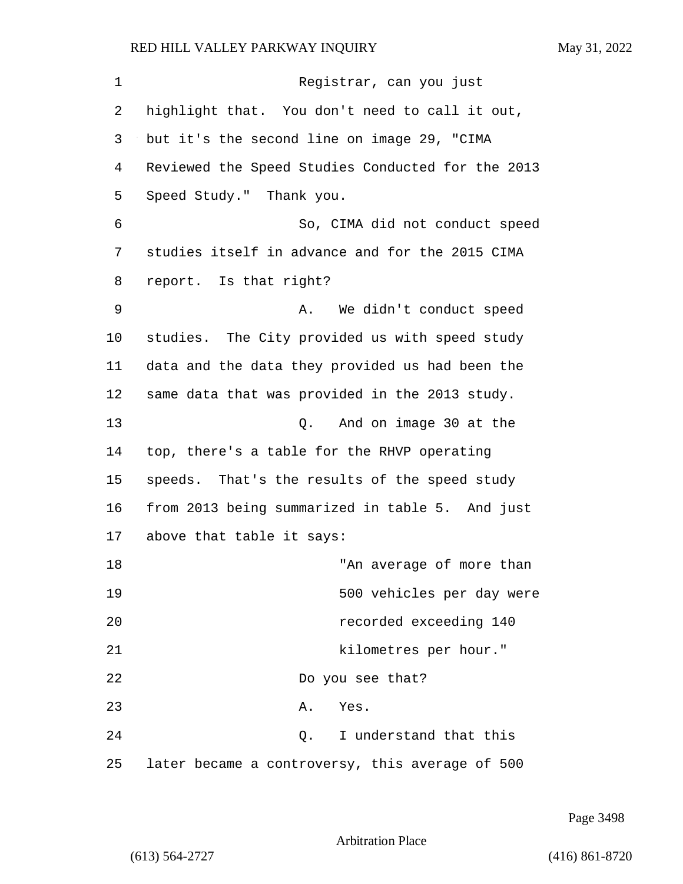Registrar, can you just highlight that. You don't need to call it out, but it's the second line on image 29, "CIMA Reviewed the Speed Studies Conducted for the 2013 Speed Study." Thank you.

So, CIMA did not conduct speed studies itself in advance and for the 2015 CIMA report. Is that right?

A. We didn't conduct speed studies. The City provided us with speed study data and the data they provided us had been the same data that was provided in the 2013 study.

Q. And on image 30 at the top, there's a table for the RHVP operating speeds. That's the results of the speed study from 2013 being summarized in table 5. And just above that table it says:

> "An average of more than 500 vehicles per day were recorded exceeding 140 kilometres per hour."

Do you see that?

A. Yes.

Q. I understand that this later became a controversy, this average of 500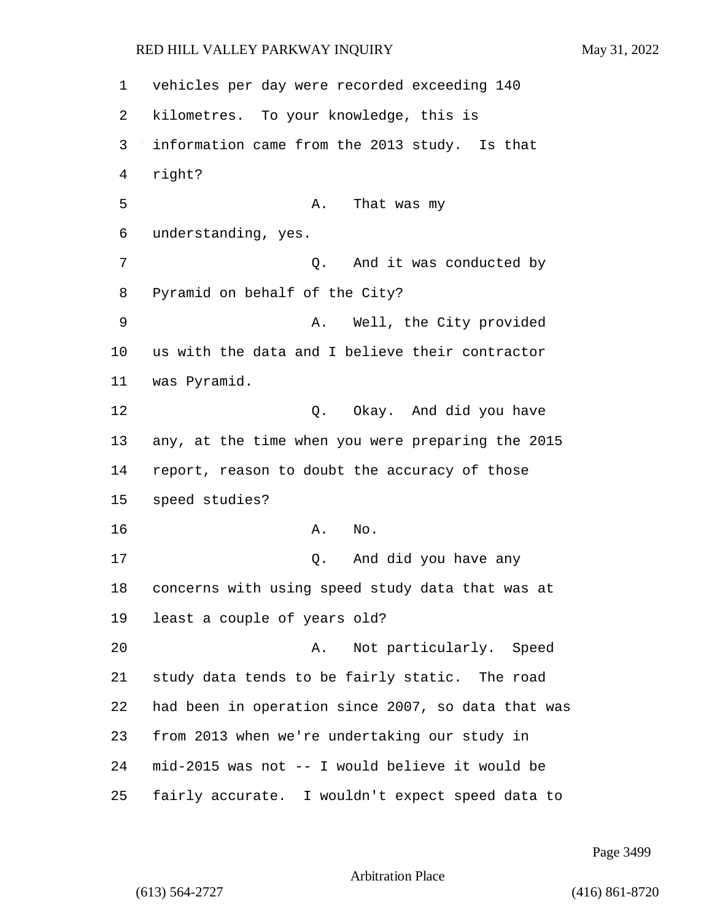1 vehicles per day were recorded exceeding 140
2 kilometres. To your knowledge, this is
3 information came from the 2013 study. Is that
4 right?
5 A. That was my
6 understanding, yes.
7 Q. And it was conducted by
8 Pyramid on behalf of the City?
9 A. Well, the City provided
10 us with the data and I believe their contractor
11 was Pyramid.
12 Q. Okay. And did you have
13 any, at the time when you were preparing the 2015
14 report, reason to doubt the accuracy of those
15 speed studies?
16 A. No.
17 Q. And did you have any
18 concerns with using speed study data that was at
19 least a couple of years old?
20 A. Not particularly. Speed
21 study data tends to be fairly static. The road
22 had been in operation since 2007, so data that was
23 from 2013 when we're undertaking our study in
24 mid-2015 was not -- I would believe it would be
25 fairly accurate. I wouldn't expect speed data to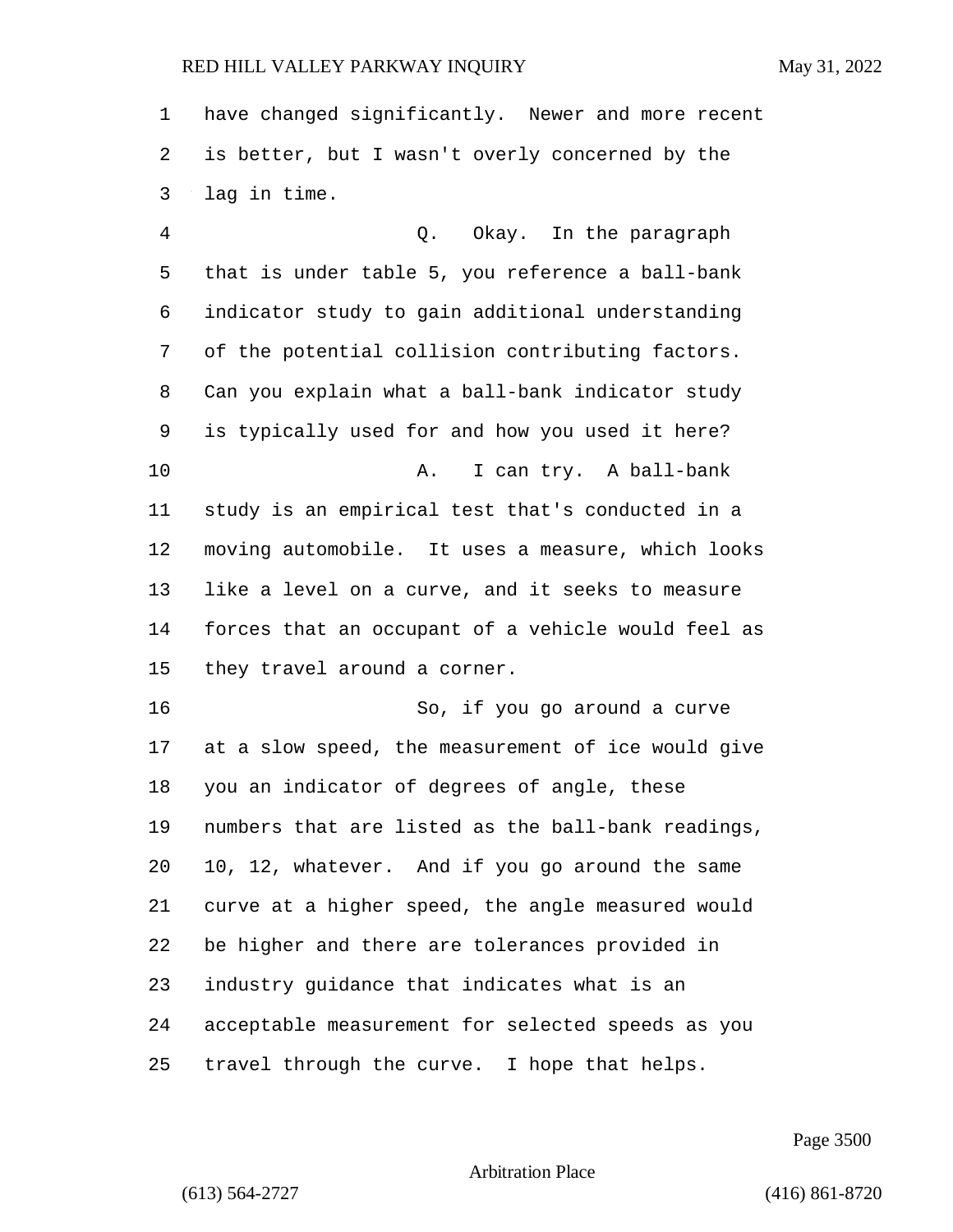have changed significantly. Newer and more recent is better, but I wasn't overly concerned by the lag in time.

Q. Okay. In the paragraph that is under table 5, you reference a ball-bank indicator study to gain additional understanding of the potential collision contributing factors. Can you explain what a ball-bank indicator study is typically used for and how you used it here?

A. I can try. A ball-bank study is an empirical test that's conducted in a moving automobile. It uses a measure, which looks like a level on a curve, and it seeks to measure forces that an occupant of a vehicle would feel as they travel around a corner.

So, if you go around a curve at a slow speed, the measurement of ice would give you an indicator of degrees of angle, these numbers that are listed as the ball-bank readings, 10, 12, whatever. And if you go around the same curve at a higher speed, the angle measured would be higher and there are tolerances provided in industry guidance that indicates what is an acceptable measurement for selected speeds as you travel through the curve. I hope that helps.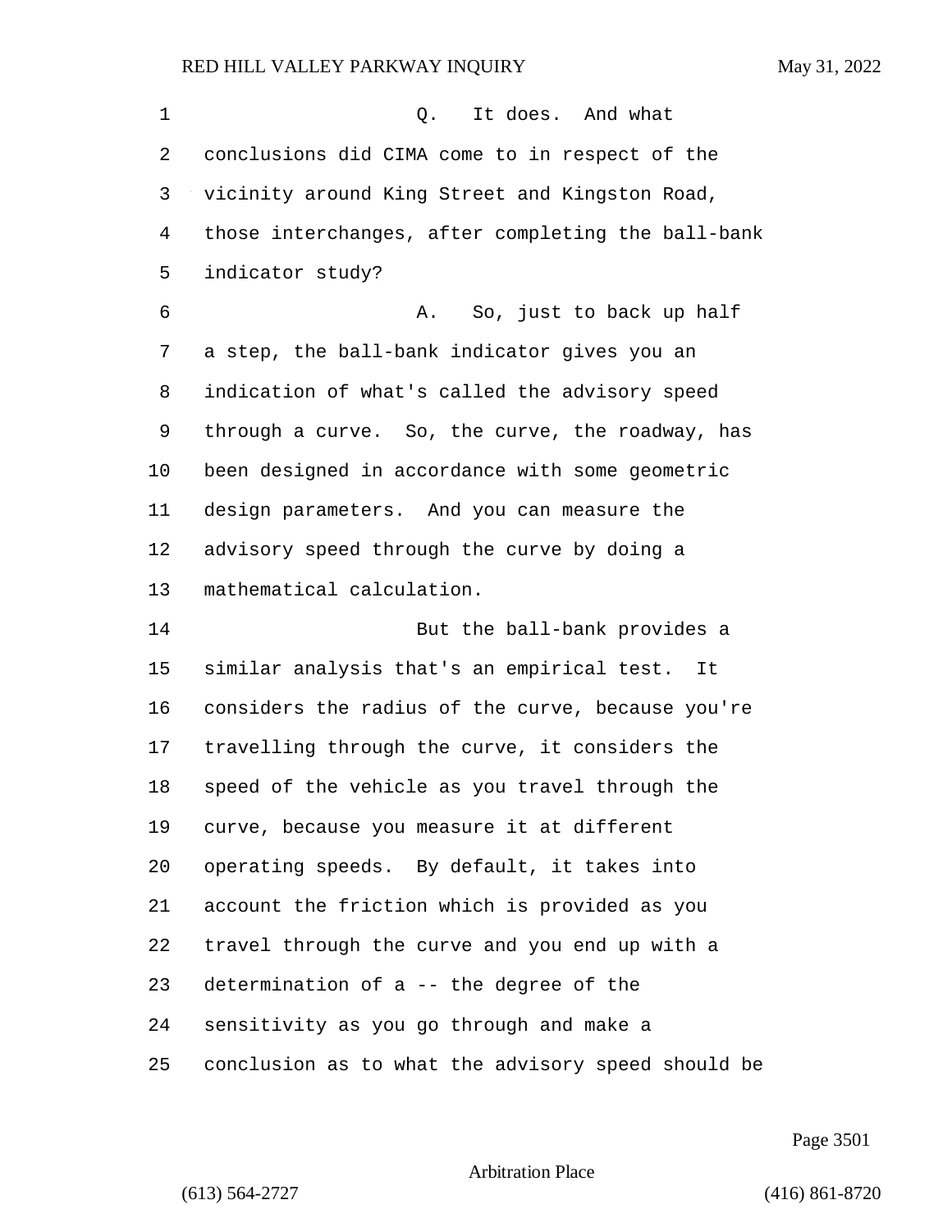Q. It does. And what conclusions did CIMA come to in respect of the vicinity around King Street and Kingston Road, those interchanges, after completing the ball-bank indicator study?

A. So, just to back up half a step, the ball-bank indicator gives you an indication of what's called the advisory speed through a curve. So, the curve, the roadway, has been designed in accordance with some geometric design parameters. And you can measure the advisory speed through the curve by doing a mathematical calculation.

But the ball-bank provides a similar analysis that's an empirical test. It considers the radius of the curve, because you're travelling through the curve, it considers the speed of the vehicle as you travel through the curve, because you measure it at different operating speeds. By default, it takes into account the friction which is provided as you travel through the curve and you end up with a determination of a -- the degree of the sensitivity as you go through and make a conclusion as to what the advisory speed should be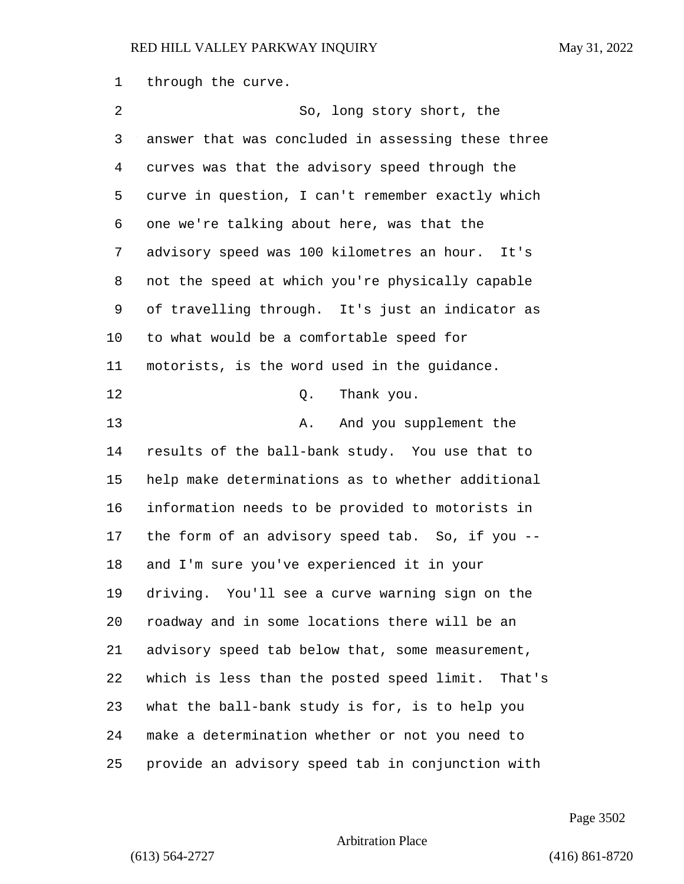through the curve.

So, long story short, the answer that was concluded in assessing these three curves was that the advisory speed through the curve in question, I can't remember exactly which one we're talking about here, was that the advisory speed was 100 kilometres an hour. It's not the speed at which you're physically capable of travelling through. It's just an indicator as to what would be a comfortable speed for motorists, is the word used in the guidance.

Q. Thank you.

A. And you supplement the results of the ball-bank study. You use that to help make determinations as to whether additional information needs to be provided to motorists in the form of an advisory speed tab. So, if you -- and I'm sure you've experienced it in your driving. You'll see a curve warning sign on the roadway and in some locations there will be an advisory speed tab below that, some measurement, which is less than the posted speed limit. That's what the ball-bank study is for, is to help you make a determination whether or not you need to provide an advisory speed tab in conjunction with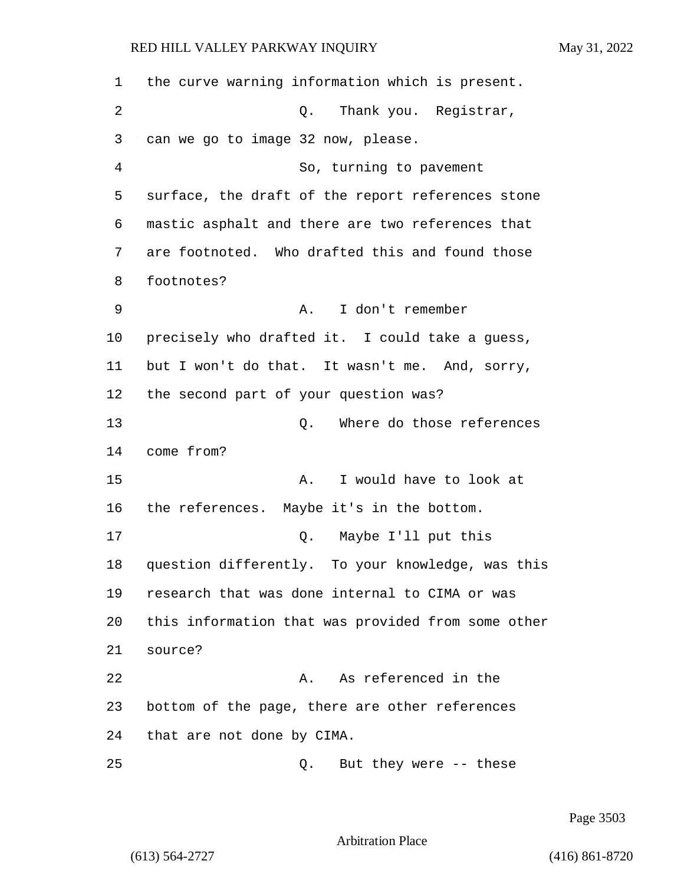1 the curve warning information which is present.

2 Q. Thank you. Registrar,

3 can we go to image 32 now, please.

4 So, turning to pavement

5 surface, the draft of the report references stone

6 mastic asphalt and there are two references that

7 are footnoted. Who drafted this and found those

8 footnotes?

9 A. I don't remember

10 precisely who drafted it. I could take a guess,

11 but I won't do that. It wasn't me. And, sorry,

12 the second part of your question was?

13 Q. Where do those references

14 come from?

15 A. I would have to look at

16 the references. Maybe it's in the bottom.

17 Q. Maybe I'll put this

18 question differently. To your knowledge, was this

19 research that was done internal to CIMA or was

20 this information that was provided from some other

21 source?

22 A. As referenced in the

23 bottom of the page, there are other references

24 that are not done by CIMA.

25 Q. But they were -- these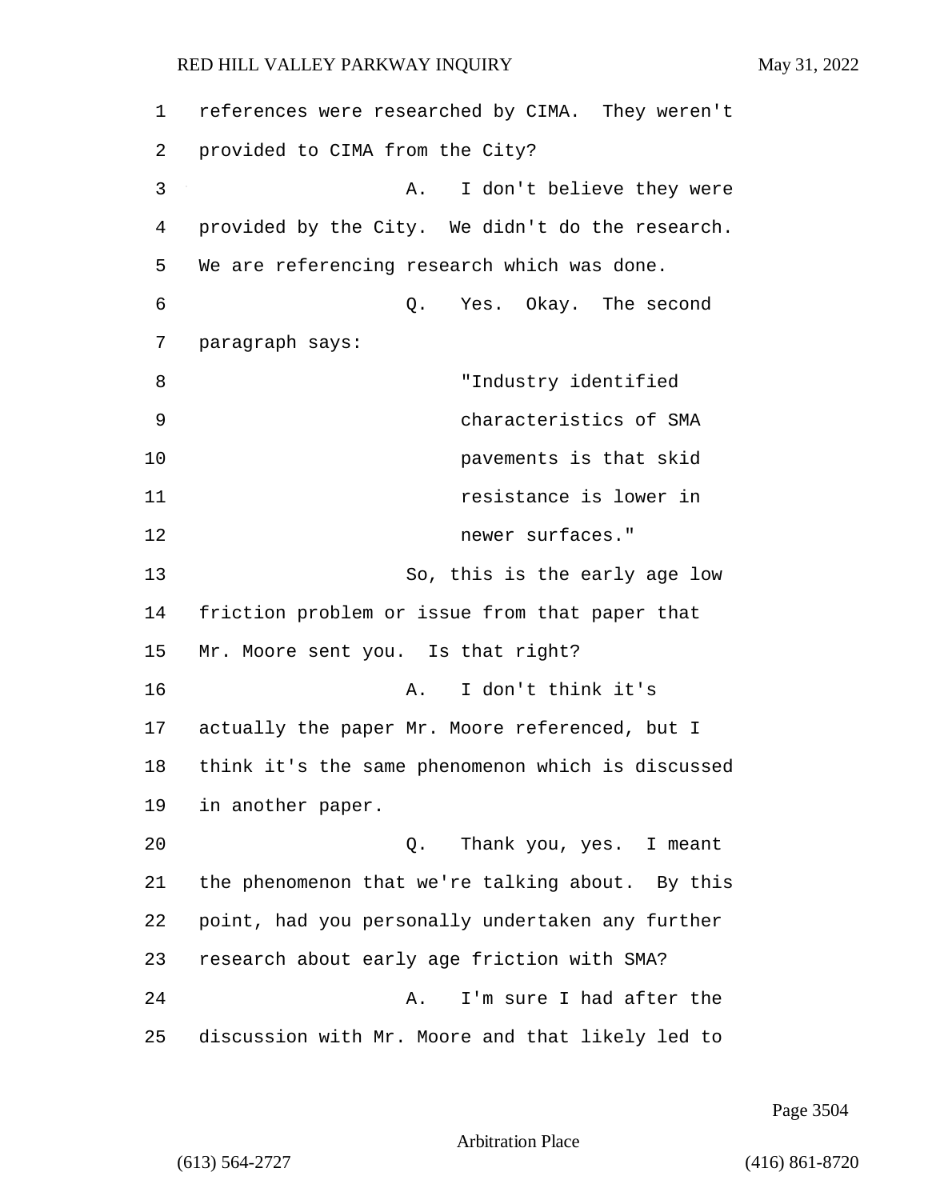references were researched by CIMA. They weren't provided to CIMA from the City?

A. I don't believe they were provided by the City. We didn't do the research. We are referencing research which was done.

Q. Yes. Okay. The second paragraph says:

> "Industry identified characteristics of SMA pavements is that skid resistance is lower in newer surfaces."

So, this is the early age low friction problem or issue from that paper that Mr. Moore sent you. Is that right?

A. I don't think it's actually the paper Mr. Moore referenced, but I think it's the same phenomenon which is discussed in another paper.

Q. Thank you, yes. I meant the phenomenon that we're talking about. By this point, had you personally undertaken any further research about early age friction with SMA?

A. I'm sure I had after the discussion with Mr. Moore and that likely led to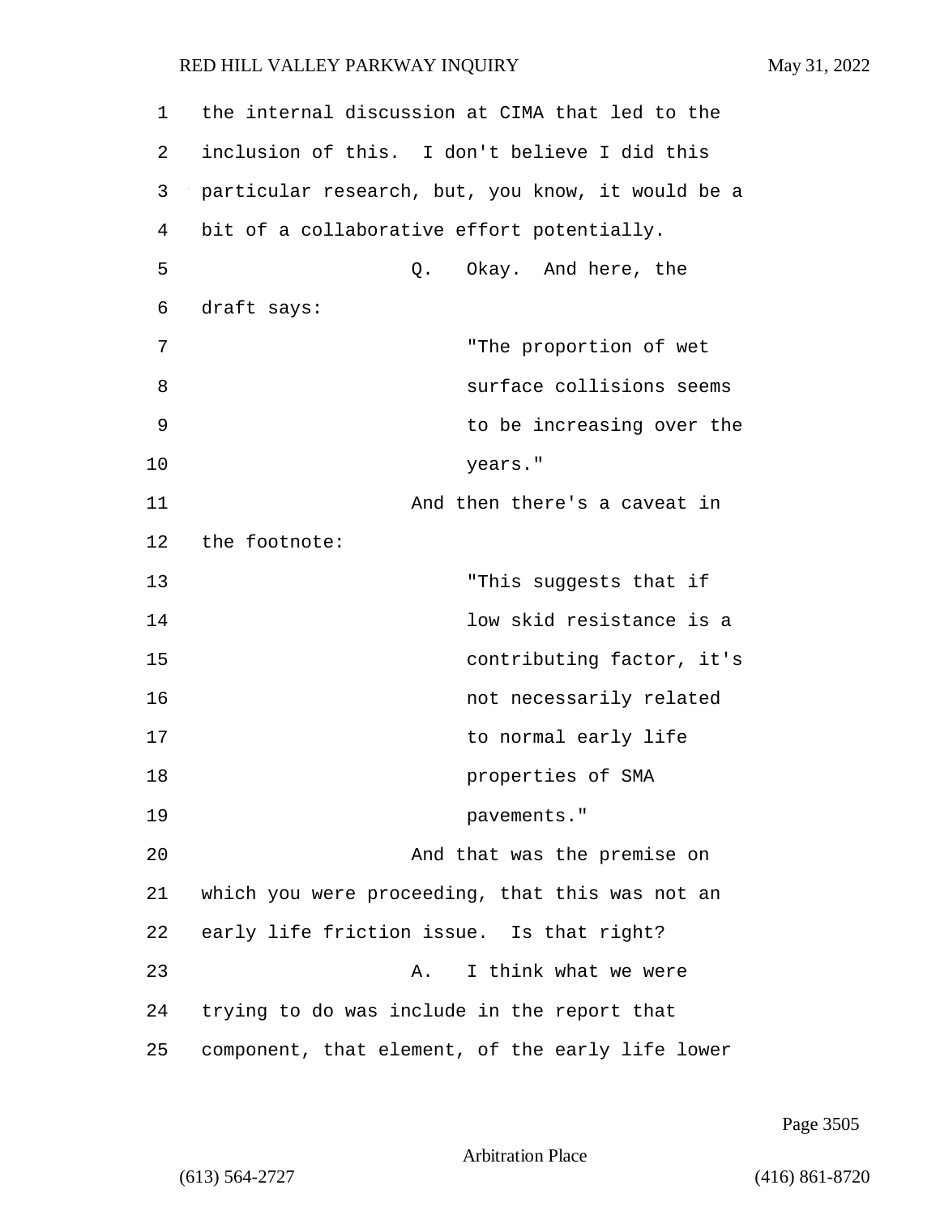the internal discussion at CIMA that led to the inclusion of this. I don't believe I did this particular research, but, you know, it would be a bit of a collaborative effort potentially.

Q. Okay. And here, the draft says:

> "The proportion of wet surface collisions seems to be increasing over the years."

And then there's a caveat in the footnote:

> "This suggests that if low skid resistance is a contributing factor, it's not necessarily related to normal early life properties of SMA pavements."

And that was the premise on which you were proceeding, that this was not an early life friction issue. Is that right?

A. I think what we were trying to do was include in the report that component, that element, of the early life lower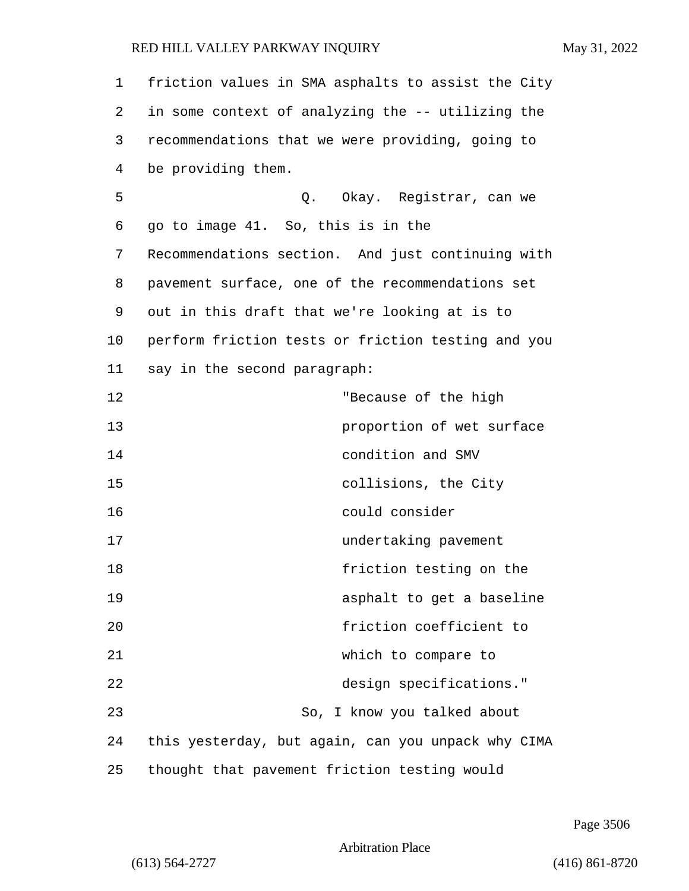friction values in SMA asphalts to assist the City in some context of analyzing the -- utilizing the recommendations that we were providing, going to be providing them.

Q. Okay. Registrar, can we go to image 41. So, this is in the Recommendations section. And just continuing with pavement surface, one of the recommendations set out in this draft that we're looking at is to perform friction tests or friction testing and you say in the second paragraph:

> "Because of the high proportion of wet surface condition and SMV collisions, the City could consider undertaking pavement friction testing on the asphalt to get a baseline friction coefficient to which to compare to design specifications."

So, I know you talked about this yesterday, but again, can you unpack why CIMA thought that pavement friction testing would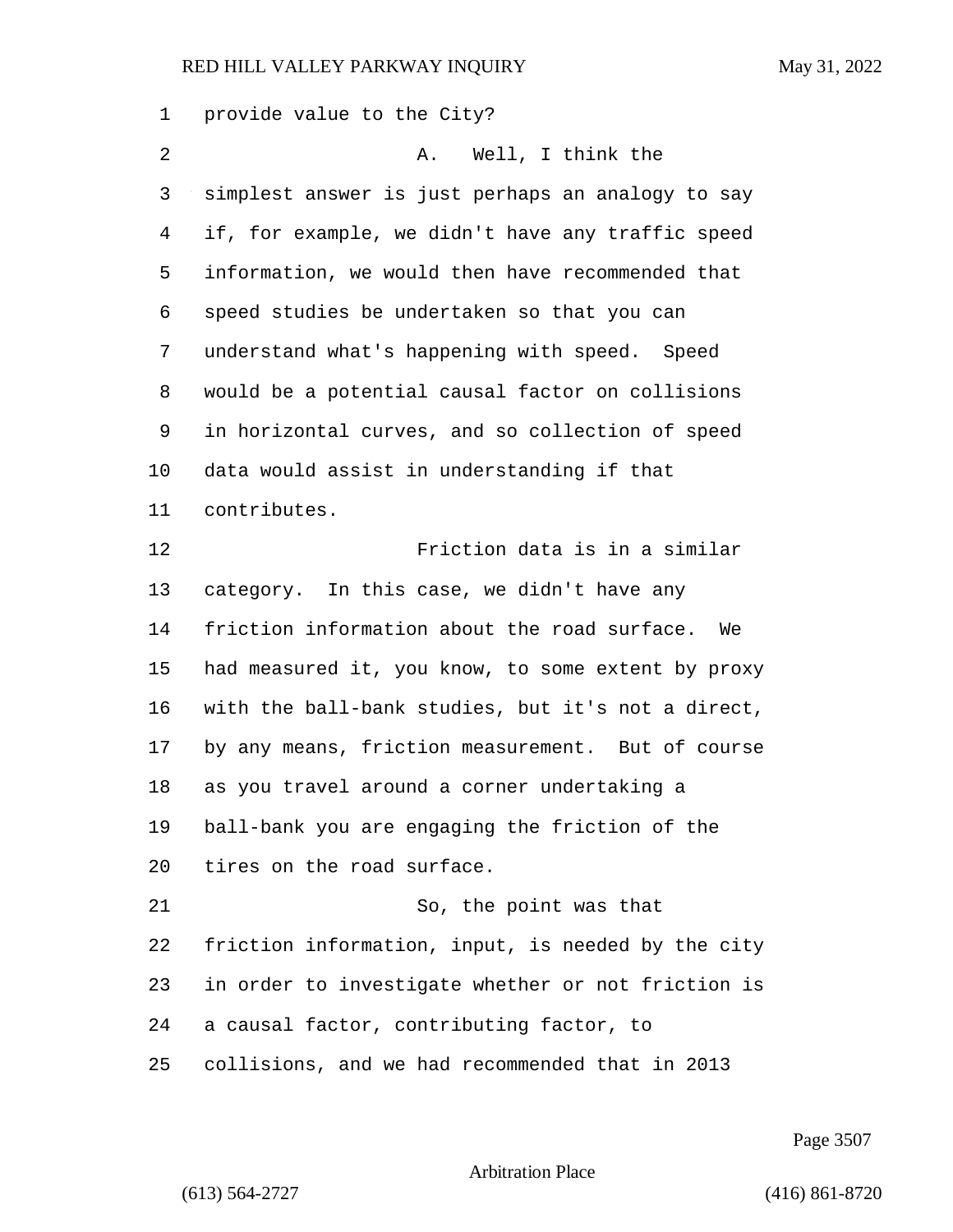provide value to the City?

A. Well, I think the simplest answer is just perhaps an analogy to say if, for example, we didn't have any traffic speed information, we would then have recommended that speed studies be undertaken so that you can understand what's happening with speed. Speed would be a potential causal factor on collisions in horizontal curves, and so collection of speed data would assist in understanding if that contributes.

Friction data is in a similar category. In this case, we didn't have any friction information about the road surface. We had measured it, you know, to some extent by proxy with the ball-bank studies, but it's not a direct, by any means, friction measurement. But of course as you travel around a corner undertaking a ball-bank you are engaging the friction of the tires on the road surface.

So, the point was that friction information, input, is needed by the city in order to investigate whether or not friction is a causal factor, contributing factor, to collisions, and we had recommended that in 2013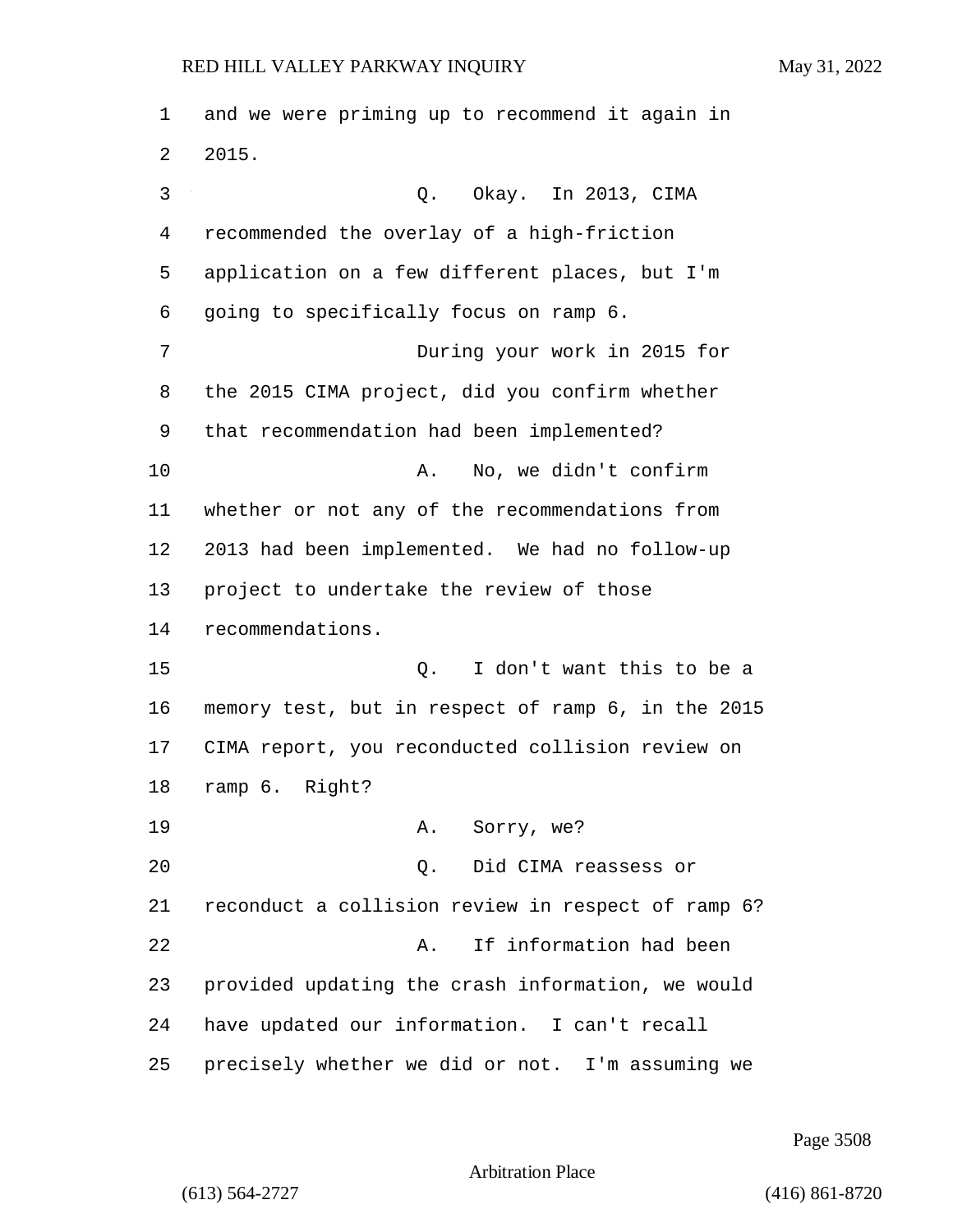and we were priming up to recommend it again in 2015.

Q. Okay. In 2013, CIMA recommended the overlay of a high-friction application on a few different places, but I'm going to specifically focus on ramp 6.

During your work in 2015 for the 2015 CIMA project, did you confirm whether that recommendation had been implemented?

A. No, we didn't confirm whether or not any of the recommendations from 2013 had been implemented. We had no follow-up project to undertake the review of those recommendations.

Q. I don't want this to be a memory test, but in respect of ramp 6, in the 2015 CIMA report, you reconducted collision review on ramp 6. Right?

A. Sorry, we?

Q. Did CIMA reassess or reconduct a collision review in respect of ramp 6?

A. If information had been provided updating the crash information, we would have updated our information. I can't recall precisely whether we did or not. I'm assuming we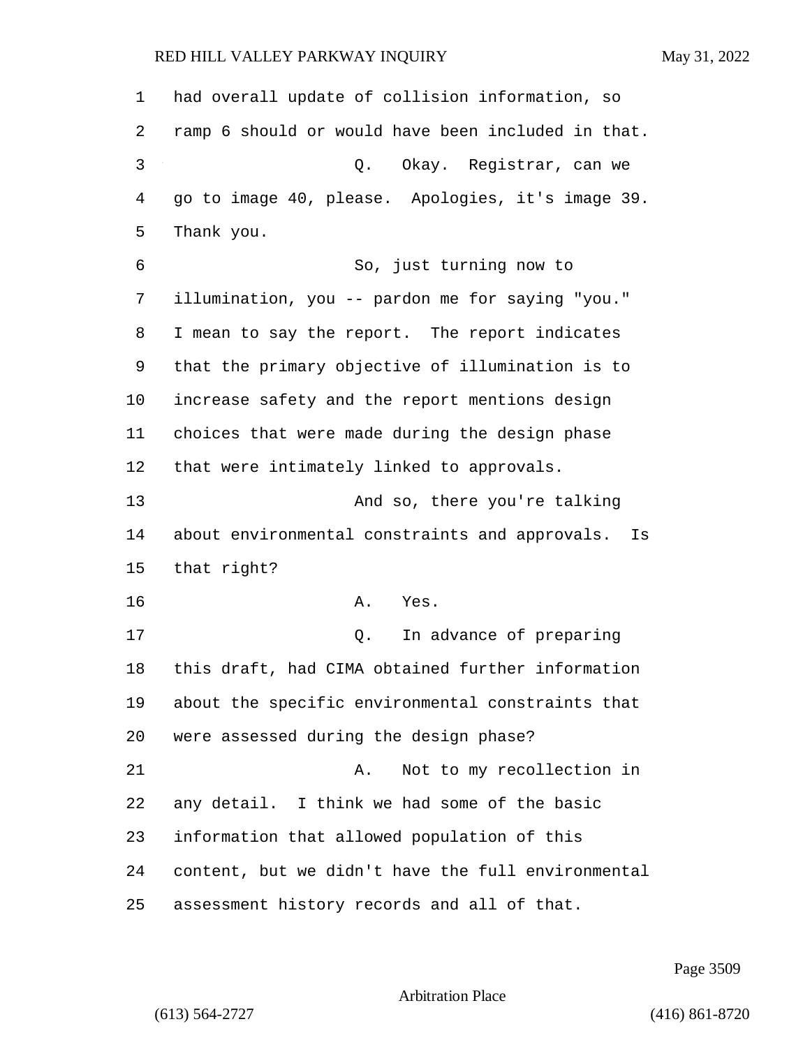had overall update of collision information, so ramp 6 should or would have been included in that.

Q. Okay. Registrar, can we go to image 40, please. Apologies, it's image 39. Thank you.

So, just turning now to illumination, you -- pardon me for saying "you." I mean to say the report. The report indicates that the primary objective of illumination is to increase safety and the report mentions design choices that were made during the design phase that were intimately linked to approvals.

And so, there you're talking about environmental constraints and approvals. Is that right?

A. Yes.

Q. In advance of preparing this draft, had CIMA obtained further information about the specific environmental constraints that were assessed during the design phase?

A. Not to my recollection in any detail. I think we had some of the basic information that allowed population of this content, but we didn't have the full environmental assessment history records and all of that.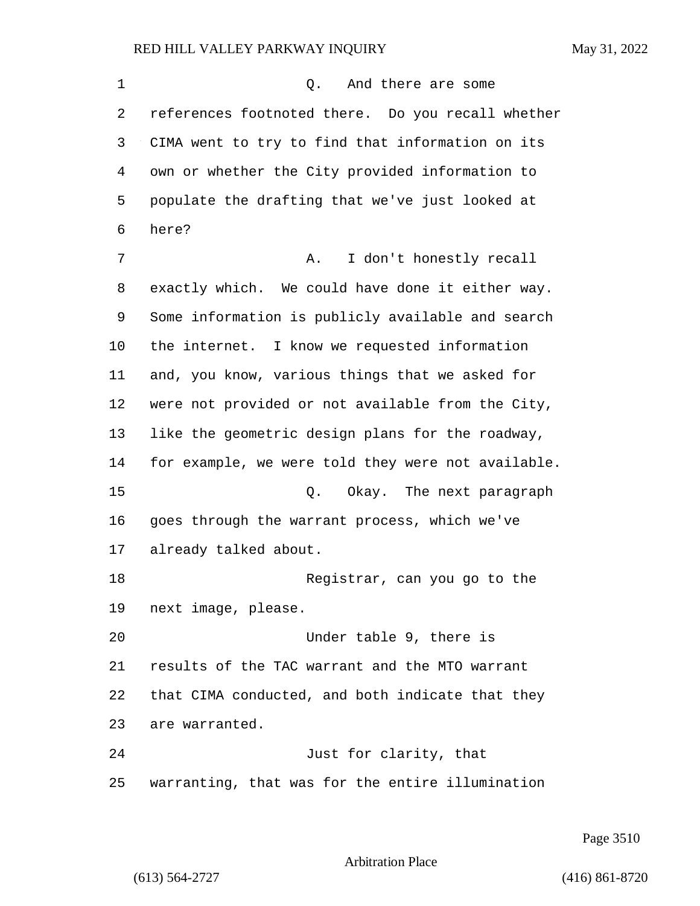Q. And there are some references footnoted there. Do you recall whether CIMA went to try to find that information on its own or whether the City provided information to populate the drafting that we've just looked at here?

A. I don't honestly recall exactly which. We could have done it either way. Some information is publicly available and search the internet. I know we requested information and, you know, various things that we asked for were not provided or not available from the City, like the geometric design plans for the roadway, for example, we were told they were not available.

Q. Okay. The next paragraph goes through the warrant process, which we've already talked about.

Registrar, can you go to the next image, please.

Under table 9, there is results of the TAC warrant and the MTO warrant that CIMA conducted, and both indicate that they are warranted.

Just for clarity, that warranting, that was for the entire illumination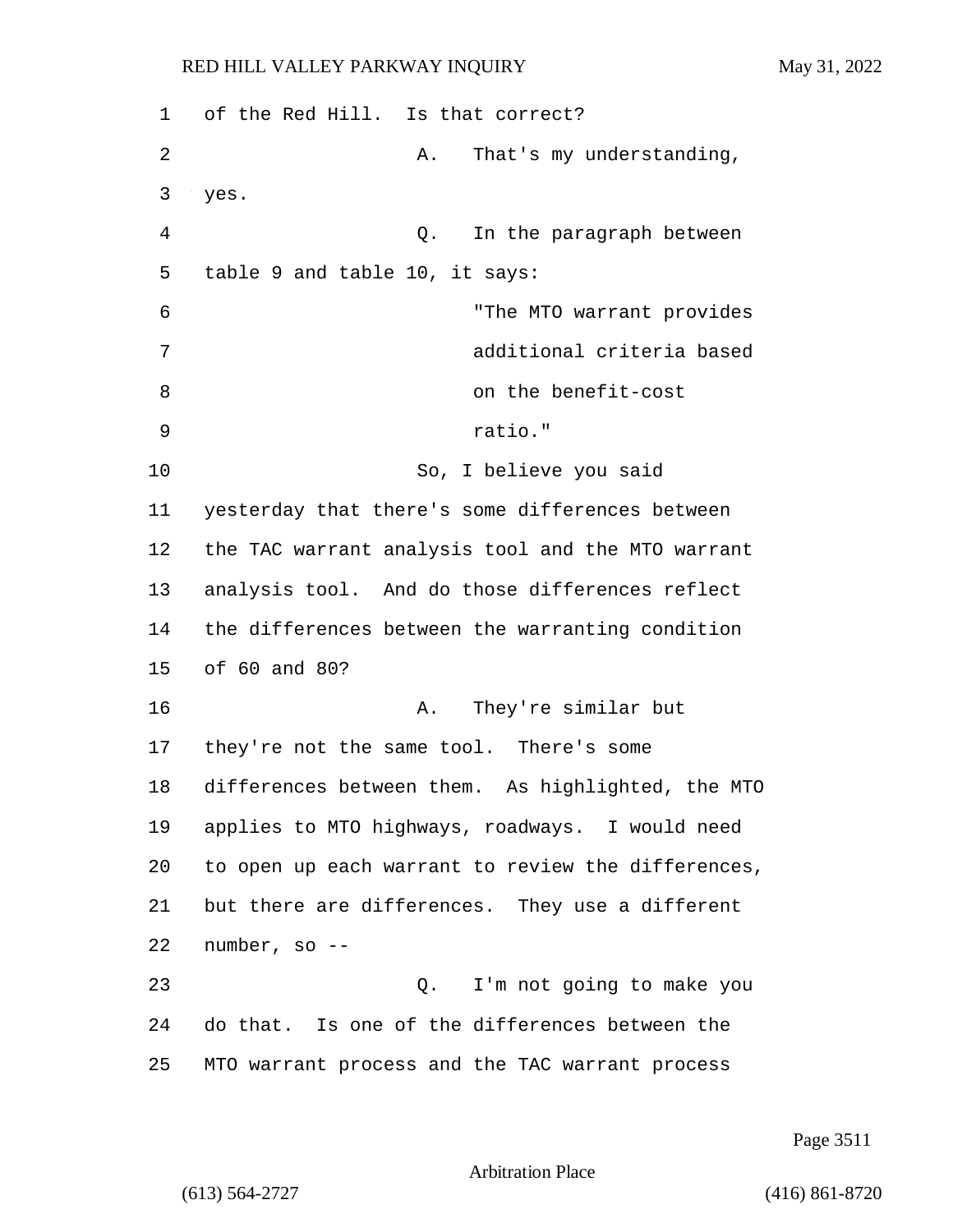of the Red Hill. Is that correct?

A. That's my understanding, yes.

Q. In the paragraph between table 9 and table 10, it says:

"The MTO warrant provides additional criteria based on the benefit-cost ratio."

So, I believe you said yesterday that there's some differences between the TAC warrant analysis tool and the MTO warrant analysis tool. And do those differences reflect the differences between the warranting condition of 60 and 80?

A. They're similar but they're not the same tool. There's some differences between them. As highlighted, the MTO applies to MTO highways, roadways. I would need to open up each warrant to review the differences, but there are differences. They use a different number, so --

Q. I'm not going to make you do that. Is one of the differences between the MTO warrant process and the TAC warrant process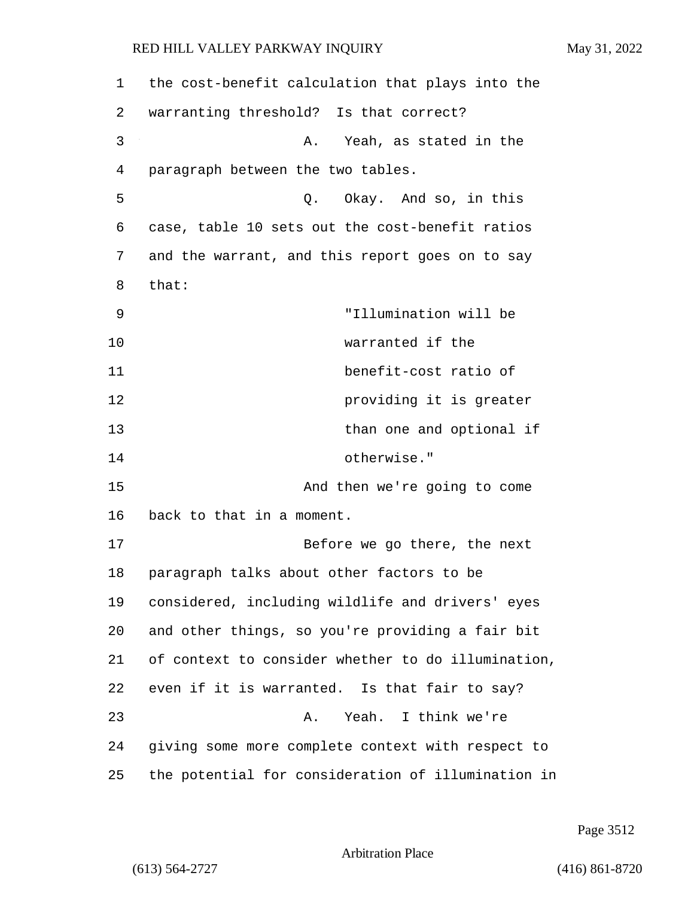the cost-benefit calculation that plays into the warranting threshold? Is that correct?

A. Yeah, as stated in the paragraph between the two tables.

Q. Okay. And so, in this case, table 10 sets out the cost-benefit ratios and the warrant, and this report goes on to say that:

> "Illumination will be warranted if the benefit-cost ratio of providing it is greater than one and optional if otherwise."

And then we're going to come back to that in a moment.

Before we go there, the next paragraph talks about other factors to be considered, including wildlife and drivers' eyes and other things, so you're providing a fair bit of context to consider whether to do illumination, even if it is warranted. Is that fair to say?

A. Yeah. I think we're giving some more complete context with respect to the potential for consideration of illumination in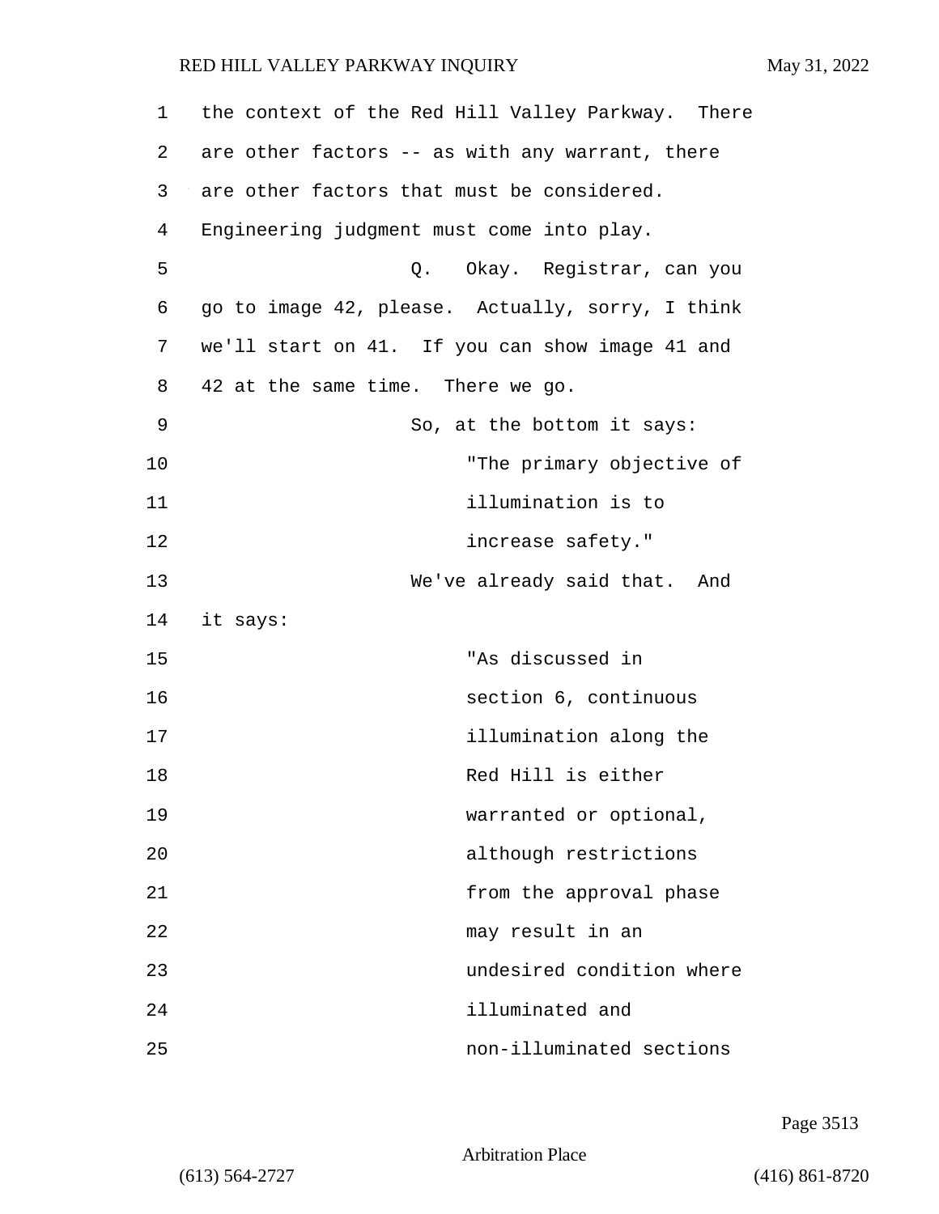the context of the Red Hill Valley Parkway. There are other factors -- as with any warrant, there are other factors that must be considered. Engineering judgment must come into play.

Q. Okay. Registrar, can you go to image 42, please. Actually, sorry, I think we'll start on 41. If you can show image 41 and 42 at the same time. There we go.

So, at the bottom it says:

> "The primary objective of illumination is to increase safety."

We've already said that. And it says:

> "As discussed in section 6, continuous illumination along the Red Hill is either warranted or optional, although restrictions from the approval phase may result in an undesired condition where illuminated and non-illuminated sections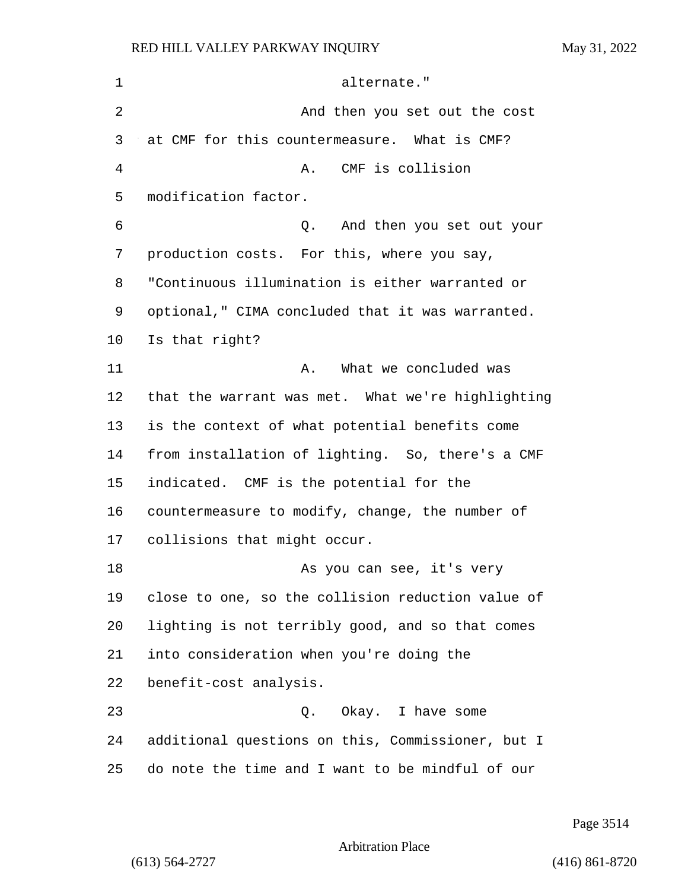alternate."

And then you set out the cost at CMF for this countermeasure. What is CMF?

A. CMF is collision modification factor.

Q. And then you set out your production costs. For this, where you say, "Continuous illumination is either warranted or optional," CIMA concluded that it was warranted. Is that right?

A. What we concluded was that the warrant was met. What we're highlighting is the context of what potential benefits come from installation of lighting. So, there's a CMF indicated. CMF is the potential for the countermeasure to modify, change, the number of collisions that might occur.

As you can see, it's very close to one, so the collision reduction value of lighting is not terribly good, and so that comes into consideration when you're doing the benefit-cost analysis.

Q. Okay. I have some additional questions on this, Commissioner, but I do note the time and I want to be mindful of our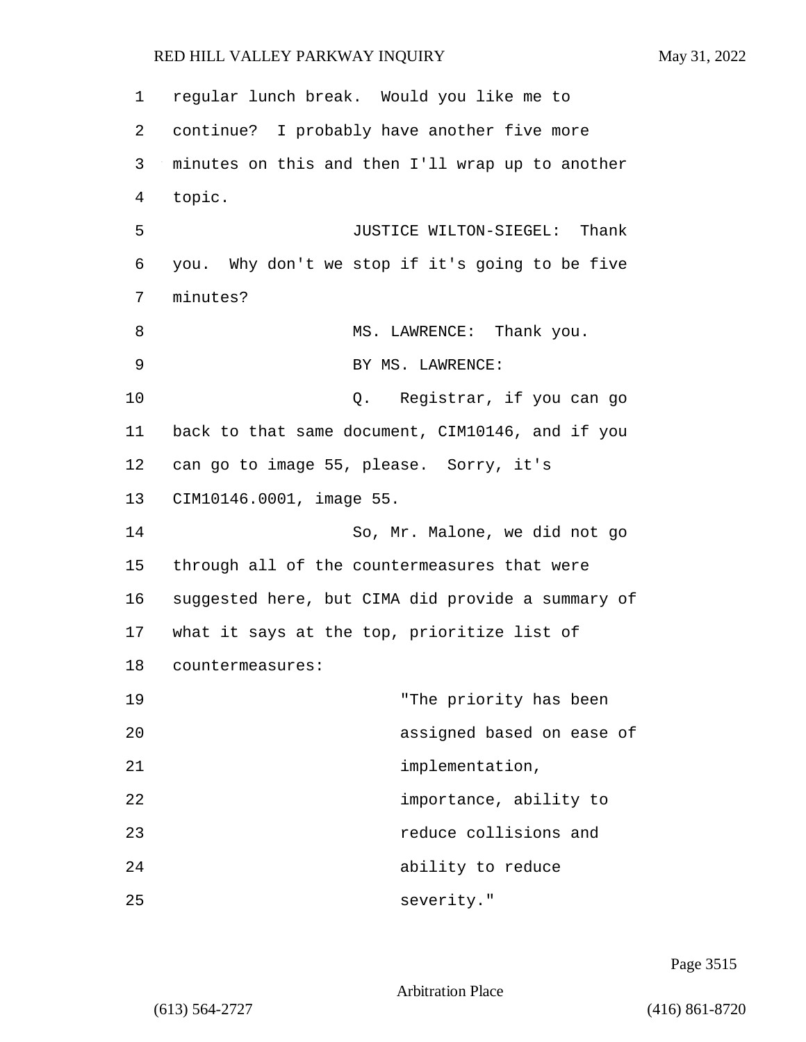regular lunch break. Would you like me to continue? I probably have another five more minutes on this and then I'll wrap up to another topic.

JUSTICE WILTON-SIEGEL: Thank you. Why don't we stop if it's going to be five minutes?

MS. LAWRENCE: Thank you.

BY MS. LAWRENCE:

Q. Registrar, if you can go back to that same document, CIM10146, and if you can go to image 55, please. Sorry, it's CIM10146.0001, image 55.

So, Mr. Malone, we did not go through all of the countermeasures that were suggested here, but CIMA did provide a summary of what it says at the top, prioritize list of countermeasures:

> "The priority has been assigned based on ease of implementation, importance, ability to reduce collisions and ability to reduce severity."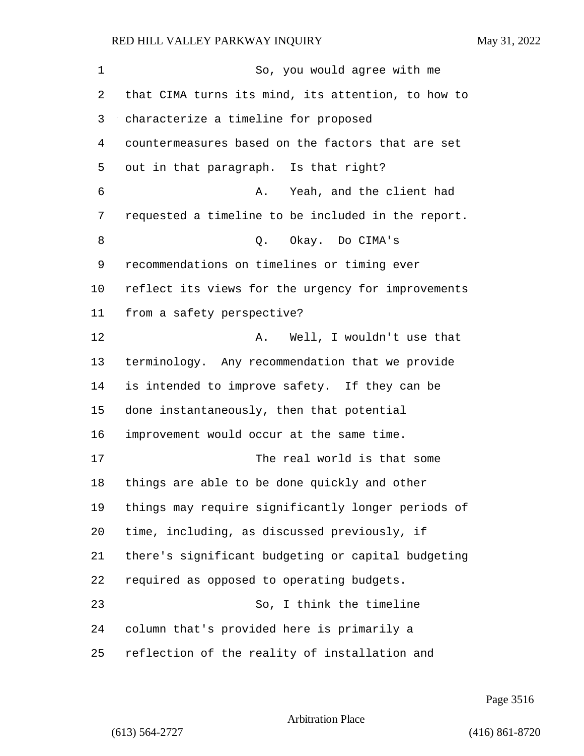So, you would agree with me that CIMA turns its mind, its attention, to how to characterize a timeline for proposed countermeasures based on the factors that are set out in that paragraph. Is that right?

A. Yeah, and the client had requested a timeline to be included in the report.

Q. Okay. Do CIMA's recommendations on timelines or timing ever reflect its views for the urgency for improvements from a safety perspective?

A. Well, I wouldn't use that terminology. Any recommendation that we provide is intended to improve safety. If they can be done instantaneously, then that potential improvement would occur at the same time.

The real world is that some things are able to be done quickly and other things may require significantly longer periods of time, including, as discussed previously, if there's significant budgeting or capital budgeting required as opposed to operating budgets.

So, I think the timeline column that's provided here is primarily a reflection of the reality of installation and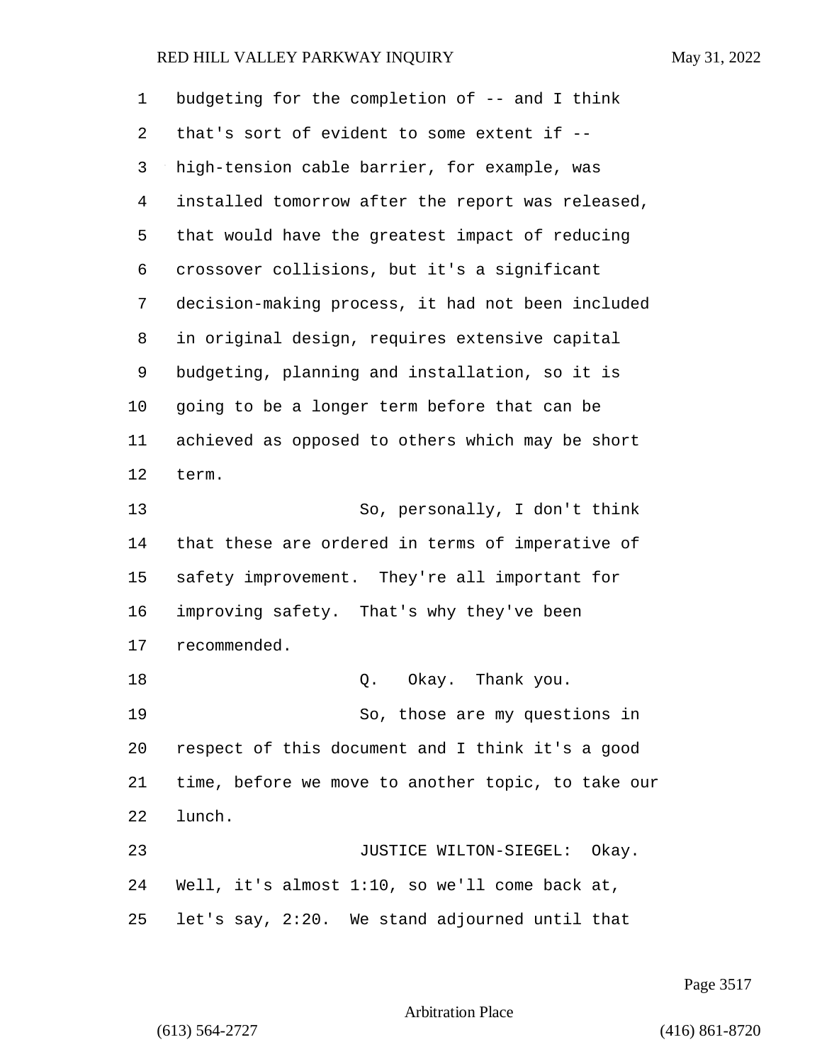budgeting for the completion of -- and I think that's sort of evident to some extent if -- high-tension cable barrier, for example, was installed tomorrow after the report was released, that would have the greatest impact of reducing crossover collisions, but it's a significant decision-making process, it had not been included in original design, requires extensive capital budgeting, planning and installation, so it is going to be a longer term before that can be achieved as opposed to others which may be short term.

So, personally, I don't think that these are ordered in terms of imperative of safety improvement. They're all important for improving safety. That's why they've been recommended.

Q. Okay. Thank you.

So, those are my questions in respect of this document and I think it's a good time, before we move to another topic, to take our lunch.

JUSTICE WILTON-SIEGEL: Okay. Well, it's almost 1:10, so we'll come back at, let's say, 2:20. We stand adjourned until that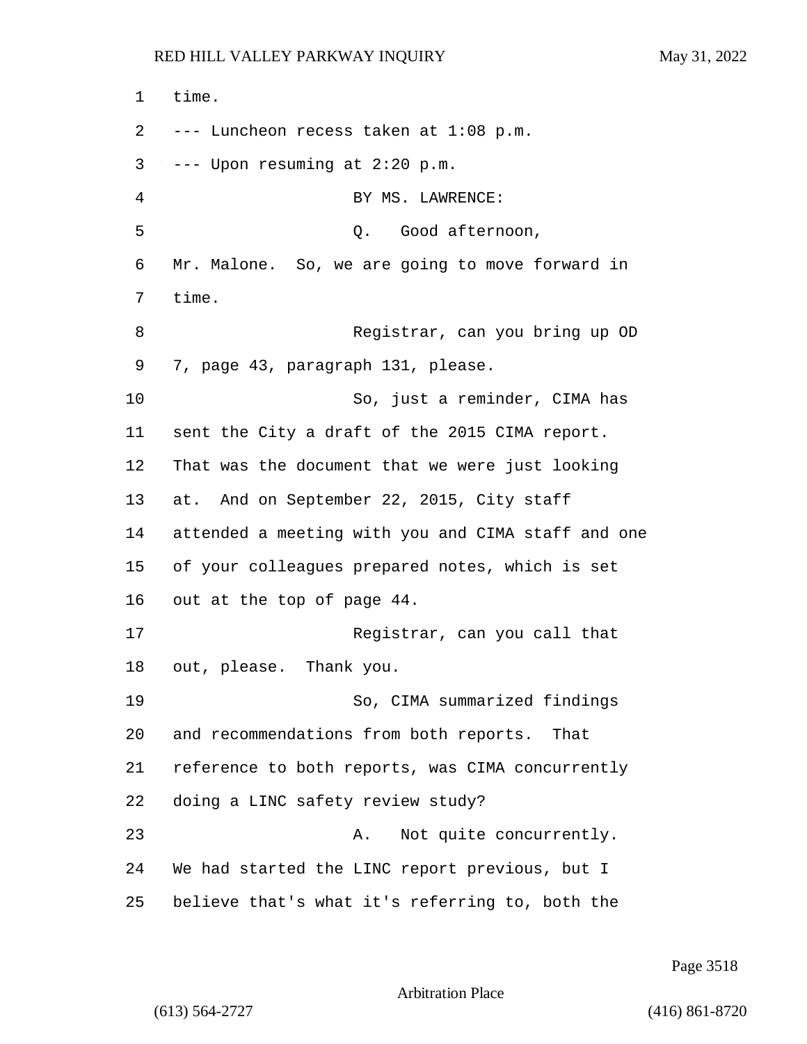time.

--- Luncheon recess taken at 1:08 p.m.

--- Upon resuming at 2:20 p.m.

BY MS. LAWRENCE:

Q. Good afternoon, Mr. Malone. So, we are going to move forward in time.

Registrar, can you bring up OD 7, page 43, paragraph 131, please.

So, just a reminder, CIMA has sent the City a draft of the 2015 CIMA report. That was the document that we were just looking at. And on September 22, 2015, City staff attended a meeting with you and CIMA staff and one of your colleagues prepared notes, which is set out at the top of page 44.

Registrar, can you call that out, please. Thank you.

So, CIMA summarized findings and recommendations from both reports. That reference to both reports, was CIMA concurrently doing a LINC safety review study?

A. Not quite concurrently. We had started the LINC report previous, but I believe that's what it's referring to, both the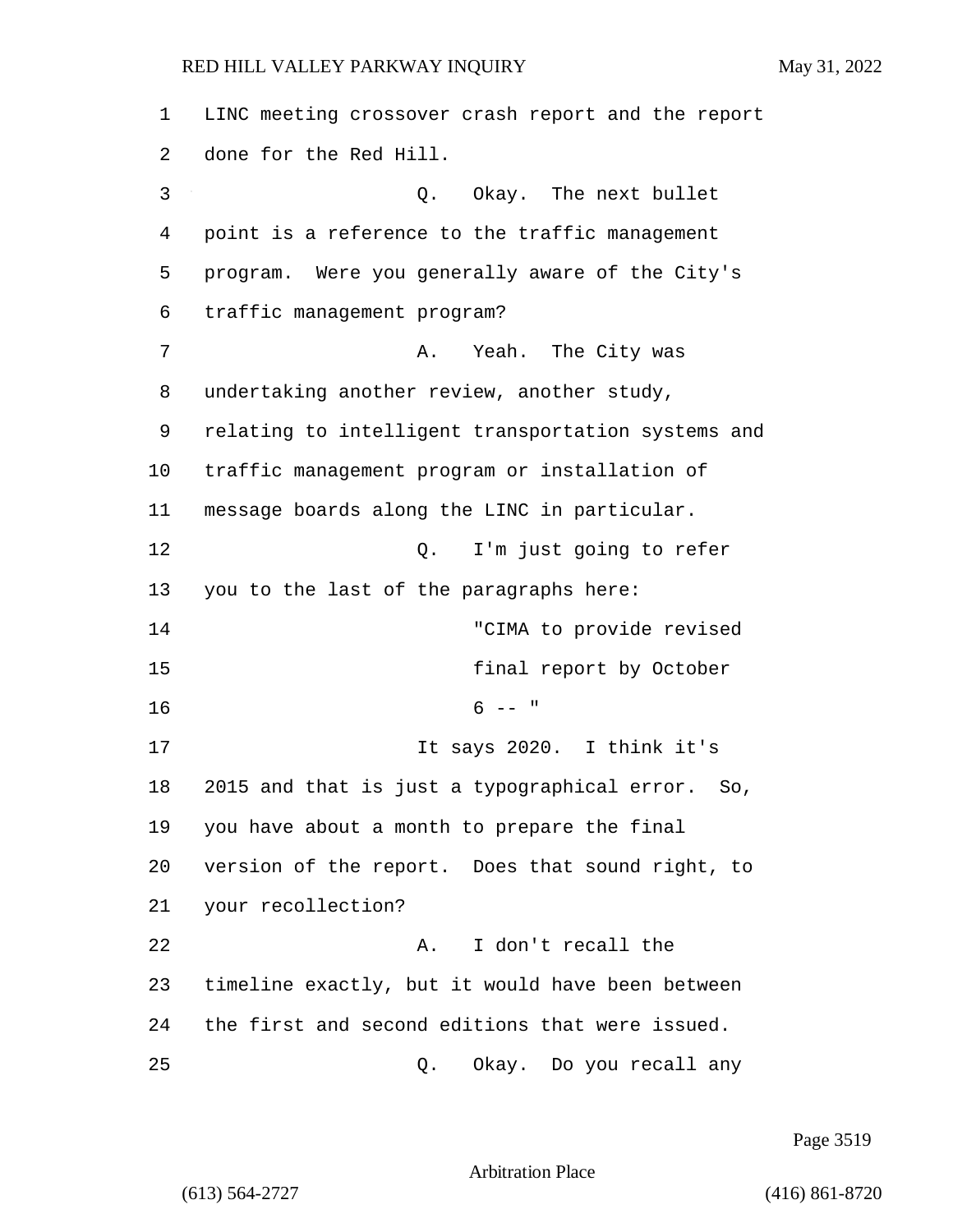LINC meeting crossover crash report and the report done for the Red Hill.

Q. Okay. The next bullet point is a reference to the traffic management program. Were you generally aware of the City's traffic management program?

A. Yeah. The City was undertaking another review, another study, relating to intelligent transportation systems and traffic management program or installation of message boards along the LINC in particular.

Q. I'm just going to refer you to the last of the paragraphs here:

> "CIMA to provide revised final report by October 6 -- "

It says 2020. I think it's 2015 and that is just a typographical error. So, you have about a month to prepare the final version of the report. Does that sound right, to your recollection?

A. I don't recall the timeline exactly, but it would have been between the first and second editions that were issued.

Q. Okay. Do you recall any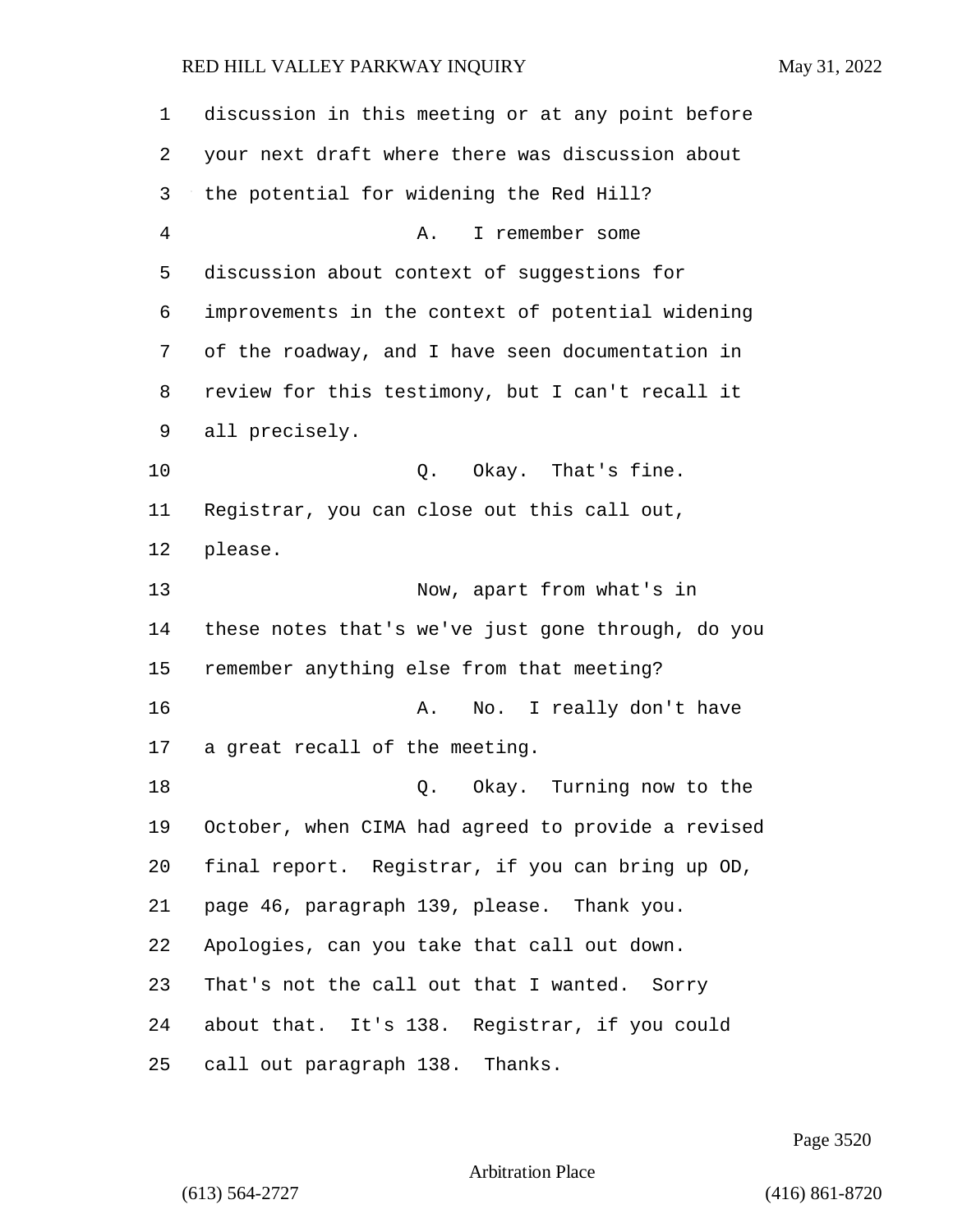discussion in this meeting or at any point before your next draft where there was discussion about the potential for widening the Red Hill?

A. I remember some discussion about context of suggestions for improvements in the context of potential widening of the roadway, and I have seen documentation in review for this testimony, but I can't recall it all precisely.

Q. Okay. That's fine. Registrar, you can close out this call out, please.

Now, apart from what's in these notes that's we've just gone through, do you remember anything else from that meeting?

A. No. I really don't have a great recall of the meeting.

Q. Okay. Turning now to the October, when CIMA had agreed to provide a revised final report. Registrar, if you can bring up OD, page 46, paragraph 139, please. Thank you. Apologies, can you take that call out down. That's not the call out that I wanted. Sorry about that. It's 138. Registrar, if you could call out paragraph 138. Thanks.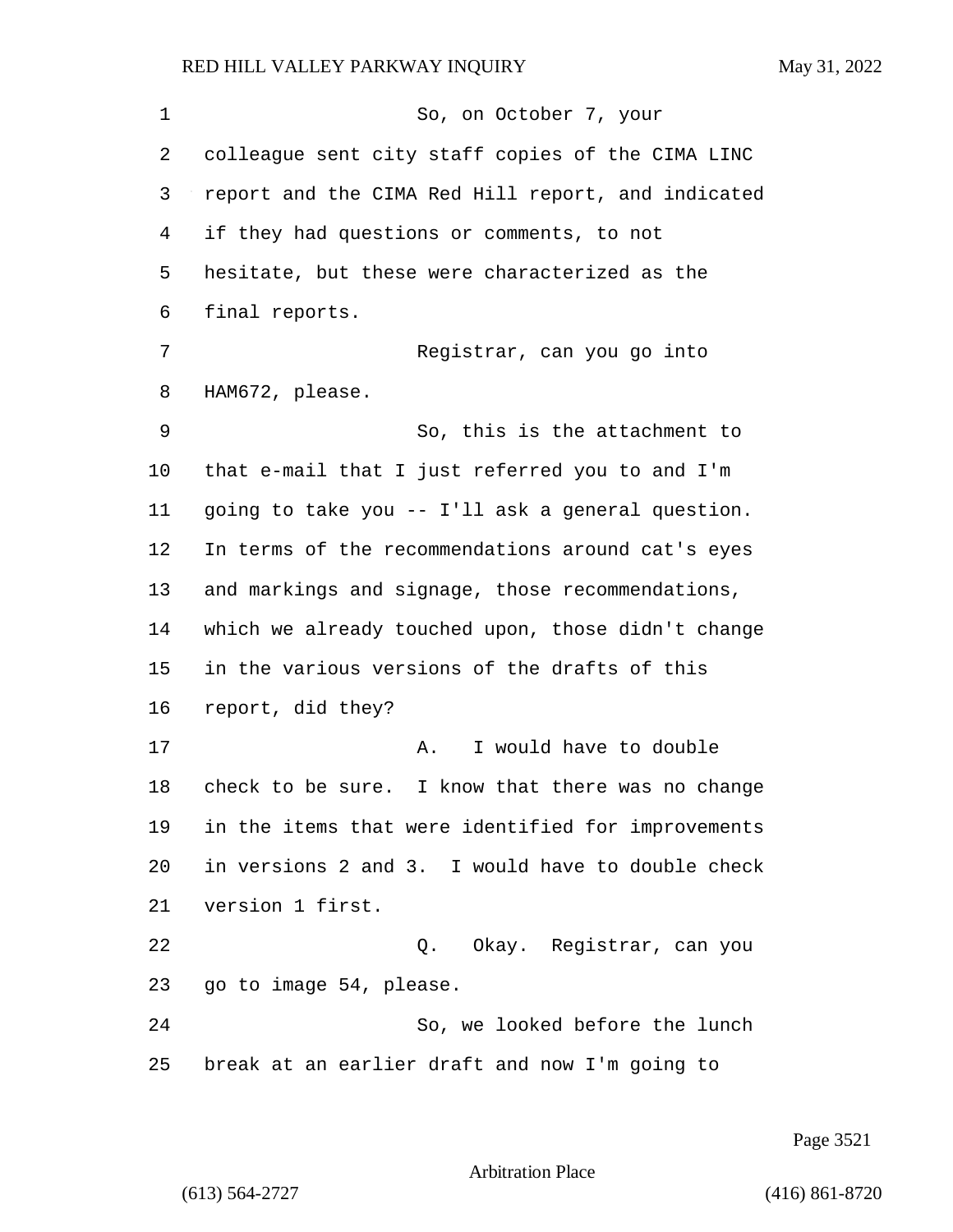So, on October 7, your colleague sent city staff copies of the CIMA LINC report and the CIMA Red Hill report, and indicated if they had questions or comments, to not hesitate, but these were characterized as the final reports.

Registrar, can you go into HAM672, please.

So, this is the attachment to that e-mail that I just referred you to and I'm going to take you -- I'll ask a general question. In terms of the recommendations around cat's eyes and markings and signage, those recommendations, which we already touched upon, those didn't change in the various versions of the drafts of this report, did they?

A. I would have to double check to be sure. I know that there was no change in the items that were identified for improvements in versions 2 and 3. I would have to double check version 1 first.

Q. Okay. Registrar, can you go to image 54, please.

So, we looked before the lunch break at an earlier draft and now I'm going to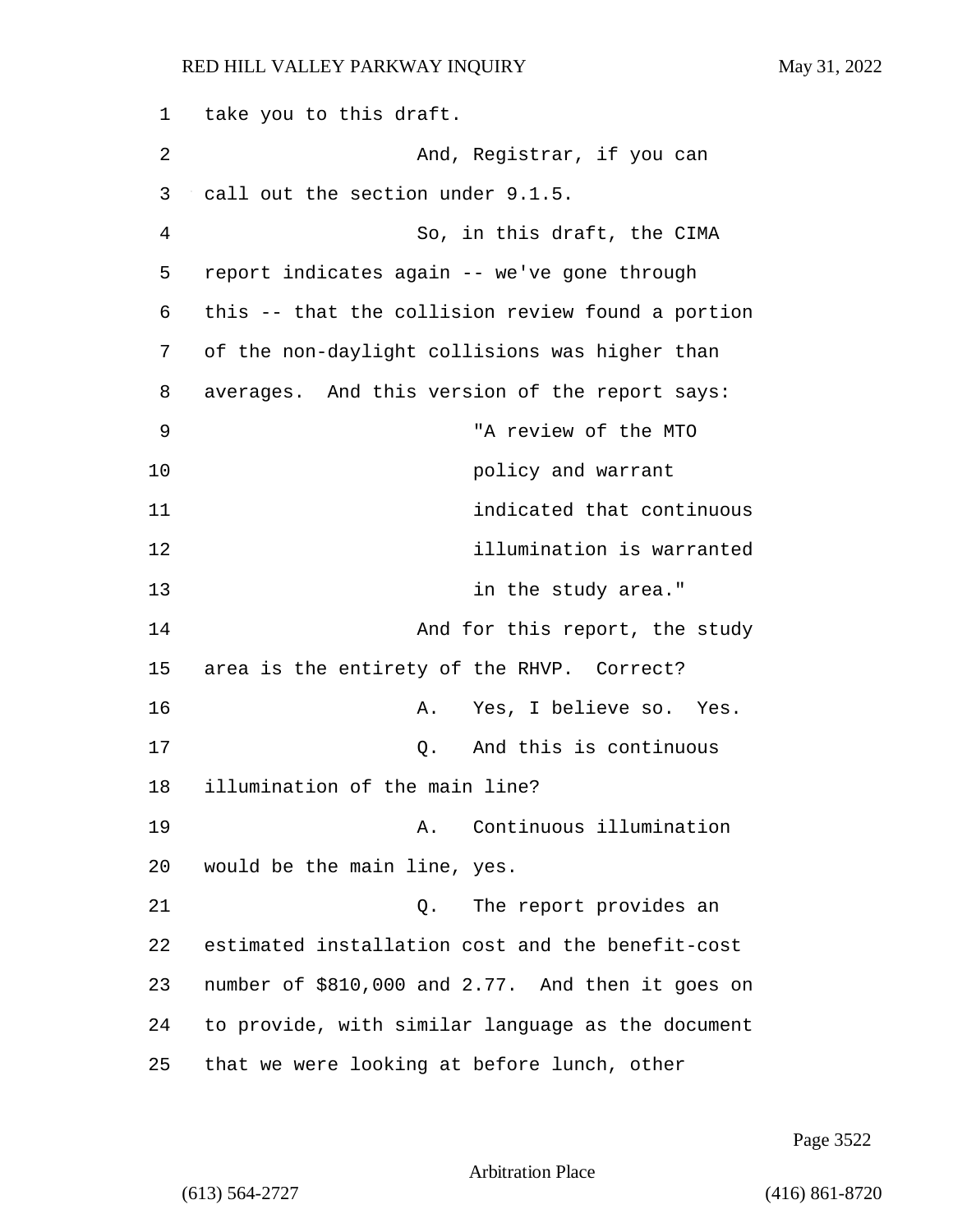take you to this draft.

And, Registrar, if you can call out the section under 9.1.5.

So, in this draft, the CIMA report indicates again -- we've gone through this -- that the collision review found a portion of the non-daylight collisions was higher than averages. And this version of the report says:

> "A review of the MTO policy and warrant indicated that continuous illumination is warranted in the study area."

And for this report, the study area is the entirety of the RHVP. Correct?

A. Yes, I believe so. Yes.

Q. And this is continuous illumination of the main line?

A. Continuous illumination would be the main line, yes.

Q. The report provides an estimated installation cost and the benefit-cost number of $810,000 and 2.77. And then it goes on to provide, with similar language as the document that we were looking at before lunch, other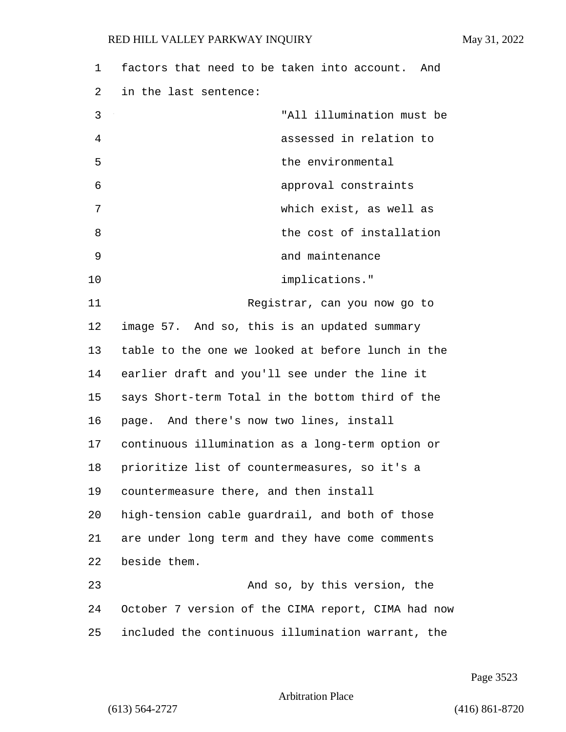factors that need to be taken into account. And in the last sentence:

> "All illumination must be assessed in relation to the environmental approval constraints which exist, as well as the cost of installation and maintenance implications."

Registrar, can you now go to image 57. And so, this is an updated summary table to the one we looked at before lunch in the earlier draft and you'll see under the line it says Short-term Total in the bottom third of the page. And there's now two lines, install continuous illumination as a long-term option or prioritize list of countermeasures, so it's a countermeasure there, and then install high-tension cable guardrail, and both of those are under long term and they have come comments beside them.

And so, by this version, the October 7 version of the CIMA report, CIMA had now included the continuous illumination warrant, the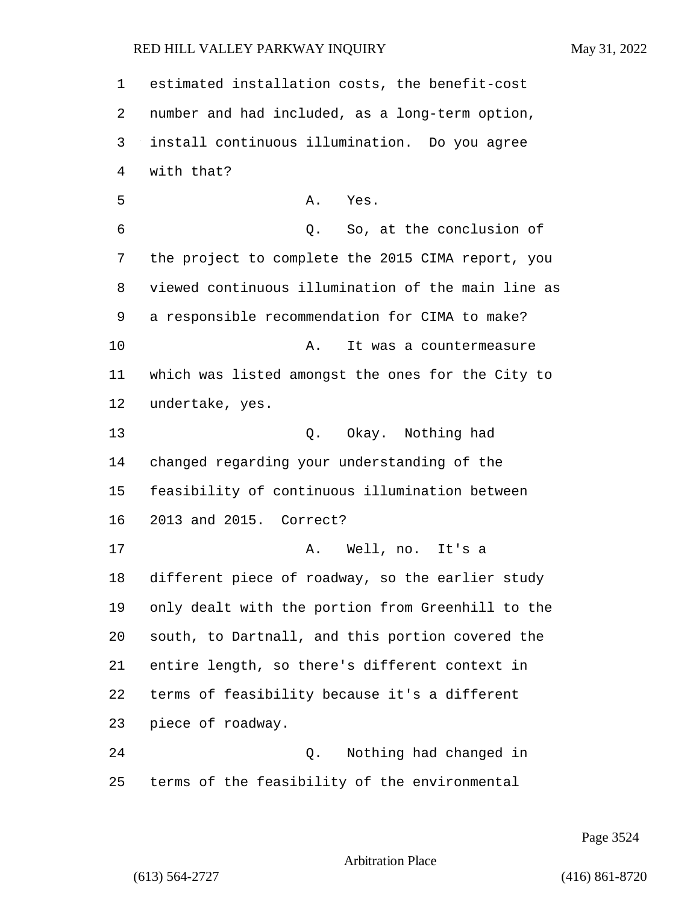estimated installation costs, the benefit-cost number and had included, as a long-term option, install continuous illumination. Do you agree with that?

A. Yes.

Q. So, at the conclusion of the project to complete the 2015 CIMA report, you viewed continuous illumination of the main line as a responsible recommendation for CIMA to make?

A. It was a countermeasure which was listed amongst the ones for the City to undertake, yes.

Q. Okay. Nothing had changed regarding your understanding of the feasibility of continuous illumination between 2013 and 2015. Correct?

A. Well, no. It's a different piece of roadway, so the earlier study only dealt with the portion from Greenhill to the south, to Dartnall, and this portion covered the entire length, so there's different context in terms of feasibility because it's a different piece of roadway.

Q. Nothing had changed in terms of the feasibility of the environmental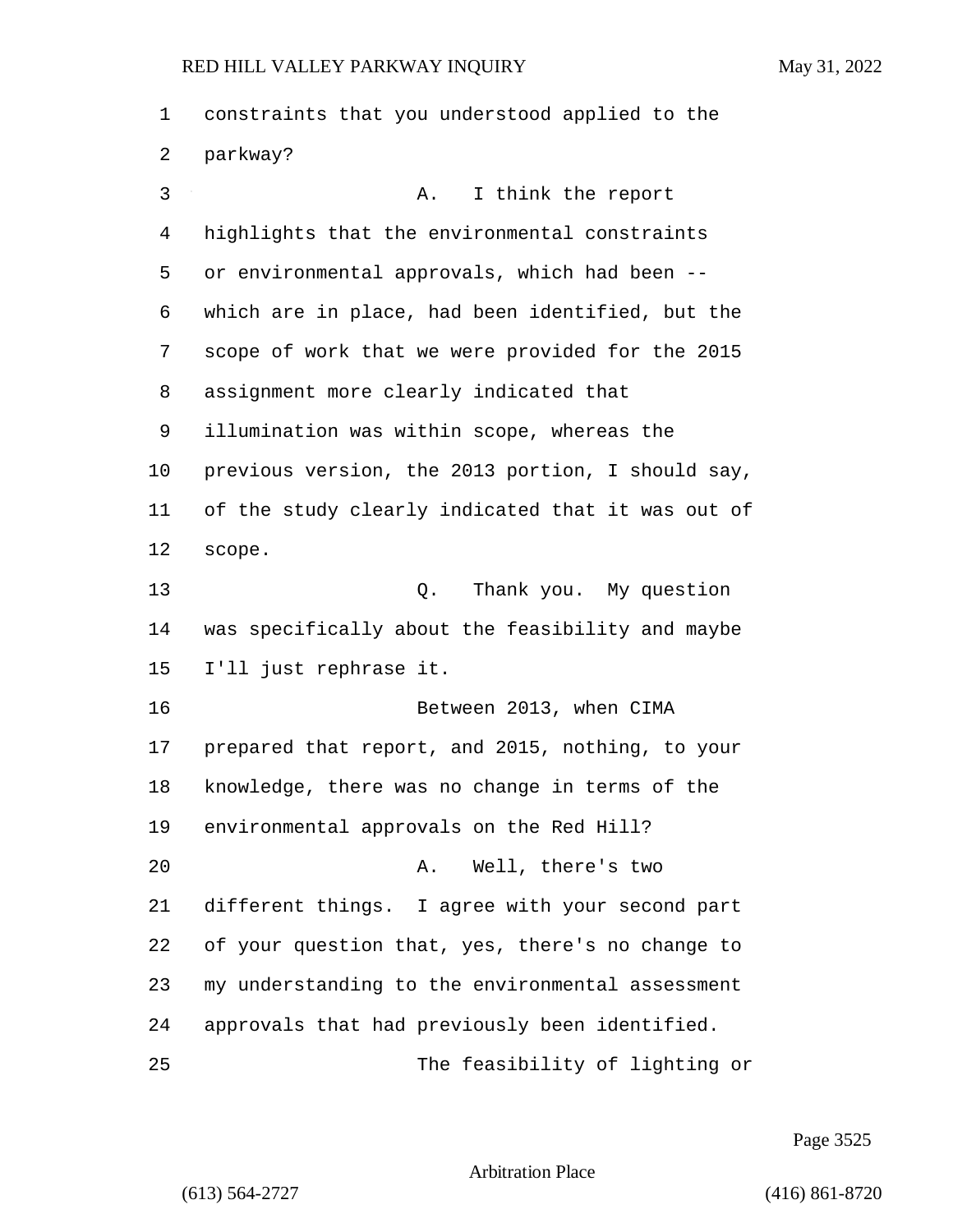constraints that you understood applied to the parkway?

A. I think the report highlights that the environmental constraints or environmental approvals, which had been -- which are in place, had been identified, but the scope of work that we were provided for the 2015 assignment more clearly indicated that illumination was within scope, whereas the previous version, the 2013 portion, I should say, of the study clearly indicated that it was out of scope.

Q. Thank you. My question was specifically about the feasibility and maybe I'll just rephrase it.

Between 2013, when CIMA prepared that report, and 2015, nothing, to your knowledge, there was no change in terms of the environmental approvals on the Red Hill?

A. Well, there's two different things. I agree with your second part of your question that, yes, there's no change to my understanding to the environmental assessment approvals that had previously been identified.

The feasibility of lighting or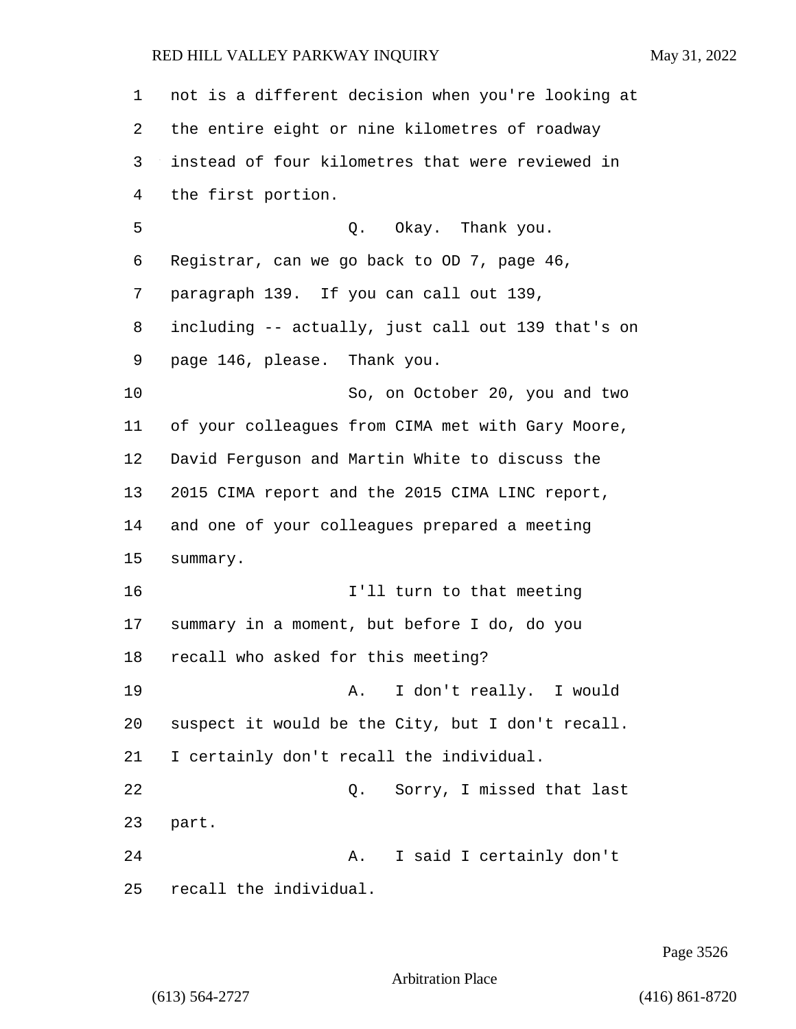1 not is a different decision when you're looking at
2 the entire eight or nine kilometres of roadway
3 instead of four kilometres that were reviewed in
4 the first portion.

5 Q. Okay. Thank you.
6 Registrar, can we go back to OD 7, page 46,
7 paragraph 139. If you can call out 139,
8 including -- actually, just call out 139 that's on
9 page 146, please. Thank you.

10 So, on October 20, you and two
11 of your colleagues from CIMA met with Gary Moore,
12 David Ferguson and Martin White to discuss the
13 2015 CIMA report and the 2015 CIMA LINC report,
14 and one of your colleagues prepared a meeting
15 summary.

16 I'll turn to that meeting
17 summary in a moment, but before I do, do you
18 recall who asked for this meeting?

19 A. I don't really. I would
20 suspect it would be the City, but I don't recall.
21 I certainly don't recall the individual.

22 Q. Sorry, I missed that last
23 part.

24 A. I said I certainly don't
25 recall the individual.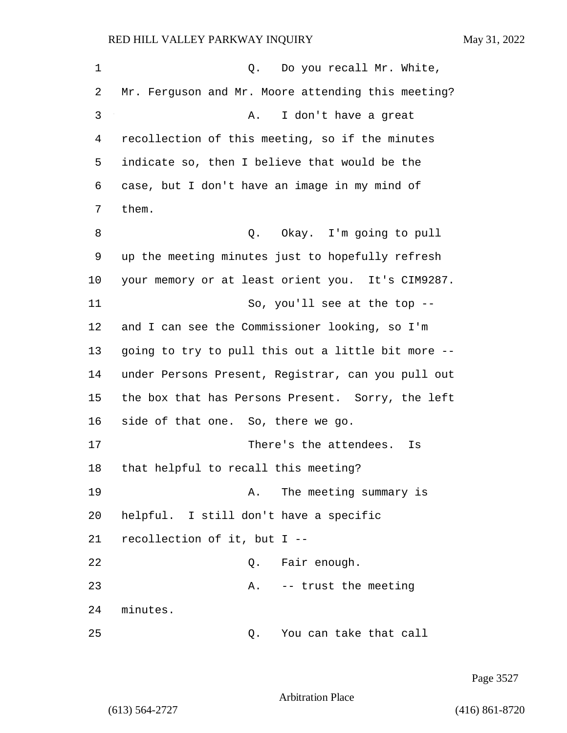Q. Do you recall Mr. White, Mr. Ferguson and Mr. Moore attending this meeting?

A. I don't have a great recollection of this meeting, so if the minutes indicate so, then I believe that would be the case, but I don't have an image in my mind of them.

Q. Okay. I'm going to pull up the meeting minutes just to hopefully refresh your memory or at least orient you. It's CIM9287.

So, you'll see at the top -- and I can see the Commissioner looking, so I'm going to try to pull this out a little bit more -- under Persons Present, Registrar, can you pull out the box that has Persons Present. Sorry, the left side of that one. So, there we go.

There's the attendees. Is that helpful to recall this meeting?

A. The meeting summary is helpful. I still don't have a specific recollection of it, but I --

Q. Fair enough.

A. -- trust the meeting minutes.

Q. You can take that call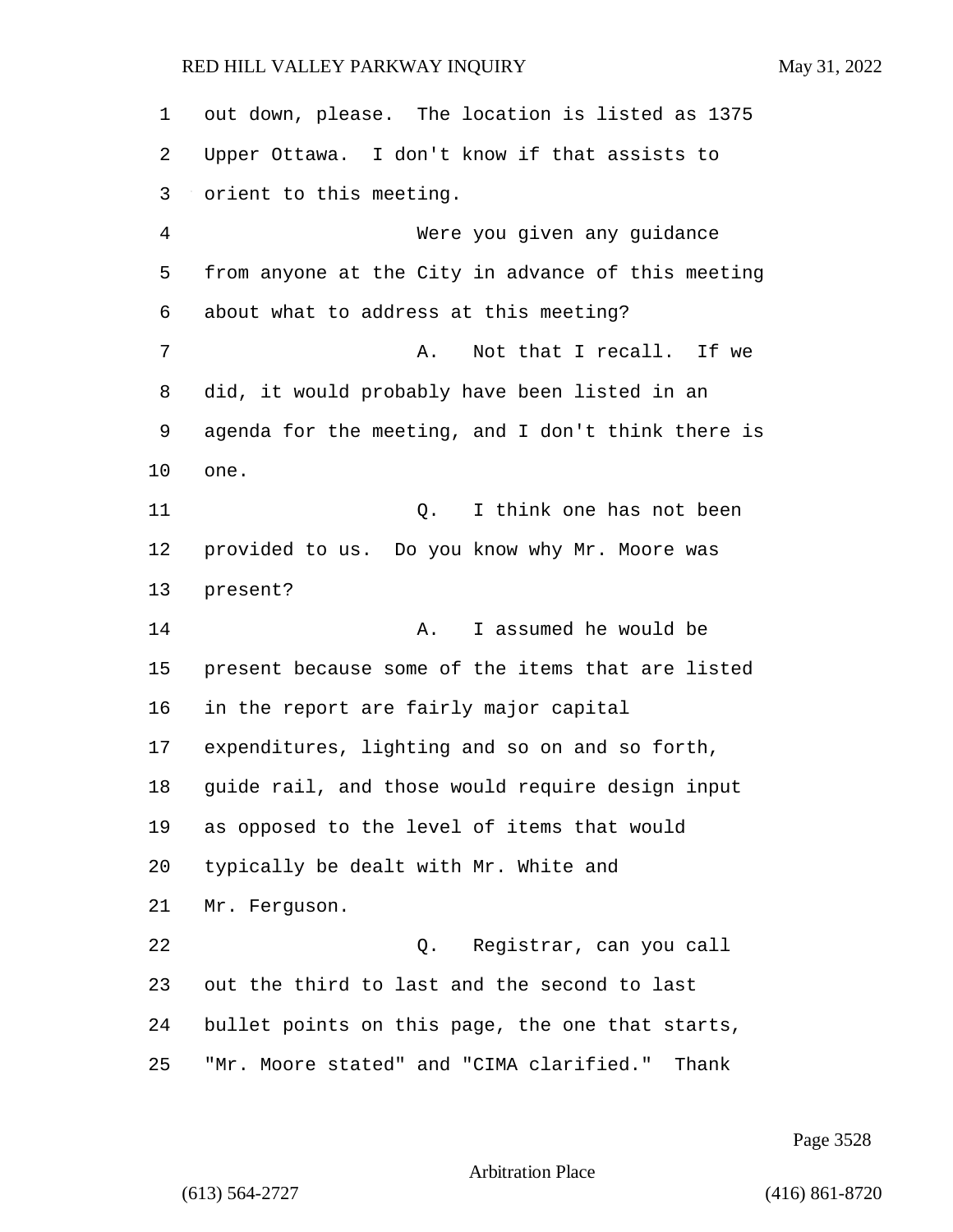out down, please. The location is listed as 1375 Upper Ottawa. I don't know if that assists to orient to this meeting.

Were you given any guidance from anyone at the City in advance of this meeting about what to address at this meeting?

A. Not that I recall. If we did, it would probably have been listed in an agenda for the meeting, and I don't think there is one.

Q. I think one has not been provided to us. Do you know why Mr. Moore was present?

A. I assumed he would be present because some of the items that are listed in the report are fairly major capital expenditures, lighting and so on and so forth, guide rail, and those would require design input as opposed to the level of items that would typically be dealt with Mr. White and Mr. Ferguson.

Q. Registrar, can you call out the third to last and the second to last bullet points on this page, the one that starts, "Mr. Moore stated" and "CIMA clarified." Thank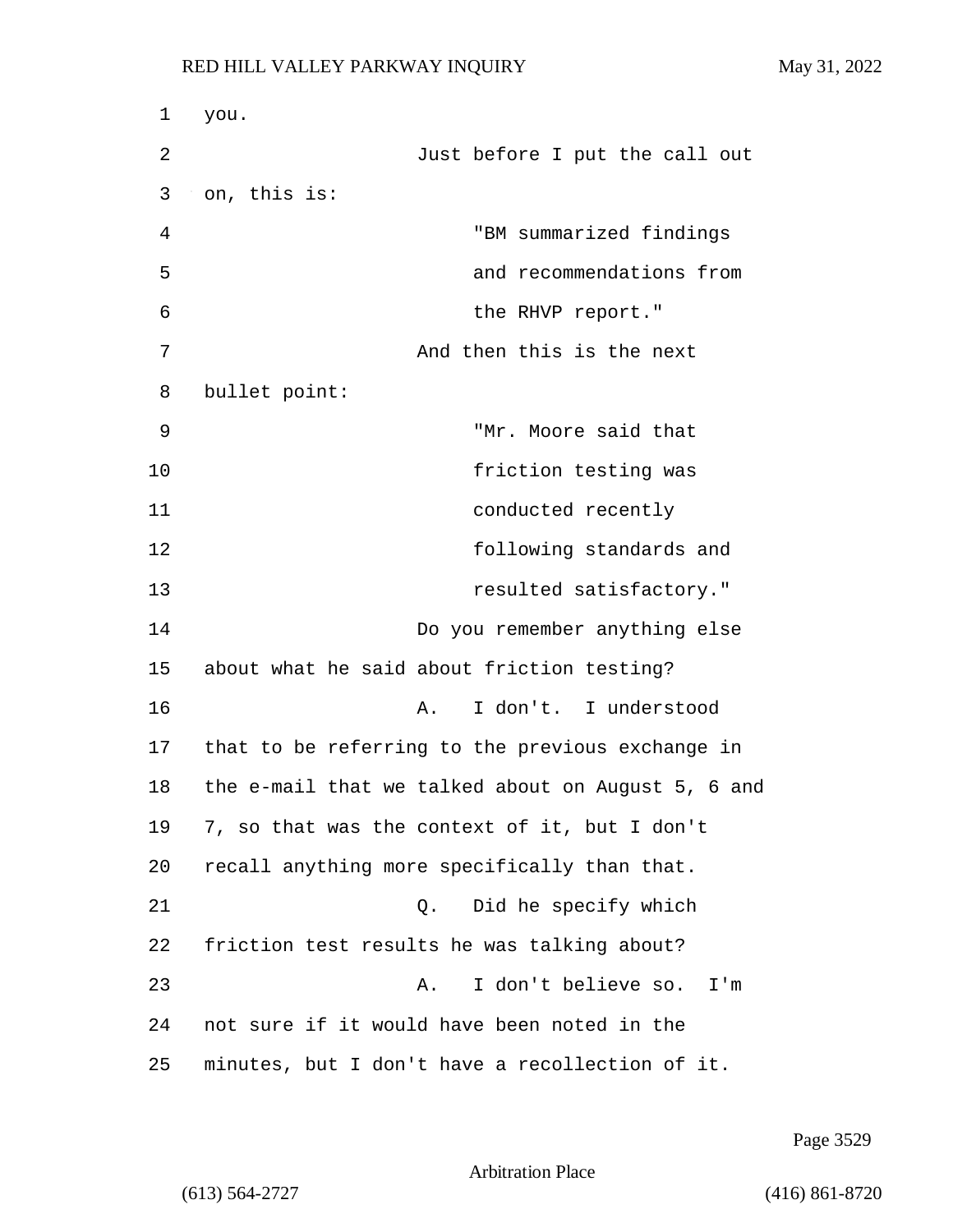you.

Just before I put the call out on, this is:

> "BM summarized findings and recommendations from the RHVP report."

And then this is the next bullet point:

> "Mr. Moore said that friction testing was conducted recently following standards and resulted satisfactory."

Do you remember anything else about what he said about friction testing?

A. I don't. I understood that to be referring to the previous exchange in the e-mail that we talked about on August 5, 6 and 7, so that was the context of it, but I don't recall anything more specifically than that.

Q. Did he specify which friction test results he was talking about?

A. I don't believe so. I'm not sure if it would have been noted in the minutes, but I don't have a recollection of it.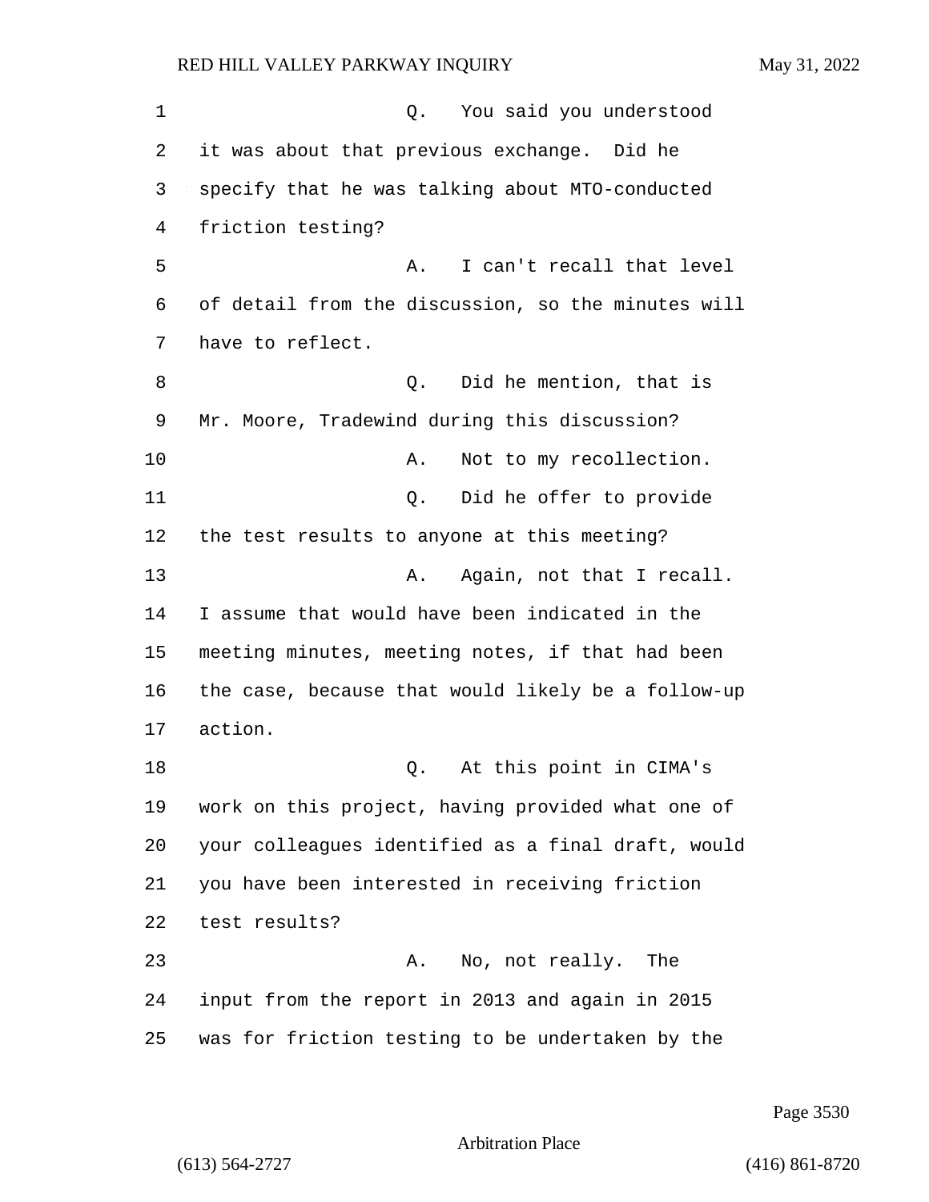Q. You said you understood it was about that previous exchange. Did he specify that he was talking about MTO-conducted friction testing?

A. I can't recall that level of detail from the discussion, so the minutes will have to reflect.

Q. Did he mention, that is Mr. Moore, Tradewind during this discussion?

A. Not to my recollection.

Q. Did he offer to provide the test results to anyone at this meeting?

A. Again, not that I recall. I assume that would have been indicated in the meeting minutes, meeting notes, if that had been the case, because that would likely be a follow-up action.

Q. At this point in CIMA's work on this project, having provided what one of your colleagues identified as a final draft, would you have been interested in receiving friction test results?

A. No, not really. The input from the report in 2013 and again in 2015 was for friction testing to be undertaken by the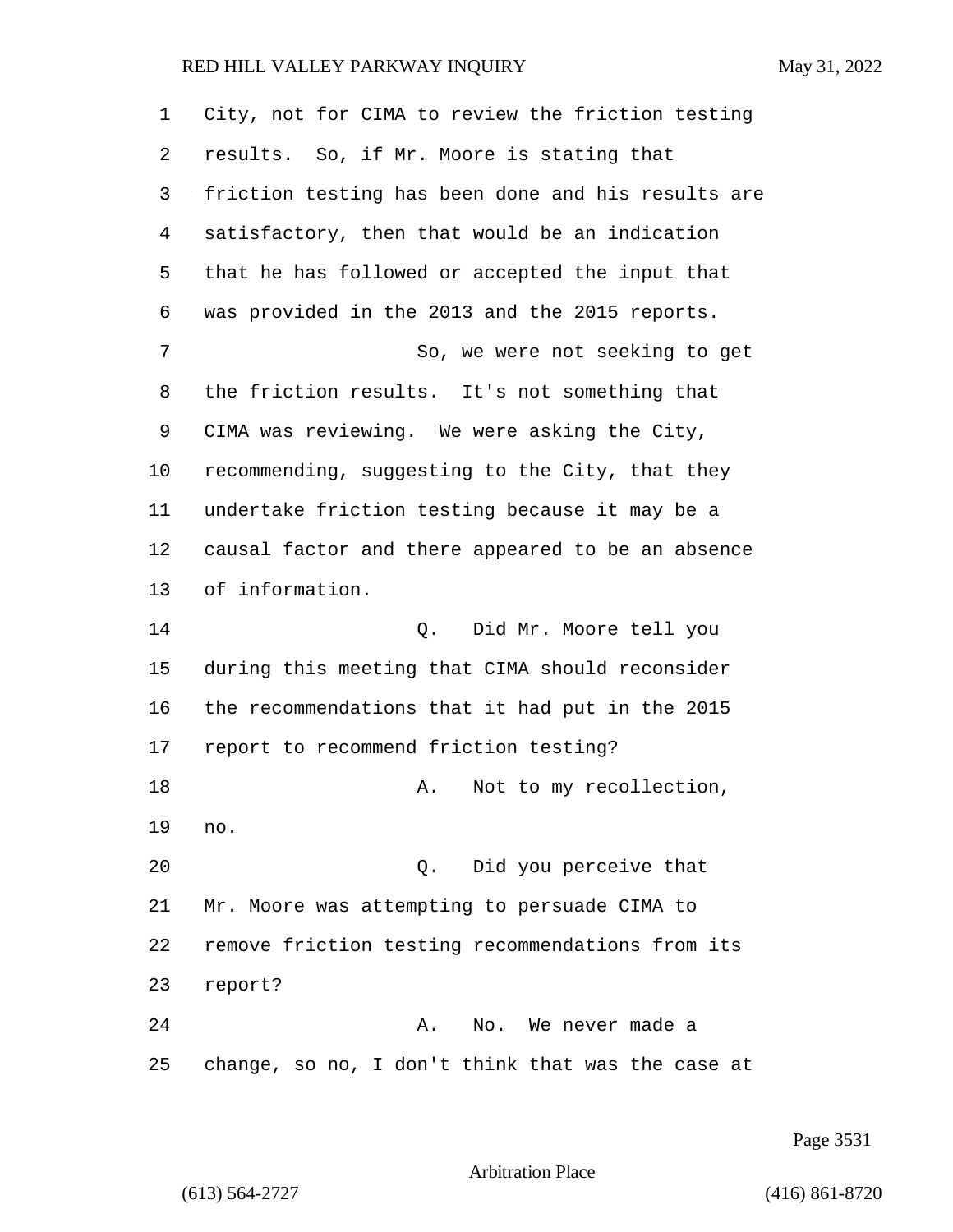City, not for CIMA to review the friction testing results. So, if Mr. Moore is stating that friction testing has been done and his results are satisfactory, then that would be an indication that he has followed or accepted the input that was provided in the 2013 and the 2015 reports.

So, we were not seeking to get the friction results. It's not something that CIMA was reviewing. We were asking the City, recommending, suggesting to the City, that they undertake friction testing because it may be a causal factor and there appeared to be an absence of information.

Q. Did Mr. Moore tell you during this meeting that CIMA should reconsider the recommendations that it had put in the 2015 report to recommend friction testing?

A. Not to my recollection, no.

Q. Did you perceive that Mr. Moore was attempting to persuade CIMA to remove friction testing recommendations from its report?

A. No. We never made a change, so no, I don't think that was the case at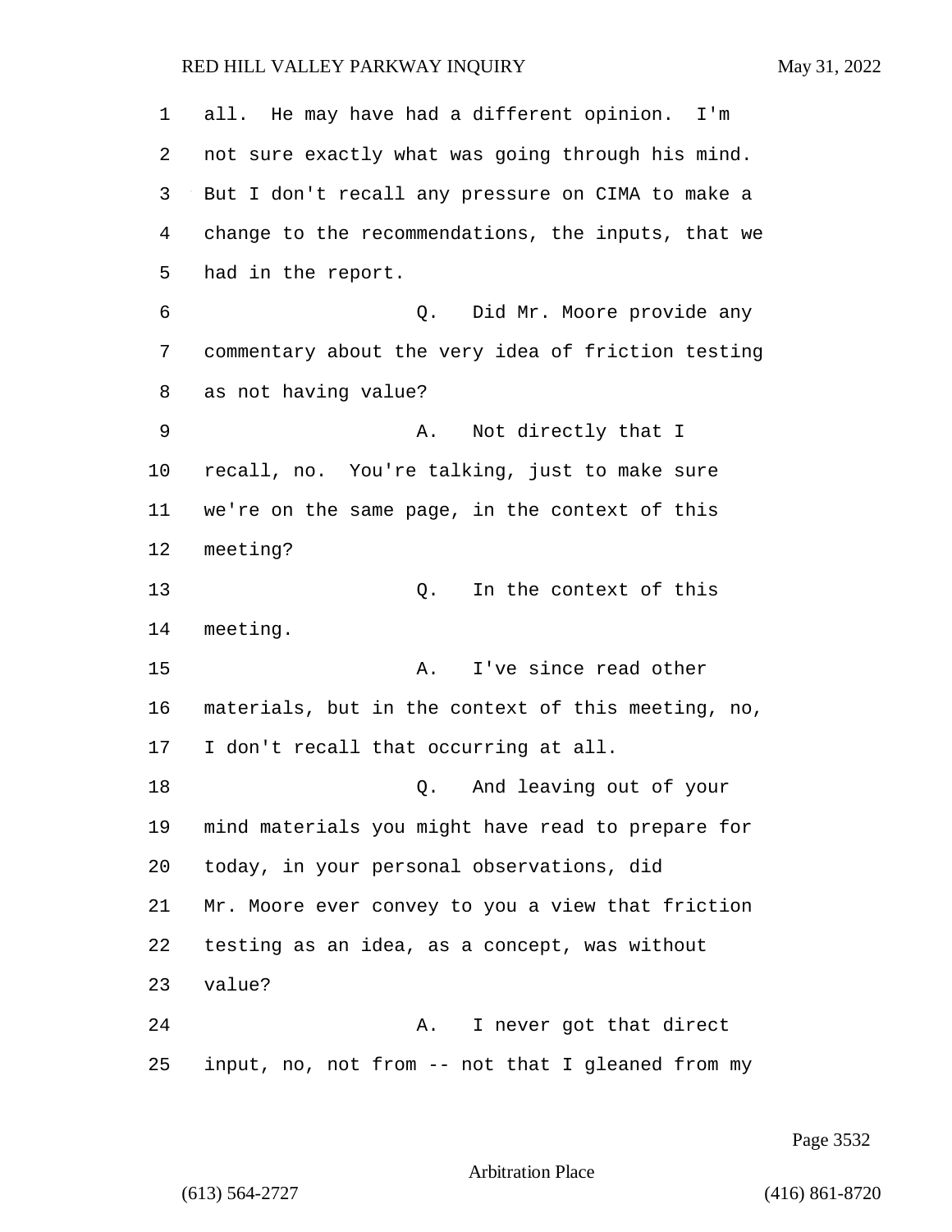all. He may have had a different opinion. I'm not sure exactly what was going through his mind. But I don't recall any pressure on CIMA to make a change to the recommendations, the inputs, that we had in the report.

Q. Did Mr. Moore provide any commentary about the very idea of friction testing as not having value?

A. Not directly that I recall, no. You're talking, just to make sure we're on the same page, in the context of this meeting?

Q. In the context of this meeting.

A. I've since read other materials, but in the context of this meeting, no, I don't recall that occurring at all.

Q. And leaving out of your mind materials you might have read to prepare for today, in your personal observations, did Mr. Moore ever convey to you a view that friction testing as an idea, as a concept, was without value?

A. I never got that direct input, no, not from -- not that I gleaned from my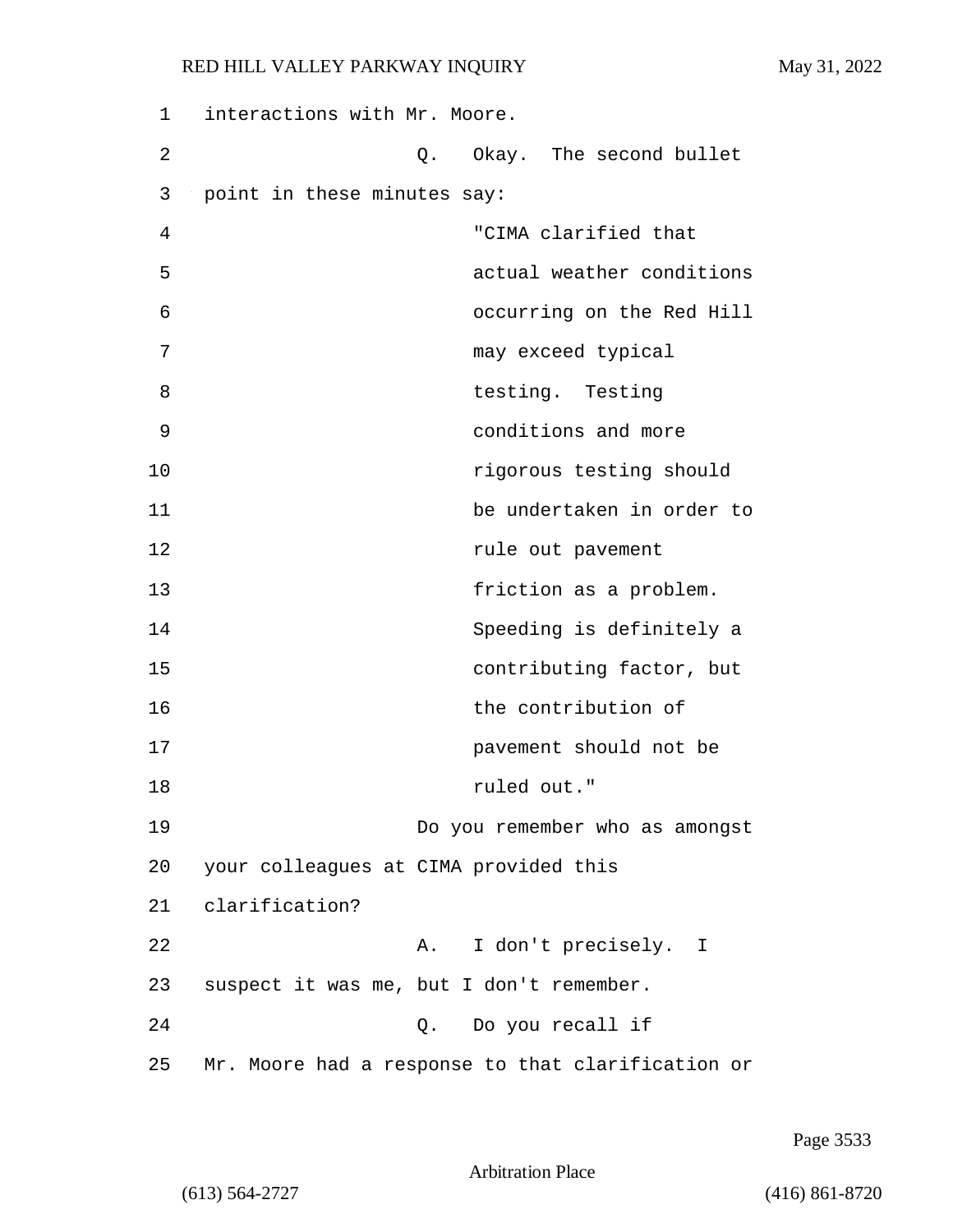interactions with Mr. Moore.

Q. Okay. The second bullet point in these minutes say:

> "CIMA clarified that actual weather conditions occurring on the Red Hill may exceed typical testing. Testing conditions and more rigorous testing should be undertaken in order to rule out pavement friction as a problem. Speeding is definitely a contributing factor, but the contribution of pavement should not be ruled out."

Do you remember who as amongst your colleagues at CIMA provided this clarification?

A. I don't precisely. I suspect it was me, but I don't remember.

Q. Do you recall if Mr. Moore had a response to that clarification or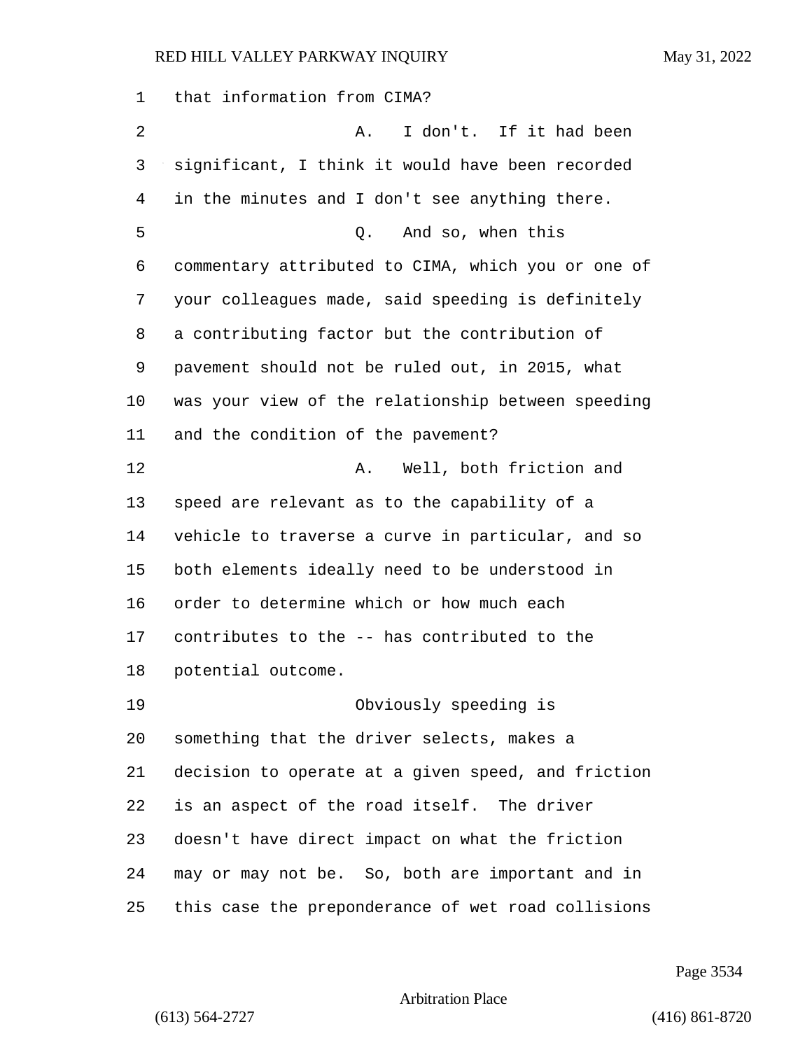that information from CIMA?

A. I don't. If it had been significant, I think it would have been recorded in the minutes and I don't see anything there.

Q. And so, when this commentary attributed to CIMA, which you or one of your colleagues made, said speeding is definitely a contributing factor but the contribution of pavement should not be ruled out, in 2015, what was your view of the relationship between speeding and the condition of the pavement?

A. Well, both friction and speed are relevant as to the capability of a vehicle to traverse a curve in particular, and so both elements ideally need to be understood in order to determine which or how much each contributes to the -- has contributed to the potential outcome.

Obviously speeding is something that the driver selects, makes a decision to operate at a given speed, and friction is an aspect of the road itself. The driver doesn't have direct impact on what the friction may or may not be. So, both are important and in this case the preponderance of wet road collisions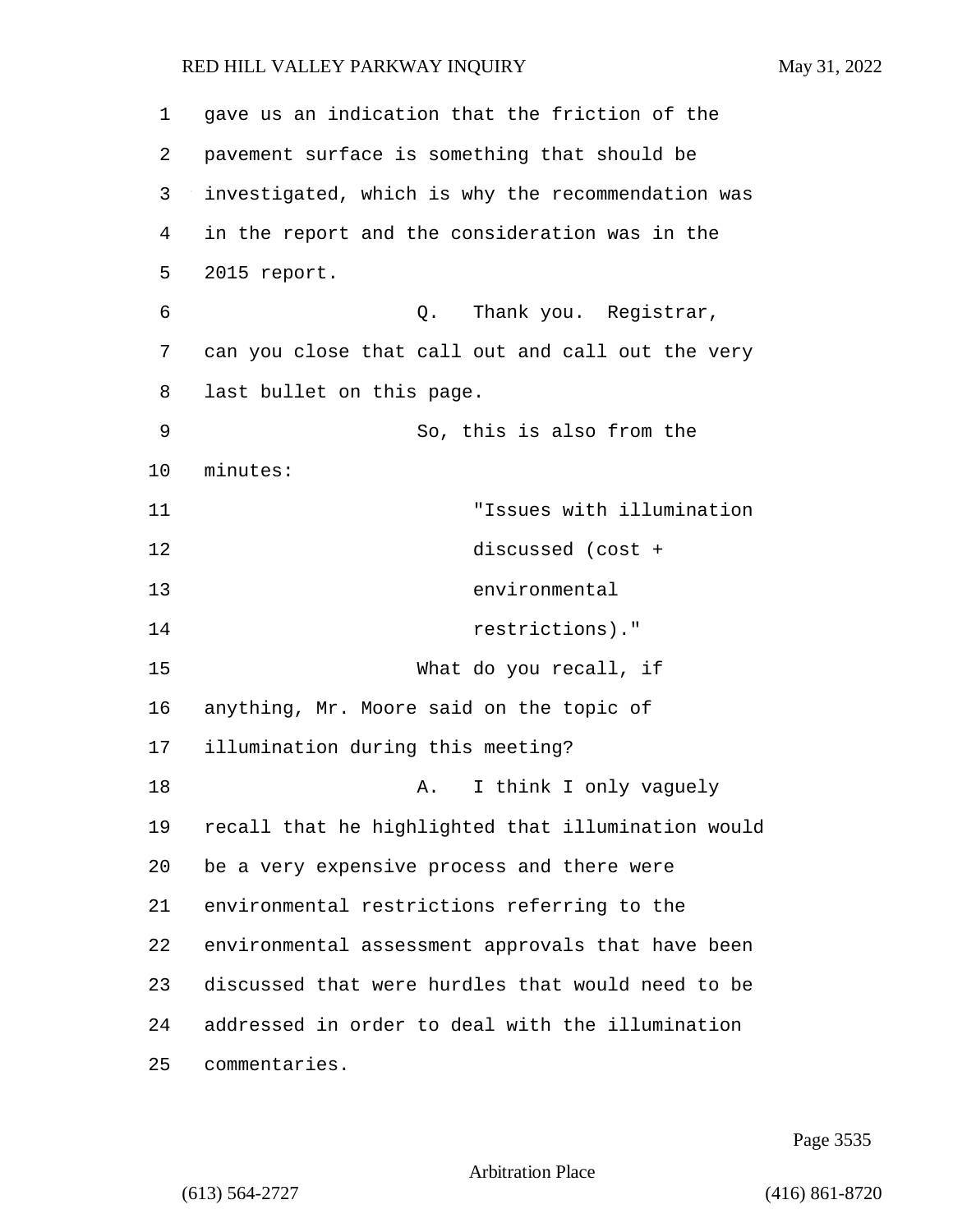gave us an indication that the friction of the pavement surface is something that should be investigated, which is why the recommendation was in the report and the consideration was in the 2015 report.

Q. Thank you. Registrar, can you close that call out and call out the very last bullet on this page.

So, this is also from the minutes:

> "Issues with illumination discussed (cost + environmental restrictions)."

What do you recall, if anything, Mr. Moore said on the topic of illumination during this meeting?

A. I think I only vaguely recall that he highlighted that illumination would be a very expensive process and there were environmental restrictions referring to the environmental assessment approvals that have been discussed that were hurdles that would need to be addressed in order to deal with the illumination commentaries.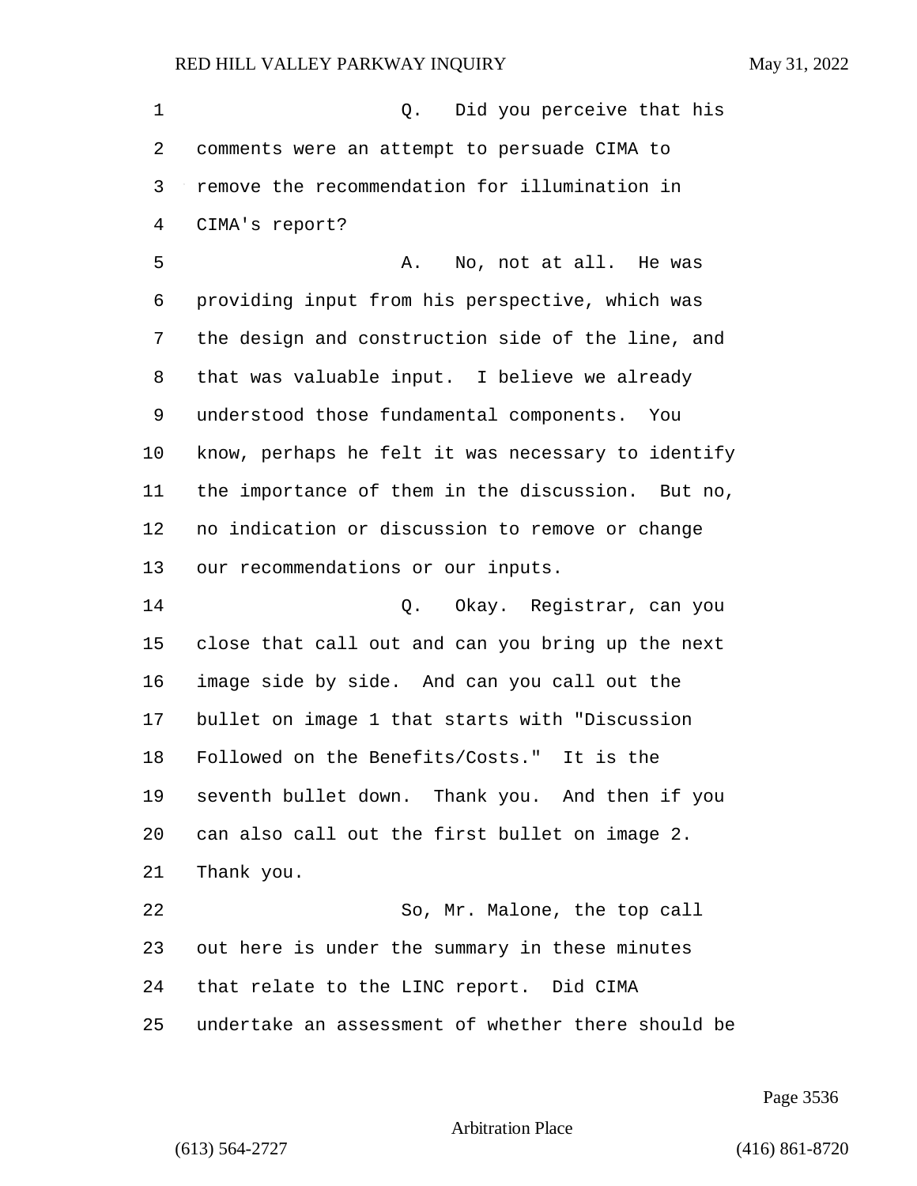Q. Did you perceive that his comments were an attempt to persuade CIMA to remove the recommendation for illumination in CIMA's report?

A. No, not at all. He was providing input from his perspective, which was the design and construction side of the line, and that was valuable input. I believe we already understood those fundamental components. You know, perhaps he felt it was necessary to identify the importance of them in the discussion. But no, no indication or discussion to remove or change our recommendations or our inputs.

Q. Okay. Registrar, can you close that call out and can you bring up the next image side by side. And can you call out the bullet on image 1 that starts with "Discussion Followed on the Benefits/Costs." It is the seventh bullet down. Thank you. And then if you can also call out the first bullet on image 2. Thank you.

So, Mr. Malone, the top call out here is under the summary in these minutes that relate to the LINC report. Did CIMA undertake an assessment of whether there should be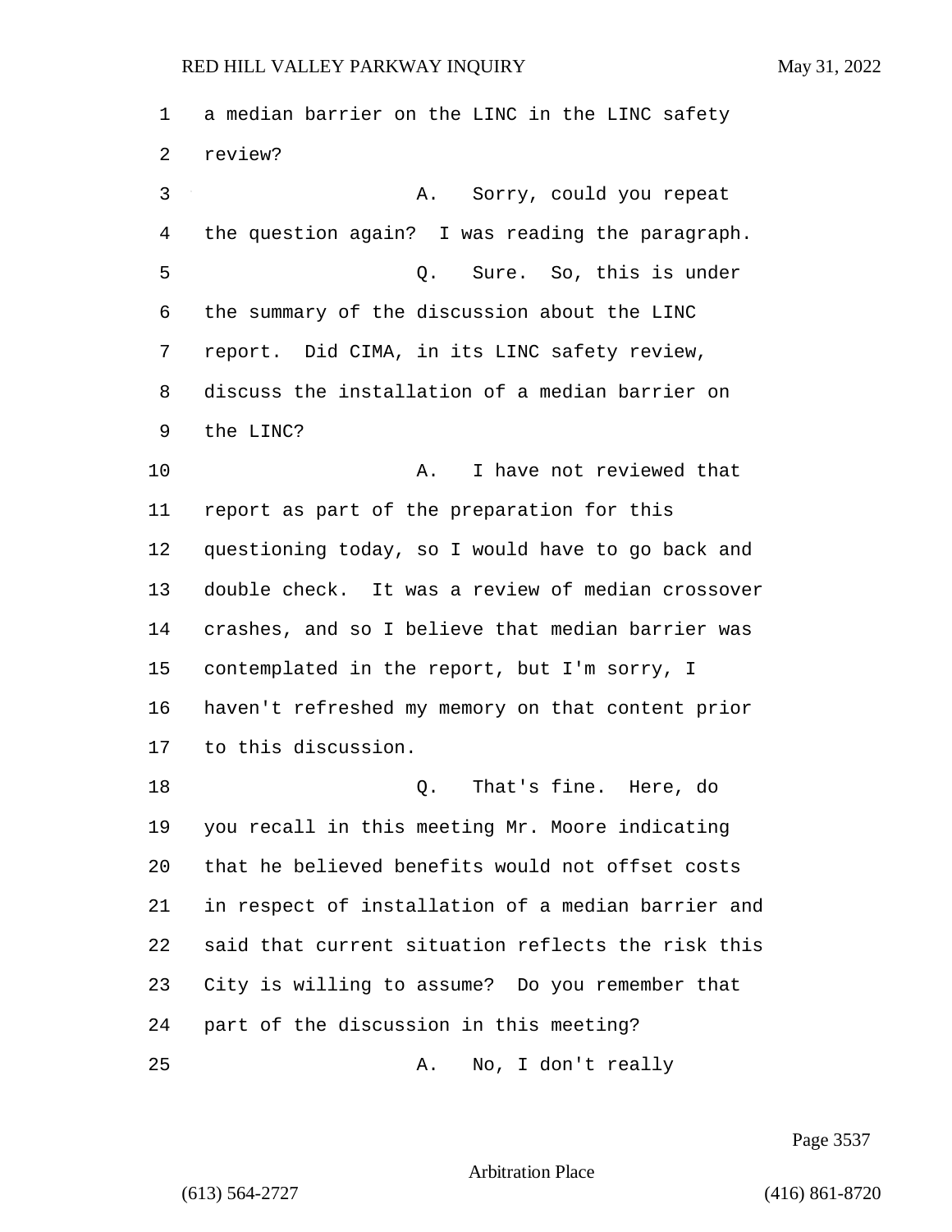a median barrier on the LINC in the LINC safety review?

A. Sorry, could you repeat the question again? I was reading the paragraph.

Q. Sure. So, this is under the summary of the discussion about the LINC report. Did CIMA, in its LINC safety review, discuss the installation of a median barrier on the LINC?

A. I have not reviewed that report as part of the preparation for this questioning today, so I would have to go back and double check. It was a review of median crossover crashes, and so I believe that median barrier was contemplated in the report, but I'm sorry, I haven't refreshed my memory on that content prior to this discussion.

Q. That's fine. Here, do you recall in this meeting Mr. Moore indicating that he believed benefits would not offset costs in respect of installation of a median barrier and said that current situation reflects the risk this City is willing to assume? Do you remember that part of the discussion in this meeting?

A. No, I don't really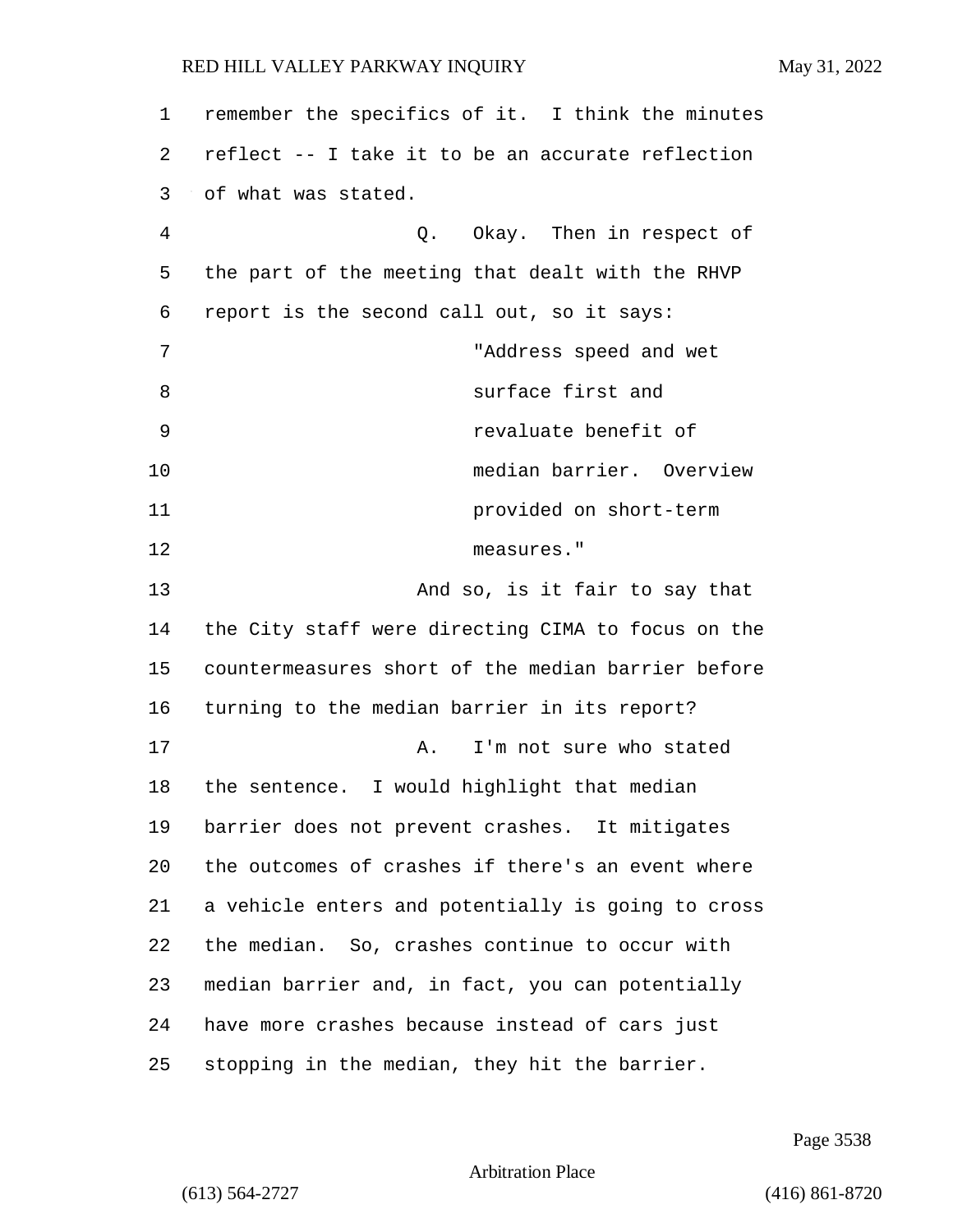remember the specifics of it. I think the minutes reflect -- I take it to be an accurate reflection of what was stated.

Q. Okay. Then in respect of the part of the meeting that dealt with the RHVP report is the second call out, so it says:

> "Address speed and wet surface first and revaluate benefit of median barrier. Overview provided on short-term measures."

And so, is it fair to say that the City staff were directing CIMA to focus on the countermeasures short of the median barrier before turning to the median barrier in its report?

A. I'm not sure who stated the sentence. I would highlight that median barrier does not prevent crashes. It mitigates the outcomes of crashes if there's an event where a vehicle enters and potentially is going to cross the median. So, crashes continue to occur with median barrier and, in fact, you can potentially have more crashes because instead of cars just stopping in the median, they hit the barrier.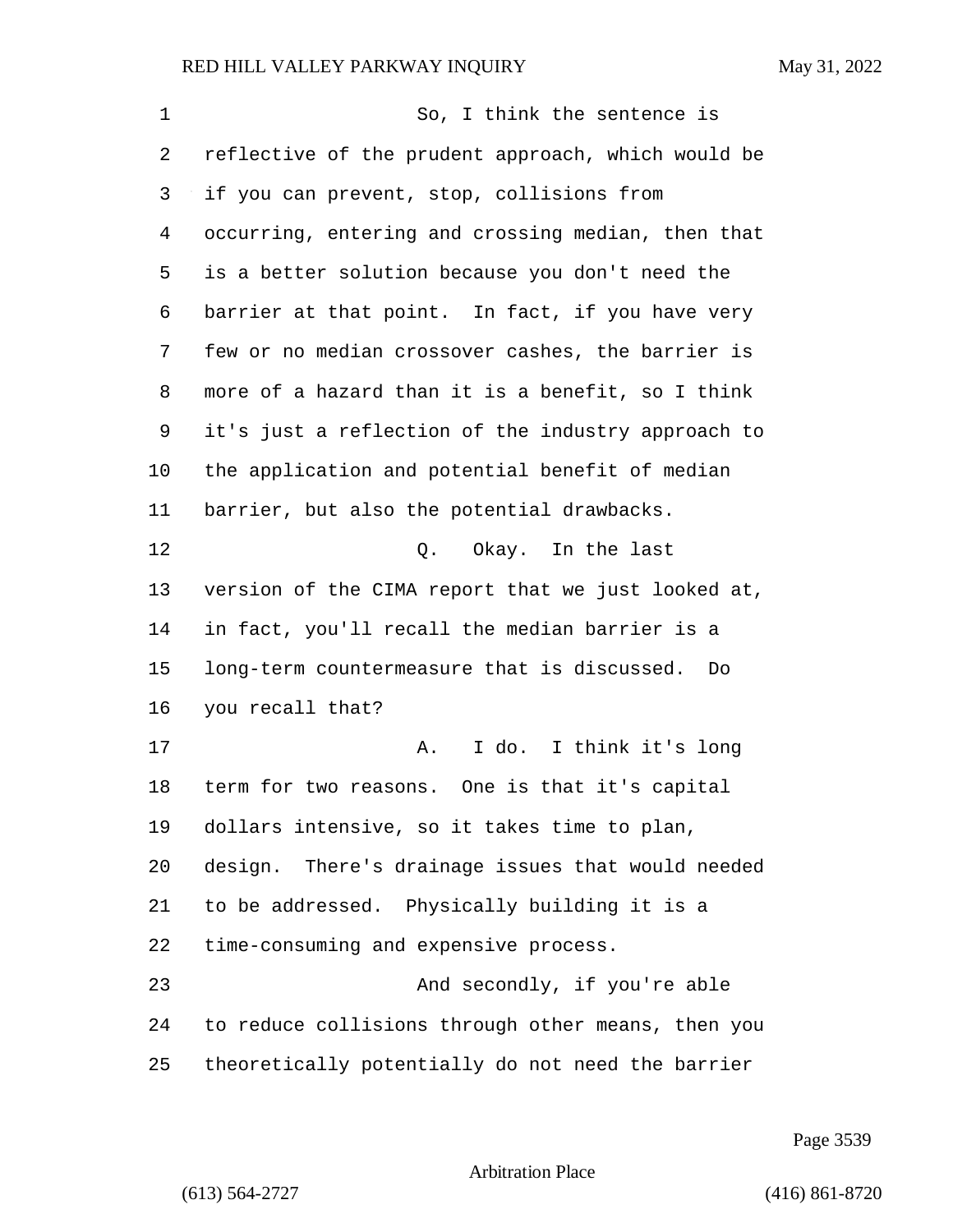So, I think the sentence is reflective of the prudent approach, which would be if you can prevent, stop, collisions from occurring, entering and crossing median, then that is a better solution because you don't need the barrier at that point. In fact, if you have very few or no median crossover cashes, the barrier is more of a hazard than it is a benefit, so I think it's just a reflection of the industry approach to the application and potential benefit of median barrier, but also the potential drawbacks.

Q. Okay. In the last version of the CIMA report that we just looked at, in fact, you'll recall the median barrier is a long-term countermeasure that is discussed. Do you recall that?

A. I do. I think it's long term for two reasons. One is that it's capital dollars intensive, so it takes time to plan, design. There's drainage issues that would needed to be addressed. Physically building it is a time-consuming and expensive process.

And secondly, if you're able to reduce collisions through other means, then you theoretically potentially do not need the barrier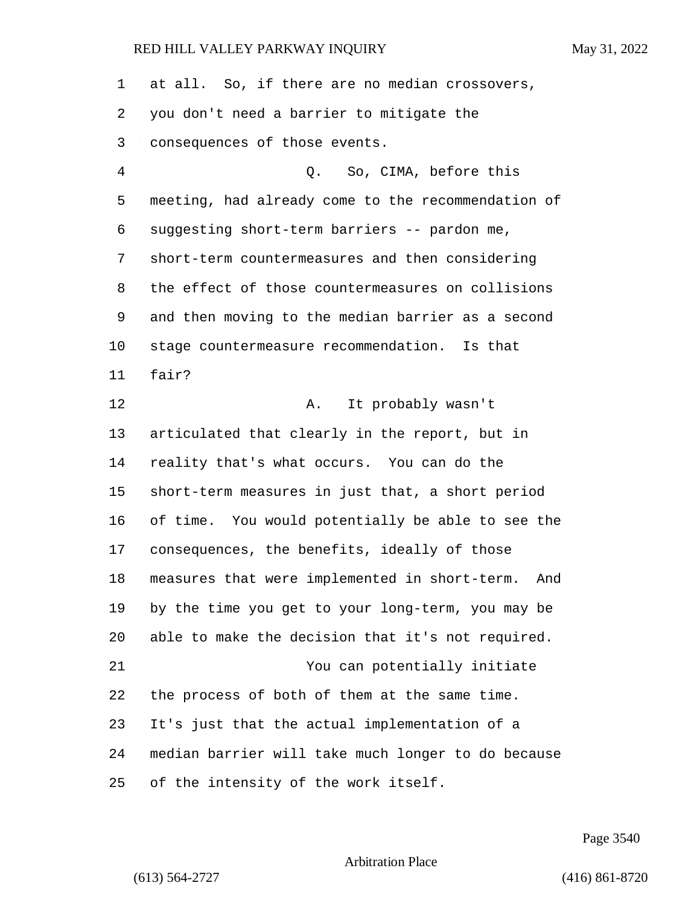at all. So, if there are no median crossovers, you don't need a barrier to mitigate the consequences of those events.

Q. So, CIMA, before this meeting, had already come to the recommendation of suggesting short-term barriers -- pardon me, short-term countermeasures and then considering the effect of those countermeasures on collisions and then moving to the median barrier as a second stage countermeasure recommendation. Is that fair?

A. It probably wasn't articulated that clearly in the report, but in reality that's what occurs. You can do the short-term measures in just that, a short period of time. You would potentially be able to see the consequences, the benefits, ideally of those measures that were implemented in short-term. And by the time you get to your long-term, you may be able to make the decision that it's not required.

You can potentially initiate the process of both of them at the same time. It's just that the actual implementation of a median barrier will take much longer to do because of the intensity of the work itself.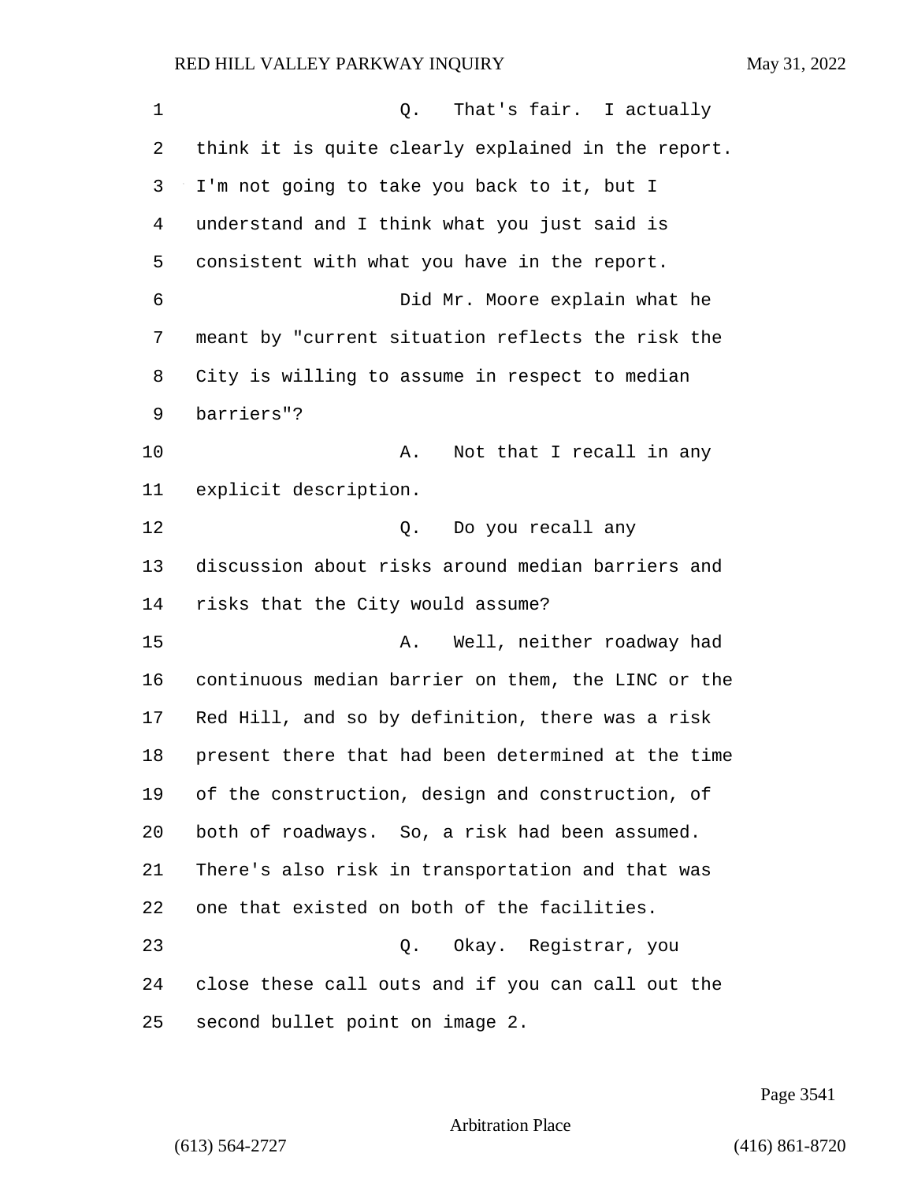Q. That's fair. I actually think it is quite clearly explained in the report. I'm not going to take you back to it, but I understand and I think what you just said is consistent with what you have in the report.

Did Mr. Moore explain what he meant by "current situation reflects the risk the City is willing to assume in respect to median barriers"?

A. Not that I recall in any explicit description.

Q. Do you recall any discussion about risks around median barriers and risks that the City would assume?

A. Well, neither roadway had continuous median barrier on them, the LINC or the Red Hill, and so by definition, there was a risk present there that had been determined at the time of the construction, design and construction, of both of roadways. So, a risk had been assumed. There's also risk in transportation and that was one that existed on both of the facilities.

Q. Okay. Registrar, you close these call outs and if you can call out the second bullet point on image 2.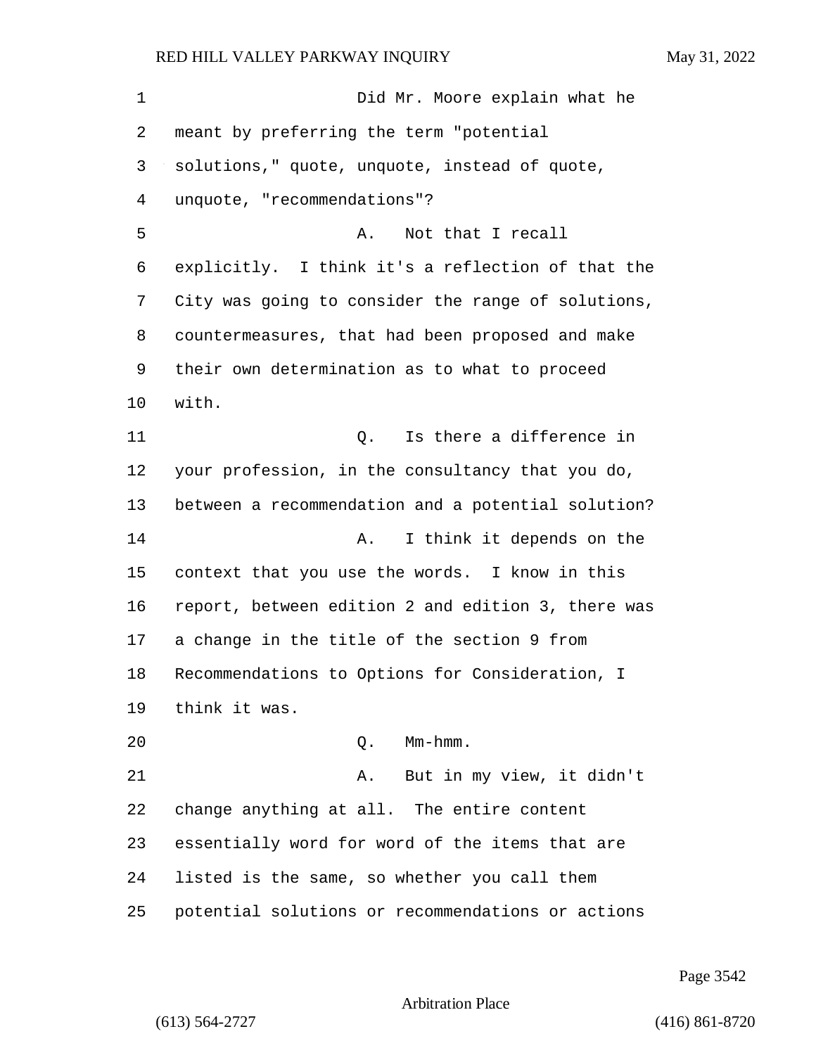Did Mr. Moore explain what he meant by preferring the term "potential solutions," quote, unquote, instead of quote, unquote, "recommendations"?

A. Not that I recall explicitly. I think it's a reflection of that the City was going to consider the range of solutions, countermeasures, that had been proposed and make their own determination as to what to proceed with.

Q. Is there a difference in your profession, in the consultancy that you do, between a recommendation and a potential solution?

A. I think it depends on the context that you use the words. I know in this report, between edition 2 and edition 3, there was a change in the title of the section 9 from Recommendations to Options for Consideration, I think it was.

Q. Mm-hmm.

A. But in my view, it didn't change anything at all. The entire content essentially word for word of the items that are listed is the same, so whether you call them potential solutions or recommendations or actions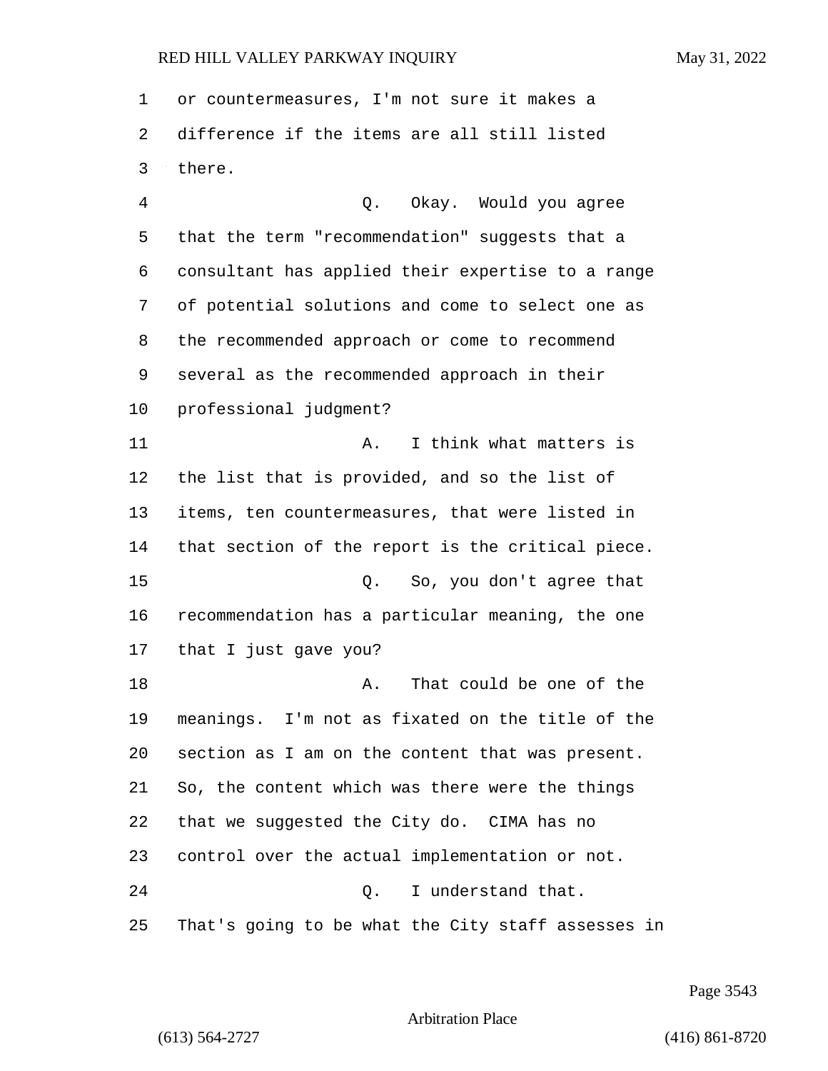or countermeasures, I'm not sure it makes a difference if the items are all still listed there.

Q. Okay. Would you agree that the term "recommendation" suggests that a consultant has applied their expertise to a range of potential solutions and come to select one as the recommended approach or come to recommend several as the recommended approach in their professional judgment?

A. I think what matters is the list that is provided, and so the list of items, ten countermeasures, that were listed in that section of the report is the critical piece.

Q. So, you don't agree that recommendation has a particular meaning, the one that I just gave you?

A. That could be one of the meanings. I'm not as fixated on the title of the section as I am on the content that was present. So, the content which was there were the things that we suggested the City do. CIMA has no control over the actual implementation or not.

Q. I understand that. That's going to be what the City staff assesses in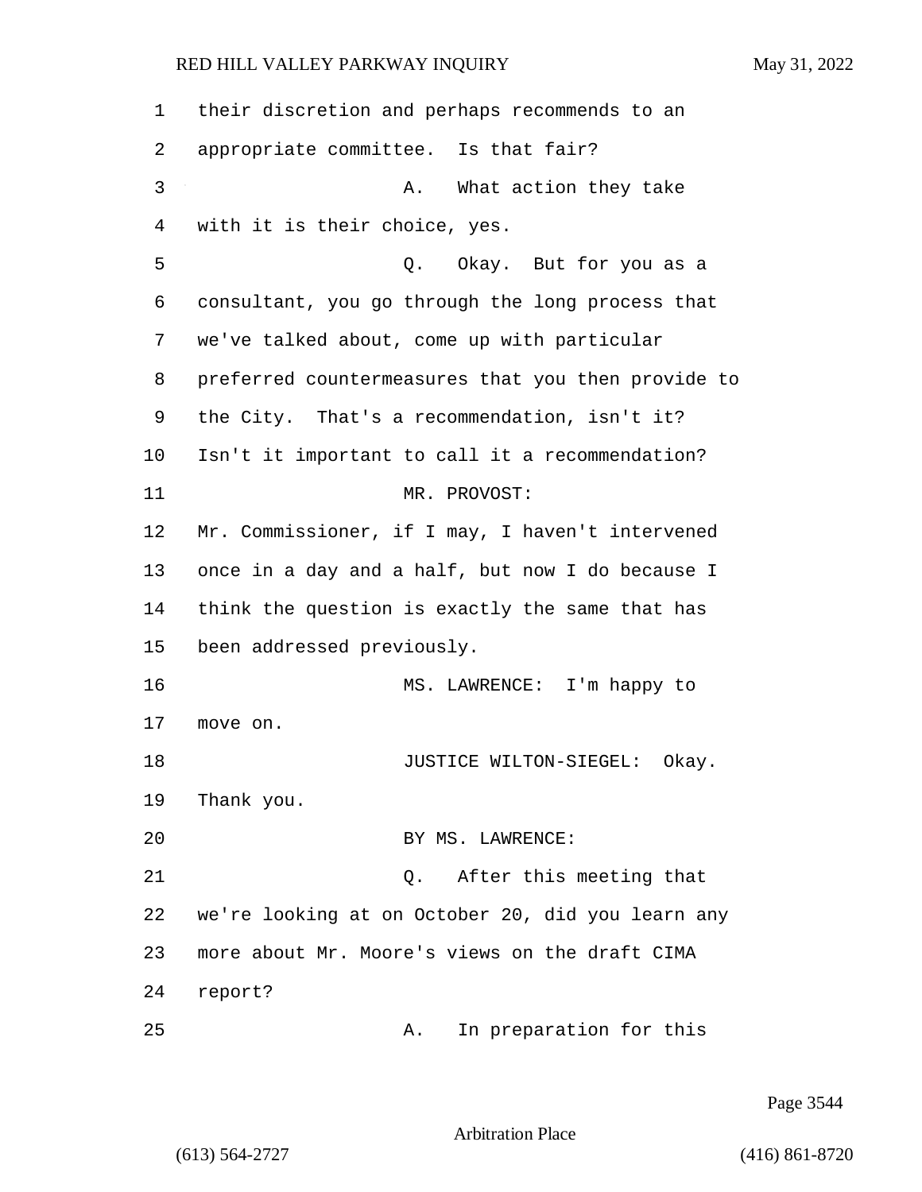their discretion and perhaps recommends to an appropriate committee. Is that fair?

A. What action they take with it is their choice, yes.

Q. Okay. But for you as a consultant, you go through the long process that we've talked about, come up with particular preferred countermeasures that you then provide to the City. That's a recommendation, isn't it? Isn't it important to call it a recommendation?

MR. PROVOST: Mr. Commissioner, if I may, I haven't intervened once in a day and a half, but now I do because I think the question is exactly the same that has been addressed previously.

MS. LAWRENCE: I'm happy to move on.

JUSTICE WILTON-SIEGEL: Okay. Thank you.

BY MS. LAWRENCE:

Q. After this meeting that we're looking at on October 20, did you learn any more about Mr. Moore's views on the draft CIMA report?

A. In preparation for this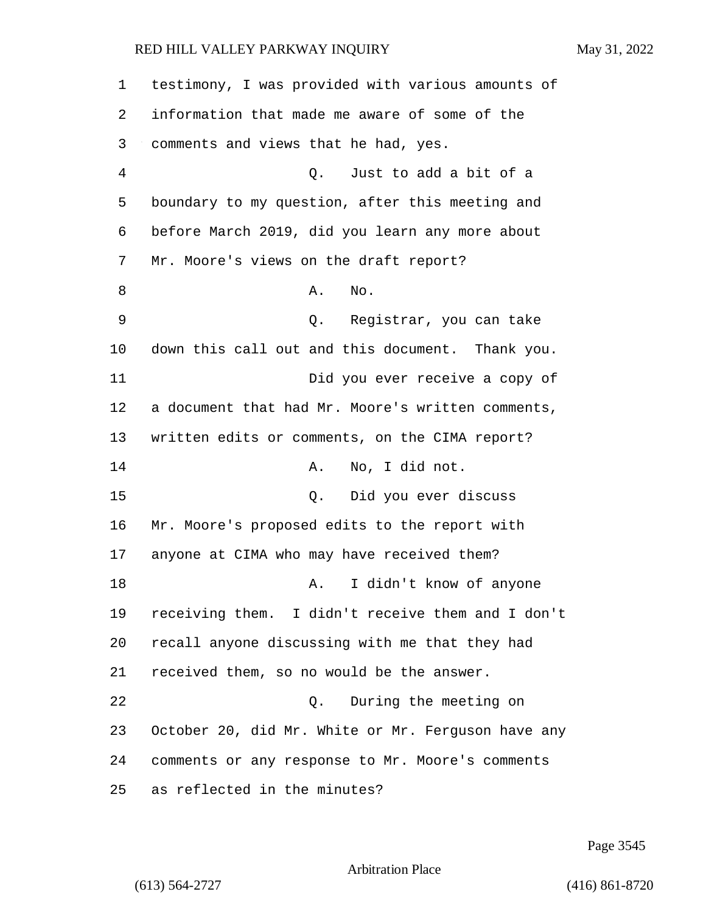testimony, I was provided with various amounts of information that made me aware of some of the comments and views that he had, yes.

Q. Just to add a bit of a boundary to my question, after this meeting and before March 2019, did you learn any more about Mr. Moore's views on the draft report?

A. No.

Q. Registrar, you can take down this call out and this document. Thank you.

Did you ever receive a copy of a document that had Mr. Moore's written comments, written edits or comments, on the CIMA report?

A. No, I did not.

Q. Did you ever discuss Mr. Moore's proposed edits to the report with anyone at CIMA who may have received them?

A. I didn't know of anyone receiving them. I didn't receive them and I don't recall anyone discussing with me that they had received them, so no would be the answer.

Q. During the meeting on October 20, did Mr. White or Mr. Ferguson have any comments or any response to Mr. Moore's comments as reflected in the minutes?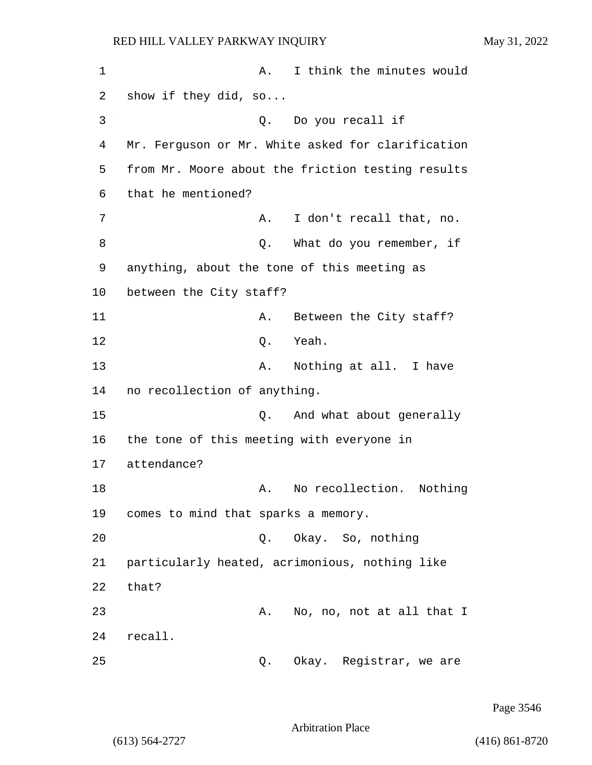A. I think the minutes would show if they did, so...

Q. Do you recall if Mr. Ferguson or Mr. White asked for clarification from Mr. Moore about the friction testing results that he mentioned?

A. I don't recall that, no.

Q. What do you remember, if anything, about the tone of this meeting as between the City staff?

A. Between the City staff?

Q. Yeah.

A. Nothing at all. I have no recollection of anything.

Q. And what about generally the tone of this meeting with everyone in attendance?

A. No recollection. Nothing comes to mind that sparks a memory.

Q. Okay. So, nothing particularly heated, acrimonious, nothing like that?

A. No, no, not at all that I recall.

Q. Okay. Registrar, we are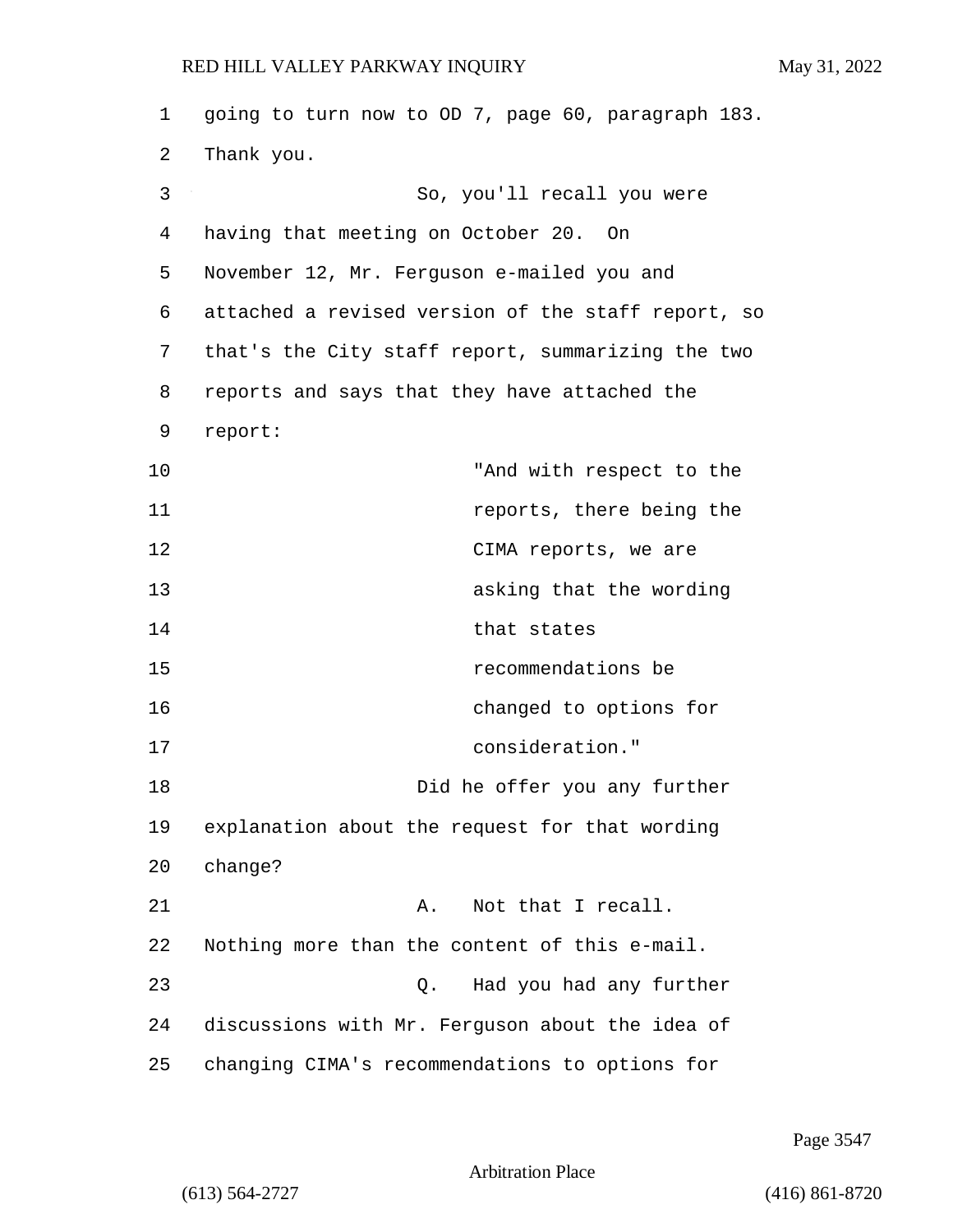going to turn now to OD 7, page 60, paragraph 183. Thank you.

So, you'll recall you were having that meeting on October 20. On November 12, Mr. Ferguson e-mailed you and attached a revised version of the staff report, so that's the City staff report, summarizing the two reports and says that they have attached the report:

> "And with respect to the reports, there being the CIMA reports, we are asking that the wording that states recommendations be changed to options for consideration."

Did he offer you any further explanation about the request for that wording change?

A. Not that I recall. Nothing more than the content of this e-mail.

Q. Had you had any further discussions with Mr. Ferguson about the idea of changing CIMA's recommendations to options for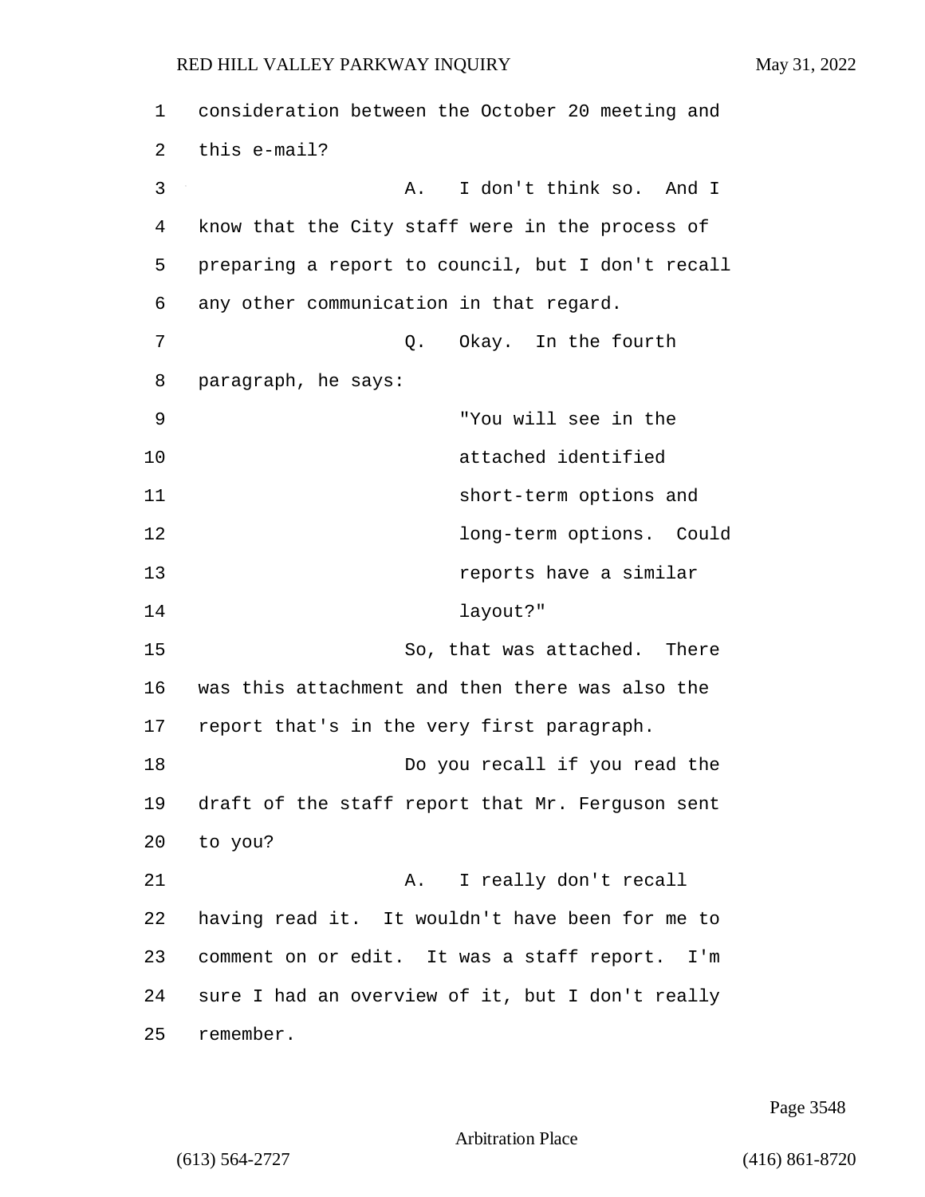consideration between the October 20 meeting and this e-mail?

A. I don't think so. And I know that the City staff were in the process of preparing a report to council, but I don't recall any other communication in that regard.

Q. Okay. In the fourth paragraph, he says:

> "You will see in the attached identified short-term options and long-term options. Could reports have a similar layout?"

So, that was attached. There was this attachment and then there was also the report that's in the very first paragraph.

Do you recall if you read the draft of the staff report that Mr. Ferguson sent to you?

A. I really don't recall having read it. It wouldn't have been for me to comment on or edit. It was a staff report. I'm sure I had an overview of it, but I don't really remember.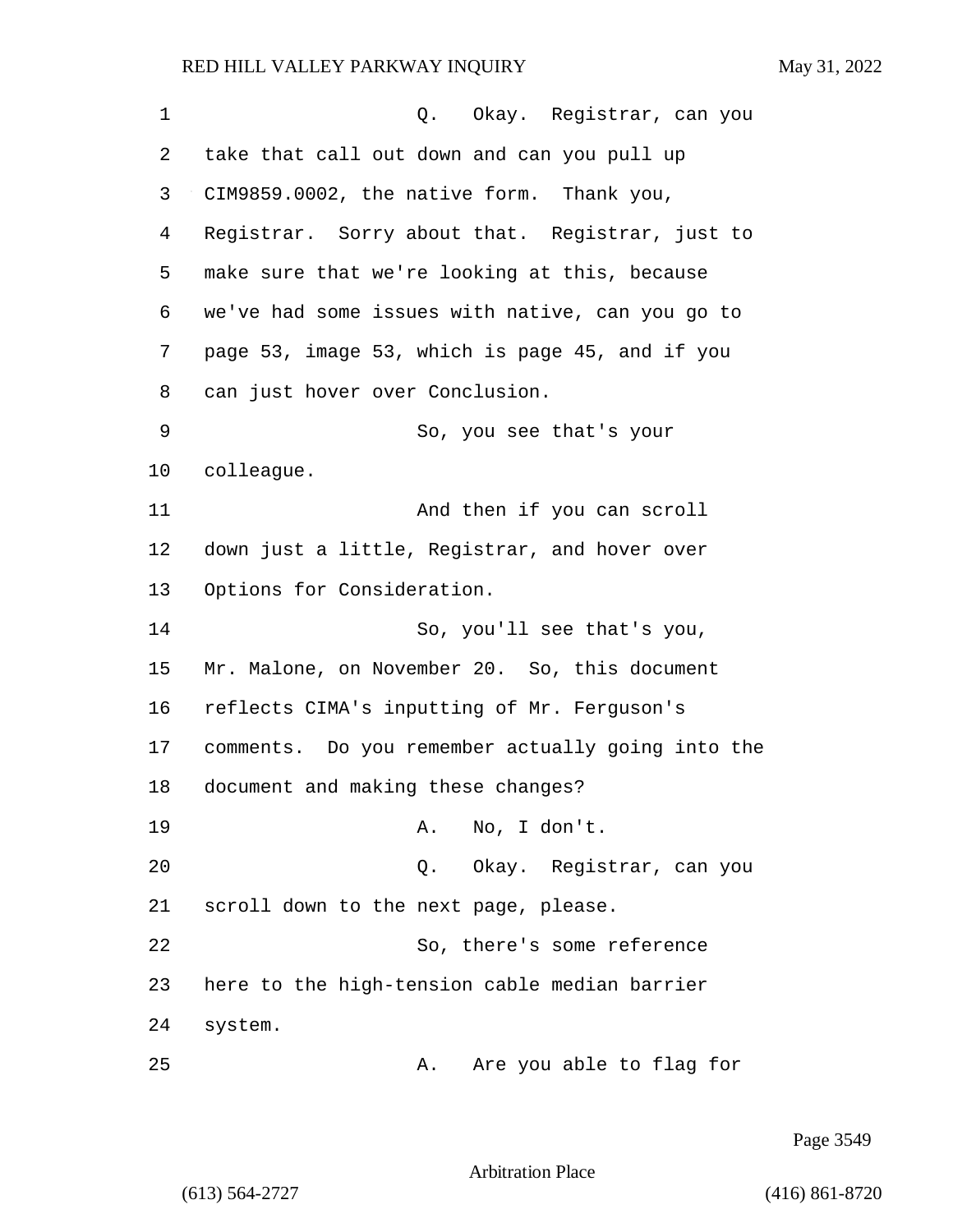Q. Okay. Registrar, can you take that call out down and can you pull up CIM9859.0002, the native form. Thank you, Registrar. Sorry about that. Registrar, just to make sure that we're looking at this, because we've had some issues with native, can you go to page 53, image 53, which is page 45, and if you can just hover over Conclusion.

So, you see that's your colleague.

And then if you can scroll down just a little, Registrar, and hover over Options for Consideration.

So, you'll see that's you, Mr. Malone, on November 20. So, this document reflects CIMA's inputting of Mr. Ferguson's comments. Do you remember actually going into the document and making these changes?

A. No, I don't.

Q. Okay. Registrar, can you scroll down to the next page, please.

So, there's some reference here to the high-tension cable median barrier system.

A. Are you able to flag for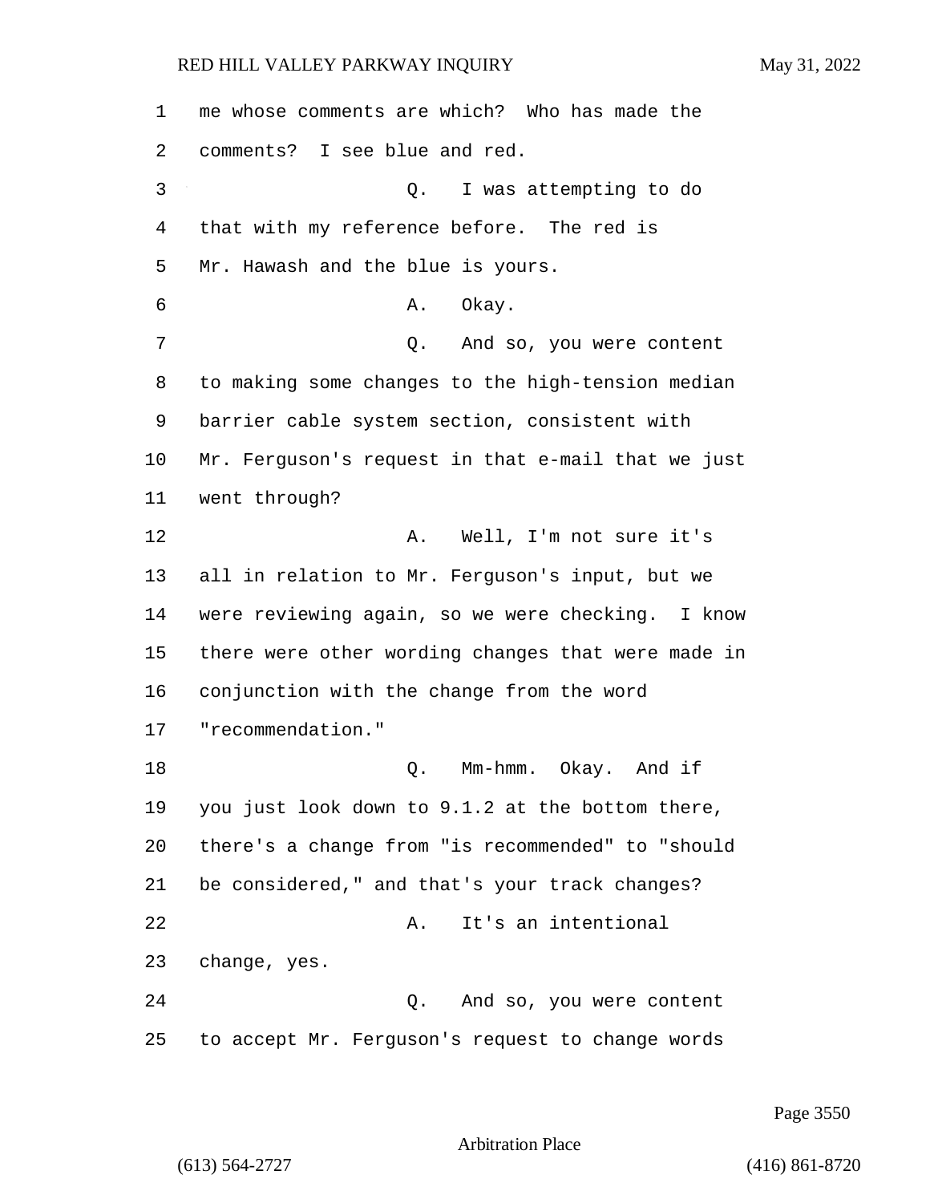me whose comments are which? Who has made the comments? I see blue and red.

Q. I was attempting to do that with my reference before. The red is Mr. Hawash and the blue is yours.

A. Okay.

Q. And so, you were content to making some changes to the high-tension median barrier cable system section, consistent with Mr. Ferguson's request in that e-mail that we just went through?

A. Well, I'm not sure it's all in relation to Mr. Ferguson's input, but we were reviewing again, so we were checking. I know there were other wording changes that were made in conjunction with the change from the word "recommendation."

Q. Mm-hmm. Okay. And if you just look down to 9.1.2 at the bottom there, there's a change from "is recommended" to "should be considered," and that's your track changes?

A. It's an intentional change, yes.

Q. And so, you were content to accept Mr. Ferguson's request to change words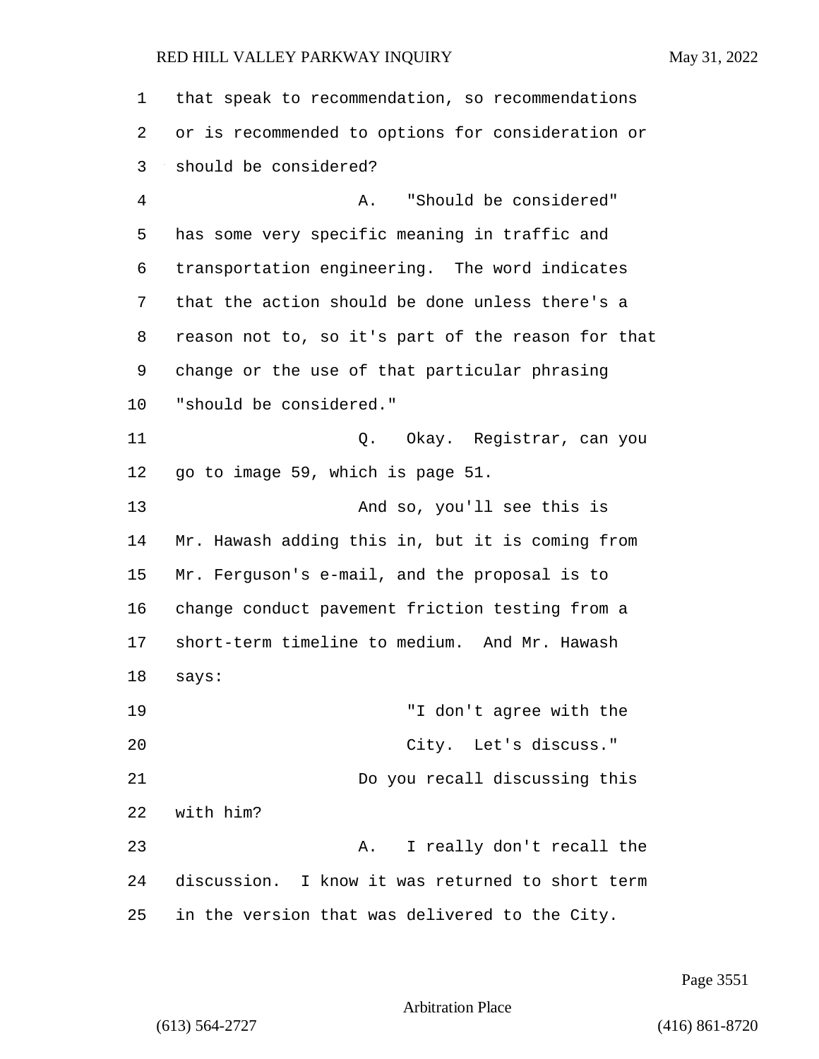that speak to recommendation, so recommendations or is recommended to options for consideration or should be considered?

A. "Should be considered" has some very specific meaning in traffic and transportation engineering. The word indicates that the action should be done unless there's a reason not to, so it's part of the reason for that change or the use of that particular phrasing "should be considered."

Q. Okay. Registrar, can you go to image 59, which is page 51.

And so, you'll see this is Mr. Hawash adding this in, but it is coming from Mr. Ferguson's e-mail, and the proposal is to change conduct pavement friction testing from a short-term timeline to medium. And Mr. Hawash says:

> "I don't agree with the City. Let's discuss."

Do you recall discussing this with him?

A. I really don't recall the discussion. I know it was returned to short term in the version that was delivered to the City.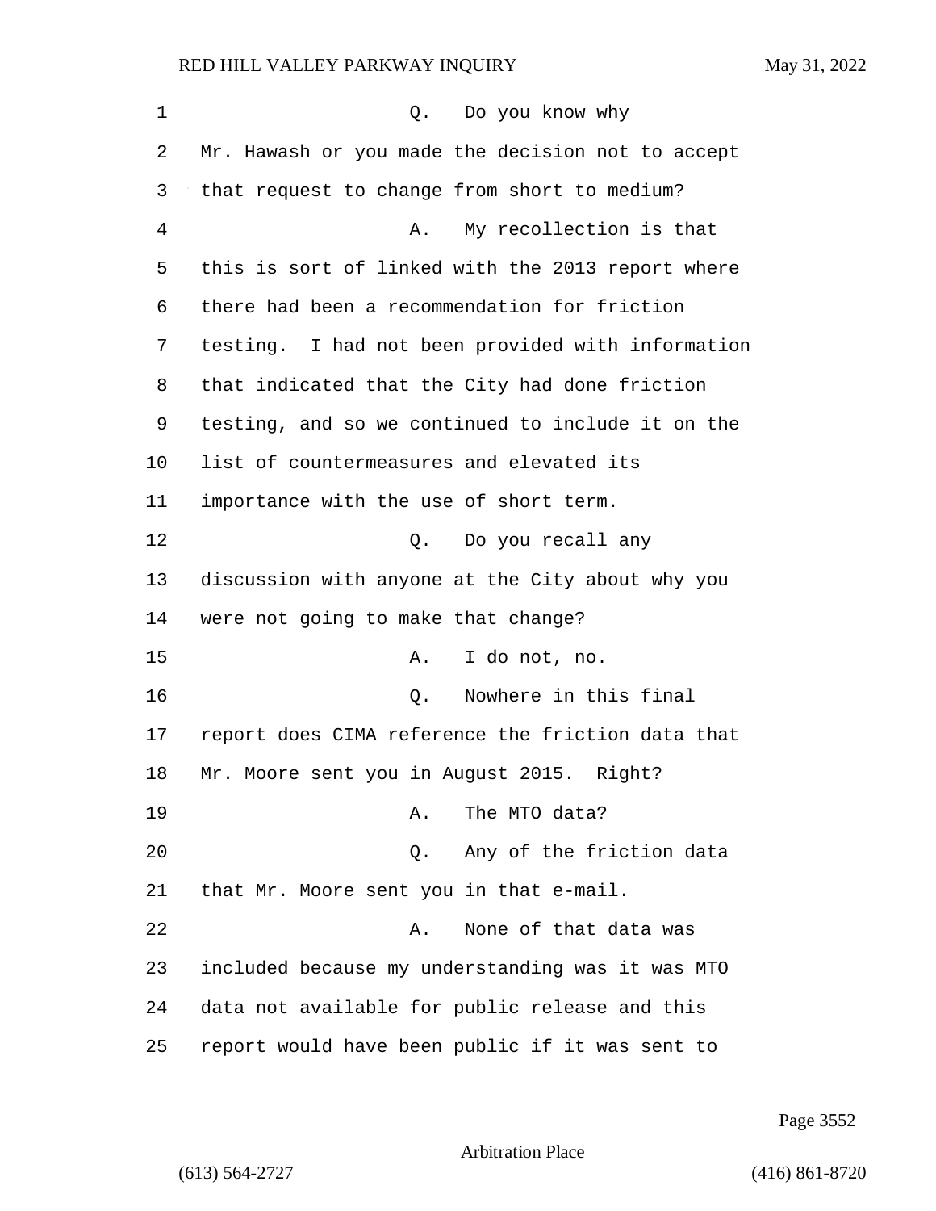Q. Do you know why Mr. Hawash or you made the decision not to accept that request to change from short to medium?

A. My recollection is that this is sort of linked with the 2013 report where there had been a recommendation for friction testing. I had not been provided with information that indicated that the City had done friction testing, and so we continued to include it on the list of countermeasures and elevated its importance with the use of short term.

Q. Do you recall any discussion with anyone at the City about why you were not going to make that change?

A. I do not, no.

Q. Nowhere in this final report does CIMA reference the friction data that Mr. Moore sent you in August 2015. Right?

A. The MTO data?

Q. Any of the friction data that Mr. Moore sent you in that e-mail.

A. None of that data was included because my understanding was it was MTO data not available for public release and this report would have been public if it was sent to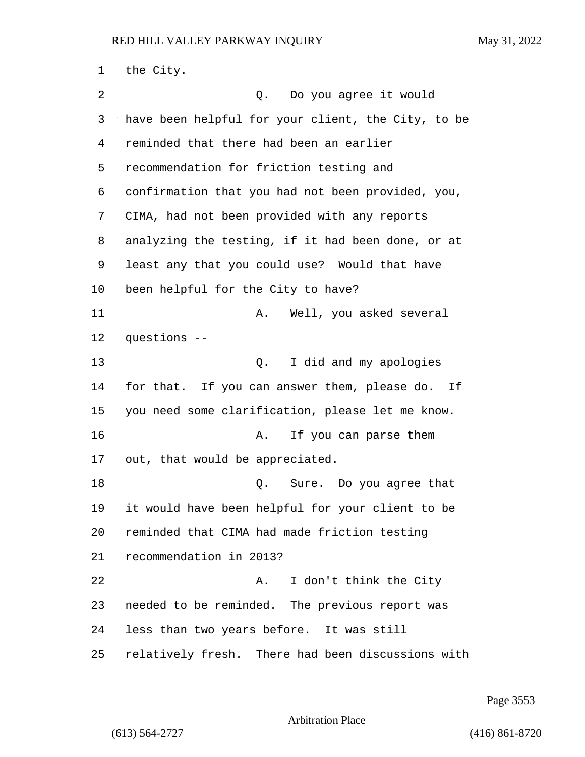the City.

Q. Do you agree it would have been helpful for your client, the City, to be reminded that there had been an earlier recommendation for friction testing and confirmation that you had not been provided, you, CIMA, had not been provided with any reports analyzing the testing, if it had been done, or at least any that you could use? Would that have been helpful for the City to have?

A. Well, you asked several questions --

Q. I did and my apologies for that. If you can answer them, please do. If you need some clarification, please let me know.

A. If you can parse them out, that would be appreciated.

Q. Sure. Do you agree that it would have been helpful for your client to be reminded that CIMA had made friction testing recommendation in 2013?

A. I don't think the City needed to be reminded. The previous report was less than two years before. It was still relatively fresh. There had been discussions with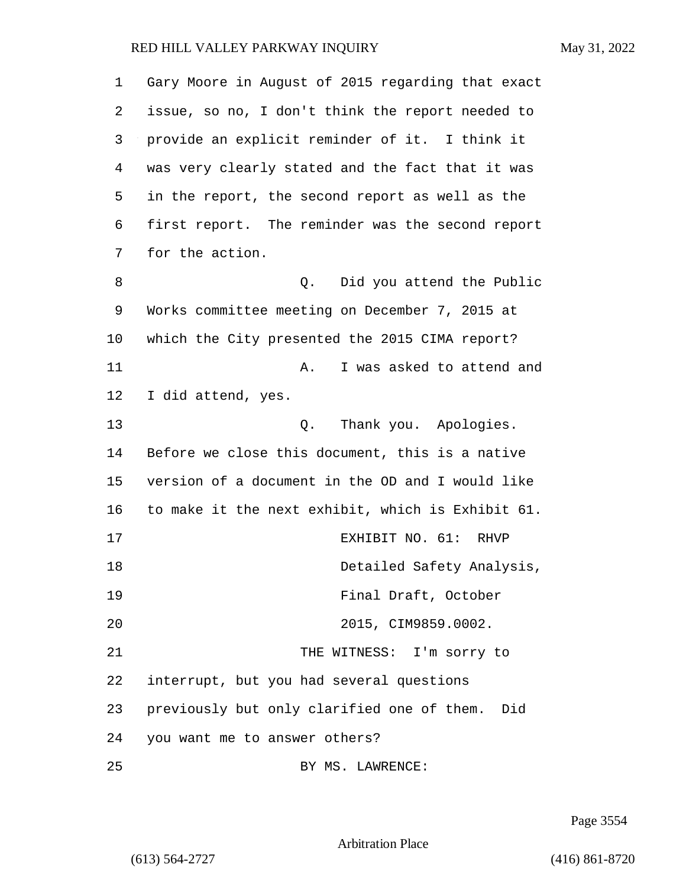Gary Moore in August of 2015 regarding that exact issue, so no, I don't think the report needed to provide an explicit reminder of it. I think it was very clearly stated and the fact that it was in the report, the second report as well as the first report. The reminder was the second report for the action.

Q. Did you attend the Public Works committee meeting on December 7, 2015 at which the City presented the 2015 CIMA report?

A. I was asked to attend and I did attend, yes.

Q. Thank you. Apologies. Before we close this document, this is a native version of a document in the OD and I would like to make it the next exhibit, which is Exhibit 61.

EXHIBIT NO. 61: RHVP Detailed Safety Analysis, Final Draft, October 2015, CIM9859.0002.

THE WITNESS: I'm sorry to interrupt, but you had several questions previously but only clarified one of them. Did you want me to answer others?

BY MS. LAWRENCE: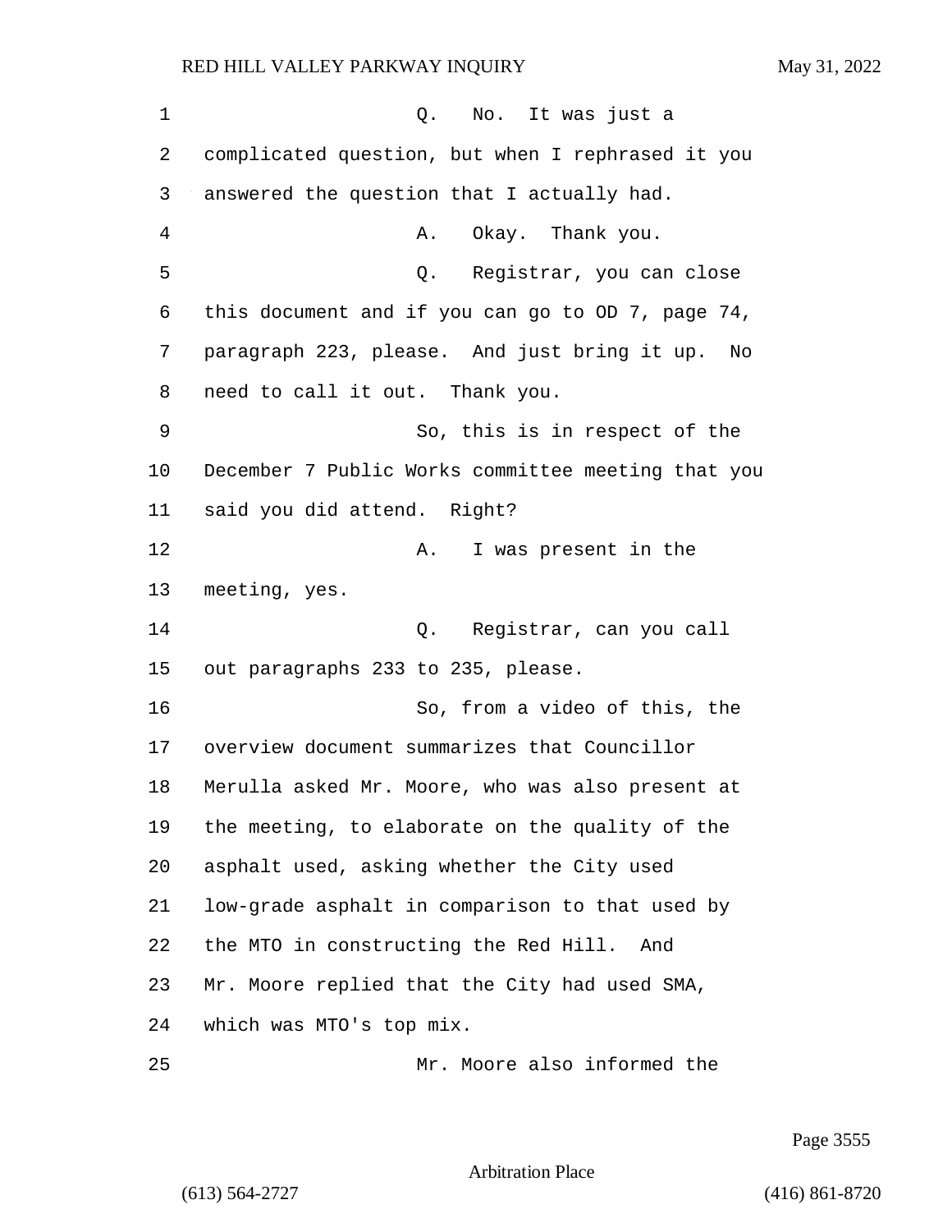Q. No. It was just a complicated question, but when I rephrased it you answered the question that I actually had.

A. Okay. Thank you.

Q. Registrar, you can close this document and if you can go to OD 7, page 74, paragraph 223, please. And just bring it up. No need to call it out. Thank you.

So, this is in respect of the December 7 Public Works committee meeting that you said you did attend. Right?

A. I was present in the meeting, yes.

Q. Registrar, can you call out paragraphs 233 to 235, please.

So, from a video of this, the overview document summarizes that Councillor Merulla asked Mr. Moore, who was also present at the meeting, to elaborate on the quality of the asphalt used, asking whether the City used low-grade asphalt in comparison to that used by the MTO in constructing the Red Hill. And Mr. Moore replied that the City had used SMA, which was MTO's top mix.

Mr. Moore also informed the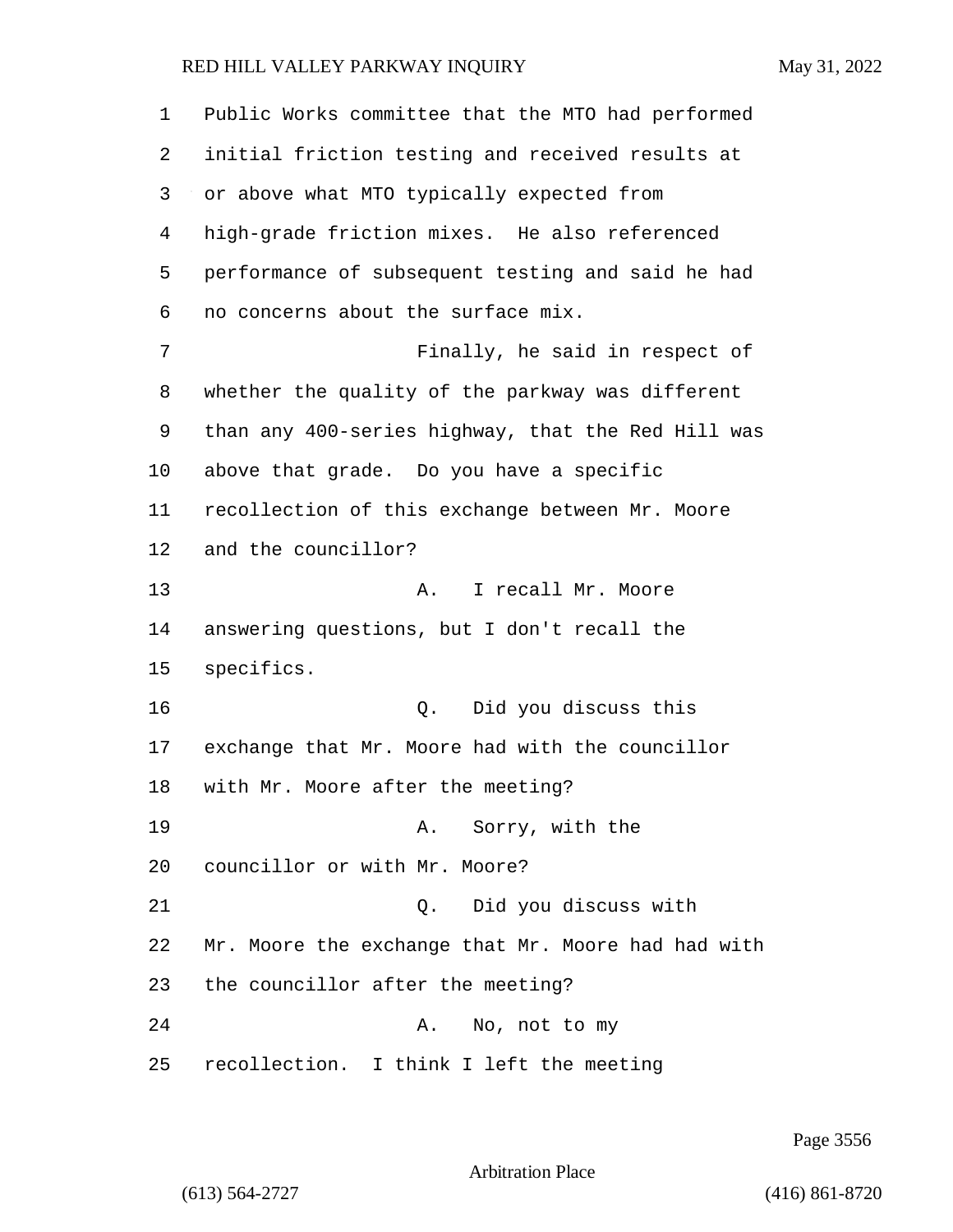Public Works committee that the MTO had performed initial friction testing and received results at or above what MTO typically expected from high-grade friction mixes. He also referenced performance of subsequent testing and said he had no concerns about the surface mix.

Finally, he said in respect of whether the quality of the parkway was different than any 400-series highway, that the Red Hill was above that grade. Do you have a specific recollection of this exchange between Mr. Moore and the councillor?

A. I recall Mr. Moore answering questions, but I don't recall the specifics.

Q. Did you discuss this exchange that Mr. Moore had with the councillor with Mr. Moore after the meeting?

A. Sorry, with the councillor or with Mr. Moore?

Q. Did you discuss with Mr. Moore the exchange that Mr. Moore had had with the councillor after the meeting?

A. No, not to my recollection. I think I left the meeting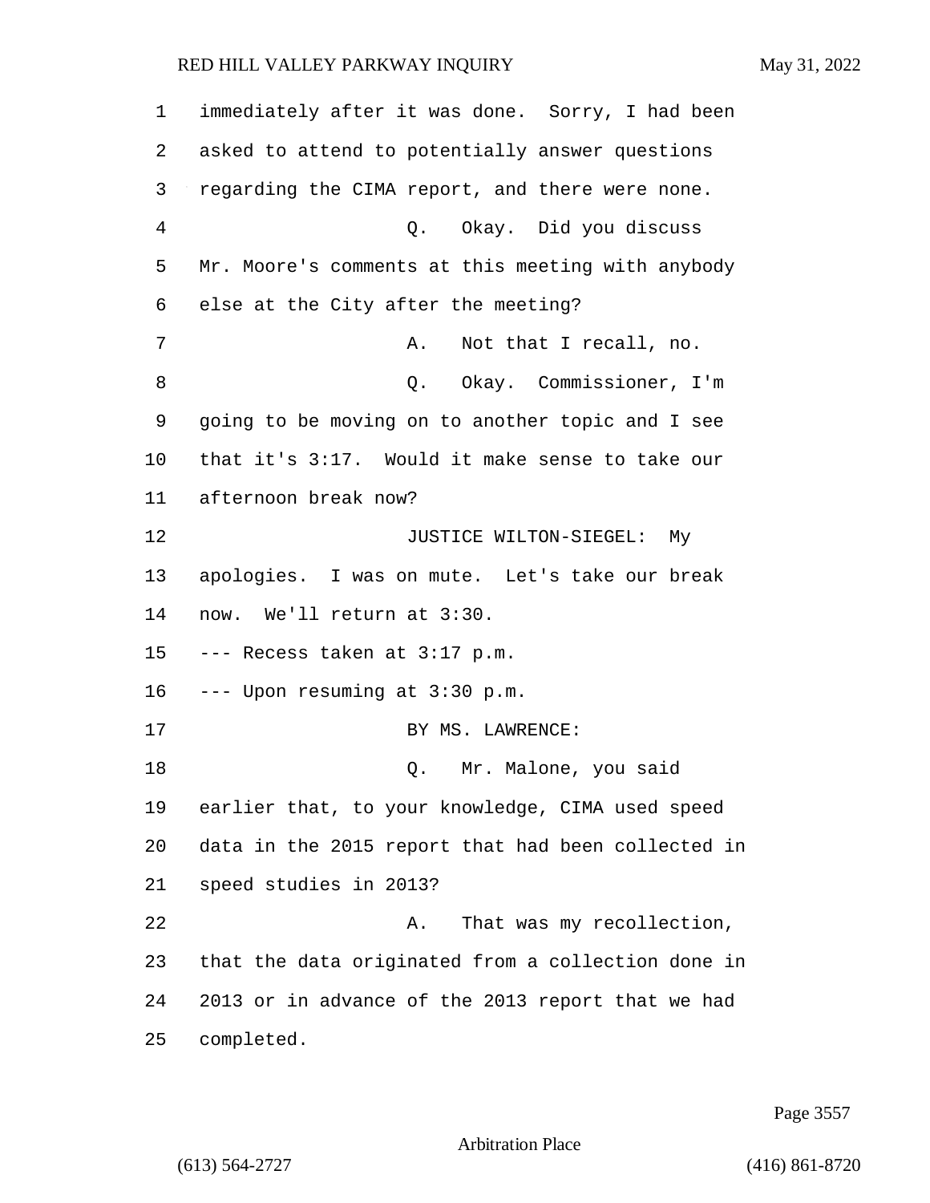immediately after it was done. Sorry, I had been asked to attend to potentially answer questions regarding the CIMA report, and there were none.

Q. Okay. Did you discuss Mr. Moore's comments at this meeting with anybody else at the City after the meeting?

A. Not that I recall, no.

Q. Okay. Commissioner, I'm going to be moving on to another topic and I see that it's 3:17. Would it make sense to take our afternoon break now?

JUSTICE WILTON-SIEGEL: My apologies. I was on mute. Let's take our break now. We'll return at 3:30.

--- Recess taken at 3:17 p.m.

--- Upon resuming at 3:30 p.m.

BY MS. LAWRENCE:

Q. Mr. Malone, you said earlier that, to your knowledge, CIMA used speed data in the 2015 report that had been collected in speed studies in 2013?

A. That was my recollection, that the data originated from a collection done in 2013 or in advance of the 2013 report that we had completed.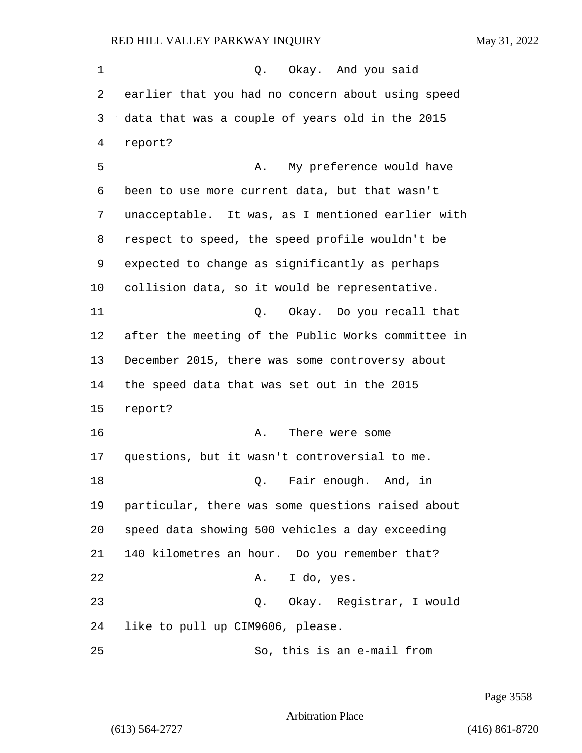Q. Okay. And you said earlier that you had no concern about using speed data that was a couple of years old in the 2015 report?

A. My preference would have been to use more current data, but that wasn't unacceptable. It was, as I mentioned earlier with respect to speed, the speed profile wouldn't be expected to change as significantly as perhaps collision data, so it would be representative.

Q. Okay. Do you recall that after the meeting of the Public Works committee in December 2015, there was some controversy about the speed data that was set out in the 2015 report?

A. There were some questions, but it wasn't controversial to me.

Q. Fair enough. And, in particular, there was some questions raised about speed data showing 500 vehicles a day exceeding 140 kilometres an hour. Do you remember that?

A. I do, yes.

Q. Okay. Registrar, I would like to pull up CIM9606, please.

So, this is an e-mail from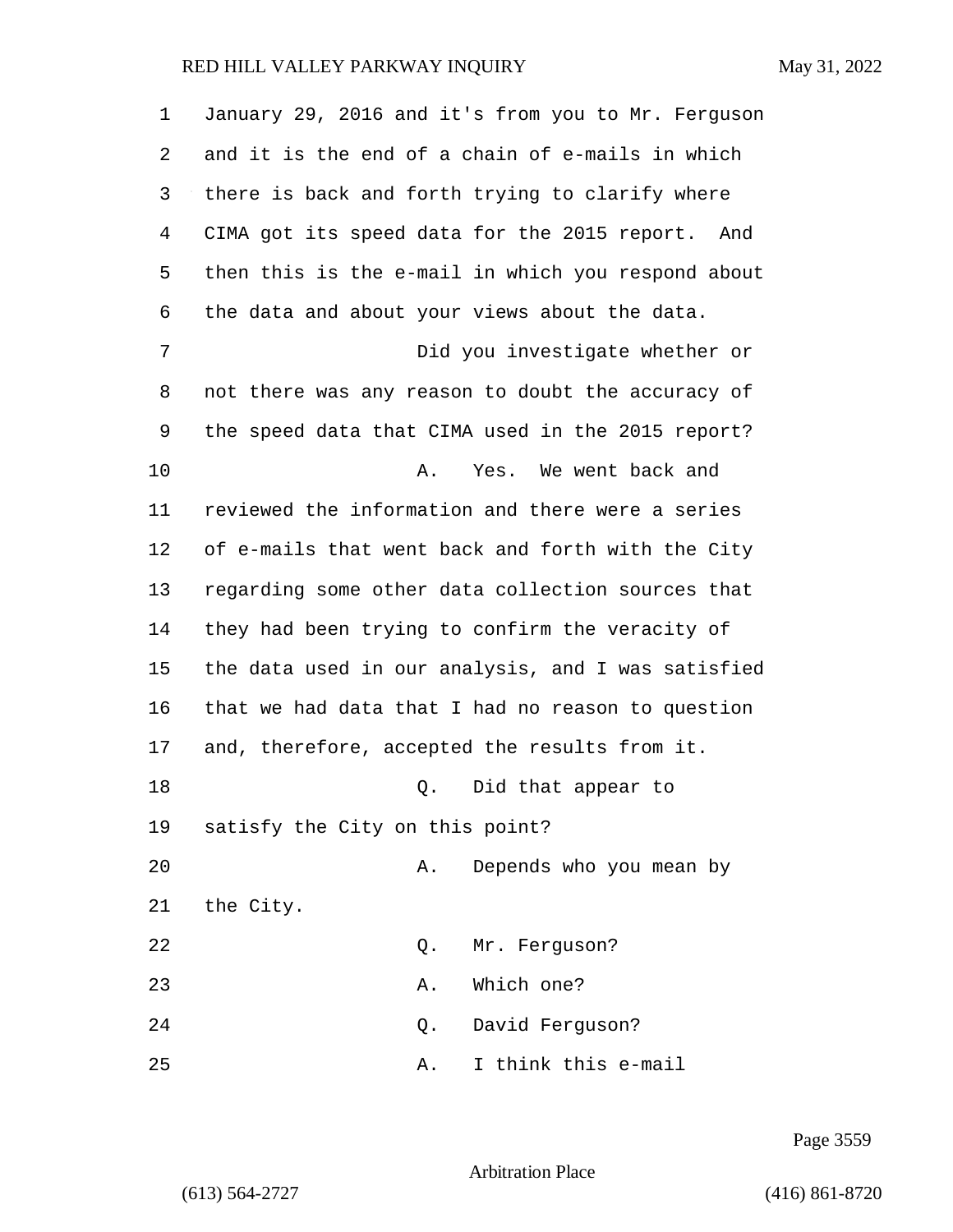January 29, 2016 and it's from you to Mr. Ferguson and it is the end of a chain of e-mails in which there is back and forth trying to clarify where CIMA got its speed data for the 2015 report. And then this is the e-mail in which you respond about the data and about your views about the data.

Did you investigate whether or not there was any reason to doubt the accuracy of the speed data that CIMA used in the 2015 report?

A. Yes. We went back and reviewed the information and there were a series of e-mails that went back and forth with the City regarding some other data collection sources that they had been trying to confirm the veracity of the data used in our analysis, and I was satisfied that we had data that I had no reason to question and, therefore, accepted the results from it.

Q. Did that appear to satisfy the City on this point?

A. Depends who you mean by the City.

Q. Mr. Ferguson?

A. Which one?

Q. David Ferguson?

A. I think this e-mail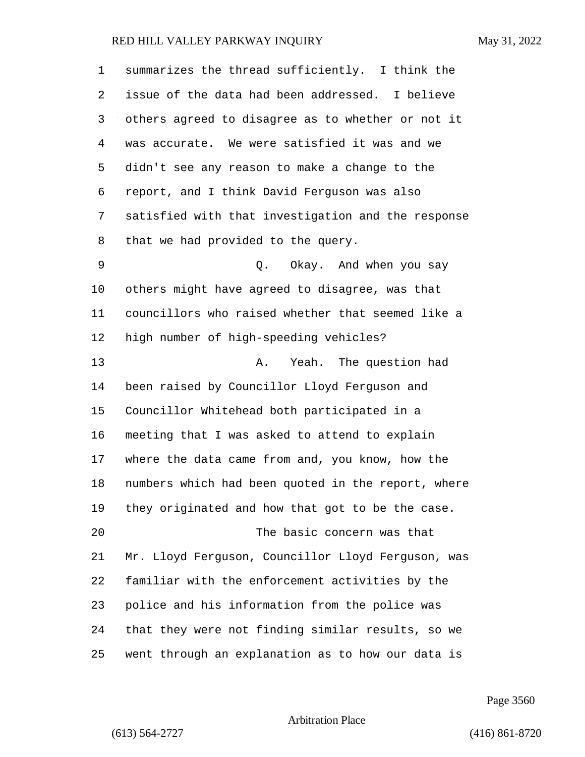summarizes the thread sufficiently. I think the issue of the data had been addressed. I believe others agreed to disagree as to whether or not it was accurate. We were satisfied it was and we didn't see any reason to make a change to the report, and I think David Ferguson was also satisfied with that investigation and the response that we had provided to the query.

Q. Okay. And when you say others might have agreed to disagree, was that councillors who raised whether that seemed like a high number of high-speeding vehicles?

A. Yeah. The question had been raised by Councillor Lloyd Ferguson and Councillor Whitehead both participated in a meeting that I was asked to attend to explain where the data came from and, you know, how the numbers which had been quoted in the report, where they originated and how that got to be the case.

The basic concern was that Mr. Lloyd Ferguson, Councillor Lloyd Ferguson, was familiar with the enforcement activities by the police and his information from the police was that they were not finding similar results, so we went through an explanation as to how our data is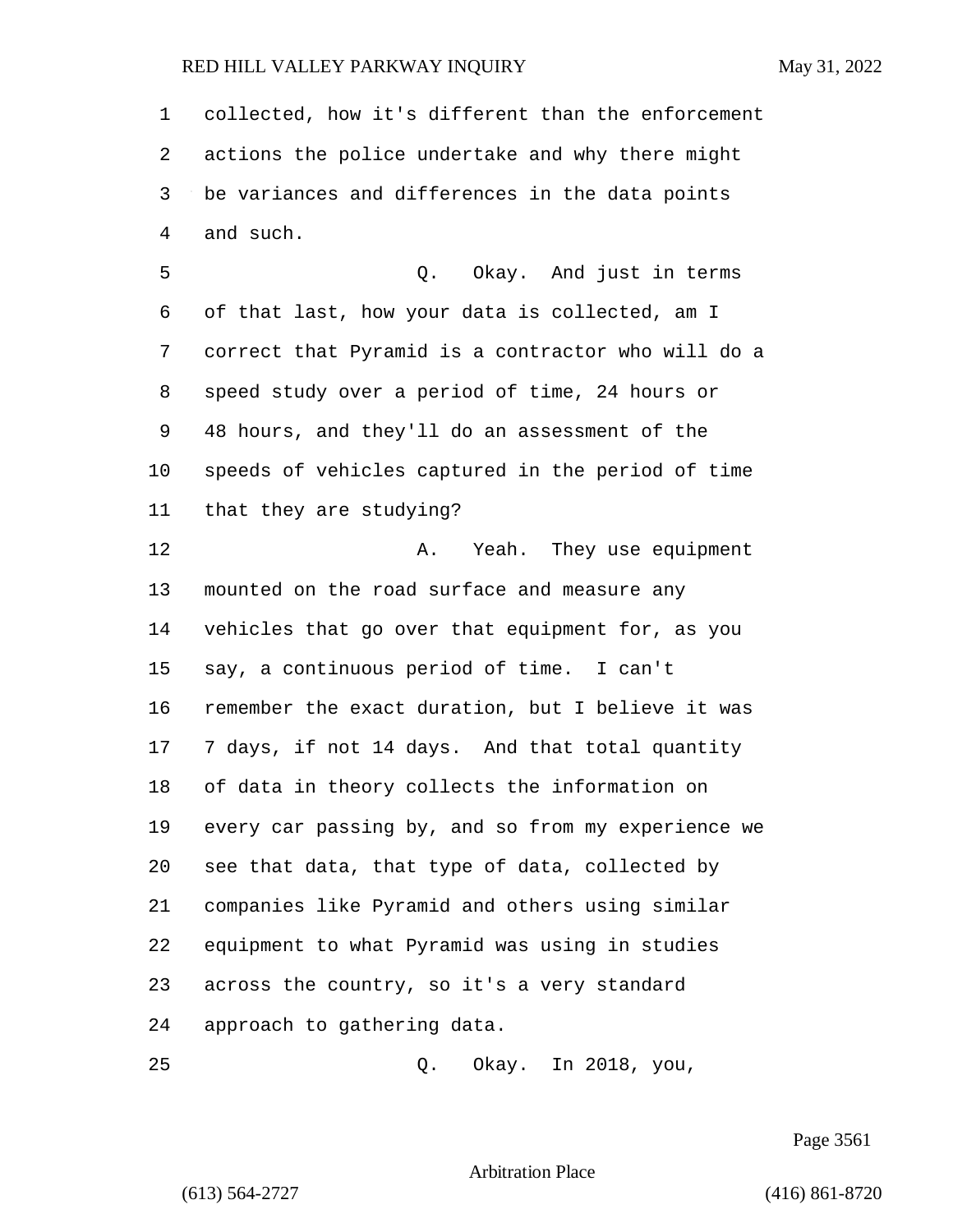collected, how it's different than the enforcement actions the police undertake and why there might be variances and differences in the data points and such.

Q. Okay. And just in terms of that last, how your data is collected, am I correct that Pyramid is a contractor who will do a speed study over a period of time, 24 hours or 48 hours, and they'll do an assessment of the speeds of vehicles captured in the period of time that they are studying?

A. Yeah. They use equipment mounted on the road surface and measure any vehicles that go over that equipment for, as you say, a continuous period of time. I can't remember the exact duration, but I believe it was 7 days, if not 14 days. And that total quantity of data in theory collects the information on every car passing by, and so from my experience we see that data, that type of data, collected by companies like Pyramid and others using similar equipment to what Pyramid was using in studies across the country, so it's a very standard approach to gathering data.

Q. Okay. In 2018, you,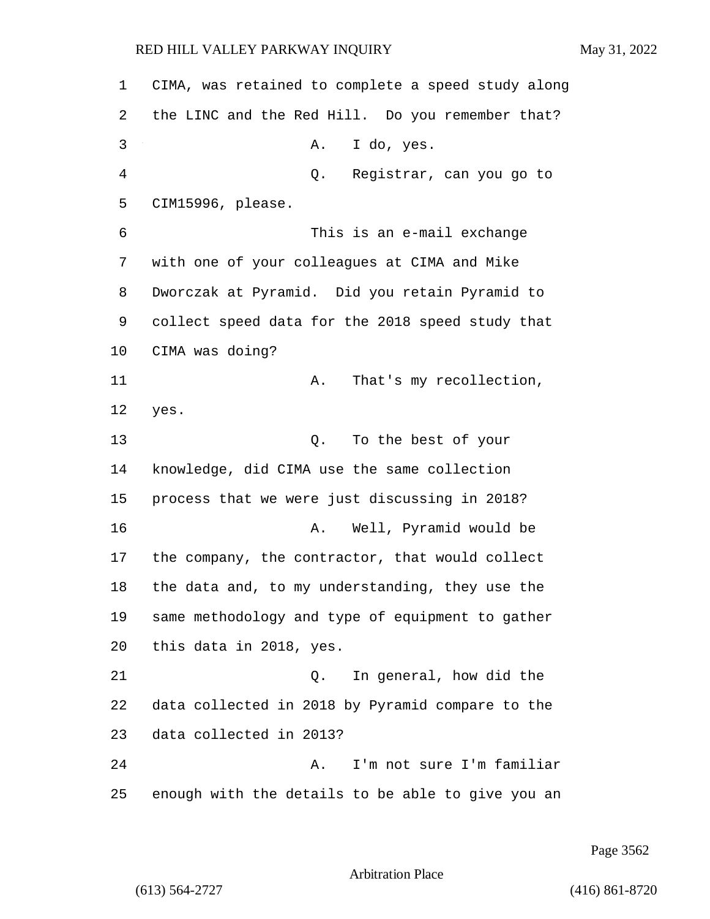CIMA, was retained to complete a speed study along the LINC and the Red Hill. Do you remember that?

A. I do, yes.

Q. Registrar, can you go to CIM15996, please.

This is an e-mail exchange with one of your colleagues at CIMA and Mike Dworczak at Pyramid. Did you retain Pyramid to collect speed data for the 2018 speed study that CIMA was doing?

A. That's my recollection, yes.

Q. To the best of your knowledge, did CIMA use the same collection process that we were just discussing in 2018?

A. Well, Pyramid would be the company, the contractor, that would collect the data and, to my understanding, they use the same methodology and type of equipment to gather this data in 2018, yes.

Q. In general, how did the data collected in 2018 by Pyramid compare to the data collected in 2013?

A. I'm not sure I'm familiar enough with the details to be able to give you an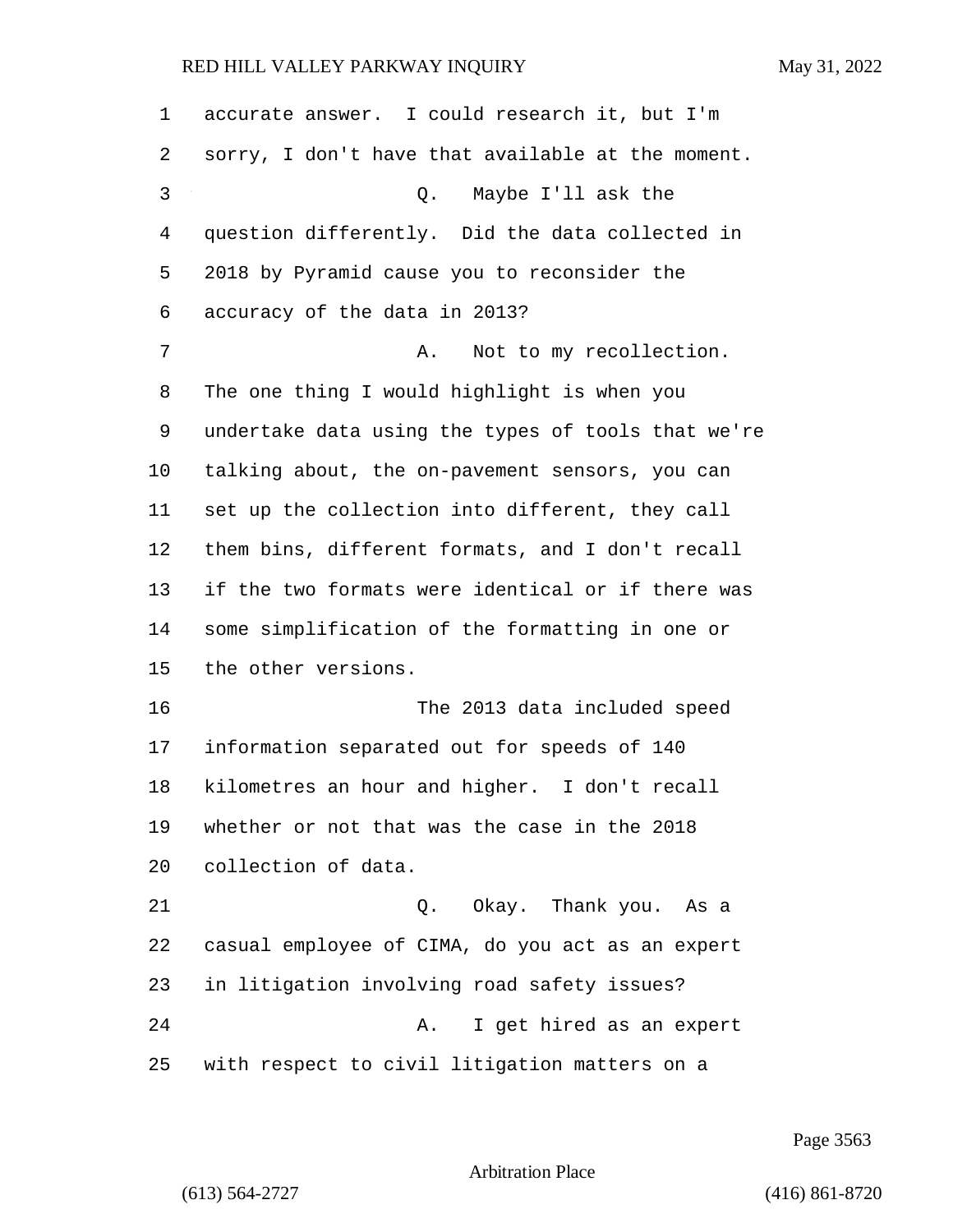accurate answer. I could research it, but I'm sorry, I don't have that available at the moment.

Q. Maybe I'll ask the question differently. Did the data collected in 2018 by Pyramid cause you to reconsider the accuracy of the data in 2013?

A. Not to my recollection. The one thing I would highlight is when you undertake data using the types of tools that we're talking about, the on-pavement sensors, you can set up the collection into different, they call them bins, different formats, and I don't recall if the two formats were identical or if there was some simplification of the formatting in one or the other versions.

The 2013 data included speed information separated out for speeds of 140 kilometres an hour and higher. I don't recall whether or not that was the case in the 2018 collection of data.

Q. Okay. Thank you. As a casual employee of CIMA, do you act as an expert in litigation involving road safety issues?

A. I get hired as an expert with respect to civil litigation matters on a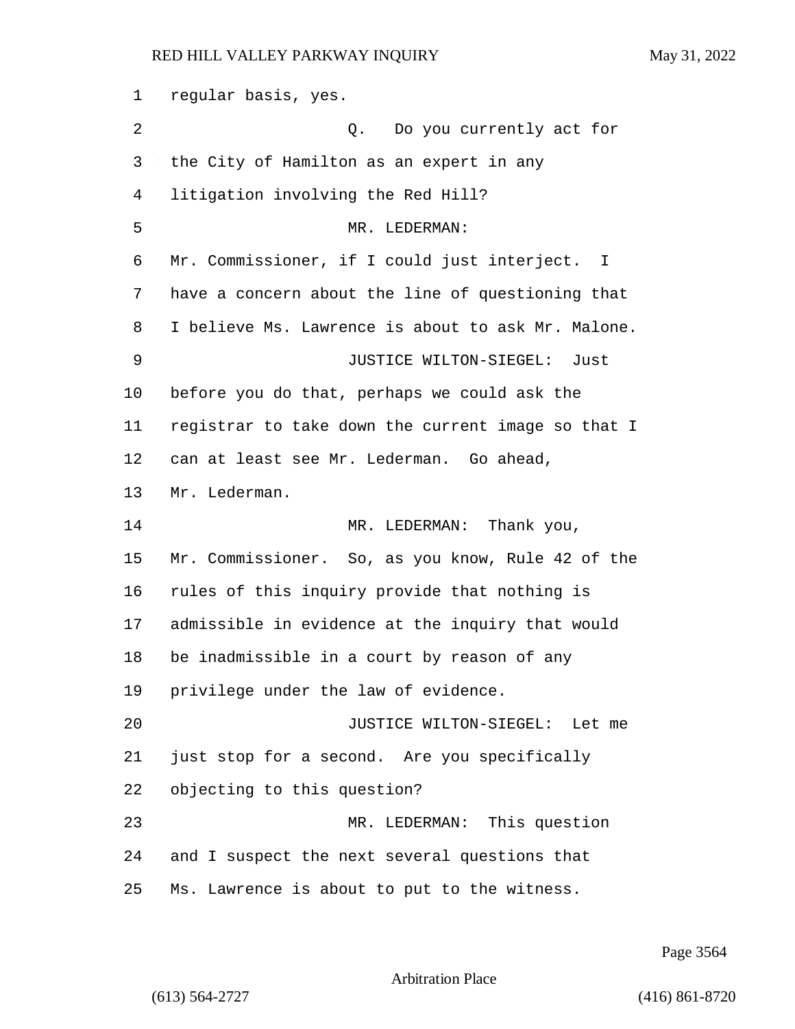regular basis, yes.

Q. Do you currently act for the City of Hamilton as an expert in any litigation involving the Red Hill?

MR. LEDERMAN: Mr. Commissioner, if I could just interject. I have a concern about the line of questioning that I believe Ms. Lawrence is about to ask Mr. Malone.

JUSTICE WILTON-SIEGEL: Just before you do that, perhaps we could ask the registrar to take down the current image so that I can at least see Mr. Lederman. Go ahead, Mr. Lederman.

MR. LEDERMAN: Thank you, Mr. Commissioner. So, as you know, Rule 42 of the rules of this inquiry provide that nothing is admissible in evidence at the inquiry that would be inadmissible in a court by reason of any privilege under the law of evidence.

JUSTICE WILTON-SIEGEL: Let me just stop for a second. Are you specifically objecting to this question?

MR. LEDERMAN: This question and I suspect the next several questions that Ms. Lawrence is about to put to the witness.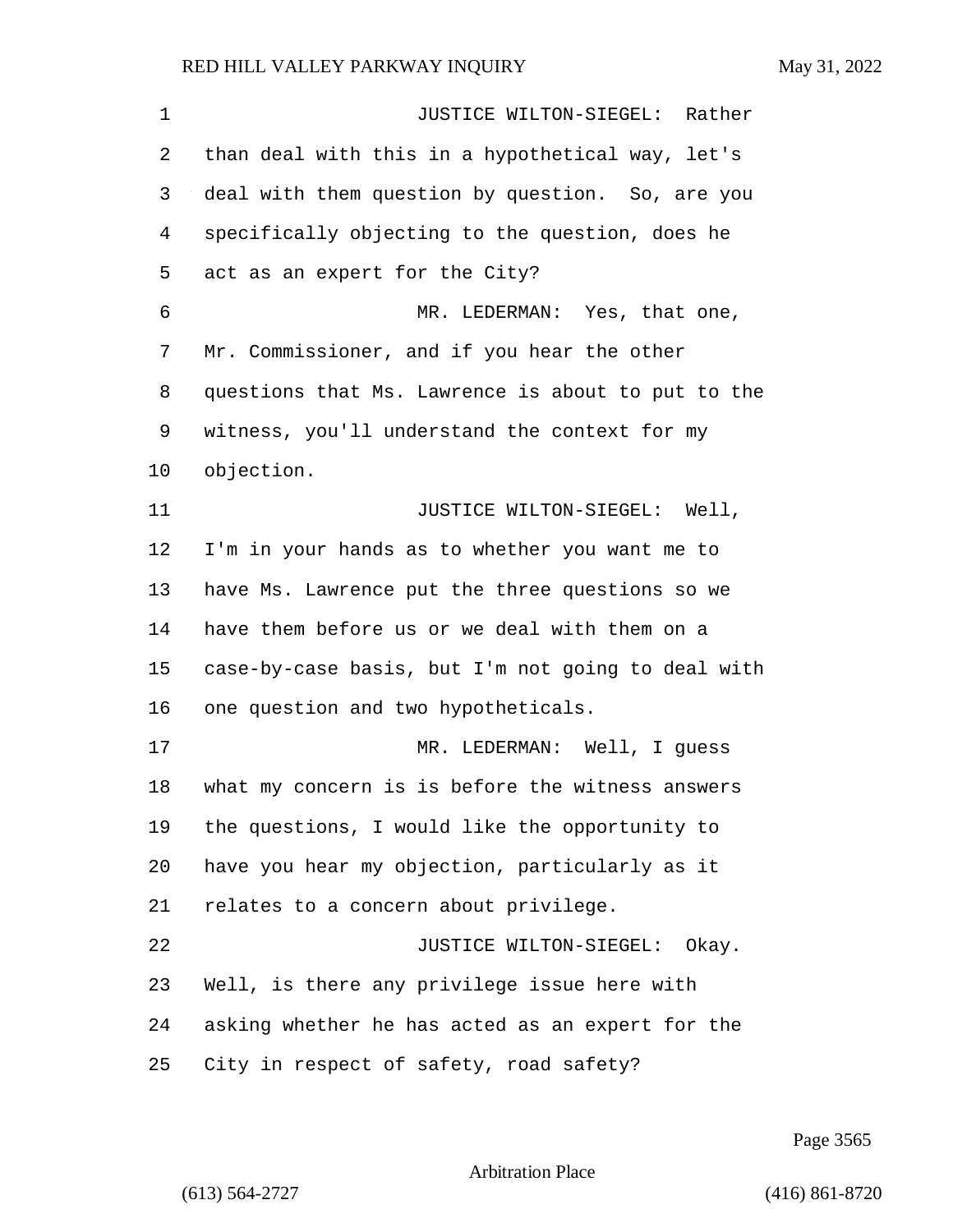JUSTICE WILTON-SIEGEL: Rather than deal with this in a hypothetical way, let's deal with them question by question. So, are you specifically objecting to the question, does he act as an expert for the City?

MR. LEDERMAN: Yes, that one, Mr. Commissioner, and if you hear the other questions that Ms. Lawrence is about to put to the witness, you'll understand the context for my objection.

JUSTICE WILTON-SIEGEL: Well, I'm in your hands as to whether you want me to have Ms. Lawrence put the three questions so we have them before us or we deal with them on a case-by-case basis, but I'm not going to deal with one question and two hypotheticals.

MR. LEDERMAN: Well, I guess what my concern is is before the witness answers the questions, I would like the opportunity to have you hear my objection, particularly as it relates to a concern about privilege.

JUSTICE WILTON-SIEGEL: Okay. Well, is there any privilege issue here with asking whether he has acted as an expert for the City in respect of safety, road safety?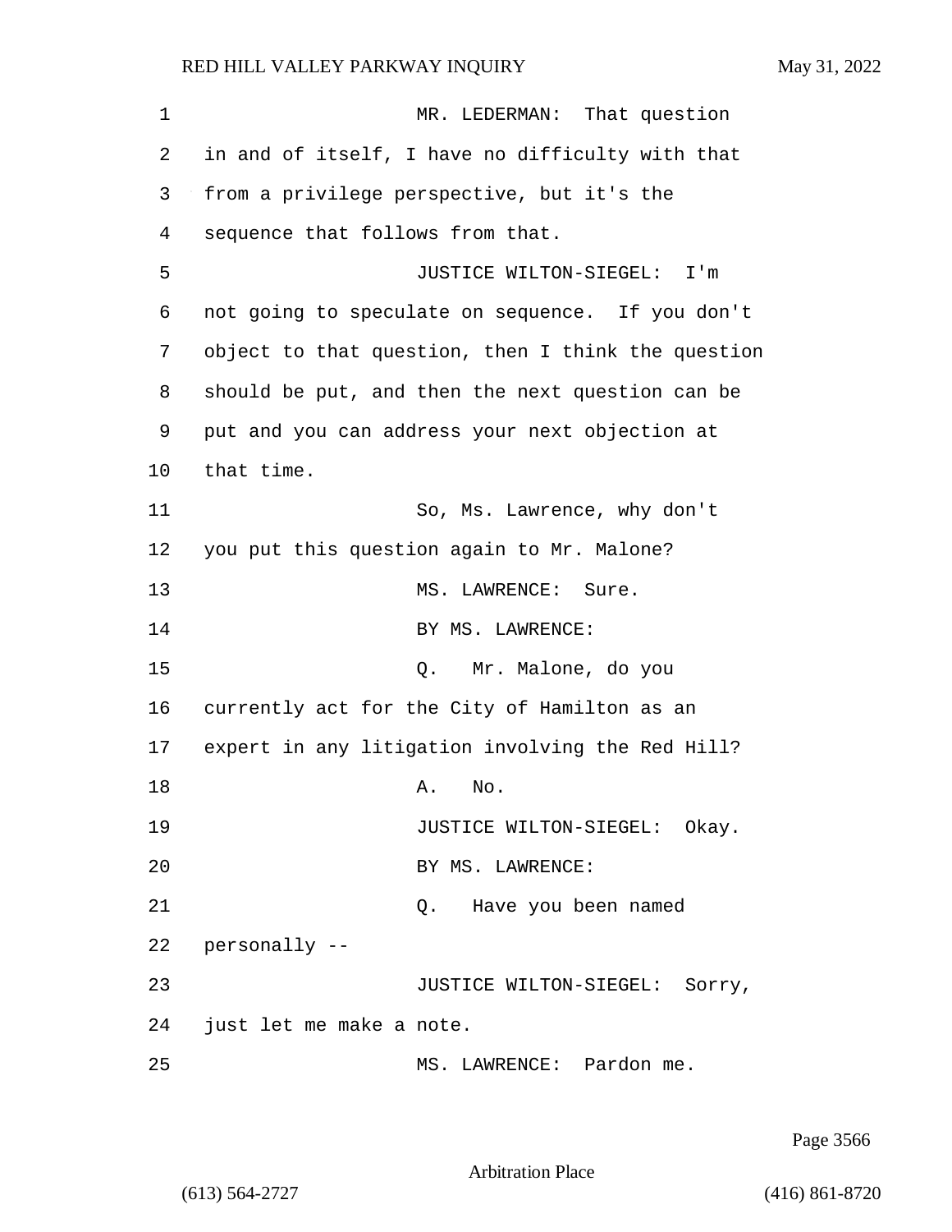MR. LEDERMAN: That question in and of itself, I have no difficulty with that from a privilege perspective, but it's the sequence that follows from that.

JUSTICE WILTON-SIEGEL: I'm not going to speculate on sequence. If you don't object to that question, then I think the question should be put, and then the next question can be put and you can address your next objection at that time.

So, Ms. Lawrence, why don't you put this question again to Mr. Malone?

MS. LAWRENCE: Sure.

BY MS. LAWRENCE:

Q. Mr. Malone, do you currently act for the City of Hamilton as an expert in any litigation involving the Red Hill?

A. No.

JUSTICE WILTON-SIEGEL: Okay.

BY MS. LAWRENCE:

Q. Have you been named personally --

JUSTICE WILTON-SIEGEL: Sorry, just let me make a note.

MS. LAWRENCE: Pardon me.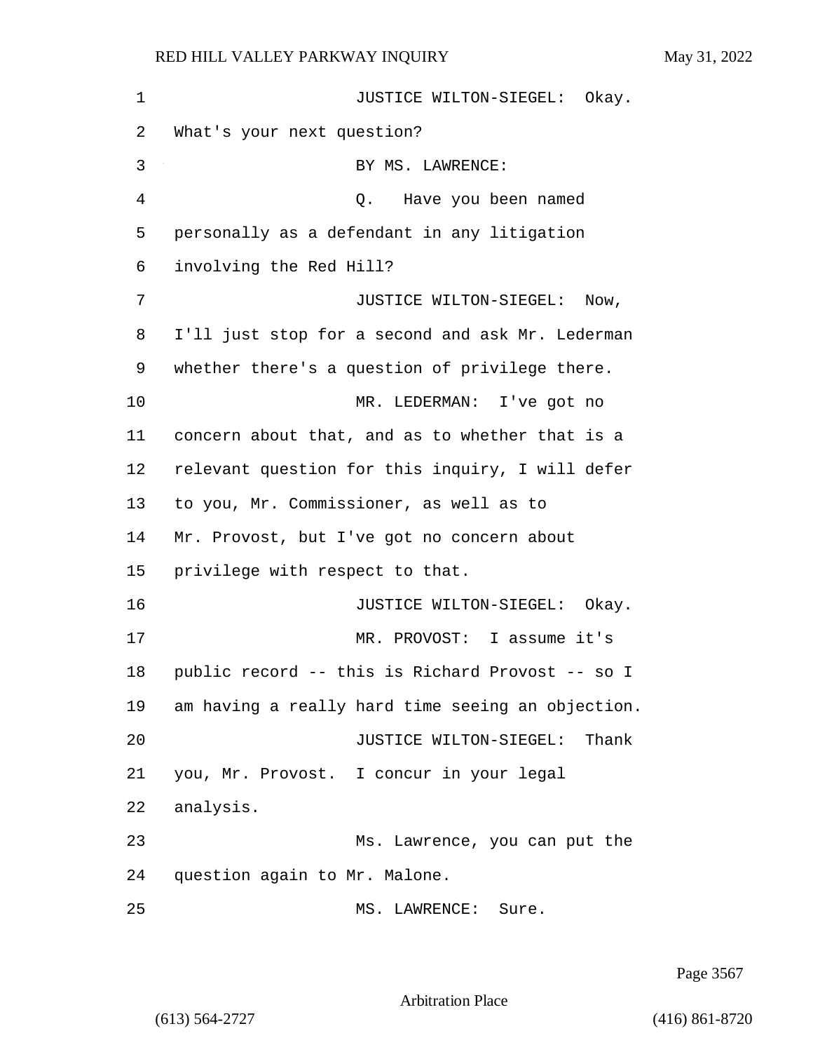JUSTICE WILTON-SIEGEL: Okay. What's your next question?

BY MS. LAWRENCE:

Q. Have you been named personally as a defendant in any litigation involving the Red Hill?

JUSTICE WILTON-SIEGEL: Now, I'll just stop for a second and ask Mr. Lederman whether there's a question of privilege there.

MR. LEDERMAN: I've got no concern about that, and as to whether that is a relevant question for this inquiry, I will defer to you, Mr. Commissioner, as well as to Mr. Provost, but I've got no concern about privilege with respect to that.

JUSTICE WILTON-SIEGEL: Okay.

MR. PROVOST: I assume it's public record -- this is Richard Provost -- so I am having a really hard time seeing an objection.

JUSTICE WILTON-SIEGEL: Thank you, Mr. Provost. I concur in your legal analysis.

Ms. Lawrence, you can put the question again to Mr. Malone.

MS. LAWRENCE: Sure.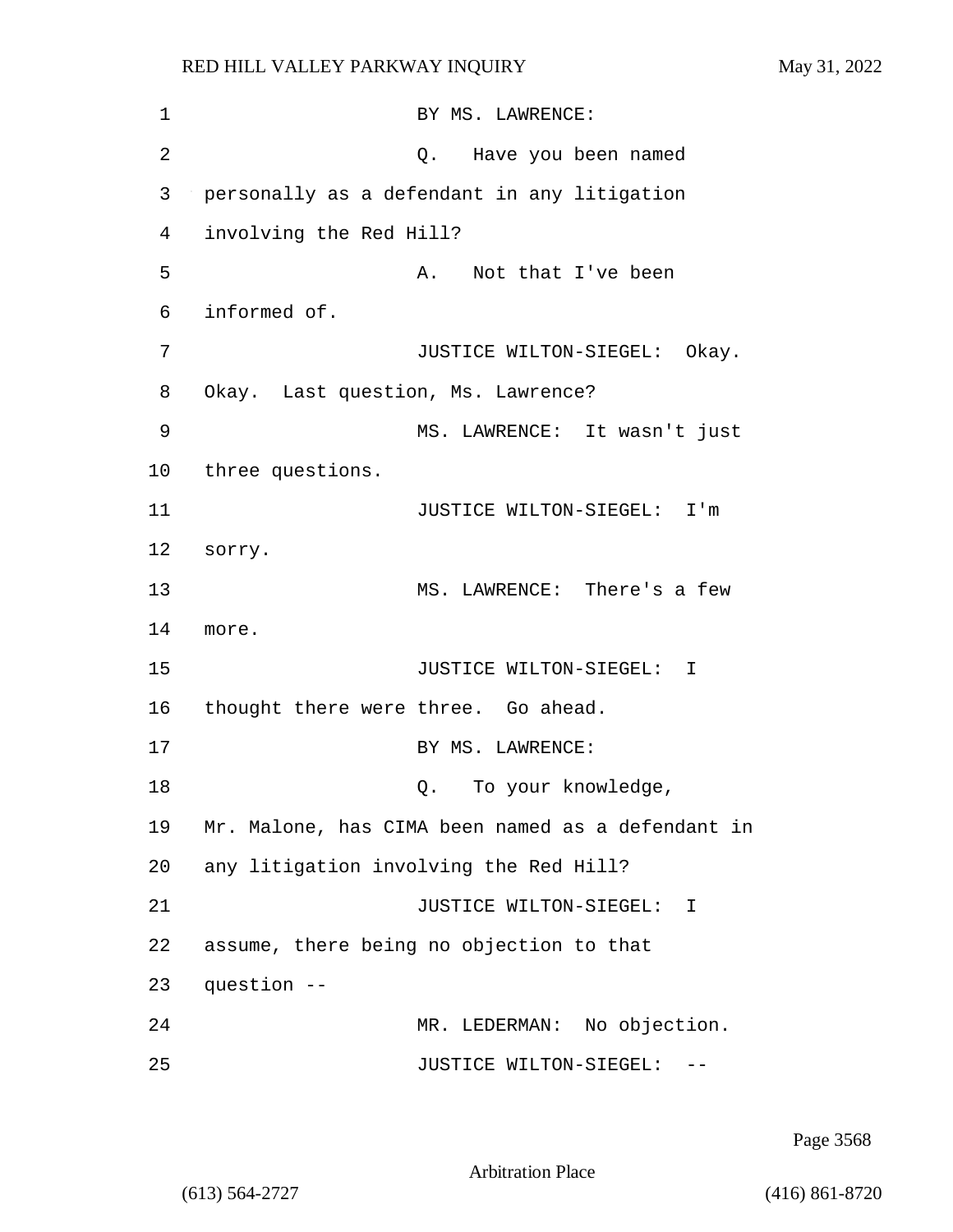BY MS. LAWRENCE:

Q. Have you been named personally as a defendant in any litigation involving the Red Hill?

A. Not that I've been informed of.

JUSTICE WILTON-SIEGEL: Okay. Okay. Last question, Ms. Lawrence?

MS. LAWRENCE: It wasn't just three questions.

JUSTICE WILTON-SIEGEL: I'm sorry.

MS. LAWRENCE: There's a few more.

JUSTICE WILTON-SIEGEL: I thought there were three. Go ahead.

BY MS. LAWRENCE:

Q. To your knowledge, Mr. Malone, has CIMA been named as a defendant in any litigation involving the Red Hill?

JUSTICE WILTON-SIEGEL: I assume, there being no objection to that question --

MR. LEDERMAN: No objection.

JUSTICE WILTON-SIEGEL: --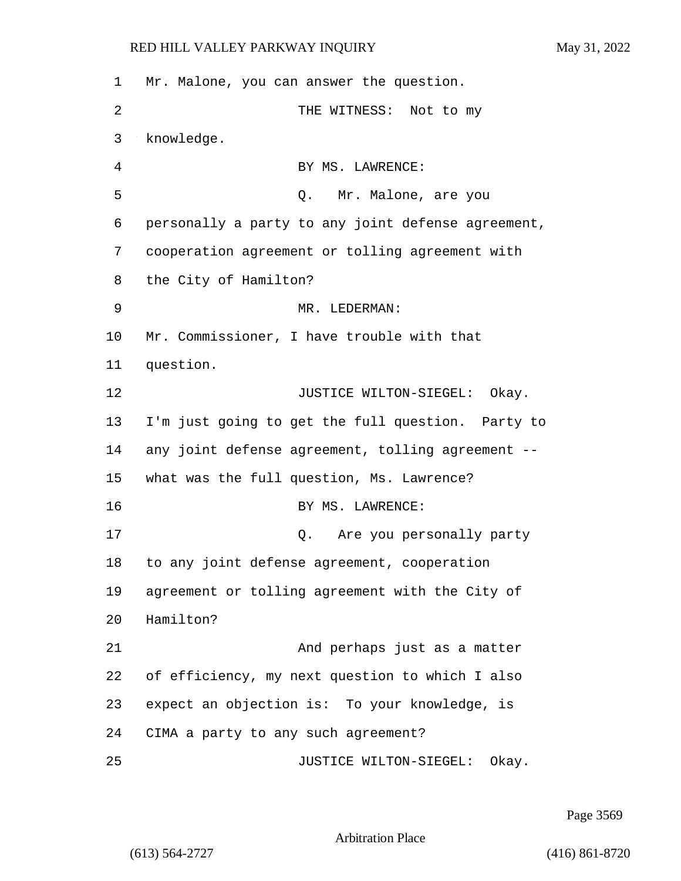Mr. Malone, you can answer the question.

THE WITNESS: Not to my knowledge.

BY MS. LAWRENCE:

Q. Mr. Malone, are you personally a party to any joint defense agreement, cooperation agreement or tolling agreement with the City of Hamilton?

MR. LEDERMAN: Mr. Commissioner, I have trouble with that question.

JUSTICE WILTON-SIEGEL: Okay. I'm just going to get the full question. Party to any joint defense agreement, tolling agreement -- what was the full question, Ms. Lawrence?

BY MS. LAWRENCE:

Q. Are you personally party to any joint defense agreement, cooperation agreement or tolling agreement with the City of Hamilton?

And perhaps just as a matter of efficiency, my next question to which I also expect an objection is: To your knowledge, is CIMA a party to any such agreement?

JUSTICE WILTON-SIEGEL: Okay.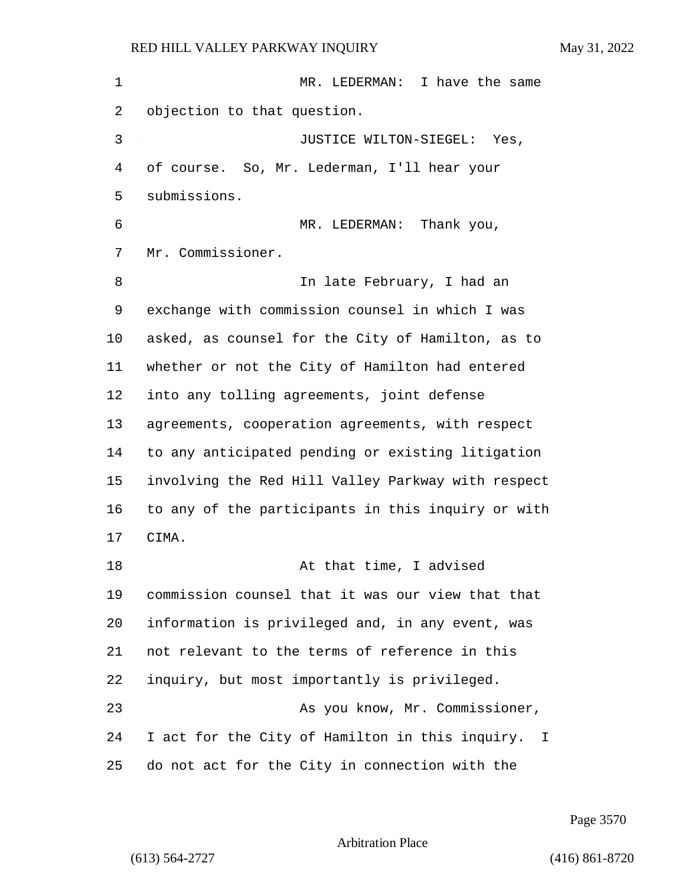MR. LEDERMAN: I have the same objection to that question.

JUSTICE WILTON-SIEGEL: Yes, of course. So, Mr. Lederman, I'll hear your submissions.

MR. LEDERMAN: Thank you, Mr. Commissioner.

In late February, I had an exchange with commission counsel in which I was asked, as counsel for the City of Hamilton, as to whether or not the City of Hamilton had entered into any tolling agreements, joint defense agreements, cooperation agreements, with respect to any anticipated pending or existing litigation involving the Red Hill Valley Parkway with respect to any of the participants in this inquiry or with CIMA.

At that time, I advised commission counsel that it was our view that that information is privileged and, in any event, was not relevant to the terms of reference in this inquiry, but most importantly is privileged.

As you know, Mr. Commissioner, I act for the City of Hamilton in this inquiry. I do not act for the City in connection with the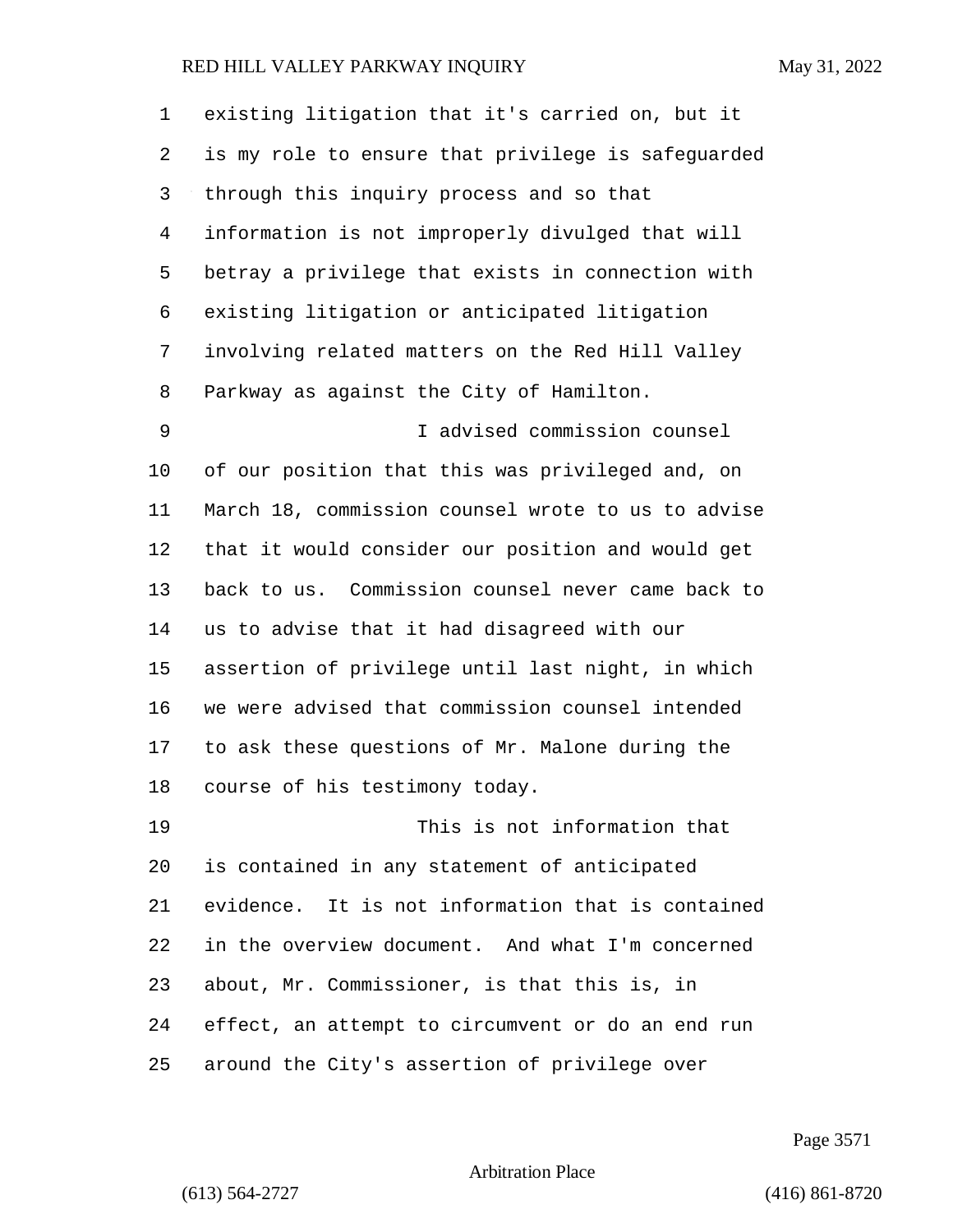existing litigation that it's carried on, but it is my role to ensure that privilege is safeguarded through this inquiry process and so that information is not improperly divulged that will betray a privilege that exists in connection with existing litigation or anticipated litigation involving related matters on the Red Hill Valley Parkway as against the City of Hamilton.

I advised commission counsel of our position that this was privileged and, on March 18, commission counsel wrote to us to advise that it would consider our position and would get back to us. Commission counsel never came back to us to advise that it had disagreed with our assertion of privilege until last night, in which we were advised that commission counsel intended to ask these questions of Mr. Malone during the course of his testimony today.

This is not information that is contained in any statement of anticipated evidence. It is not information that is contained in the overview document. And what I'm concerned about, Mr. Commissioner, is that this is, in effect, an attempt to circumvent or do an end run around the City's assertion of privilege over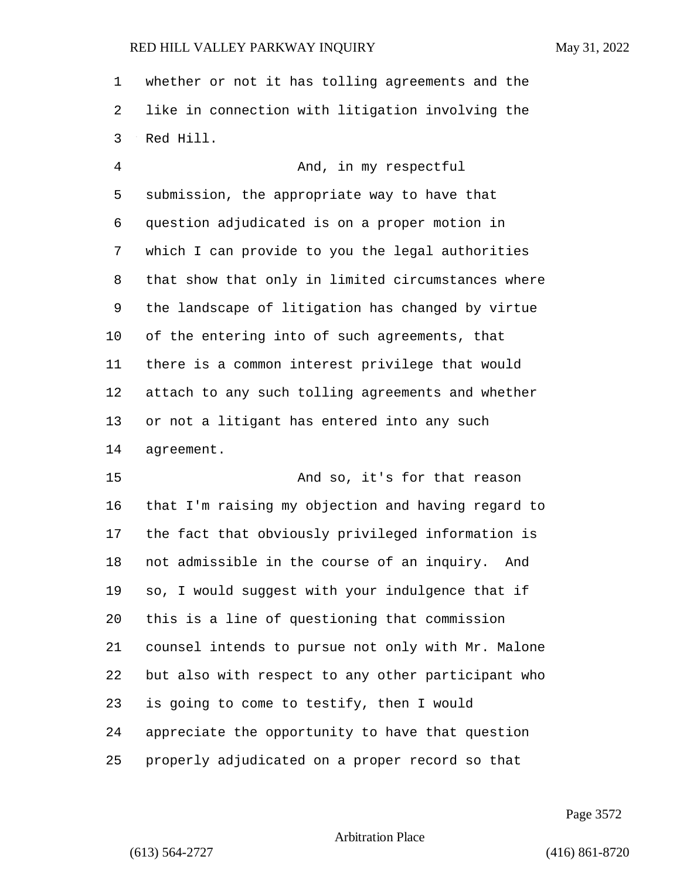whether or not it has tolling agreements and the like in connection with litigation involving the Red Hill.

And, in my respectful submission, the appropriate way to have that question adjudicated is on a proper motion in which I can provide to you the legal authorities that show that only in limited circumstances where the landscape of litigation has changed by virtue of the entering into of such agreements, that there is a common interest privilege that would attach to any such tolling agreements and whether or not a litigant has entered into any such agreement.

And so, it's for that reason that I'm raising my objection and having regard to the fact that obviously privileged information is not admissible in the course of an inquiry. And so, I would suggest with your indulgence that if this is a line of questioning that commission counsel intends to pursue not only with Mr. Malone but also with respect to any other participant who is going to come to testify, then I would appreciate the opportunity to have that question properly adjudicated on a proper record so that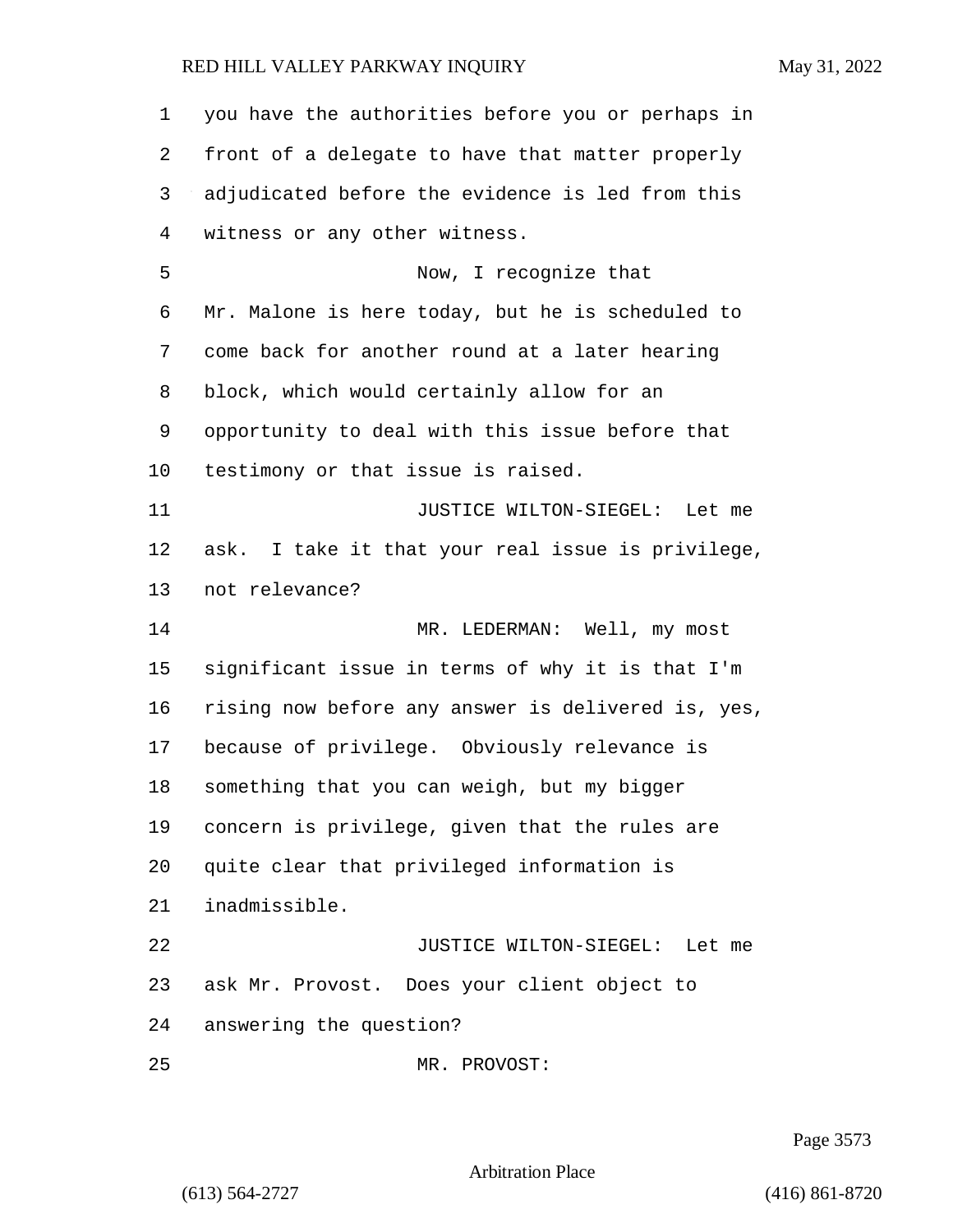you have the authorities before you or perhaps in front of a delegate to have that matter properly adjudicated before the evidence is led from this witness or any other witness.

Now, I recognize that Mr. Malone is here today, but he is scheduled to come back for another round at a later hearing block, which would certainly allow for an opportunity to deal with this issue before that testimony or that issue is raised.

JUSTICE WILTON-SIEGEL: Let me ask. I take it that your real issue is privilege, not relevance?

MR. LEDERMAN: Well, my most significant issue in terms of why it is that I'm rising now before any answer is delivered is, yes, because of privilege. Obviously relevance is something that you can weigh, but my bigger concern is privilege, given that the rules are quite clear that privileged information is inadmissible.

JUSTICE WILTON-SIEGEL: Let me ask Mr. Provost. Does your client object to answering the question?

MR. PROVOST: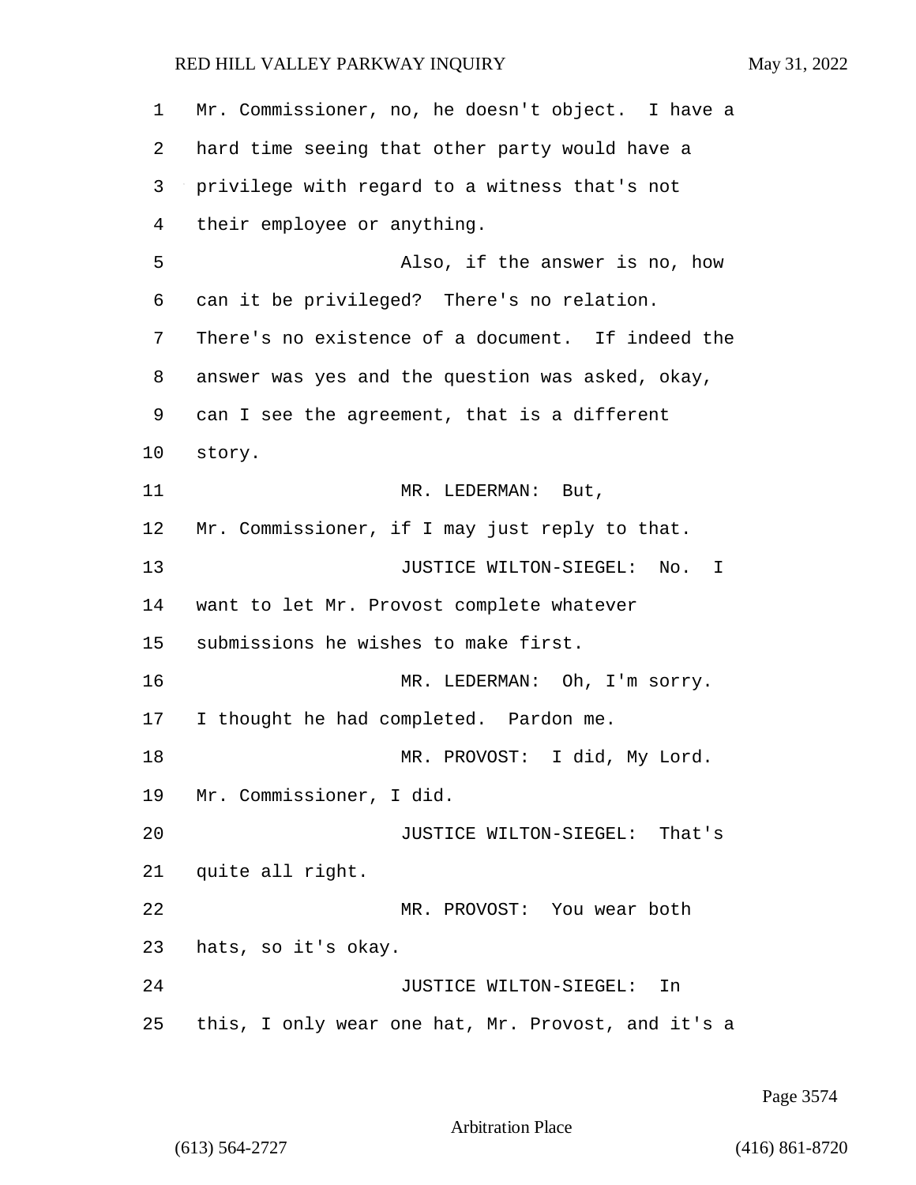Mr. Commissioner, no, he doesn't object. I have a hard time seeing that other party would have a privilege with regard to a witness that's not their employee or anything.

Also, if the answer is no, how can it be privileged? There's no relation. There's no existence of a document. If indeed the answer was yes and the question was asked, okay, can I see the agreement, that is a different story.

MR. LEDERMAN: But, Mr. Commissioner, if I may just reply to that.

JUSTICE WILTON-SIEGEL: No. I want to let Mr. Provost complete whatever submissions he wishes to make first.

MR. LEDERMAN: Oh, I'm sorry. I thought he had completed. Pardon me.

MR. PROVOST: I did, My Lord. Mr. Commissioner, I did.

JUSTICE WILTON-SIEGEL: That's quite all right.

MR. PROVOST: You wear both hats, so it's okay.

JUSTICE WILTON-SIEGEL: In this, I only wear one hat, Mr. Provost, and it's a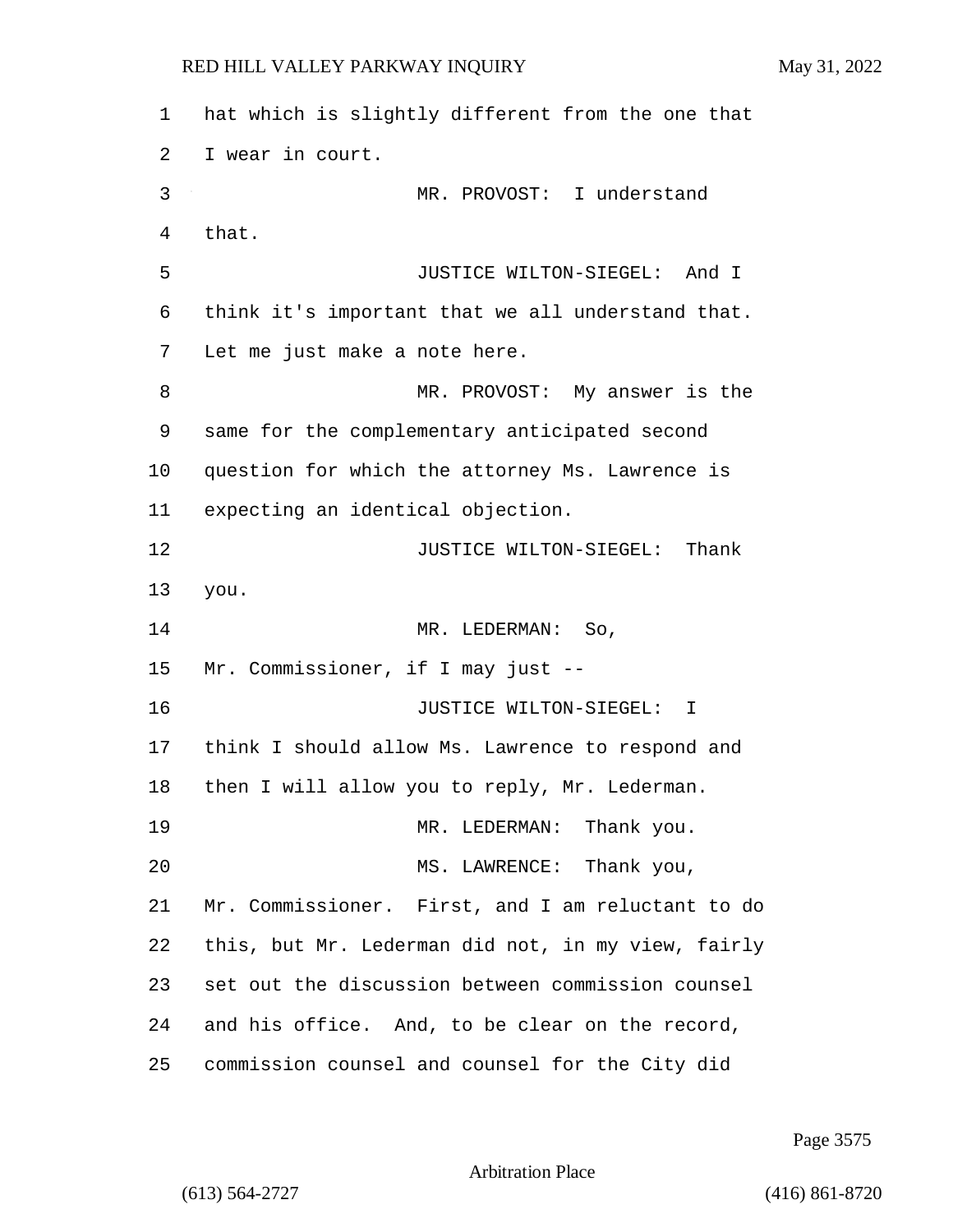hat which is slightly different from the one that I wear in court.

MR. PROVOST: I understand that.

JUSTICE WILTON-SIEGEL: And I think it's important that we all understand that. Let me just make a note here.

MR. PROVOST: My answer is the same for the complementary anticipated second question for which the attorney Ms. Lawrence is expecting an identical objection.

JUSTICE WILTON-SIEGEL: Thank you.

MR. LEDERMAN: So, Mr. Commissioner, if I may just --

JUSTICE WILTON-SIEGEL: I think I should allow Ms. Lawrence to respond and then I will allow you to reply, Mr. Lederman.

MR. LEDERMAN: Thank you.

MS. LAWRENCE: Thank you, Mr. Commissioner. First, and I am reluctant to do this, but Mr. Lederman did not, in my view, fairly set out the discussion between commission counsel and his office. And, to be clear on the record, commission counsel and counsel for the City did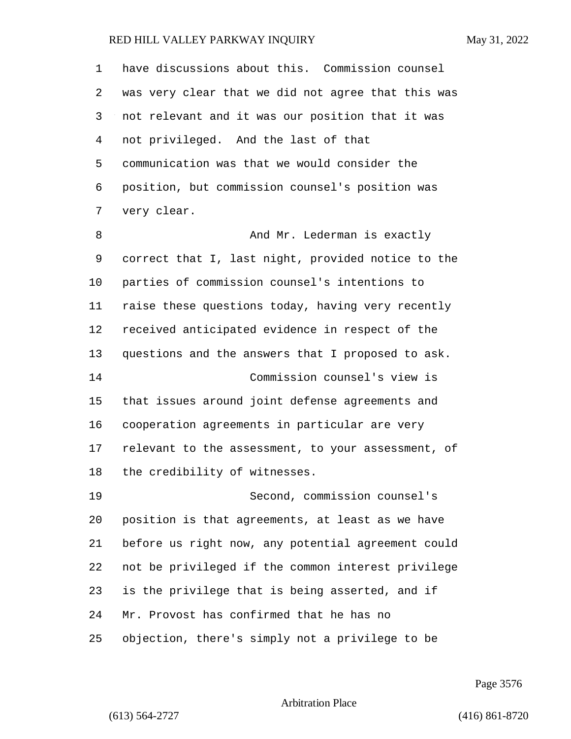have discussions about this. Commission counsel was very clear that we did not agree that this was not relevant and it was our position that it was not privileged. And the last of that communication was that we would consider the position, but commission counsel's position was very clear.

And Mr. Lederman is exactly correct that I, last night, provided notice to the parties of commission counsel's intentions to raise these questions today, having very recently received anticipated evidence in respect of the questions and the answers that I proposed to ask.

Commission counsel's view is that issues around joint defense agreements and cooperation agreements in particular are very relevant to the assessment, to your assessment, of the credibility of witnesses.

Second, commission counsel's position is that agreements, at least as we have before us right now, any potential agreement could not be privileged if the common interest privilege is the privilege that is being asserted, and if Mr. Provost has confirmed that he has no objection, there's simply not a privilege to be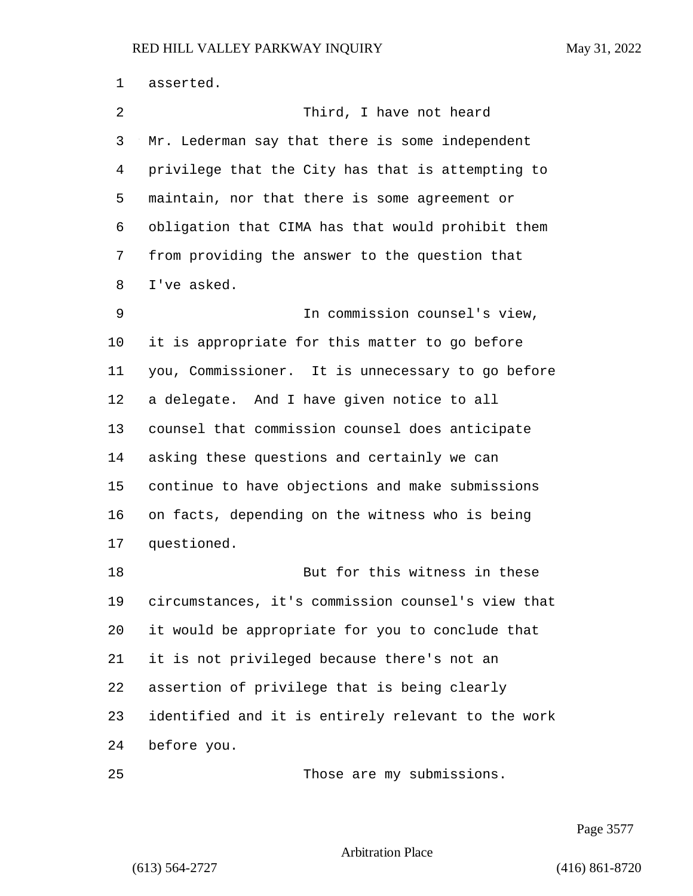asserted.

Third, I have not heard Mr. Lederman say that there is some independent privilege that the City has that is attempting to maintain, nor that there is some agreement or obligation that CIMA has that would prohibit them from providing the answer to the question that I've asked.

In commission counsel's view, it is appropriate for this matter to go before you, Commissioner. It is unnecessary to go before a delegate. And I have given notice to all counsel that commission counsel does anticipate asking these questions and certainly we can continue to have objections and make submissions on facts, depending on the witness who is being questioned.

But for this witness in these circumstances, it's commission counsel's view that it would be appropriate for you to conclude that it is not privileged because there's not an assertion of privilege that is being clearly identified and it is entirely relevant to the work before you.

Those are my submissions.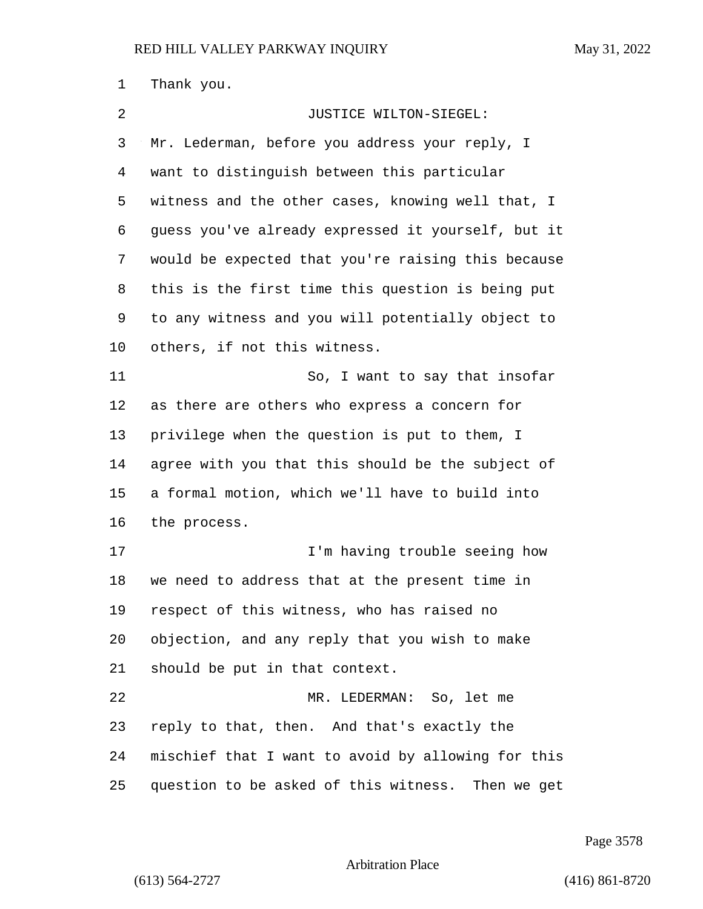Thank you.

JUSTICE WILTON-SIEGEL:

Mr. Lederman, before you address your reply, I want to distinguish between this particular witness and the other cases, knowing well that, I guess you've already expressed it yourself, but it would be expected that you're raising this because this is the first time this question is being put to any witness and you will potentially object to others, if not this witness.

So, I want to say that insofar as there are others who express a concern for privilege when the question is put to them, I agree with you that this should be the subject of a formal motion, which we'll have to build into the process.

I'm having trouble seeing how we need to address that at the present time in respect of this witness, who has raised no objection, and any reply that you wish to make should be put in that context.

MR. LEDERMAN: So, let me reply to that, then. And that's exactly the mischief that I want to avoid by allowing for this question to be asked of this witness. Then we get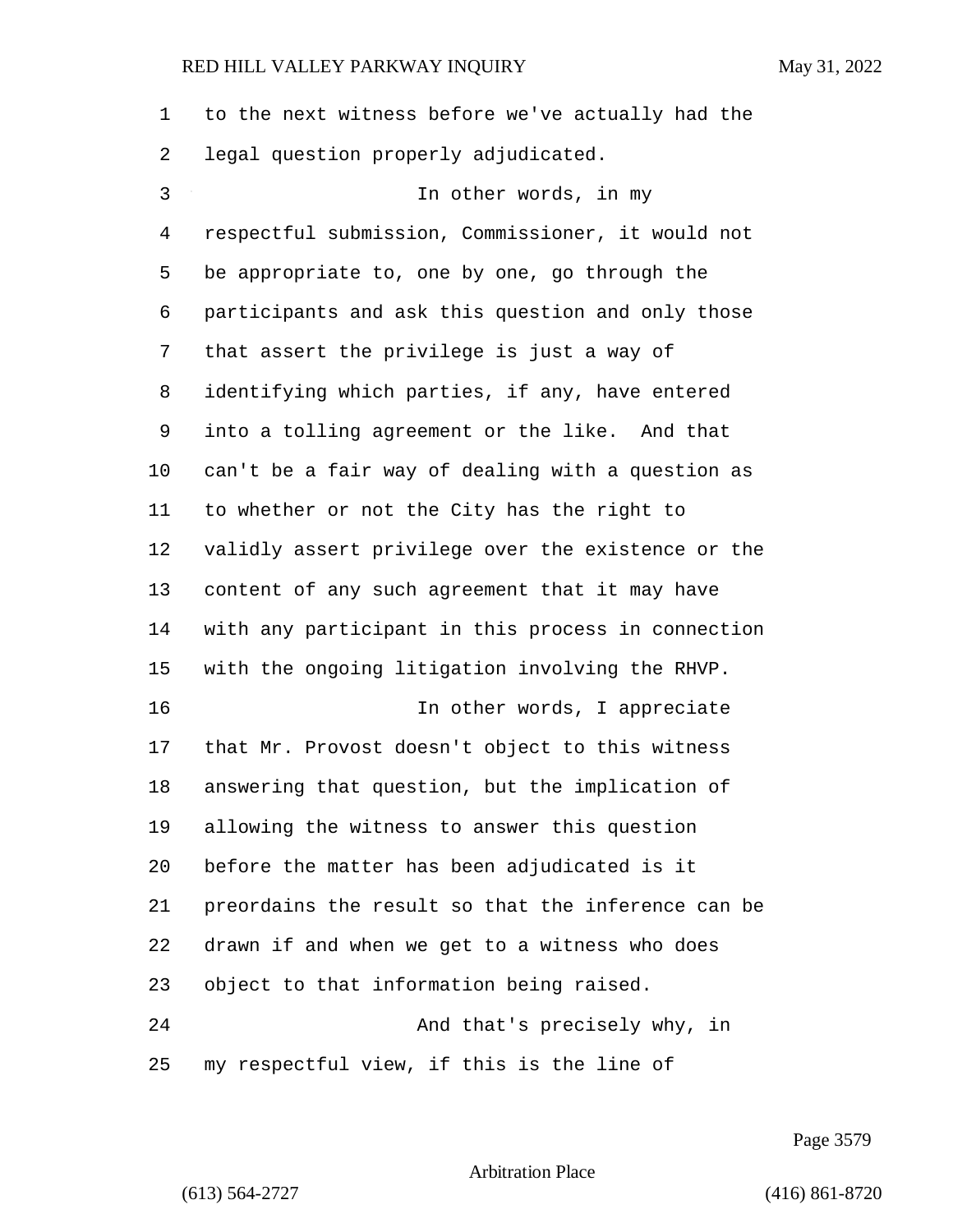to the next witness before we've actually had the legal question properly adjudicated.

In other words, in my respectful submission, Commissioner, it would not be appropriate to, one by one, go through the participants and ask this question and only those that assert the privilege is just a way of identifying which parties, if any, have entered into a tolling agreement or the like. And that can't be a fair way of dealing with a question as to whether or not the City has the right to validly assert privilege over the existence or the content of any such agreement that it may have with any participant in this process in connection with the ongoing litigation involving the RHVP.

In other words, I appreciate that Mr. Provost doesn't object to this witness answering that question, but the implication of allowing the witness to answer this question before the matter has been adjudicated is it preordains the result so that the inference can be drawn if and when we get to a witness who does object to that information being raised.

And that's precisely why, in my respectful view, if this is the line of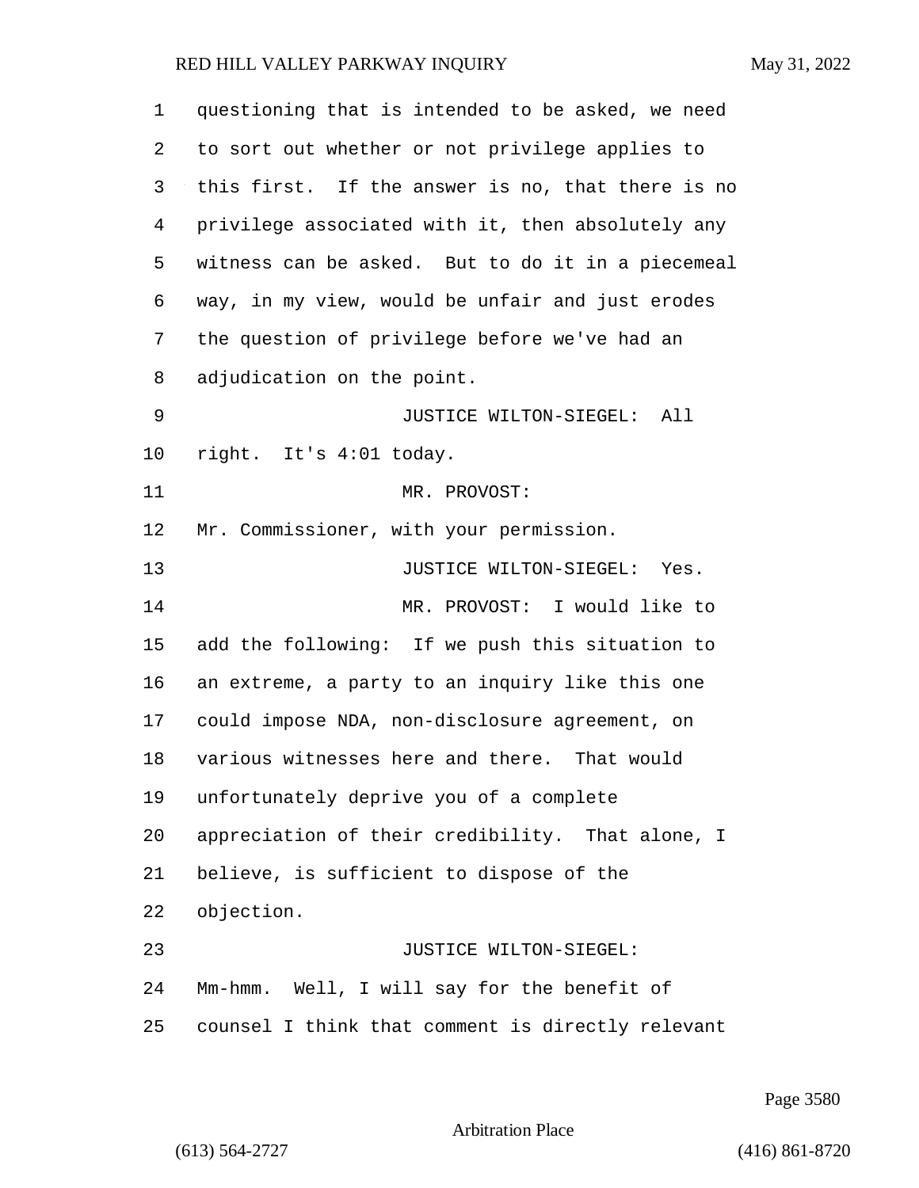questioning that is intended to be asked, we need to sort out whether or not privilege applies to this first. If the answer is no, that there is no privilege associated with it, then absolutely any witness can be asked. But to do it in a piecemeal way, in my view, would be unfair and just erodes the question of privilege before we've had an adjudication on the point.

JUSTICE WILTON-SIEGEL: All right. It's 4:01 today.

MR. PROVOST: Mr. Commissioner, with your permission.

JUSTICE WILTON-SIEGEL: Yes.

MR. PROVOST: I would like to add the following: If we push this situation to an extreme, a party to an inquiry like this one could impose NDA, non-disclosure agreement, on various witnesses here and there. That would unfortunately deprive you of a complete appreciation of their credibility. That alone, I believe, is sufficient to dispose of the objection.

JUSTICE WILTON-SIEGEL: Mm-hmm. Well, I will say for the benefit of counsel I think that comment is directly relevant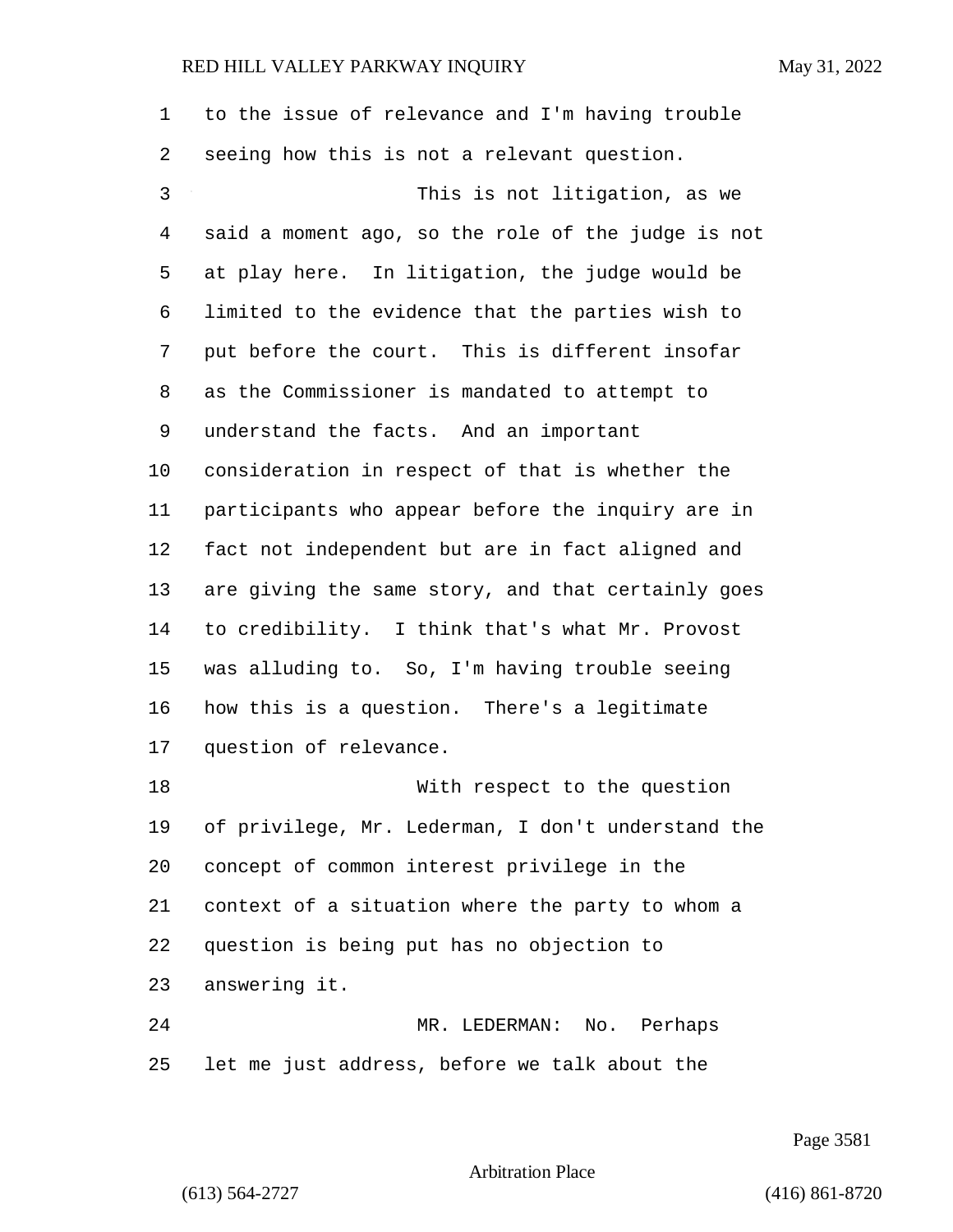to the issue of relevance and I'm having trouble seeing how this is not a relevant question.

This is not litigation, as we said a moment ago, so the role of the judge is not at play here. In litigation, the judge would be limited to the evidence that the parties wish to put before the court. This is different insofar as the Commissioner is mandated to attempt to understand the facts. And an important consideration in respect of that is whether the participants who appear before the inquiry are in fact not independent but are in fact aligned and are giving the same story, and that certainly goes to credibility. I think that's what Mr. Provost was alluding to. So, I'm having trouble seeing how this is a question. There's a legitimate question of relevance.

With respect to the question of privilege, Mr. Lederman, I don't understand the concept of common interest privilege in the context of a situation where the party to whom a question is being put has no objection to answering it.

MR. LEDERMAN: No. Perhaps let me just address, before we talk about the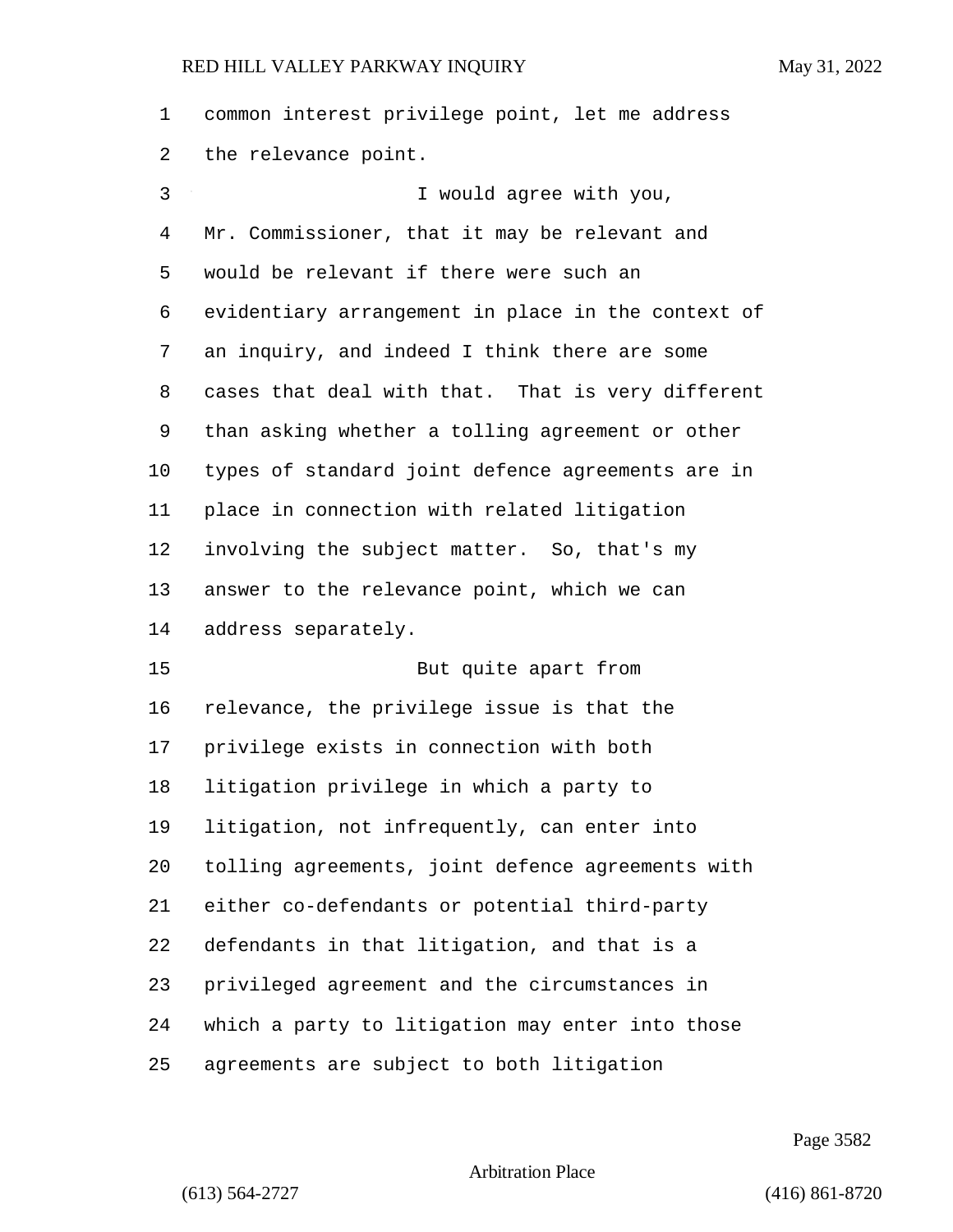common interest privilege point, let me address the relevance point.

I would agree with you, Mr. Commissioner, that it may be relevant and would be relevant if there were such an evidentiary arrangement in place in the context of an inquiry, and indeed I think there are some cases that deal with that. That is very different than asking whether a tolling agreement or other types of standard joint defence agreements are in place in connection with related litigation involving the subject matter. So, that's my answer to the relevance point, which we can address separately.

But quite apart from relevance, the privilege issue is that the privilege exists in connection with both litigation privilege in which a party to litigation, not infrequently, can enter into tolling agreements, joint defence agreements with either co-defendants or potential third-party defendants in that litigation, and that is a privileged agreement and the circumstances in which a party to litigation may enter into those agreements are subject to both litigation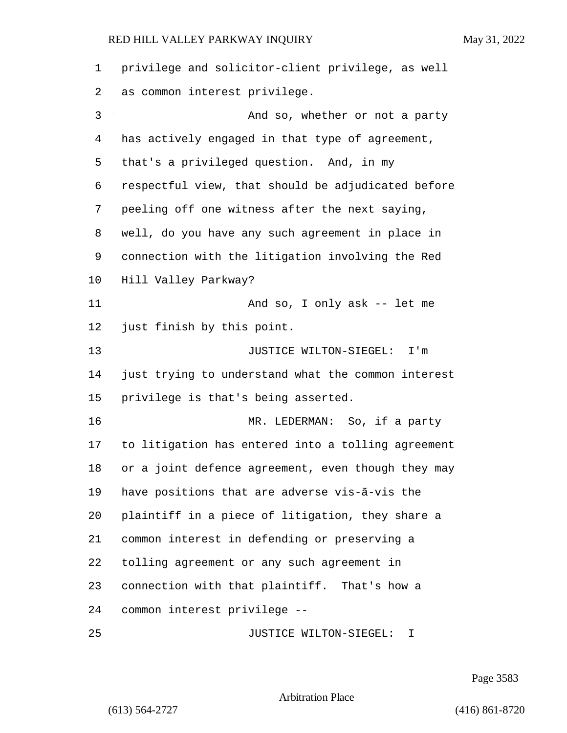privilege and solicitor-client privilege, as well as common interest privilege.

And so, whether or not a party has actively engaged in that type of agreement, that's a privileged question. And, in my respectful view, that should be adjudicated before peeling off one witness after the next saying, well, do you have any such agreement in place in connection with the litigation involving the Red Hill Valley Parkway?

And so, I only ask -- let me just finish by this point.

JUSTICE WILTON-SIEGEL: I'm just trying to understand what the common interest privilege is that's being asserted.

MR. LEDERMAN: So, if a party to litigation has entered into a tolling agreement or a joint defence agreement, even though they may have positions that are adverse vis-ã-vis the plaintiff in a piece of litigation, they share a common interest in defending or preserving a tolling agreement or any such agreement in connection with that plaintiff. That's how a common interest privilege --

JUSTICE WILTON-SIEGEL: I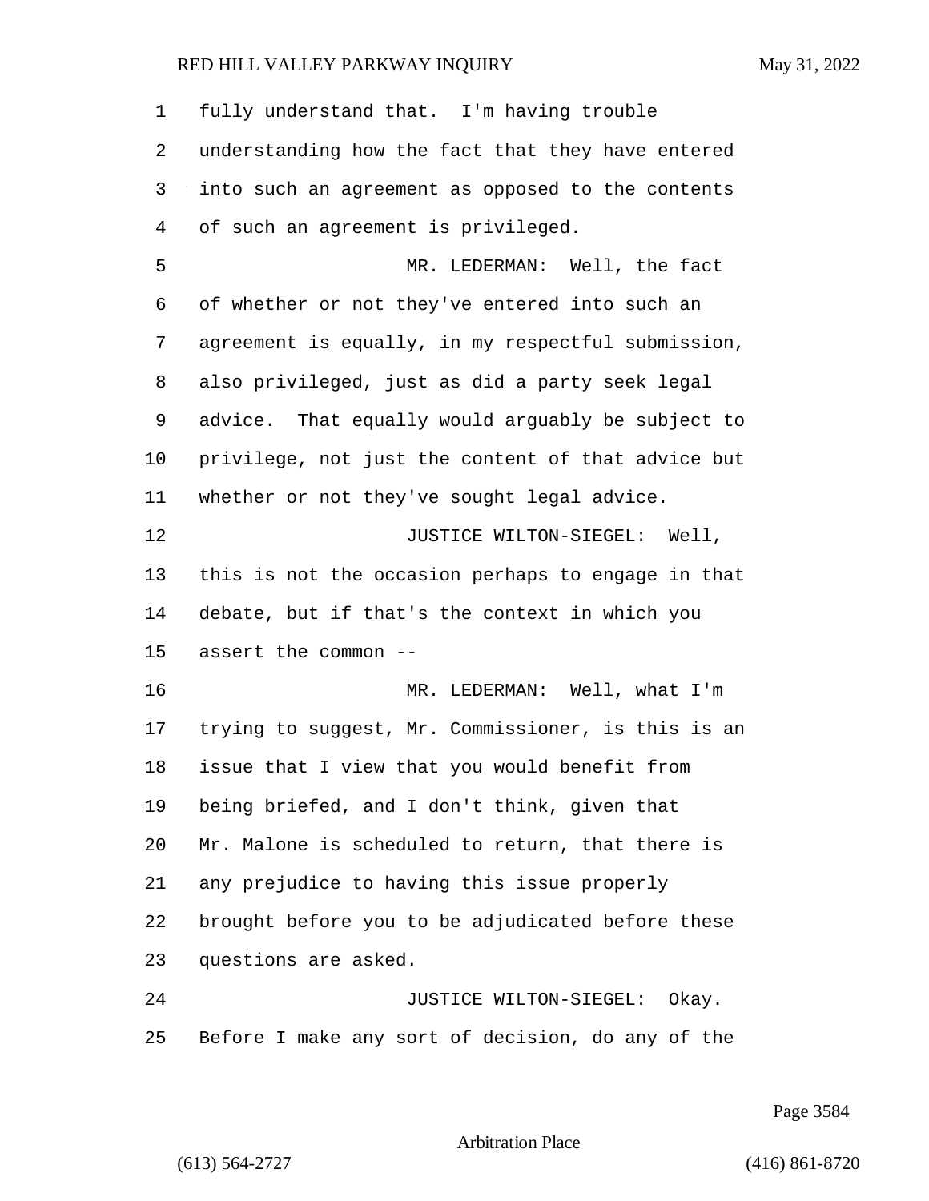fully understand that. I'm having trouble understanding how the fact that they have entered into such an agreement as opposed to the contents of such an agreement is privileged.

MR. LEDERMAN: Well, the fact of whether or not they've entered into such an agreement is equally, in my respectful submission, also privileged, just as did a party seek legal advice. That equally would arguably be subject to privilege, not just the content of that advice but whether or not they've sought legal advice.

JUSTICE WILTON-SIEGEL: Well, this is not the occasion perhaps to engage in that debate, but if that's the context in which you assert the common --

MR. LEDERMAN: Well, what I'm trying to suggest, Mr. Commissioner, is this is an issue that I view that you would benefit from being briefed, and I don't think, given that Mr. Malone is scheduled to return, that there is any prejudice to having this issue properly brought before you to be adjudicated before these questions are asked.

JUSTICE WILTON-SIEGEL: Okay. Before I make any sort of decision, do any of the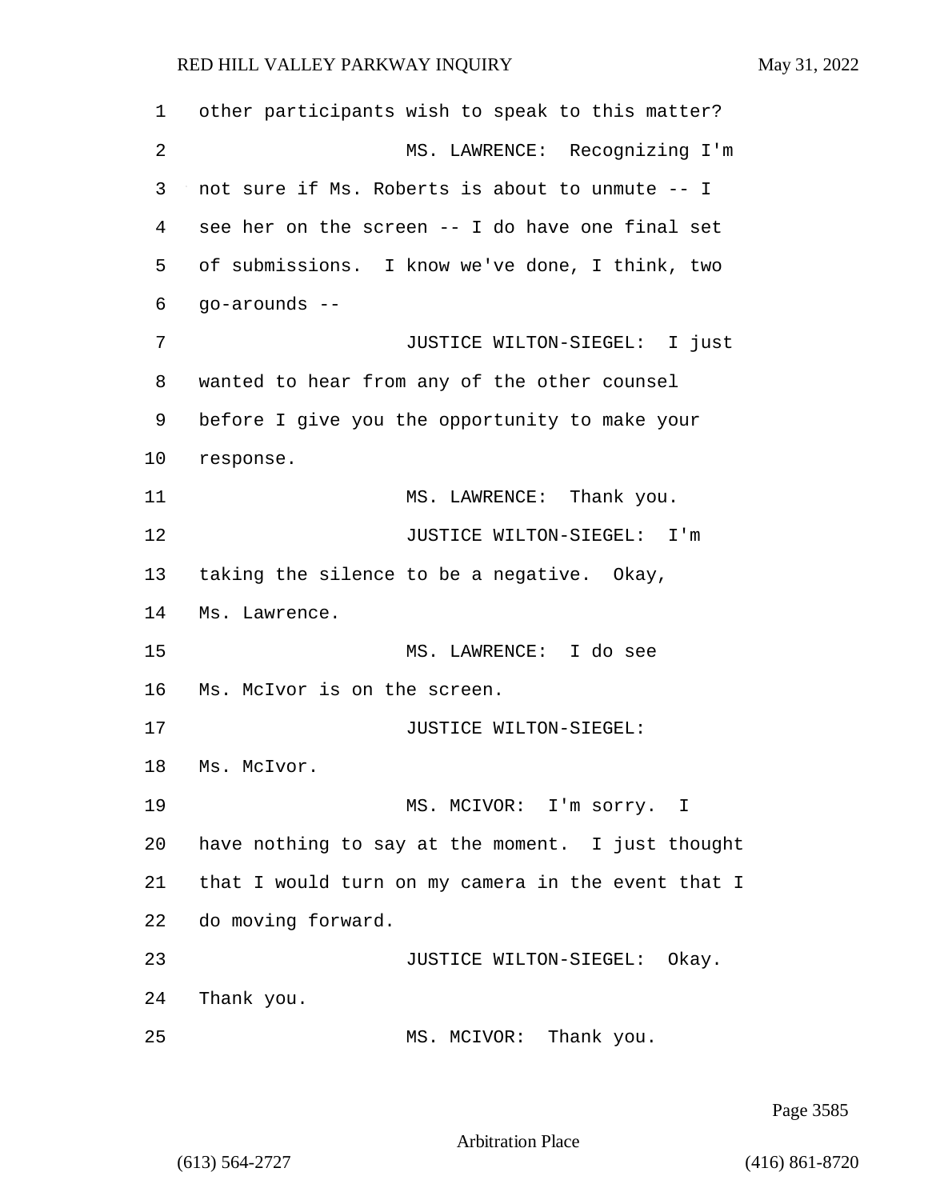other participants wish to speak to this matter?

MS. LAWRENCE: Recognizing I'm not sure if Ms. Roberts is about to unmute -- I see her on the screen -- I do have one final set of submissions. I know we've done, I think, two go-arounds --

JUSTICE WILTON-SIEGEL: I just wanted to hear from any of the other counsel before I give you the opportunity to make your response.

MS. LAWRENCE: Thank you.

JUSTICE WILTON-SIEGEL: I'm taking the silence to be a negative. Okay, Ms. Lawrence.

MS. LAWRENCE: I do see Ms. McIvor is on the screen.

JUSTICE WILTON-SIEGEL: Ms. McIvor.

MS. MCIVOR: I'm sorry. I have nothing to say at the moment. I just thought that I would turn on my camera in the event that I do moving forward.

JUSTICE WILTON-SIEGEL: Okay. Thank you.

MS. MCIVOR: Thank you.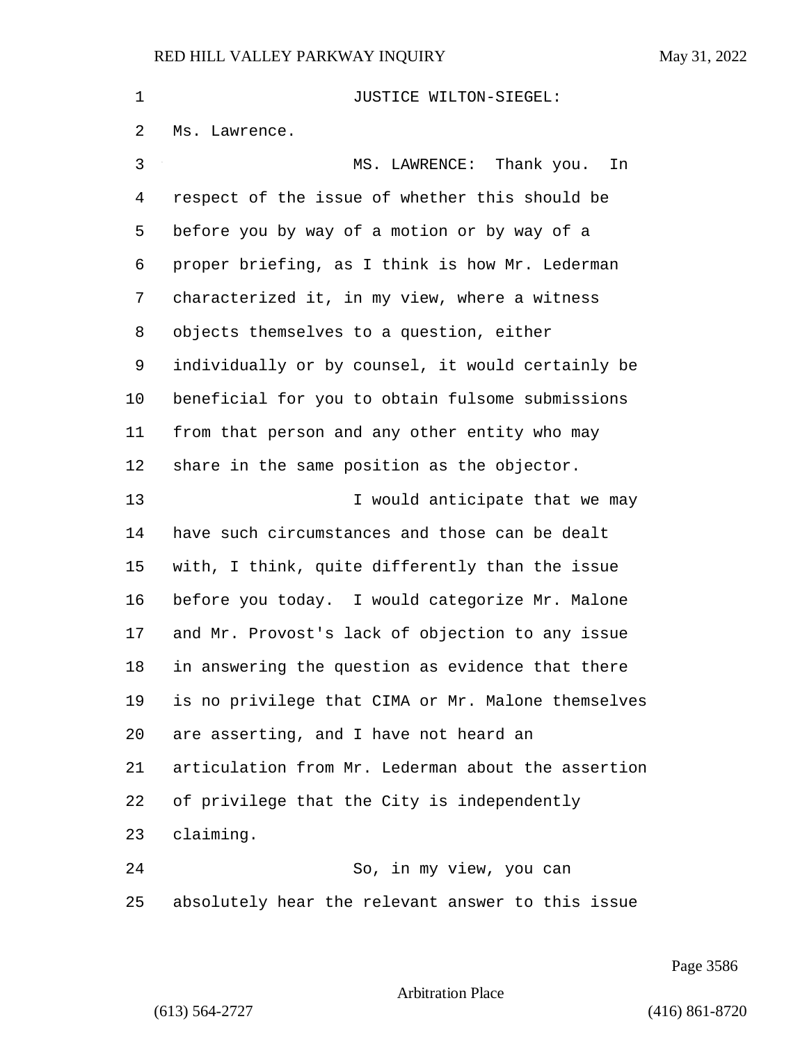JUSTICE WILTON-SIEGEL: Ms. Lawrence.

MS. LAWRENCE: Thank you. In respect of the issue of whether this should be before you by way of a motion or by way of a proper briefing, as I think is how Mr. Lederman characterized it, in my view, where a witness objects themselves to a question, either individually or by counsel, it would certainly be beneficial for you to obtain fulsome submissions from that person and any other entity who may share in the same position as the objector.

I would anticipate that we may have such circumstances and those can be dealt with, I think, quite differently than the issue before you today. I would categorize Mr. Malone and Mr. Provost's lack of objection to any issue in answering the question as evidence that there is no privilege that CIMA or Mr. Malone themselves are asserting, and I have not heard an articulation from Mr. Lederman about the assertion of privilege that the City is independently claiming.

So, in my view, you can absolutely hear the relevant answer to this issue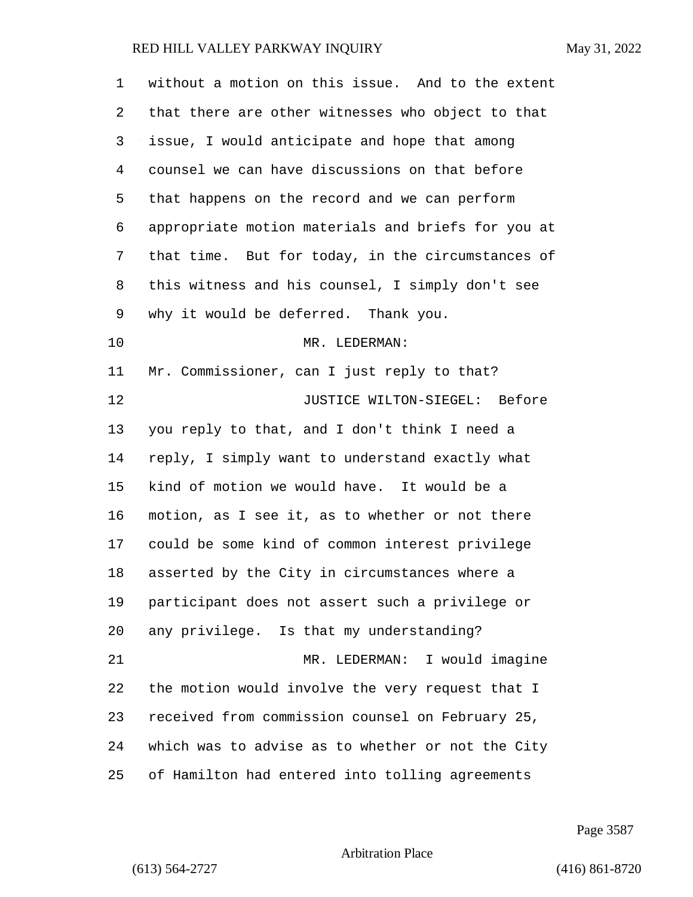without a motion on this issue. And to the extent that there are other witnesses who object to that issue, I would anticipate and hope that among counsel we can have discussions on that before that happens on the record and we can perform appropriate motion materials and briefs for you at that time. But for today, in the circumstances of this witness and his counsel, I simply don't see why it would be deferred. Thank you.

MR. LEDERMAN:

Mr. Commissioner, can I just reply to that?

JUSTICE WILTON-SIEGEL: Before you reply to that, and I don't think I need a reply, I simply want to understand exactly what kind of motion we would have. It would be a motion, as I see it, as to whether or not there could be some kind of common interest privilege asserted by the City in circumstances where a participant does not assert such a privilege or any privilege. Is that my understanding?

MR. LEDERMAN: I would imagine the motion would involve the very request that I received from commission counsel on February 25, which was to advise as to whether or not the City of Hamilton had entered into tolling agreements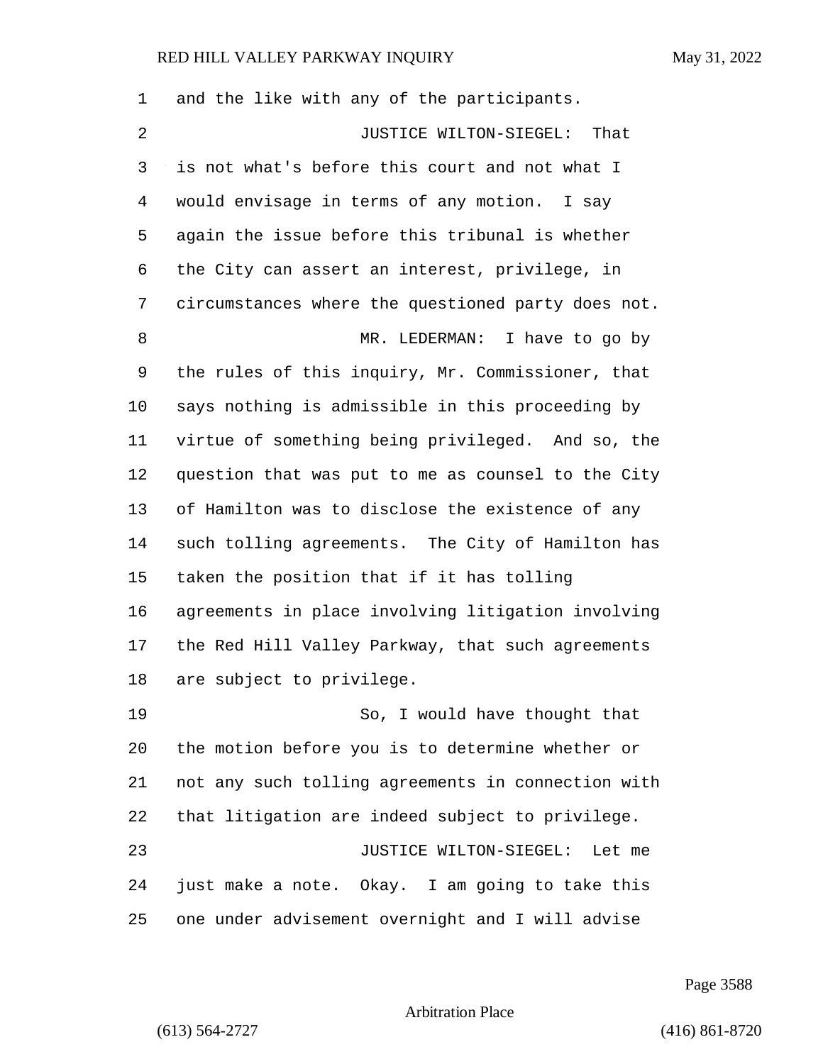and the like with any of the participants.

JUSTICE WILTON-SIEGEL: That is not what's before this court and not what I would envisage in terms of any motion. I say again the issue before this tribunal is whether the City can assert an interest, privilege, in circumstances where the questioned party does not.

MR. LEDERMAN: I have to go by the rules of this inquiry, Mr. Commissioner, that says nothing is admissible in this proceeding by virtue of something being privileged. And so, the question that was put to me as counsel to the City of Hamilton was to disclose the existence of any such tolling agreements. The City of Hamilton has taken the position that if it has tolling agreements in place involving litigation involving the Red Hill Valley Parkway, that such agreements are subject to privilege.

So, I would have thought that the motion before you is to determine whether or not any such tolling agreements in connection with that litigation are indeed subject to privilege.

JUSTICE WILTON-SIEGEL: Let me just make a note. Okay. I am going to take this one under advisement overnight and I will advise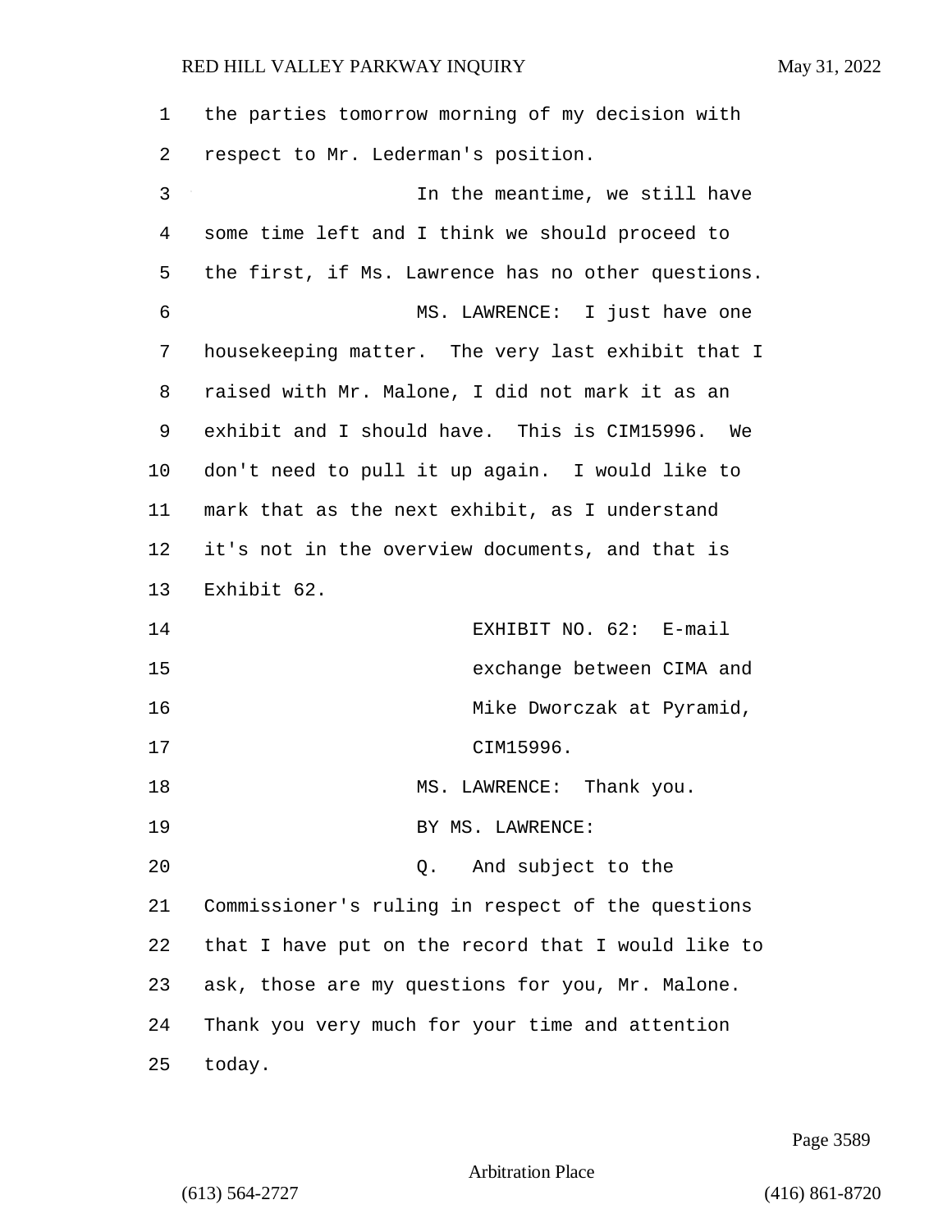the parties tomorrow morning of my decision with respect to Mr. Lederman's position.

In the meantime, we still have some time left and I think we should proceed to the first, if Ms. Lawrence has no other questions.

MS. LAWRENCE: I just have one housekeeping matter. The very last exhibit that I raised with Mr. Malone, I did not mark it as an exhibit and I should have. This is CIM15996. We don't need to pull it up again. I would like to mark that as the next exhibit, as I understand it's not in the overview documents, and that is Exhibit 62.

EXHIBIT NO. 62: E-mail exchange between CIMA and Mike Dworczak at Pyramid, CIM15996.

MS. LAWRENCE: Thank you.

BY MS. LAWRENCE:

Q. And subject to the Commissioner's ruling in respect of the questions that I have put on the record that I would like to ask, those are my questions for you, Mr. Malone. Thank you very much for your time and attention today.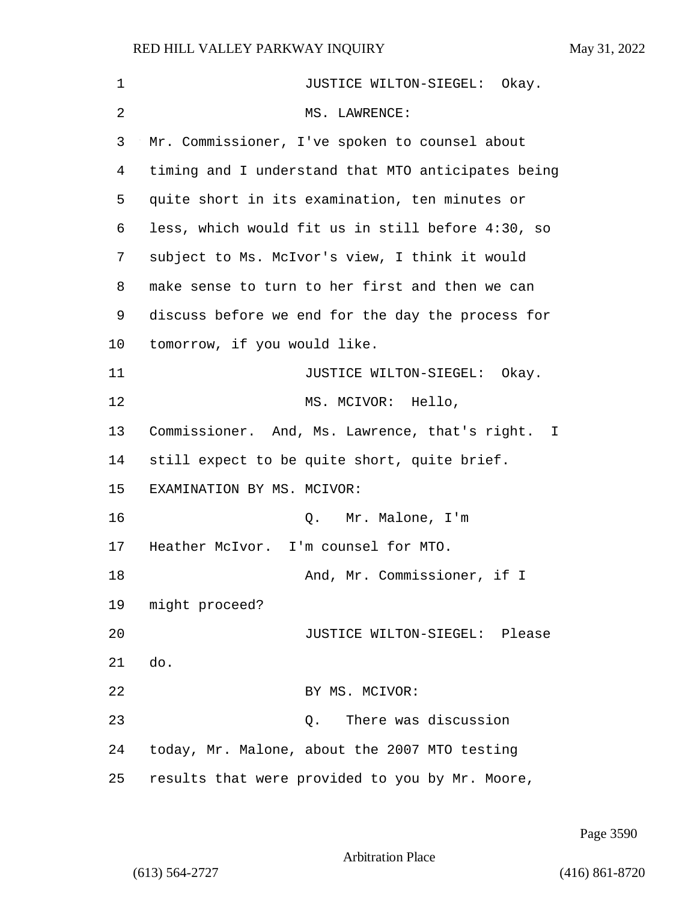JUSTICE WILTON-SIEGEL: Okay.

MS. LAWRENCE:

Mr. Commissioner, I've spoken to counsel about timing and I understand that MTO anticipates being quite short in its examination, ten minutes or less, which would fit us in still before 4:30, so subject to Ms. McIvor's view, I think it would make sense to turn to her first and then we can discuss before we end for the day the process for tomorrow, if you would like.

JUSTICE WILTON-SIEGEL: Okay.

MS. MCIVOR: Hello, Commissioner. And, Ms. Lawrence, that's right. I still expect to be quite short, quite brief.

EXAMINATION BY MS. MCIVOR:

Q. Mr. Malone, I'm Heather McIvor. I'm counsel for MTO.

And, Mr. Commissioner, if I might proceed?

JUSTICE WILTON-SIEGEL: Please do.

BY MS. MCIVOR:

Q. There was discussion today, Mr. Malone, about the 2007 MTO testing results that were provided to you by Mr. Moore,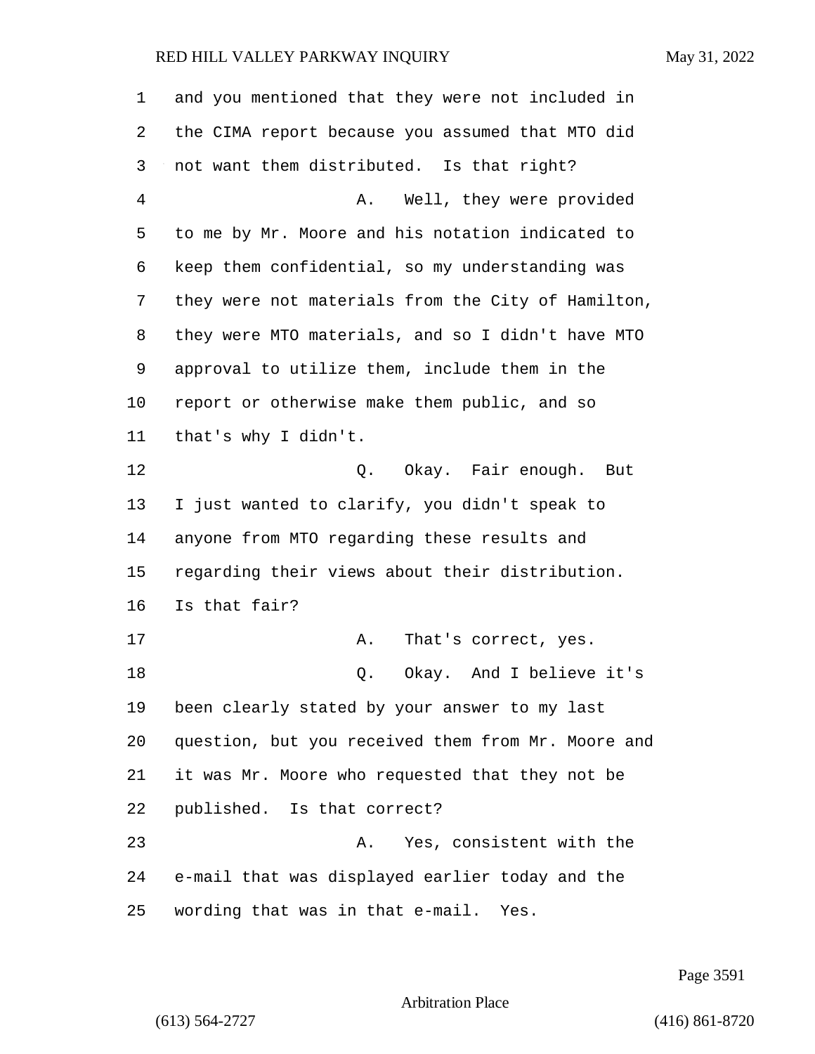and you mentioned that they were not included in the CIMA report because you assumed that MTO did not want them distributed. Is that right?

A. Well, they were provided to me by Mr. Moore and his notation indicated to keep them confidential, so my understanding was they were not materials from the City of Hamilton, they were MTO materials, and so I didn't have MTO approval to utilize them, include them in the report or otherwise make them public, and so that's why I didn't.

Q. Okay. Fair enough. But I just wanted to clarify, you didn't speak to anyone from MTO regarding these results and regarding their views about their distribution. Is that fair?

A. That's correct, yes.

Q. Okay. And I believe it's been clearly stated by your answer to my last question, but you received them from Mr. Moore and it was Mr. Moore who requested that they not be published. Is that correct?

A. Yes, consistent with the e-mail that was displayed earlier today and the wording that was in that e-mail. Yes.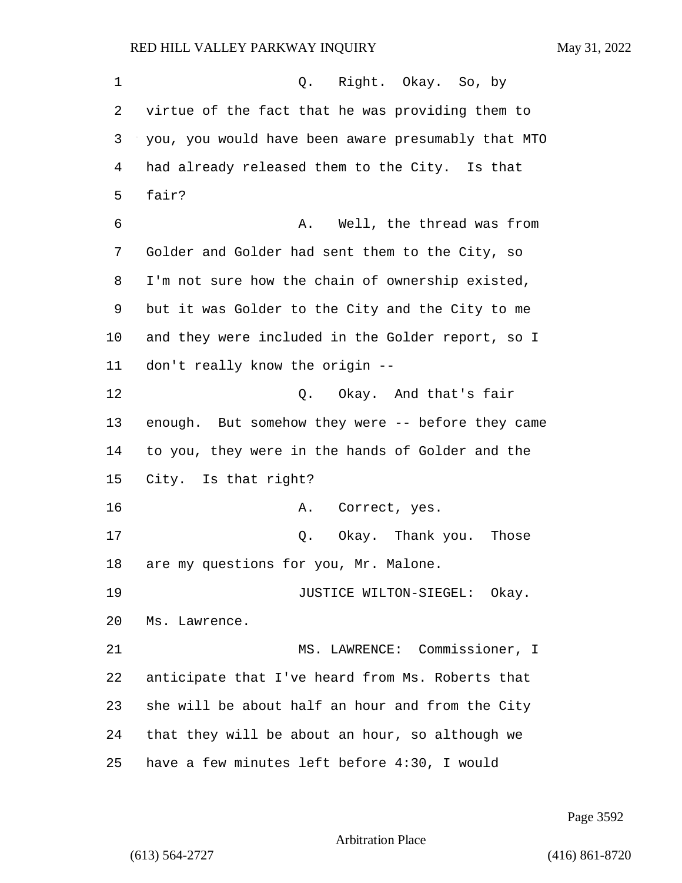Q. Right. Okay. So, by virtue of the fact that he was providing them to you, you would have been aware presumably that MTO had already released them to the City. Is that fair?

A. Well, the thread was from Golder and Golder had sent them to the City, so I'm not sure how the chain of ownership existed, but it was Golder to the City and the City to me and they were included in the Golder report, so I don't really know the origin --

Q. Okay. And that's fair enough. But somehow they were -- before they came to you, they were in the hands of Golder and the City. Is that right?

A. Correct, yes.

Q. Okay. Thank you. Those are my questions for you, Mr. Malone.

JUSTICE WILTON-SIEGEL: Okay. Ms. Lawrence.

MS. LAWRENCE: Commissioner, I anticipate that I've heard from Ms. Roberts that she will be about half an hour and from the City that they will be about an hour, so although we have a few minutes left before 4:30, I would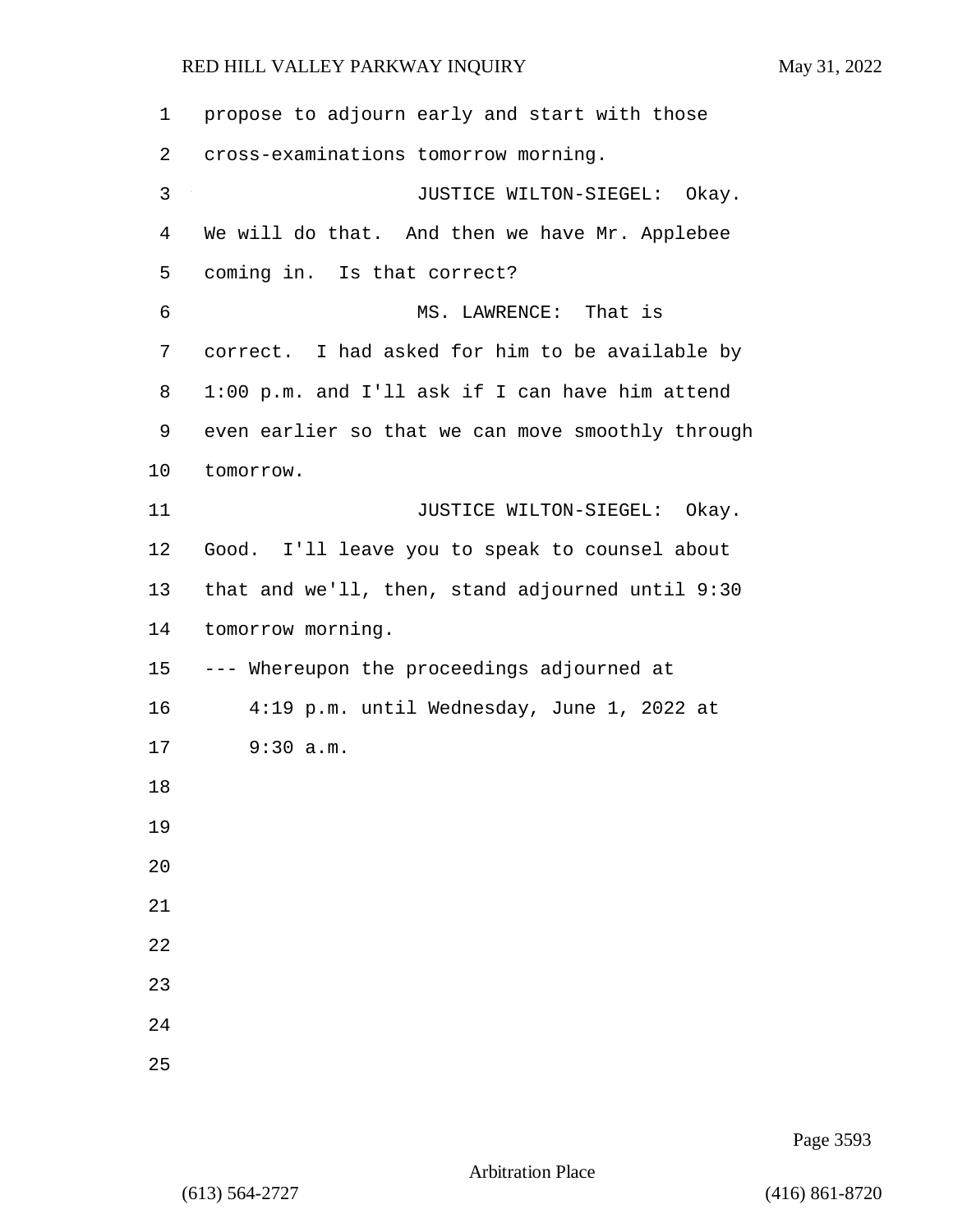propose to adjourn early and start with those cross-examinations tomorrow morning.

JUSTICE WILTON-SIEGEL: Okay. We will do that. And then we have Mr. Applebee coming in. Is that correct?

MS. LAWRENCE: That is correct. I had asked for him to be available by 1:00 p.m. and I'll ask if I can have him attend even earlier so that we can move smoothly through tomorrow.

JUSTICE WILTON-SIEGEL: Okay. Good. I'll leave you to speak to counsel about that and we'll, then, stand adjourned until 9:30 tomorrow morning.

--- Whereupon the proceedings adjourned at 4:19 p.m. until Wednesday, June 1, 2022 at 9:30 a.m.